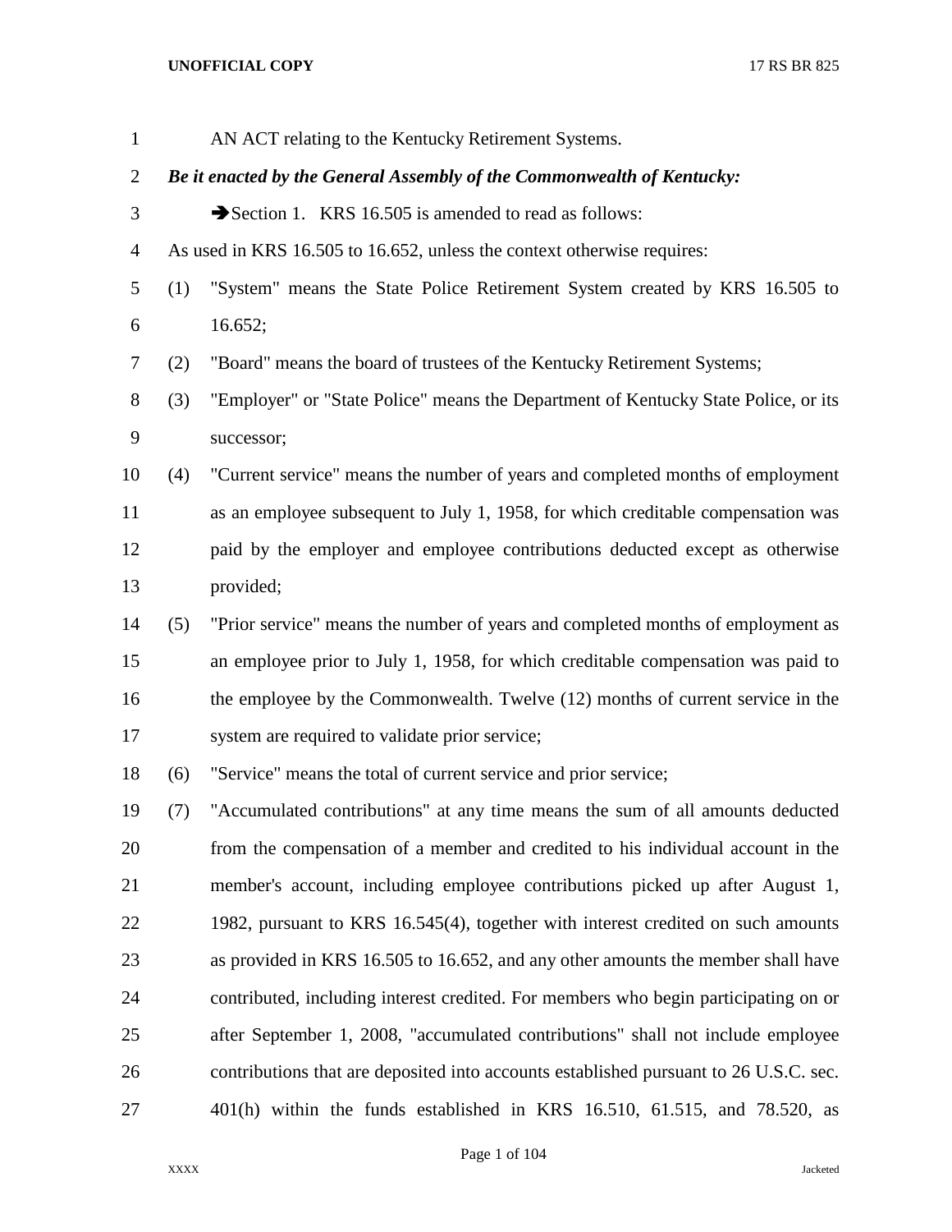AN ACT relating to the Kentucky Retirement Systems.

***Be it enacted by the General Assembly of the Commonwealth of Kentucky:***

➔Section 1. KRS 16.505 is amended to read as follows:

As used in KRS 16.505 to 16.652, unless the context otherwise requires:

(1) "System" means the State Police Retirement System created by KRS 16.505 to 16.652;

(2) "Board" means the board of trustees of the Kentucky Retirement Systems;

(3) "Employer" or "State Police" means the Department of Kentucky State Police, or its successor;

(4) "Current service" means the number of years and completed months of employment as an employee subsequent to July 1, 1958, for which creditable compensation was paid by the employer and employee contributions deducted except as otherwise provided;

(5) "Prior service" means the number of years and completed months of employment as an employee prior to July 1, 1958, for which creditable compensation was paid to the employee by the Commonwealth. Twelve (12) months of current service in the system are required to validate prior service;

(6) "Service" means the total of current service and prior service;

(7) "Accumulated contributions" at any time means the sum of all amounts deducted from the compensation of a member and credited to his individual account in the member's account, including employee contributions picked up after August 1, 1982, pursuant to KRS 16.545(4), together with interest credited on such amounts as provided in KRS 16.505 to 16.652, and any other amounts the member shall have contributed, including interest credited. For members who begin participating on or after September 1, 2008, "accumulated contributions" shall not include employee contributions that are deposited into accounts established pursuant to 26 U.S.C. sec. 401(h) within the funds established in KRS 16.510, 61.515, and 78.520, as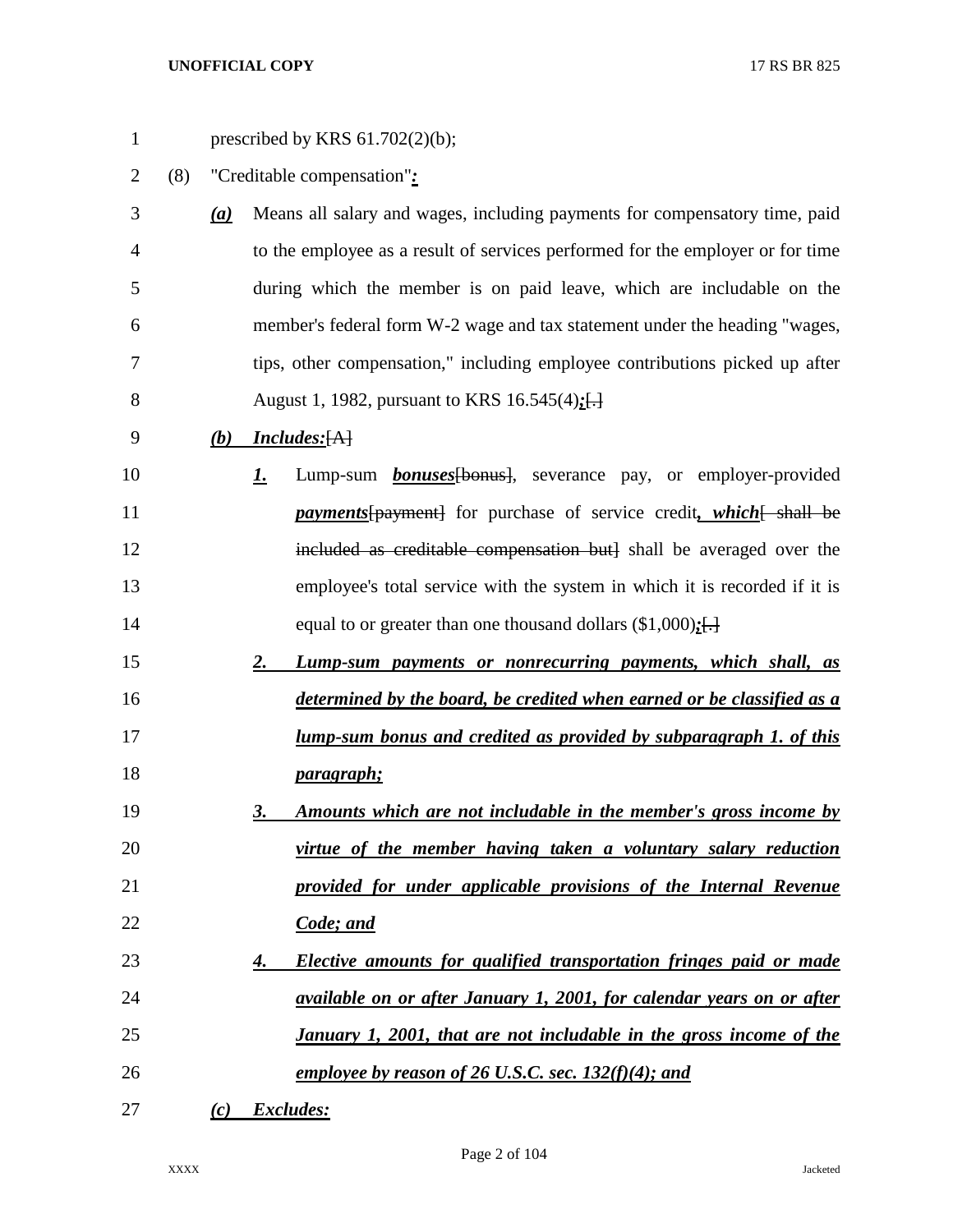prescribed by KRS 61.702(2)(b);

(8) "Creditable compensation"***:***

***(a)*** Means all salary and wages, including payments for compensatory time, paid to the employee as a result of services performed for the employer or for time during which the member is on paid leave, which are includable on the member's federal form W-2 wage and tax statement under the heading "wages, tips, other compensation," including employee contributions picked up after August 1, 1982, pursuant to KRS 16.545(4)***;***[.]

***(b)*** ***Includes:***[A]

***1.*** Lump-sum ***bonuses***[bonus], severance pay, or employer-provided ***payments***[payment] for purchase of service credit***, which***[ shall be included as creditable compensation but] shall be averaged over the employee's total service with the system in which it is recorded if it is equal to or greater than one thousand dollars ($1,000)***;***[.]

***2.*** ***Lump-sum payments or nonrecurring payments, which shall, as determined by the board, be credited when earned or be classified as a lump-sum bonus and credited as provided by subparagraph 1. of this paragraph;***

***3.*** ***Amounts which are not includable in the member's gross income by virtue of the member having taken a voluntary salary reduction provided for under applicable provisions of the Internal Revenue Code; and***

***4.*** ***Elective amounts for qualified transportation fringes paid or made available on or after January 1, 2001, for calendar years on or after January 1, 2001, that are not includable in the gross income of the employee by reason of 26 U.S.C. sec. 132(f)(4); and***

***(c)*** ***Excludes:***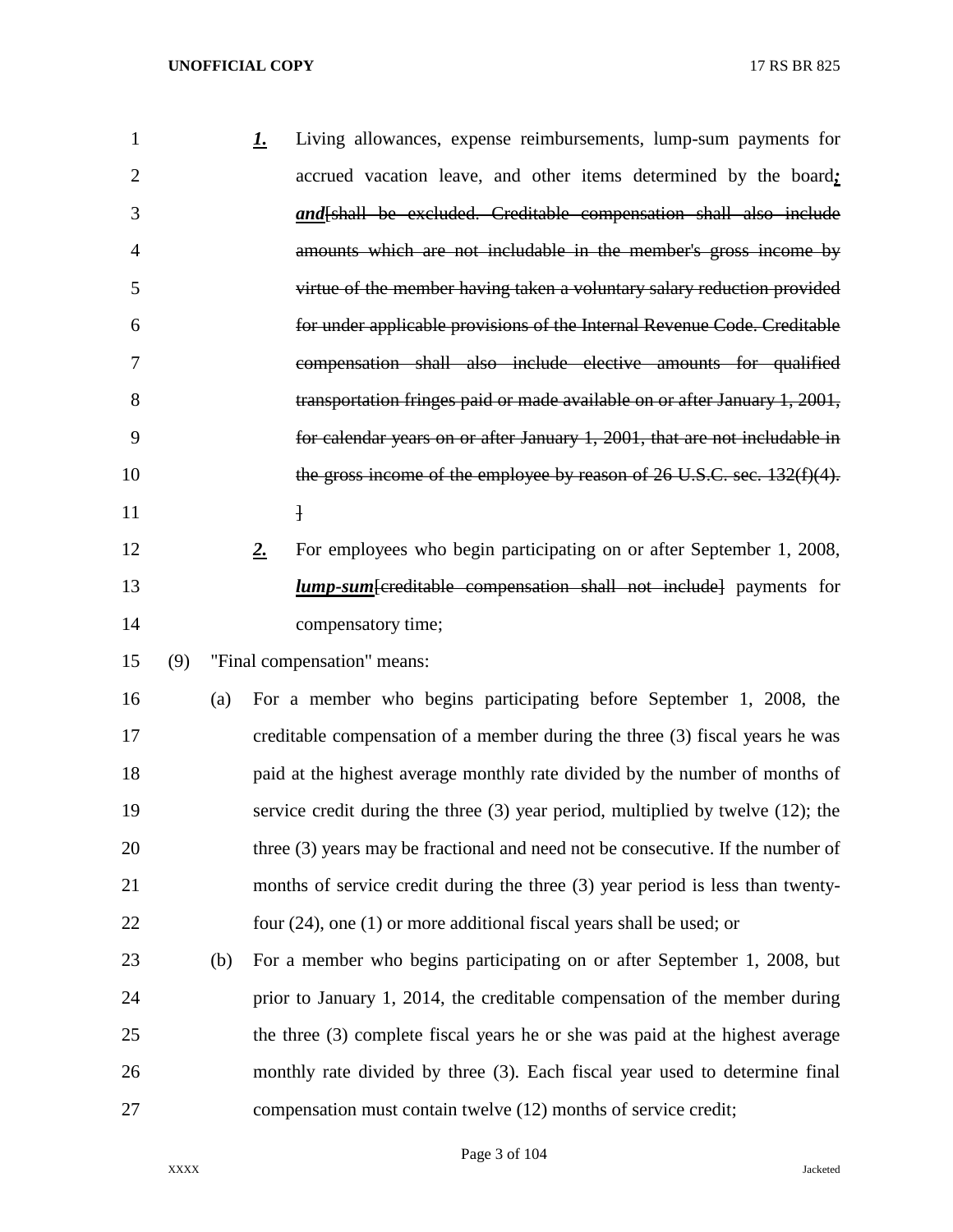***1.*** Living allowances, expense reimbursements, lump-sum payments for accrued vacation leave, and other items determined by the board***;*** ***and***~~[shall be excluded. Creditable compensation shall also include amounts which are not includable in the member's gross income by virtue of the member having taken a voluntary salary reduction provided for under applicable provisions of the Internal Revenue Code. Creditable compensation shall also include elective amounts for qualified transportation fringes paid or made available on or after January 1, 2001, for calendar years on or after January 1, 2001, that are not includable in the gross income of the employee by reason of 26 U.S.C. sec. 132(f)(4).]~~

***2.*** For employees who begin participating on or after September 1, 2008, ***lump-sum***~~[creditable compensation shall not include]~~ payments for compensatory time;

(9) "Final compensation" means:

(a) For a member who begins participating before September 1, 2008, the creditable compensation of a member during the three (3) fiscal years he was paid at the highest average monthly rate divided by the number of months of service credit during the three (3) year period, multiplied by twelve (12); the three (3) years may be fractional and need not be consecutive. If the number of months of service credit during the three (3) year period is less than twenty-four (24), one (1) or more additional fiscal years shall be used; or

(b) For a member who begins participating on or after September 1, 2008, but prior to January 1, 2014, the creditable compensation of the member during the three (3) complete fiscal years he or she was paid at the highest average monthly rate divided by three (3). Each fiscal year used to determine final compensation must contain twelve (12) months of service credit;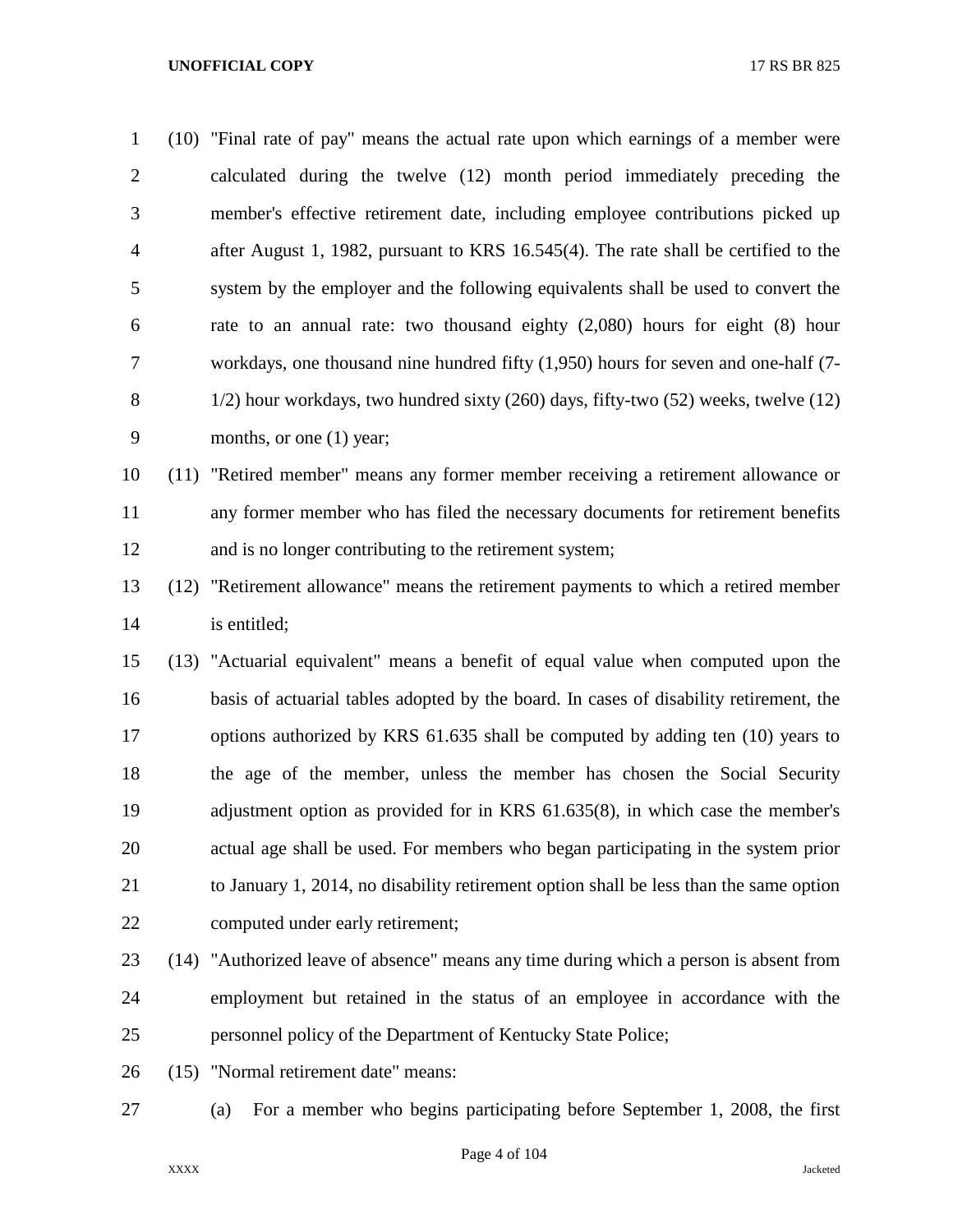(10) "Final rate of pay" means the actual rate upon which earnings of a member were calculated during the twelve (12) month period immediately preceding the member's effective retirement date, including employee contributions picked up after August 1, 1982, pursuant to KRS 16.545(4). The rate shall be certified to the system by the employer and the following equivalents shall be used to convert the rate to an annual rate: two thousand eighty (2,080) hours for eight (8) hour workdays, one thousand nine hundred fifty (1,950) hours for seven and one-half (7-1/2) hour workdays, two hundred sixty (260) days, fifty-two (52) weeks, twelve (12) months, or one (1) year;

(11) "Retired member" means any former member receiving a retirement allowance or any former member who has filed the necessary documents for retirement benefits and is no longer contributing to the retirement system;

(12) "Retirement allowance" means the retirement payments to which a retired member is entitled;

(13) "Actuarial equivalent" means a benefit of equal value when computed upon the basis of actuarial tables adopted by the board. In cases of disability retirement, the options authorized by KRS 61.635 shall be computed by adding ten (10) years to the age of the member, unless the member has chosen the Social Security adjustment option as provided for in KRS 61.635(8), in which case the member's actual age shall be used. For members who began participating in the system prior to January 1, 2014, no disability retirement option shall be less than the same option computed under early retirement;

(14) "Authorized leave of absence" means any time during which a person is absent from employment but retained in the status of an employee in accordance with the personnel policy of the Department of Kentucky State Police;

(15) "Normal retirement date" means:

(a) For a member who begins participating before September 1, 2008, the first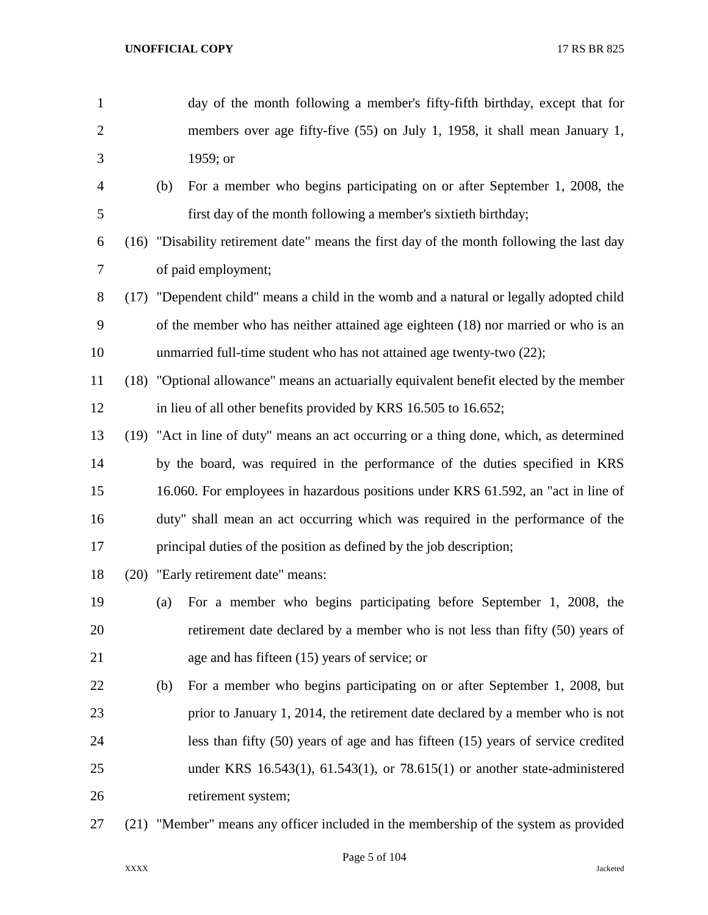day of the month following a member's fifty-fifth birthday, except that for members over age fifty-five (55) on July 1, 1958, it shall mean January 1, 1959; or

(b) For a member who begins participating on or after September 1, 2008, the first day of the month following a member's sixtieth birthday;

(16) "Disability retirement date" means the first day of the month following the last day of paid employment;

(17) "Dependent child" means a child in the womb and a natural or legally adopted child of the member who has neither attained age eighteen (18) nor married or who is an unmarried full-time student who has not attained age twenty-two (22);

(18) "Optional allowance" means an actuarially equivalent benefit elected by the member in lieu of all other benefits provided by KRS 16.505 to 16.652;

(19) "Act in line of duty" means an act occurring or a thing done, which, as determined by the board, was required in the performance of the duties specified in KRS 16.060. For employees in hazardous positions under KRS 61.592, an "act in line of duty" shall mean an act occurring which was required in the performance of the principal duties of the position as defined by the job description;

(20) "Early retirement date" means:

(a) For a member who begins participating before September 1, 2008, the retirement date declared by a member who is not less than fifty (50) years of age and has fifteen (15) years of service; or

(b) For a member who begins participating on or after September 1, 2008, but prior to January 1, 2014, the retirement date declared by a member who is not less than fifty (50) years of age and has fifteen (15) years of service credited under KRS 16.543(1), 61.543(1), or 78.615(1) or another state-administered retirement system;

(21) "Member" means any officer included in the membership of the system as provided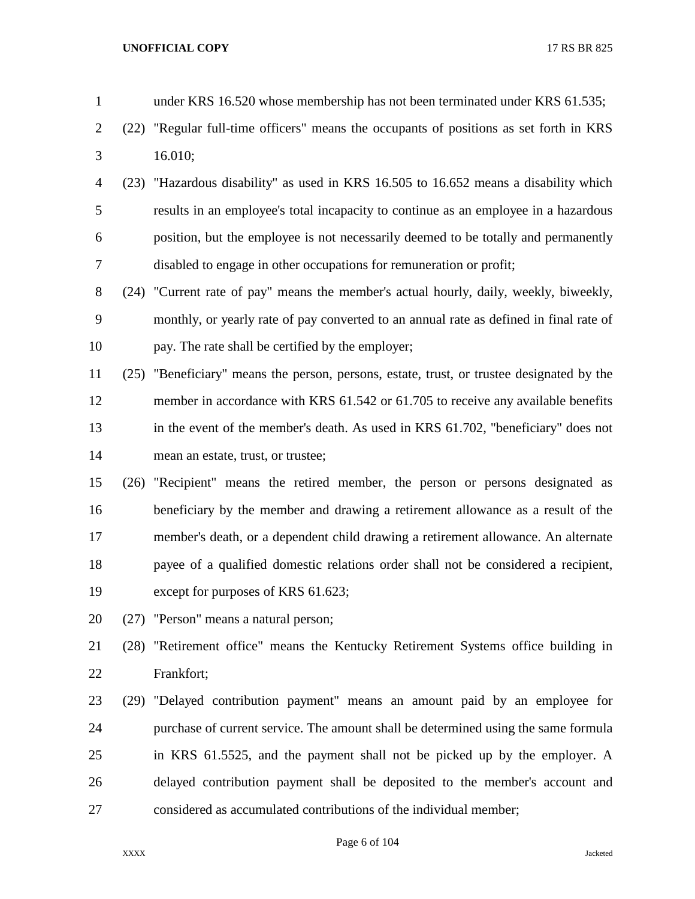under KRS 16.520 whose membership has not been terminated under KRS 61.535;

(22) "Regular full-time officers" means the occupants of positions as set forth in KRS 16.010;

(23) "Hazardous disability" as used in KRS 16.505 to 16.652 means a disability which results in an employee's total incapacity to continue as an employee in a hazardous position, but the employee is not necessarily deemed to be totally and permanently disabled to engage in other occupations for remuneration or profit;

(24) "Current rate of pay" means the member's actual hourly, daily, weekly, biweekly, monthly, or yearly rate of pay converted to an annual rate as defined in final rate of pay. The rate shall be certified by the employer;

(25) "Beneficiary" means the person, persons, estate, trust, or trustee designated by the member in accordance with KRS 61.542 or 61.705 to receive any available benefits in the event of the member's death. As used in KRS 61.702, "beneficiary" does not mean an estate, trust, or trustee;

(26) "Recipient" means the retired member, the person or persons designated as beneficiary by the member and drawing a retirement allowance as a result of the member's death, or a dependent child drawing a retirement allowance. An alternate payee of a qualified domestic relations order shall not be considered a recipient, except for purposes of KRS 61.623;

(27) "Person" means a natural person;

(28) "Retirement office" means the Kentucky Retirement Systems office building in Frankfort;

(29) "Delayed contribution payment" means an amount paid by an employee for purchase of current service. The amount shall be determined using the same formula in KRS 61.5525, and the payment shall not be picked up by the employer. A delayed contribution payment shall be deposited to the member's account and considered as accumulated contributions of the individual member;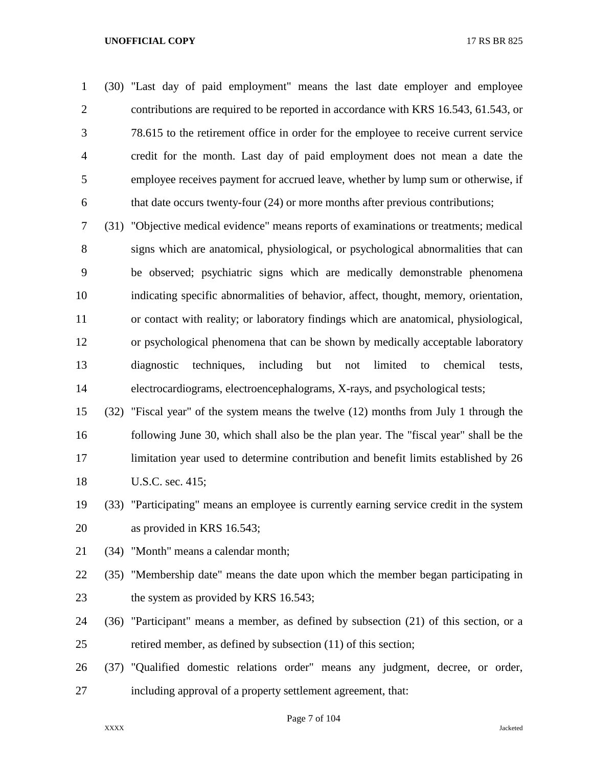(30) "Last day of paid employment" means the last date employer and employee contributions are required to be reported in accordance with KRS 16.543, 61.543, or 78.615 to the retirement office in order for the employee to receive current service credit for the month. Last day of paid employment does not mean a date the employee receives payment for accrued leave, whether by lump sum or otherwise, if that date occurs twenty-four (24) or more months after previous contributions;

(31) "Objective medical evidence" means reports of examinations or treatments; medical signs which are anatomical, physiological, or psychological abnormalities that can be observed; psychiatric signs which are medically demonstrable phenomena indicating specific abnormalities of behavior, affect, thought, memory, orientation, or contact with reality; or laboratory findings which are anatomical, physiological, or psychological phenomena that can be shown by medically acceptable laboratory diagnostic techniques, including but not limited to chemical tests, electrocardiograms, electroencephalograms, X-rays, and psychological tests;

(32) "Fiscal year" of the system means the twelve (12) months from July 1 through the following June 30, which shall also be the plan year. The "fiscal year" shall be the limitation year used to determine contribution and benefit limits established by 26 U.S.C. sec. 415;

(33) "Participating" means an employee is currently earning service credit in the system as provided in KRS 16.543;

(34) "Month" means a calendar month;

(35) "Membership date" means the date upon which the member began participating in the system as provided by KRS 16.543;

(36) "Participant" means a member, as defined by subsection (21) of this section, or a retired member, as defined by subsection (11) of this section;

(37) "Qualified domestic relations order" means any judgment, decree, or order, including approval of a property settlement agreement, that: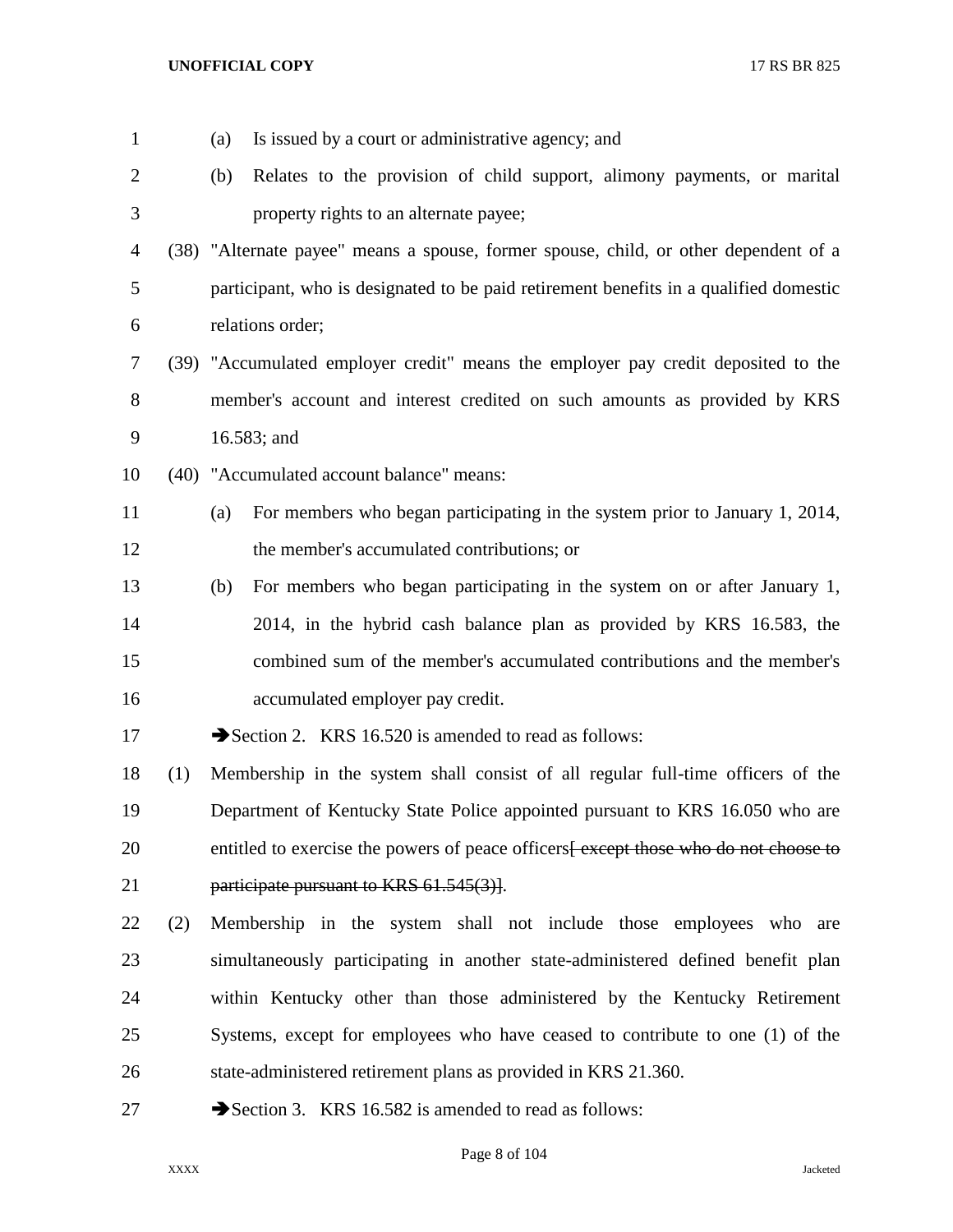(a) Is issued by a court or administrative agency; and

(b) Relates to the provision of child support, alimony payments, or marital property rights to an alternate payee;

(38) "Alternate payee" means a spouse, former spouse, child, or other dependent of a participant, who is designated to be paid retirement benefits in a qualified domestic relations order;

(39) "Accumulated employer credit" means the employer pay credit deposited to the member's account and interest credited on such amounts as provided by KRS 16.583; and

(40) "Accumulated account balance" means:

(a) For members who began participating in the system prior to January 1, 2014, the member's accumulated contributions; or

(b) For members who began participating in the system on or after January 1, 2014, in the hybrid cash balance plan as provided by KRS 16.583, the combined sum of the member's accumulated contributions and the member's accumulated employer pay credit.

➔Section 2. KRS 16.520 is amended to read as follows:

(1) Membership in the system shall consist of all regular full-time officers of the Department of Kentucky State Police appointed pursuant to KRS 16.050 who are entitled to exercise the powers of peace officers~~[ except those who do not choose to participate pursuant to KRS 61.545(3)]~~.

(2) Membership in the system shall not include those employees who are simultaneously participating in another state-administered defined benefit plan within Kentucky other than those administered by the Kentucky Retirement Systems, except for employees who have ceased to contribute to one (1) of the state-administered retirement plans as provided in KRS 21.360.

➔Section 3. KRS 16.582 is amended to read as follows: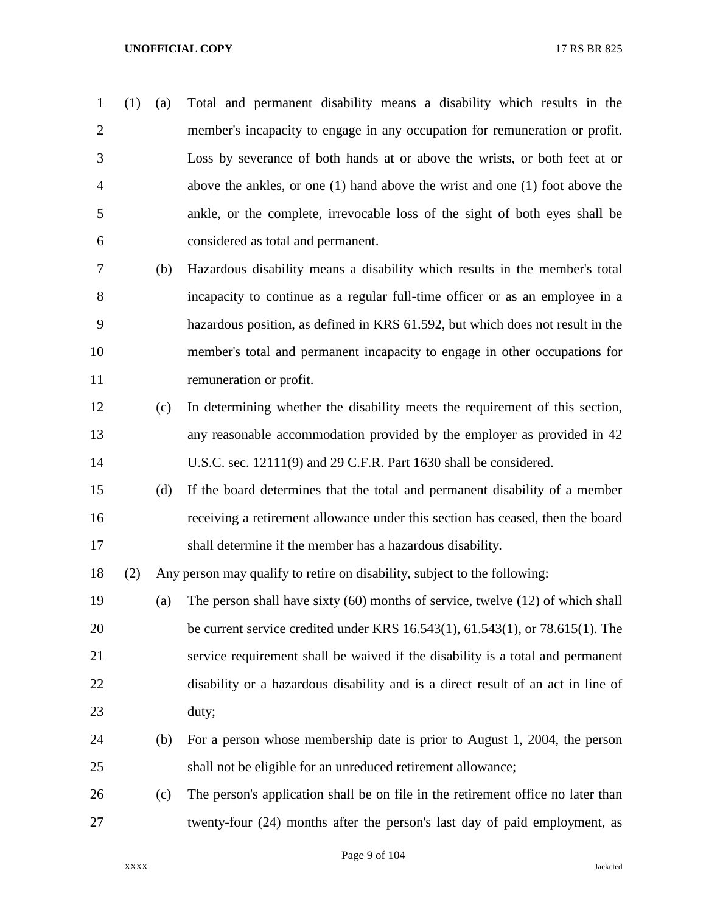(1) (a) Total and permanent disability means a disability which results in the member's incapacity to engage in any occupation for remuneration or profit. Loss by severance of both hands at or above the wrists, or both feet at or above the ankles, or one (1) hand above the wrist and one (1) foot above the ankle, or the complete, irrevocable loss of the sight of both eyes shall be considered as total and permanent.

(b) Hazardous disability means a disability which results in the member's total incapacity to continue as a regular full-time officer or as an employee in a hazardous position, as defined in KRS 61.592, but which does not result in the member's total and permanent incapacity to engage in other occupations for remuneration or profit.

(c) In determining whether the disability meets the requirement of this section, any reasonable accommodation provided by the employer as provided in 42 U.S.C. sec. 12111(9) and 29 C.F.R. Part 1630 shall be considered.

(d) If the board determines that the total and permanent disability of a member receiving a retirement allowance under this section has ceased, then the board shall determine if the member has a hazardous disability.

(2) Any person may qualify to retire on disability, subject to the following:

(a) The person shall have sixty (60) months of service, twelve (12) of which shall be current service credited under KRS 16.543(1), 61.543(1), or 78.615(1). The service requirement shall be waived if the disability is a total and permanent disability or a hazardous disability and is a direct result of an act in line of duty;

(b) For a person whose membership date is prior to August 1, 2004, the person shall not be eligible for an unreduced retirement allowance;

(c) The person's application shall be on file in the retirement office no later than twenty-four (24) months after the person's last day of paid employment, as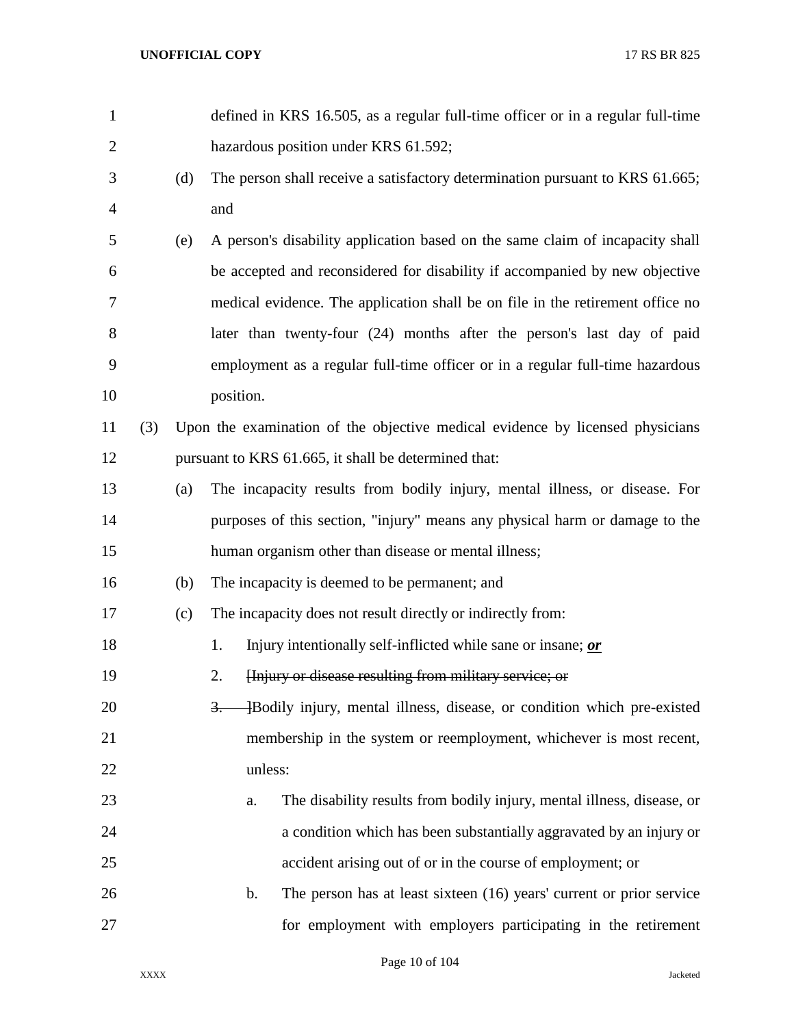defined in KRS 16.505, as a regular full-time officer or in a regular full-time hazardous position under KRS 61.592;

(d) The person shall receive a satisfactory determination pursuant to KRS 61.665; and

(e) A person's disability application based on the same claim of incapacity shall be accepted and reconsidered for disability if accompanied by new objective medical evidence. The application shall be on file in the retirement office no later than twenty-four (24) months after the person's last day of paid employment as a regular full-time officer or in a regular full-time hazardous position.

(3) Upon the examination of the objective medical evidence by licensed physicians pursuant to KRS 61.665, it shall be determined that:

(a) The incapacity results from bodily injury, mental illness, or disease. For purposes of this section, "injury" means any physical harm or damage to the human organism other than disease or mental illness;

(b) The incapacity is deemed to be permanent; and

(c) The incapacity does not result directly or indirectly from:

1. Injury intentionally self-inflicted while sane or insane; ***or***

2. ~~[Injury or disease resulting from military service; or~~

~~3.~~ ~~]~~Bodily injury, mental illness, disease, or condition which pre-existed membership in the system or reemployment, whichever is most recent, unless:

a. The disability results from bodily injury, mental illness, disease, or a condition which has been substantially aggravated by an injury or accident arising out of or in the course of employment; or

b. The person has at least sixteen (16) years' current or prior service for employment with employers participating in the retirement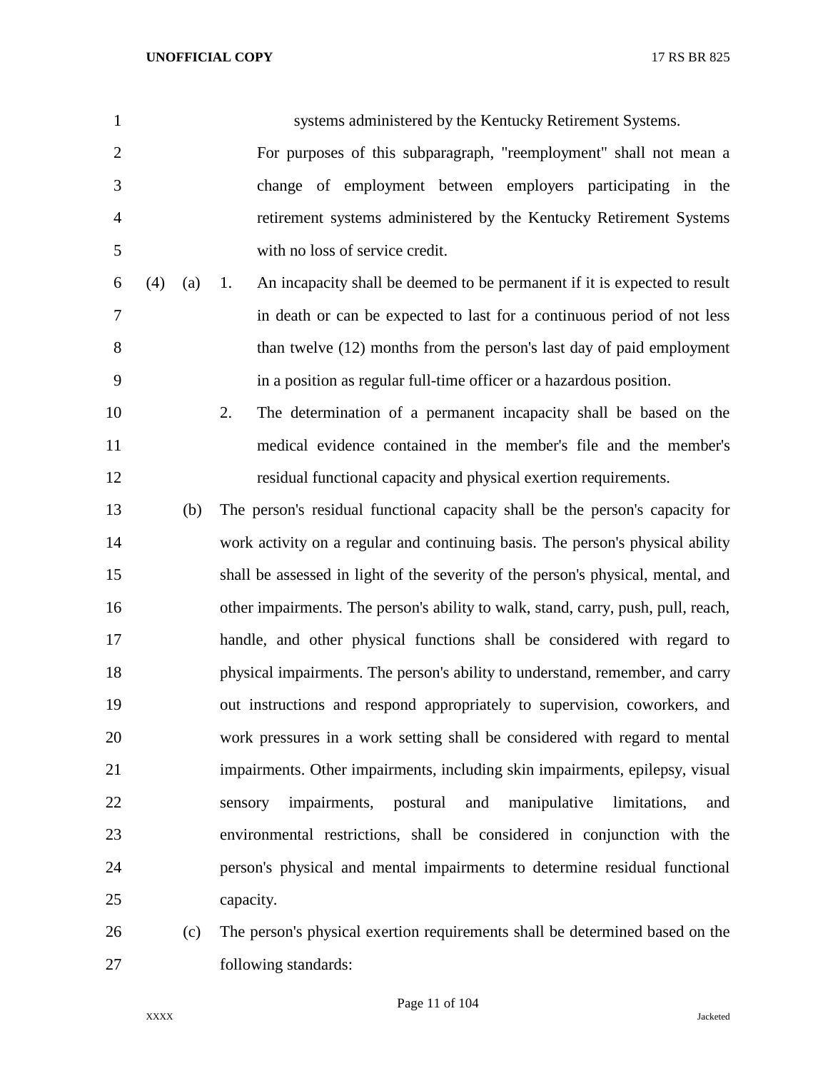systems administered by the Kentucky Retirement Systems.

For purposes of this subparagraph, "reemployment" shall not mean a change of employment between employers participating in the retirement systems administered by the Kentucky Retirement Systems with no loss of service credit.

(4) (a) 1. An incapacity shall be deemed to be permanent if it is expected to result in death or can be expected to last for a continuous period of not less than twelve (12) months from the person's last day of paid employment in a position as regular full-time officer or a hazardous position.

2. The determination of a permanent incapacity shall be based on the medical evidence contained in the member's file and the member's residual functional capacity and physical exertion requirements.

(b) The person's residual functional capacity shall be the person's capacity for work activity on a regular and continuing basis. The person's physical ability shall be assessed in light of the severity of the person's physical, mental, and other impairments. The person's ability to walk, stand, carry, push, pull, reach, handle, and other physical functions shall be considered with regard to physical impairments. The person's ability to understand, remember, and carry out instructions and respond appropriately to supervision, coworkers, and work pressures in a work setting shall be considered with regard to mental impairments. Other impairments, including skin impairments, epilepsy, visual sensory impairments, postural and manipulative limitations, and environmental restrictions, shall be considered in conjunction with the person's physical and mental impairments to determine residual functional capacity.

(c) The person's physical exertion requirements shall be determined based on the following standards: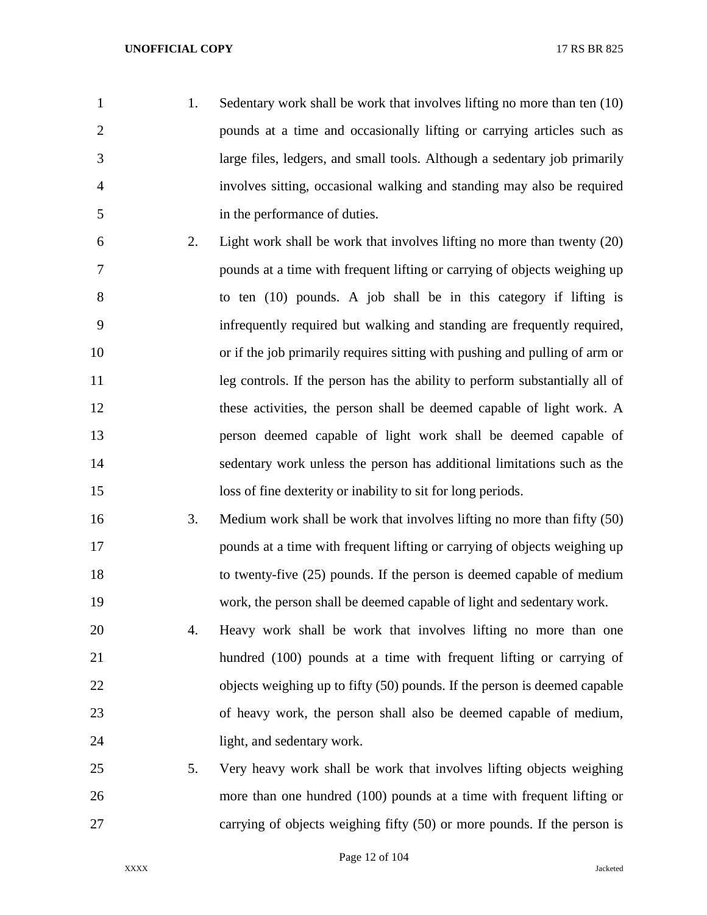1. Sedentary work shall be work that involves lifting no more than ten (10) pounds at a time and occasionally lifting or carrying articles such as large files, ledgers, and small tools. Although a sedentary job primarily involves sitting, occasional walking and standing may also be required in the performance of duties.
2. Light work shall be work that involves lifting no more than twenty (20) pounds at a time with frequent lifting or carrying of objects weighing up to ten (10) pounds. A job shall be in this category if lifting is infrequently required but walking and standing are frequently required, or if the job primarily requires sitting with pushing and pulling of arm or leg controls. If the person has the ability to perform substantially all of these activities, the person shall be deemed capable of light work. A person deemed capable of light work shall be deemed capable of sedentary work unless the person has additional limitations such as the loss of fine dexterity or inability to sit for long periods.
3. Medium work shall be work that involves lifting no more than fifty (50) pounds at a time with frequent lifting or carrying of objects weighing up to twenty-five (25) pounds. If the person is deemed capable of medium work, the person shall be deemed capable of light and sedentary work.
4. Heavy work shall be work that involves lifting no more than one hundred (100) pounds at a time with frequent lifting or carrying of objects weighing up to fifty (50) pounds. If the person is deemed capable of heavy work, the person shall also be deemed capable of medium, light, and sedentary work.
5. Very heavy work shall be work that involves lifting objects weighing more than one hundred (100) pounds at a time with frequent lifting or carrying of objects weighing fifty (50) or more pounds. If the person is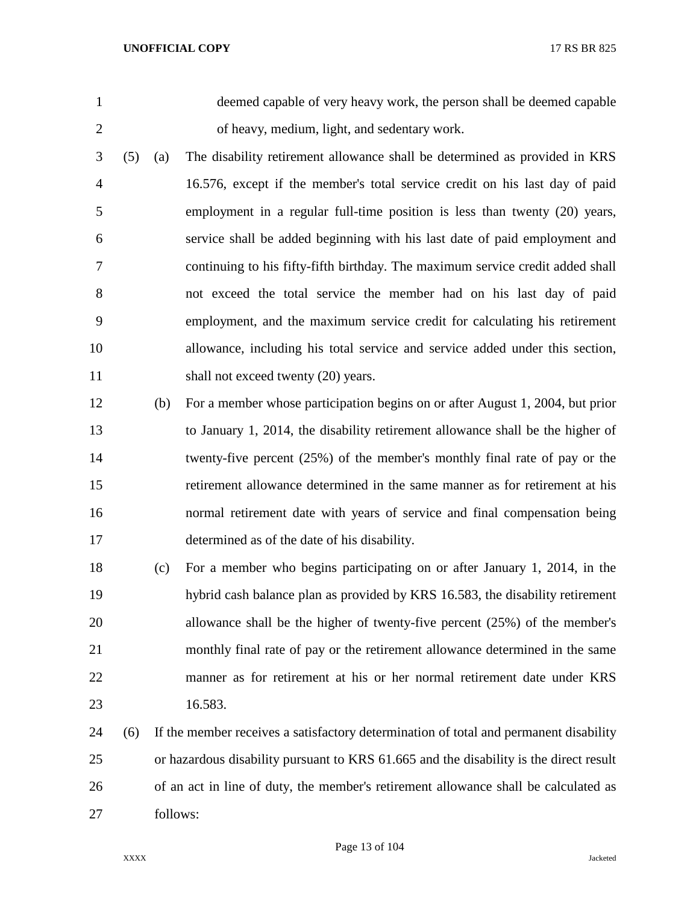deemed capable of very heavy work, the person shall be deemed capable of heavy, medium, light, and sedentary work.

(5) (a) The disability retirement allowance shall be determined as provided in KRS 16.576, except if the member's total service credit on his last day of paid employment in a regular full-time position is less than twenty (20) years, service shall be added beginning with his last date of paid employment and continuing to his fifty-fifth birthday. The maximum service credit added shall not exceed the total service the member had on his last day of paid employment, and the maximum service credit for calculating his retirement allowance, including his total service and service added under this section, shall not exceed twenty (20) years.

(b) For a member whose participation begins on or after August 1, 2004, but prior to January 1, 2014, the disability retirement allowance shall be the higher of twenty-five percent (25%) of the member's monthly final rate of pay or the retirement allowance determined in the same manner as for retirement at his normal retirement date with years of service and final compensation being determined as of the date of his disability.

(c) For a member who begins participating on or after January 1, 2014, in the hybrid cash balance plan as provided by KRS 16.583, the disability retirement allowance shall be the higher of twenty-five percent (25%) of the member's monthly final rate of pay or the retirement allowance determined in the same manner as for retirement at his or her normal retirement date under KRS 16.583.

(6) If the member receives a satisfactory determination of total and permanent disability or hazardous disability pursuant to KRS 61.665 and the disability is the direct result of an act in line of duty, the member's retirement allowance shall be calculated as follows: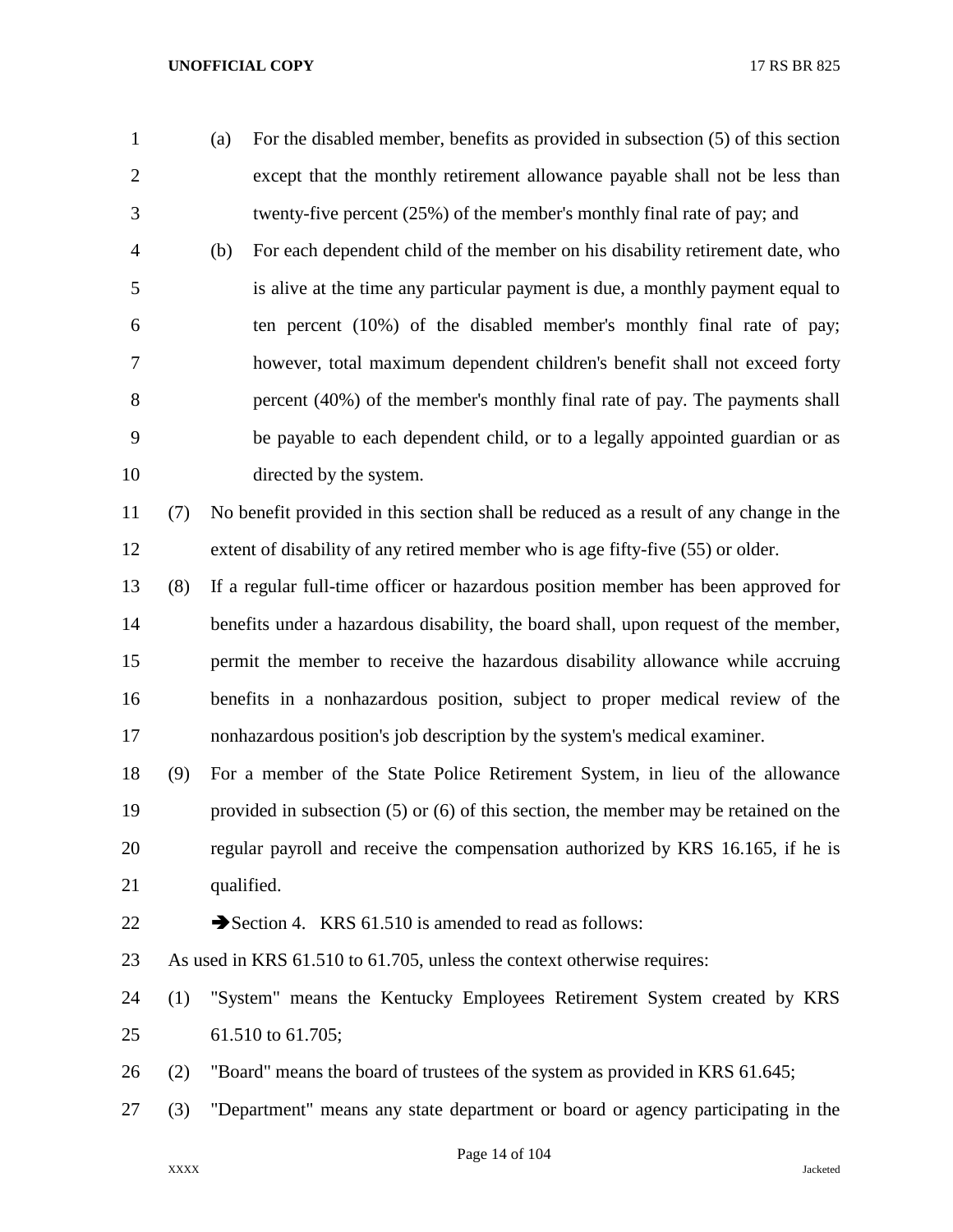(a) For the disabled member, benefits as provided in subsection (5) of this section except that the monthly retirement allowance payable shall not be less than twenty-five percent (25%) of the member's monthly final rate of pay; and

(b) For each dependent child of the member on his disability retirement date, who is alive at the time any particular payment is due, a monthly payment equal to ten percent (10%) of the disabled member's monthly final rate of pay; however, total maximum dependent children's benefit shall not exceed forty percent (40%) of the member's monthly final rate of pay. The payments shall be payable to each dependent child, or to a legally appointed guardian or as directed by the system.

(7) No benefit provided in this section shall be reduced as a result of any change in the extent of disability of any retired member who is age fifty-five (55) or older.

(8) If a regular full-time officer or hazardous position member has been approved for benefits under a hazardous disability, the board shall, upon request of the member, permit the member to receive the hazardous disability allowance while accruing benefits in a nonhazardous position, subject to proper medical review of the nonhazardous position's job description by the system's medical examiner.

(9) For a member of the State Police Retirement System, in lieu of the allowance provided in subsection (5) or (6) of this section, the member may be retained on the regular payroll and receive the compensation authorized by KRS 16.165, if he is qualified.

➔Section 4. KRS 61.510 is amended to read as follows:

As used in KRS 61.510 to 61.705, unless the context otherwise requires:

(1) "System" means the Kentucky Employees Retirement System created by KRS 61.510 to 61.705;

(2) "Board" means the board of trustees of the system as provided in KRS 61.645;

(3) "Department" means any state department or board or agency participating in the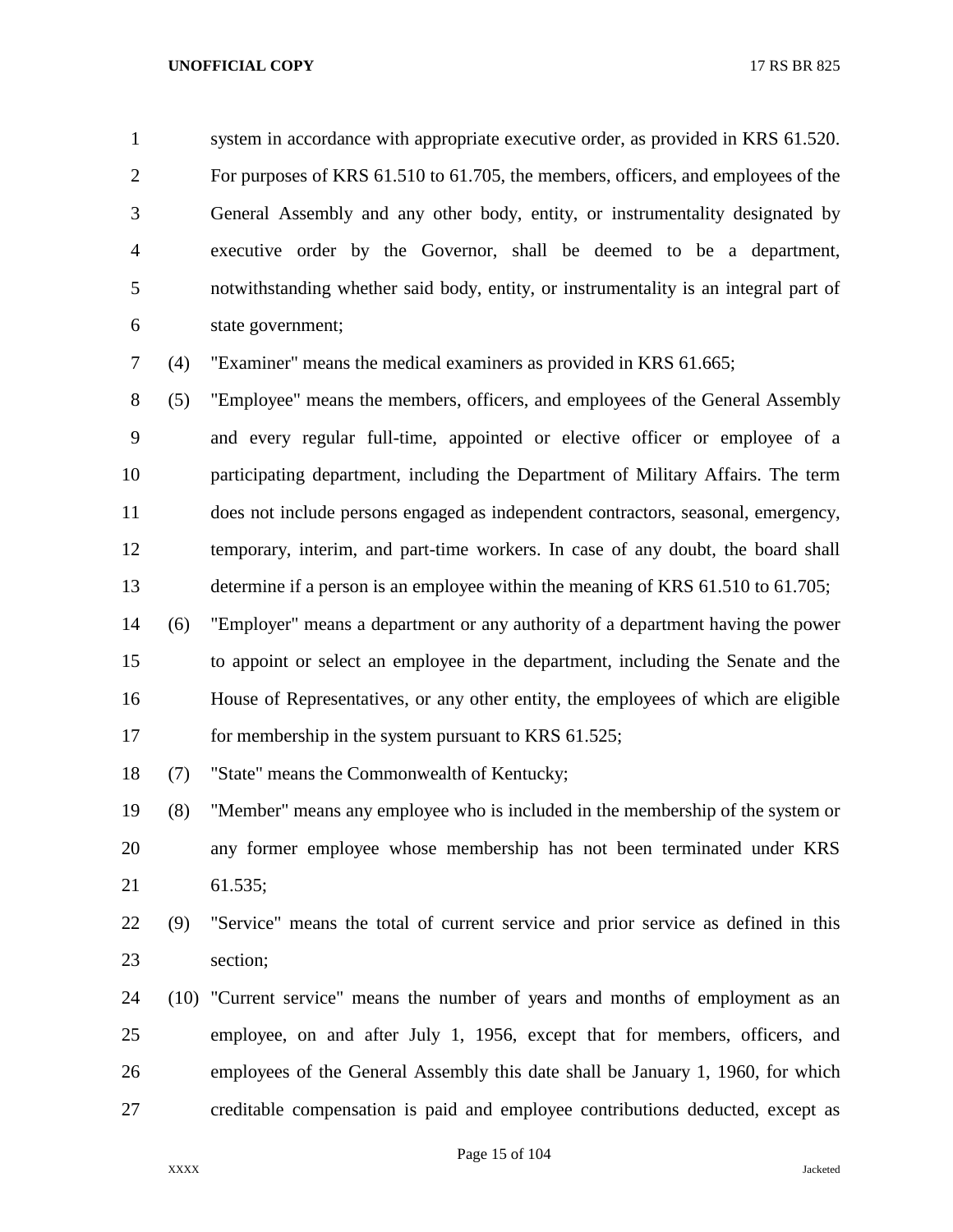system in accordance with appropriate executive order, as provided in KRS 61.520. For purposes of KRS 61.510 to 61.705, the members, officers, and employees of the General Assembly and any other body, entity, or instrumentality designated by executive order by the Governor, shall be deemed to be a department, notwithstanding whether said body, entity, or instrumentality is an integral part of state government;

(4) "Examiner" means the medical examiners as provided in KRS 61.665;

(5) "Employee" means the members, officers, and employees of the General Assembly and every regular full-time, appointed or elective officer or employee of a participating department, including the Department of Military Affairs. The term does not include persons engaged as independent contractors, seasonal, emergency, temporary, interim, and part-time workers. In case of any doubt, the board shall determine if a person is an employee within the meaning of KRS 61.510 to 61.705;

(6) "Employer" means a department or any authority of a department having the power to appoint or select an employee in the department, including the Senate and the House of Representatives, or any other entity, the employees of which are eligible for membership in the system pursuant to KRS 61.525;

(7) "State" means the Commonwealth of Kentucky;

(8) "Member" means any employee who is included in the membership of the system or any former employee whose membership has not been terminated under KRS 61.535;

(9) "Service" means the total of current service and prior service as defined in this section;

(10) "Current service" means the number of years and months of employment as an employee, on and after July 1, 1956, except that for members, officers, and employees of the General Assembly this date shall be January 1, 1960, for which creditable compensation is paid and employee contributions deducted, except as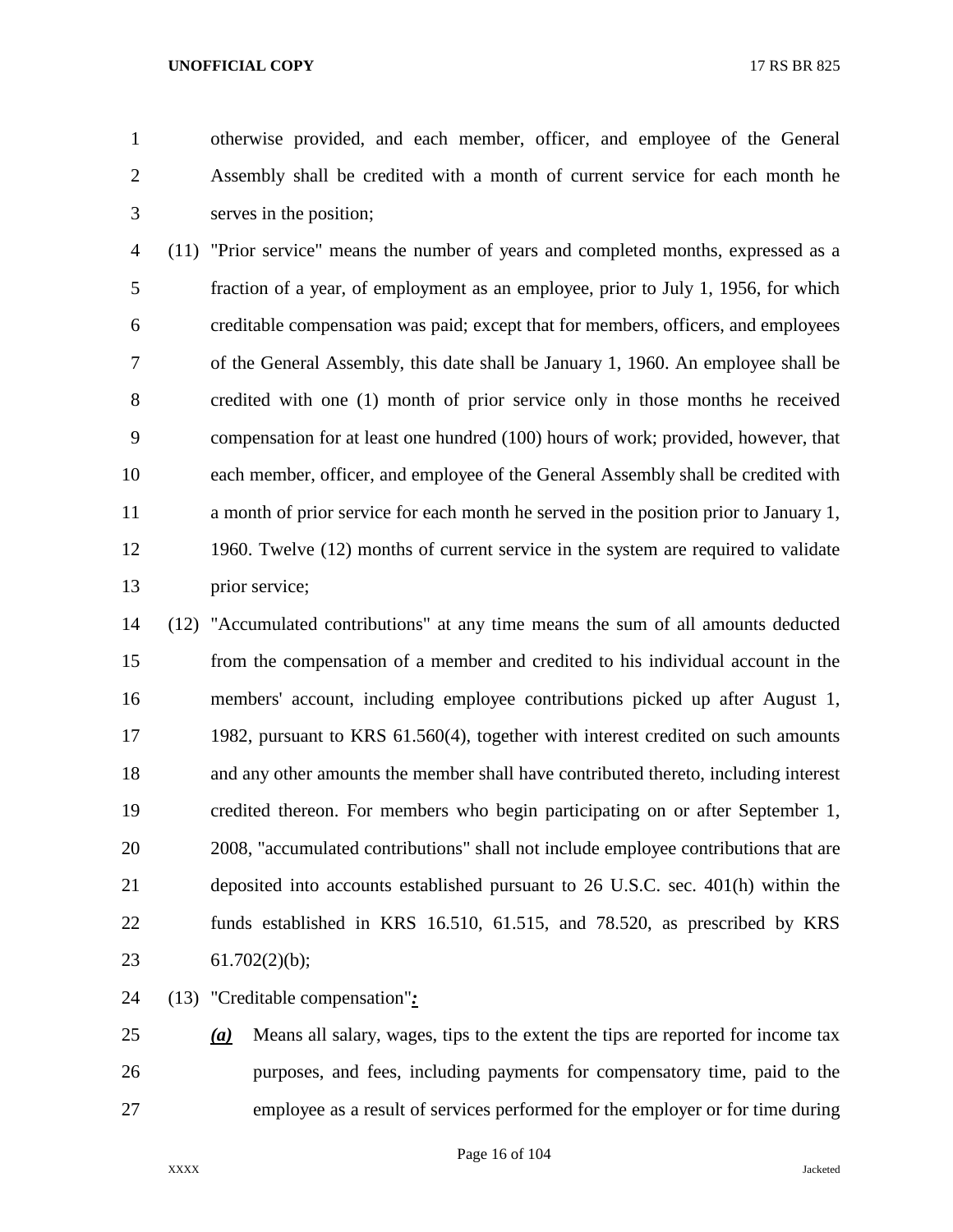otherwise provided, and each member, officer, and employee of the General Assembly shall be credited with a month of current service for each month he serves in the position;

(11) "Prior service" means the number of years and completed months, expressed as a fraction of a year, of employment as an employee, prior to July 1, 1956, for which creditable compensation was paid; except that for members, officers, and employees of the General Assembly, this date shall be January 1, 1960. An employee shall be credited with one (1) month of prior service only in those months he received compensation for at least one hundred (100) hours of work; provided, however, that each member, officer, and employee of the General Assembly shall be credited with a month of prior service for each month he served in the position prior to January 1, 1960. Twelve (12) months of current service in the system are required to validate prior service;

(12) "Accumulated contributions" at any time means the sum of all amounts deducted from the compensation of a member and credited to his individual account in the members' account, including employee contributions picked up after August 1, 1982, pursuant to KRS 61.560(4), together with interest credited on such amounts and any other amounts the member shall have contributed thereto, including interest credited thereon. For members who begin participating on or after September 1, 2008, "accumulated contributions" shall not include employee contributions that are deposited into accounts established pursuant to 26 U.S.C. sec. 401(h) within the funds established in KRS 16.510, 61.515, and 78.520, as prescribed by KRS 61.702(2)(b);

(13) "Creditable compensation"***:***

***(a)*** Means all salary, wages, tips to the extent the tips are reported for income tax purposes, and fees, including payments for compensatory time, paid to the employee as a result of services performed for the employer or for time during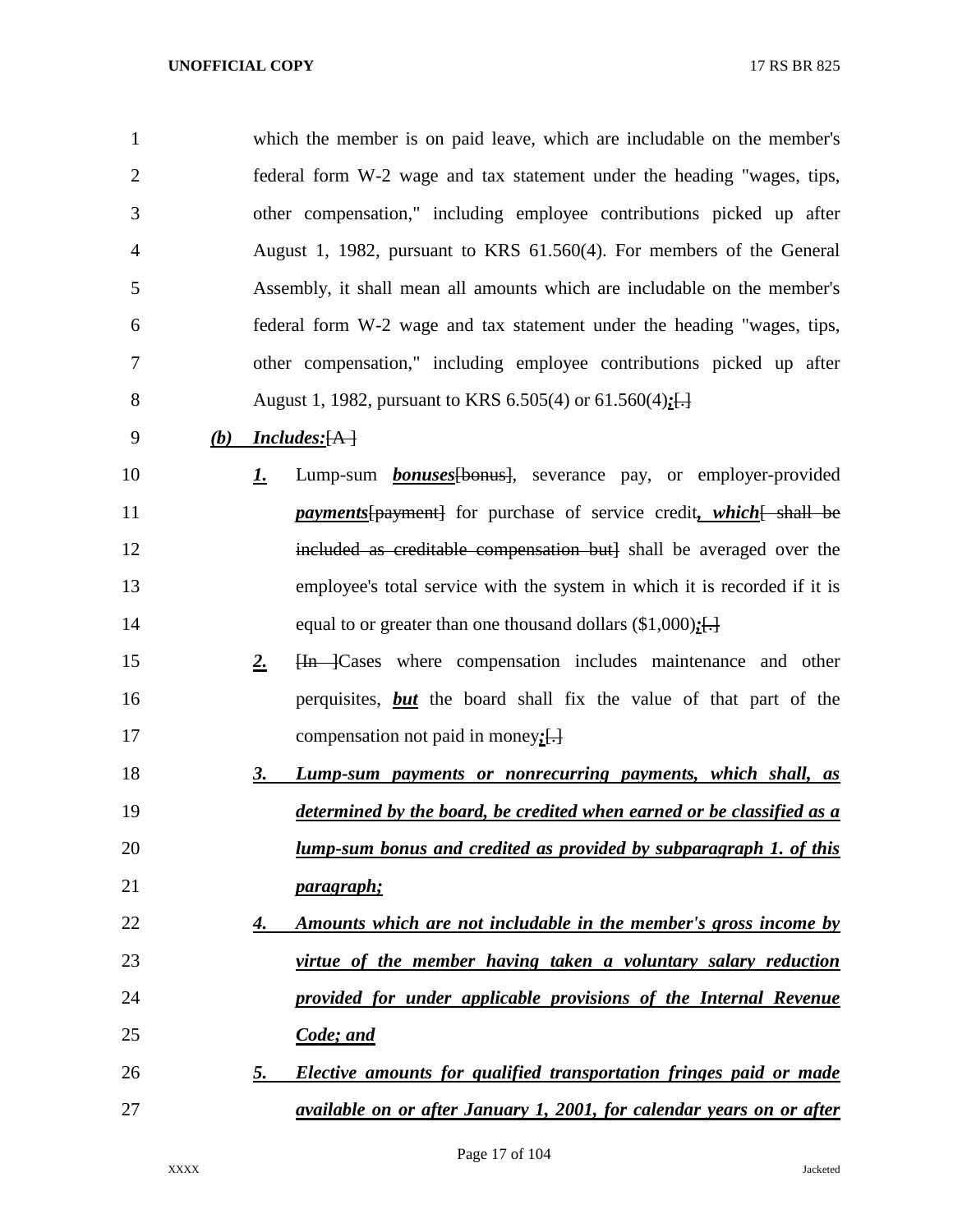which the member is on paid leave, which are includable on the member's federal form W-2 wage and tax statement under the heading "wages, tips, other compensation," including employee contributions picked up after August 1, 1982, pursuant to KRS 61.560(4). For members of the General Assembly, it shall mean all amounts which are includable on the member's federal form W-2 wage and tax statement under the heading "wages, tips, other compensation," including employee contributions picked up after August 1, 1982, pursuant to KRS 6.505(4) or 61.560(4)***;***~~[.]~~

***(b)*** ***Includes:***~~[A ]~~

***1.*** Lump-sum ***bonuses***~~[bonus]~~, severance pay, or employer-provided ***payments***~~[payment]~~ for purchase of service credit***, which***~~[ shall be included as creditable compensation but]~~ shall be averaged over the employee's total service with the system in which it is recorded if it is equal to or greater than one thousand dollars ($1,000)***;***~~[.]~~

***2.*** ~~[In ]~~Cases where compensation includes maintenance and other perquisites, ***but*** the board shall fix the value of that part of the compensation not paid in money***;***~~[.]~~

***3. Lump-sum payments or nonrecurring payments, which shall, as determined by the board, be credited when earned or be classified as a lump-sum bonus and credited as provided by subparagraph 1. of this paragraph;***

***4. Amounts which are not includable in the member's gross income by virtue of the member having taken a voluntary salary reduction provided for under applicable provisions of the Internal Revenue Code; and***

***5. Elective amounts for qualified transportation fringes paid or made available on or after January 1, 2001, for calendar years on or after***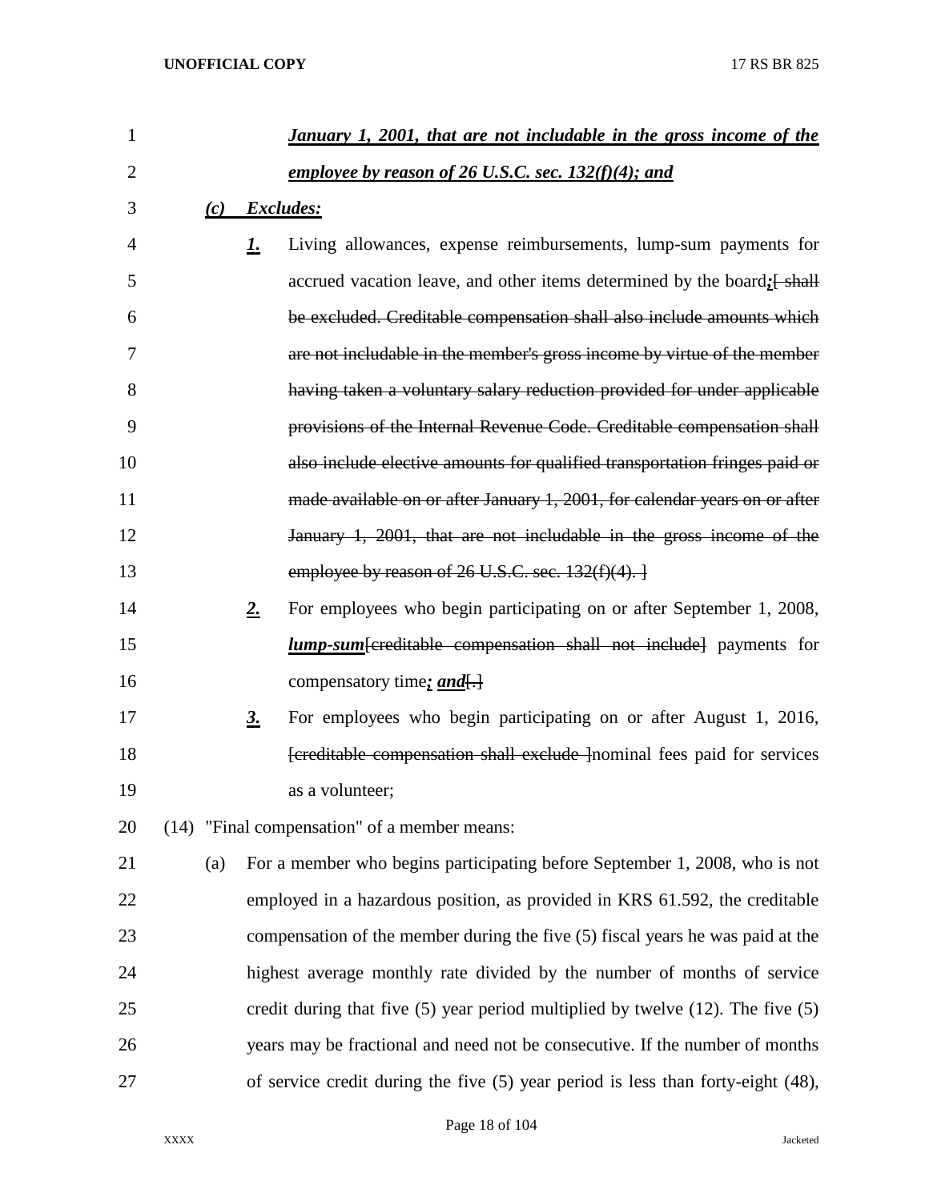***January 1, 2001, that are not includable in the gross income of the employee by reason of 26 U.S.C. sec. 132(f)(4); and***

***(c) Excludes:***

***1.*** Living allowances, expense reimbursements, lump-sum payments for accrued vacation leave, and other items determined by the board***;***~~[ shall be excluded. Creditable compensation shall also include amounts which are not includable in the member's gross income by virtue of the member having taken a voluntary salary reduction provided for under applicable provisions of the Internal Revenue Code. Creditable compensation shall also include elective amounts for qualified transportation fringes paid or made available on or after January 1, 2001, for calendar years on or after January 1, 2001, that are not includable in the gross income of the employee by reason of 26 U.S.C. sec. 132(f)(4). ]~~

***2.*** For employees who begin participating on or after September 1, 2008, ***lump-sum***~~[creditable compensation shall not include]~~ payments for compensatory time***; and***~~[.]~~

***3.*** For employees who begin participating on or after August 1, 2016, ~~[creditable compensation shall exclude ]~~nominal fees paid for services as a volunteer;

(14) "Final compensation" of a member means:

(a) For a member who begins participating before September 1, 2008, who is not employed in a hazardous position, as provided in KRS 61.592, the creditable compensation of the member during the five (5) fiscal years he was paid at the highest average monthly rate divided by the number of months of service credit during that five (5) year period multiplied by twelve (12). The five (5) years may be fractional and need not be consecutive. If the number of months of service credit during the five (5) year period is less than forty-eight (48),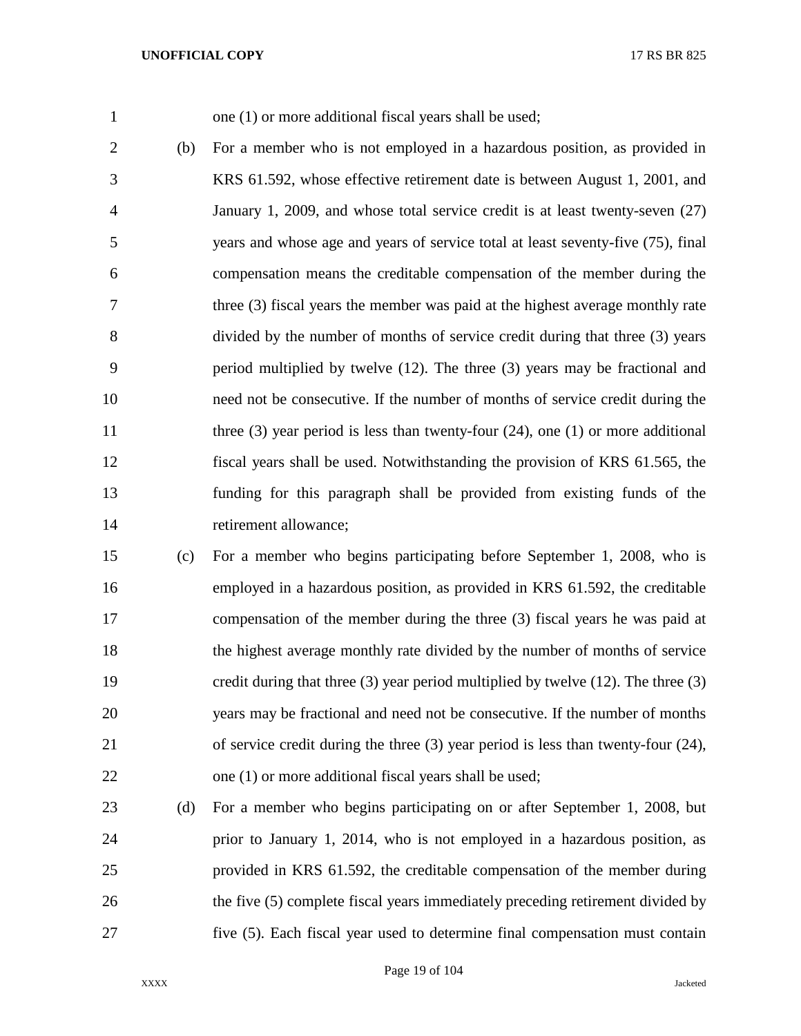one (1) or more additional fiscal years shall be used;

(b) For a member who is not employed in a hazardous position, as provided in KRS 61.592, whose effective retirement date is between August 1, 2001, and January 1, 2009, and whose total service credit is at least twenty-seven (27) years and whose age and years of service total at least seventy-five (75), final compensation means the creditable compensation of the member during the three (3) fiscal years the member was paid at the highest average monthly rate divided by the number of months of service credit during that three (3) years period multiplied by twelve (12). The three (3) years may be fractional and need not be consecutive. If the number of months of service credit during the three (3) year period is less than twenty-four (24), one (1) or more additional fiscal years shall be used. Notwithstanding the provision of KRS 61.565, the funding for this paragraph shall be provided from existing funds of the retirement allowance;

(c) For a member who begins participating before September 1, 2008, who is employed in a hazardous position, as provided in KRS 61.592, the creditable compensation of the member during the three (3) fiscal years he was paid at the highest average monthly rate divided by the number of months of service credit during that three (3) year period multiplied by twelve (12). The three (3) years may be fractional and need not be consecutive. If the number of months of service credit during the three (3) year period is less than twenty-four (24), one (1) or more additional fiscal years shall be used;

(d) For a member who begins participating on or after September 1, 2008, but prior to January 1, 2014, who is not employed in a hazardous position, as provided in KRS 61.592, the creditable compensation of the member during the five (5) complete fiscal years immediately preceding retirement divided by five (5). Each fiscal year used to determine final compensation must contain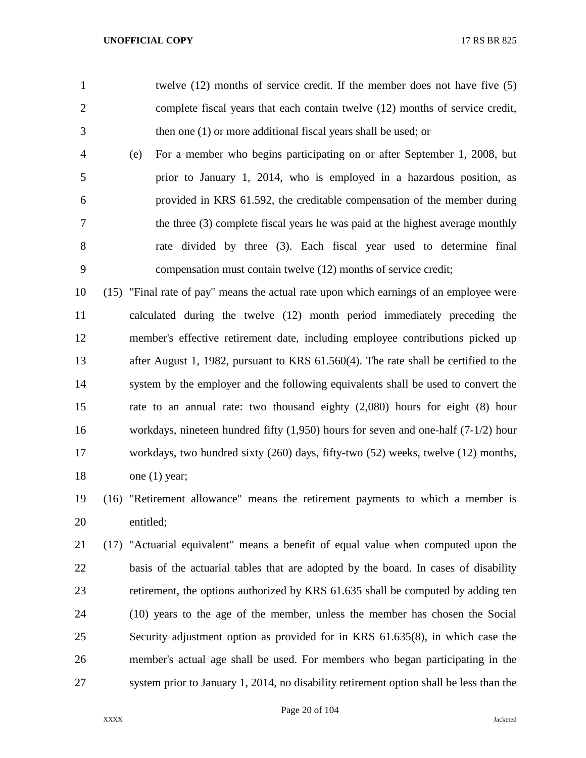twelve (12) months of service credit. If the member does not have five (5) complete fiscal years that each contain twelve (12) months of service credit, then one (1) or more additional fiscal years shall be used; or

(e) For a member who begins participating on or after September 1, 2008, but prior to January 1, 2014, who is employed in a hazardous position, as provided in KRS 61.592, the creditable compensation of the member during the three (3) complete fiscal years he was paid at the highest average monthly rate divided by three (3). Each fiscal year used to determine final compensation must contain twelve (12) months of service credit;

(15) "Final rate of pay" means the actual rate upon which earnings of an employee were calculated during the twelve (12) month period immediately preceding the member's effective retirement date, including employee contributions picked up after August 1, 1982, pursuant to KRS 61.560(4). The rate shall be certified to the system by the employer and the following equivalents shall be used to convert the rate to an annual rate: two thousand eighty (2,080) hours for eight (8) hour workdays, nineteen hundred fifty (1,950) hours for seven and one-half (7-1/2) hour workdays, two hundred sixty (260) days, fifty-two (52) weeks, twelve (12) months, one (1) year;

(16) "Retirement allowance" means the retirement payments to which a member is entitled;

(17) "Actuarial equivalent" means a benefit of equal value when computed upon the basis of the actuarial tables that are adopted by the board. In cases of disability retirement, the options authorized by KRS 61.635 shall be computed by adding ten (10) years to the age of the member, unless the member has chosen the Social Security adjustment option as provided for in KRS 61.635(8), in which case the member's actual age shall be used. For members who began participating in the system prior to January 1, 2014, no disability retirement option shall be less than the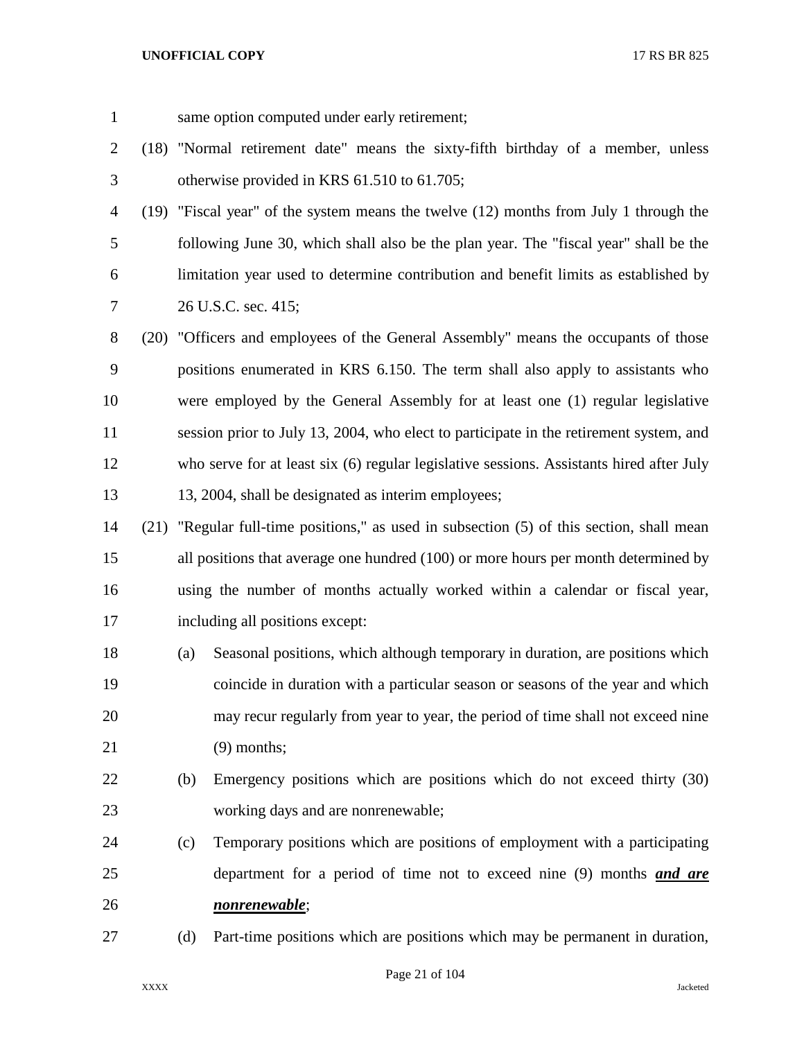same option computed under early retirement;

(18) "Normal retirement date" means the sixty-fifth birthday of a member, unless otherwise provided in KRS 61.510 to 61.705;

(19) "Fiscal year" of the system means the twelve (12) months from July 1 through the following June 30, which shall also be the plan year. The "fiscal year" shall be the limitation year used to determine contribution and benefit limits as established by 26 U.S.C. sec. 415;

(20) "Officers and employees of the General Assembly" means the occupants of those positions enumerated in KRS 6.150. The term shall also apply to assistants who were employed by the General Assembly for at least one (1) regular legislative session prior to July 13, 2004, who elect to participate in the retirement system, and who serve for at least six (6) regular legislative sessions. Assistants hired after July 13, 2004, shall be designated as interim employees;

(21) "Regular full-time positions," as used in subsection (5) of this section, shall mean all positions that average one hundred (100) or more hours per month determined by using the number of months actually worked within a calendar or fiscal year, including all positions except:

(a) Seasonal positions, which although temporary in duration, are positions which coincide in duration with a particular season or seasons of the year and which may recur regularly from year to year, the period of time shall not exceed nine (9) months;

(b) Emergency positions which are positions which do not exceed thirty (30) working days and are nonrenewable;

(c) Temporary positions which are positions of employment with a participating department for a period of time not to exceed nine (9) months ***and are nonrenewable***;

(d) Part-time positions which are positions which may be permanent in duration,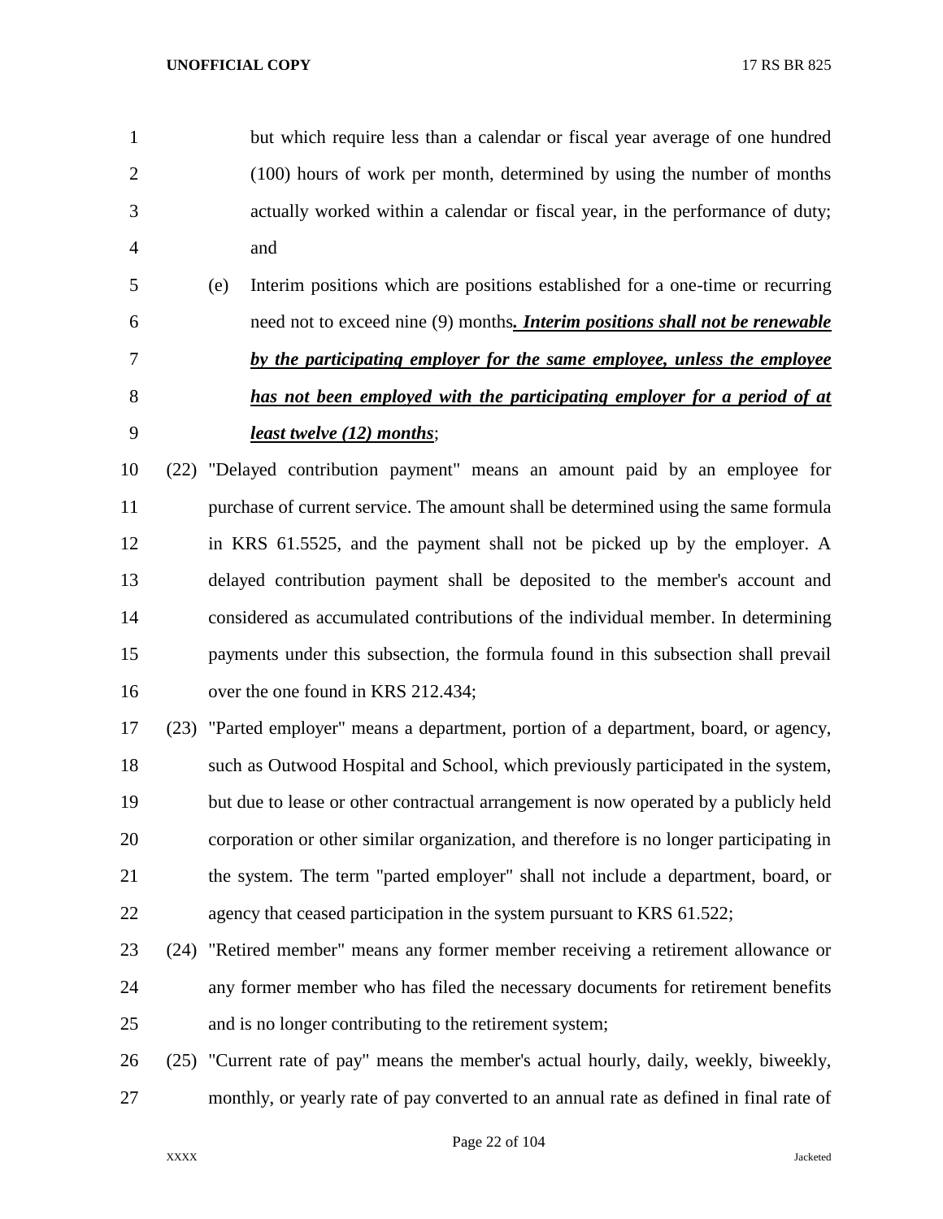but which require less than a calendar or fiscal year average of one hundred (100) hours of work per month, determined by using the number of months actually worked within a calendar or fiscal year, in the performance of duty; and

(e) Interim positions which are positions established for a one-time or recurring need not to exceed nine (9) months***. Interim positions shall not be renewable by the participating employer for the same employee, unless the employee has not been employed with the participating employer for a period of at least twelve (12) months***;

(22) "Delayed contribution payment" means an amount paid by an employee for purchase of current service. The amount shall be determined using the same formula in KRS 61.5525, and the payment shall not be picked up by the employer. A delayed contribution payment shall be deposited to the member's account and considered as accumulated contributions of the individual member. In determining payments under this subsection, the formula found in this subsection shall prevail over the one found in KRS 212.434;

(23) "Parted employer" means a department, portion of a department, board, or agency, such as Outwood Hospital and School, which previously participated in the system, but due to lease or other contractual arrangement is now operated by a publicly held corporation or other similar organization, and therefore is no longer participating in the system. The term "parted employer" shall not include a department, board, or agency that ceased participation in the system pursuant to KRS 61.522;

(24) "Retired member" means any former member receiving a retirement allowance or any former member who has filed the necessary documents for retirement benefits and is no longer contributing to the retirement system;

(25) "Current rate of pay" means the member's actual hourly, daily, weekly, biweekly, monthly, or yearly rate of pay converted to an annual rate as defined in final rate of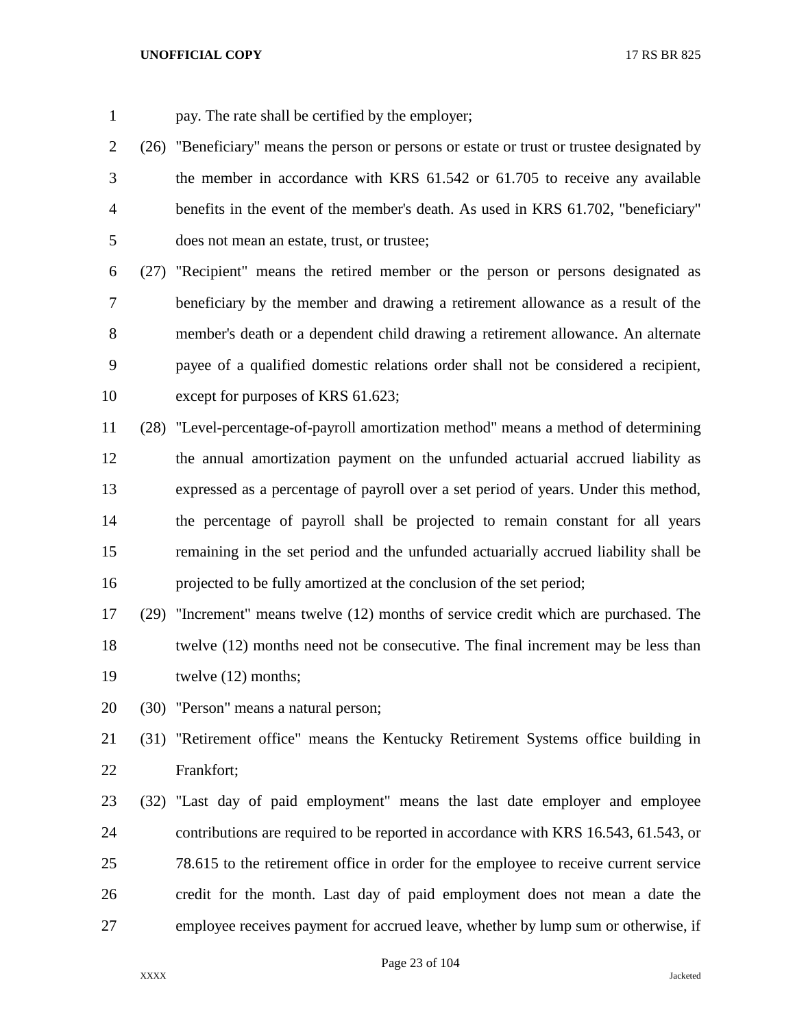pay. The rate shall be certified by the employer;

(26) "Beneficiary" means the person or persons or estate or trust or trustee designated by the member in accordance with KRS 61.542 or 61.705 to receive any available benefits in the event of the member's death. As used in KRS 61.702, "beneficiary" does not mean an estate, trust, or trustee;

(27) "Recipient" means the retired member or the person or persons designated as beneficiary by the member and drawing a retirement allowance as a result of the member's death or a dependent child drawing a retirement allowance. An alternate payee of a qualified domestic relations order shall not be considered a recipient, except for purposes of KRS 61.623;

(28) "Level-percentage-of-payroll amortization method" means a method of determining the annual amortization payment on the unfunded actuarial accrued liability as expressed as a percentage of payroll over a set period of years. Under this method, the percentage of payroll shall be projected to remain constant for all years remaining in the set period and the unfunded actuarially accrued liability shall be projected to be fully amortized at the conclusion of the set period;

(29) "Increment" means twelve (12) months of service credit which are purchased. The twelve (12) months need not be consecutive. The final increment may be less than twelve (12) months;

(30) "Person" means a natural person;

(31) "Retirement office" means the Kentucky Retirement Systems office building in Frankfort;

(32) "Last day of paid employment" means the last date employer and employee contributions are required to be reported in accordance with KRS 16.543, 61.543, or 78.615 to the retirement office in order for the employee to receive current service credit for the month. Last day of paid employment does not mean a date the employee receives payment for accrued leave, whether by lump sum or otherwise, if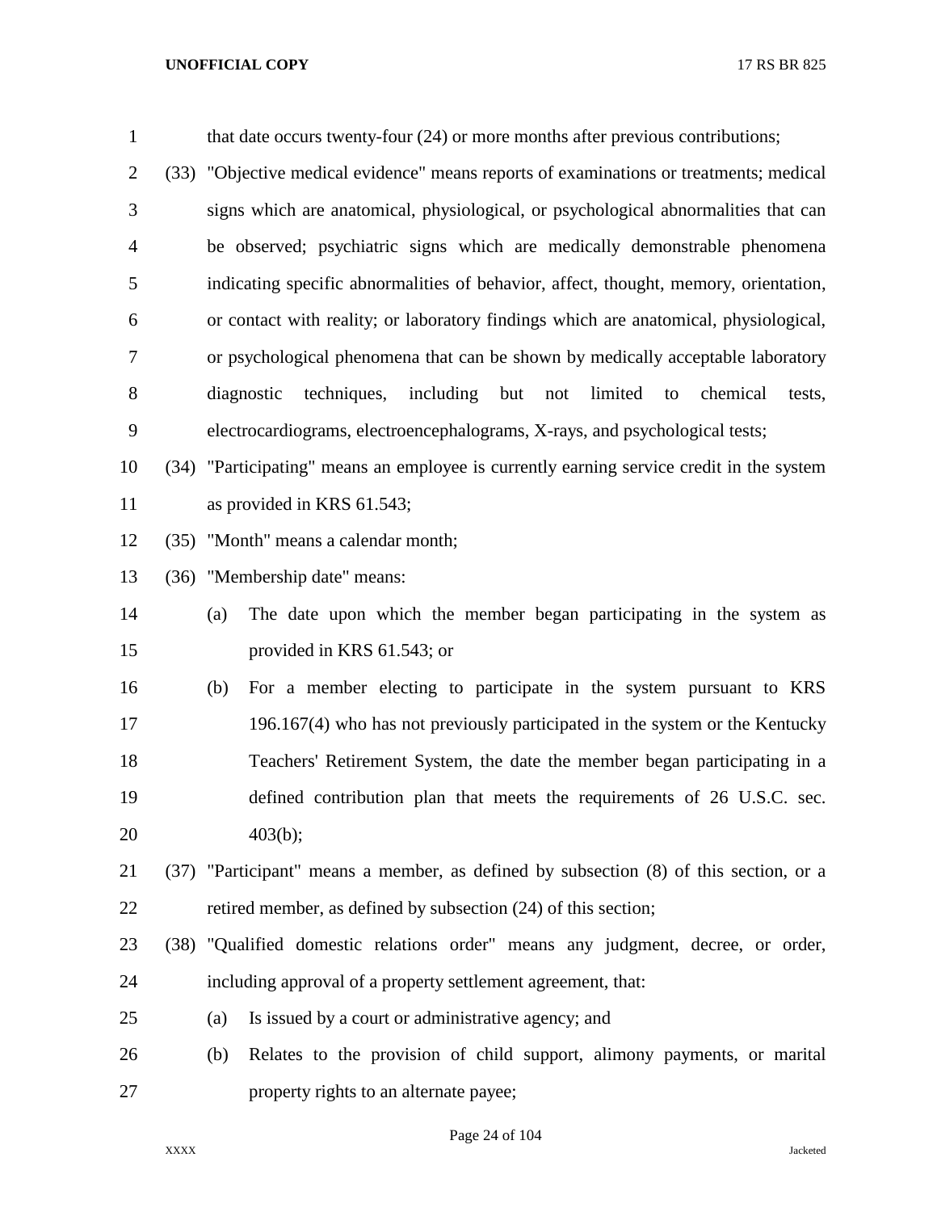that date occurs twenty-four (24) or more months after previous contributions;

(33) "Objective medical evidence" means reports of examinations or treatments; medical signs which are anatomical, physiological, or psychological abnormalities that can be observed; psychiatric signs which are medically demonstrable phenomena indicating specific abnormalities of behavior, affect, thought, memory, orientation, or contact with reality; or laboratory findings which are anatomical, physiological, or psychological phenomena that can be shown by medically acceptable laboratory diagnostic techniques, including but not limited to chemical tests, electrocardiograms, electroencephalograms, X-rays, and psychological tests;

(34) "Participating" means an employee is currently earning service credit in the system as provided in KRS 61.543;

(35) "Month" means a calendar month;

(36) "Membership date" means:

(a) The date upon which the member began participating in the system as provided in KRS 61.543; or

(b) For a member electing to participate in the system pursuant to KRS 196.167(4) who has not previously participated in the system or the Kentucky Teachers' Retirement System, the date the member began participating in a defined contribution plan that meets the requirements of 26 U.S.C. sec. 403(b);

(37) "Participant" means a member, as defined by subsection (8) of this section, or a retired member, as defined by subsection (24) of this section;

(38) "Qualified domestic relations order" means any judgment, decree, or order, including approval of a property settlement agreement, that:

(a) Is issued by a court or administrative agency; and

(b) Relates to the provision of child support, alimony payments, or marital property rights to an alternate payee;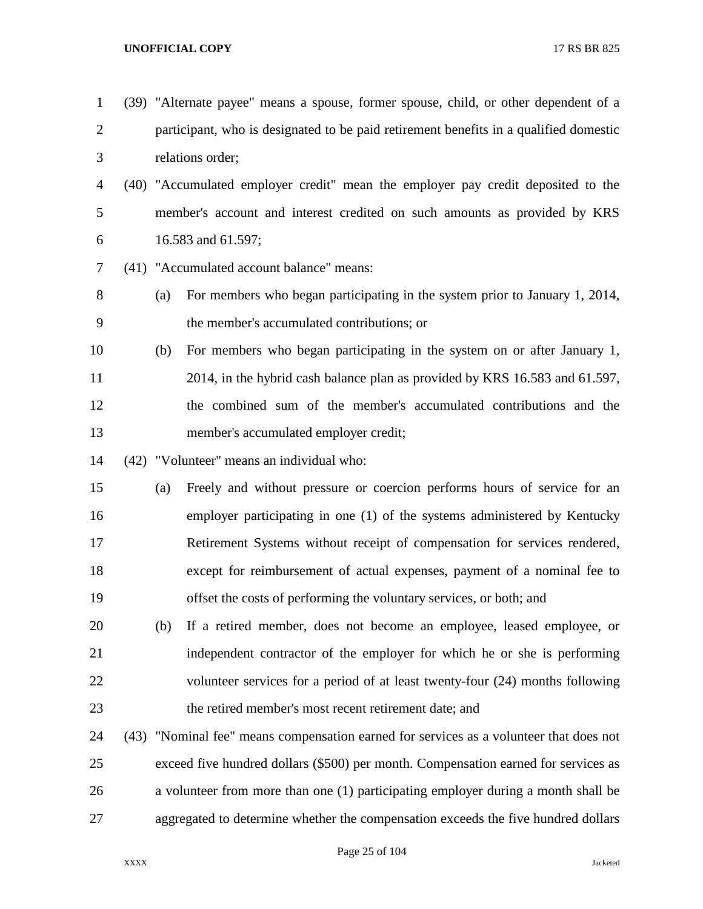(39) "Alternate payee" means a spouse, former spouse, child, or other dependent of a participant, who is designated to be paid retirement benefits in a qualified domestic relations order;

(40) "Accumulated employer credit" mean the employer pay credit deposited to the member's account and interest credited on such amounts as provided by KRS 16.583 and 61.597;

(41) "Accumulated account balance" means:

(a) For members who began participating in the system prior to January 1, 2014, the member's accumulated contributions; or

(b) For members who began participating in the system on or after January 1, 2014, in the hybrid cash balance plan as provided by KRS 16.583 and 61.597, the combined sum of the member's accumulated contributions and the member's accumulated employer credit;

(42) "Volunteer" means an individual who:

(a) Freely and without pressure or coercion performs hours of service for an employer participating in one (1) of the systems administered by Kentucky Retirement Systems without receipt of compensation for services rendered, except for reimbursement of actual expenses, payment of a nominal fee to offset the costs of performing the voluntary services, or both; and

(b) If a retired member, does not become an employee, leased employee, or independent contractor of the employer for which he or she is performing volunteer services for a period of at least twenty-four (24) months following the retired member's most recent retirement date; and

(43) "Nominal fee" means compensation earned for services as a volunteer that does not exceed five hundred dollars ($500) per month. Compensation earned for services as a volunteer from more than one (1) participating employer during a month shall be aggregated to determine whether the compensation exceeds the five hundred dollars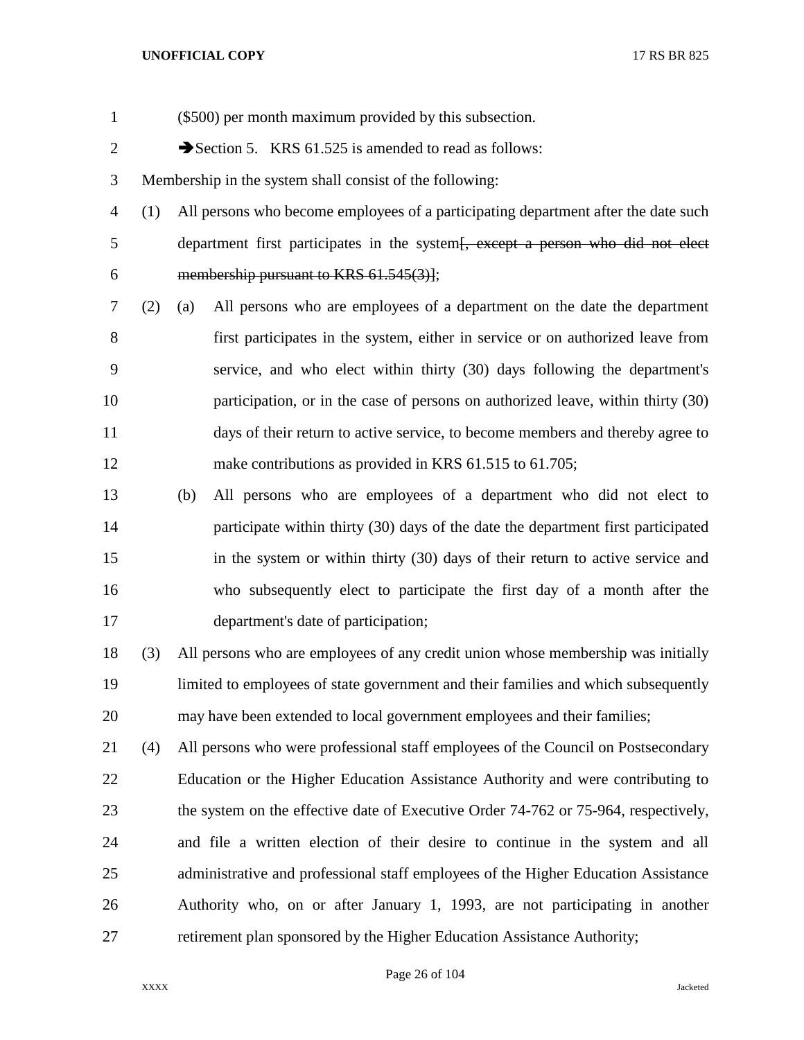($500) per month maximum provided by this subsection.

➔Section 5. KRS 61.525 is amended to read as follows:

Membership in the system shall consist of the following:

(1) All persons who become employees of a participating department after the date such department first participates in the system~~[, except a person who did not elect membership pursuant to KRS 61.545(3)]~~;

(2) (a) All persons who are employees of a department on the date the department first participates in the system, either in service or on authorized leave from service, and who elect within thirty (30) days following the department's participation, or in the case of persons on authorized leave, within thirty (30) days of their return to active service, to become members and thereby agree to make contributions as provided in KRS 61.515 to 61.705;

(b) All persons who are employees of a department who did not elect to participate within thirty (30) days of the date the department first participated in the system or within thirty (30) days of their return to active service and who subsequently elect to participate the first day of a month after the department's date of participation;

(3) All persons who are employees of any credit union whose membership was initially limited to employees of state government and their families and which subsequently may have been extended to local government employees and their families;

(4) All persons who were professional staff employees of the Council on Postsecondary Education or the Higher Education Assistance Authority and were contributing to the system on the effective date of Executive Order 74-762 or 75-964, respectively, and file a written election of their desire to continue in the system and all administrative and professional staff employees of the Higher Education Assistance Authority who, on or after January 1, 1993, are not participating in another retirement plan sponsored by the Higher Education Assistance Authority;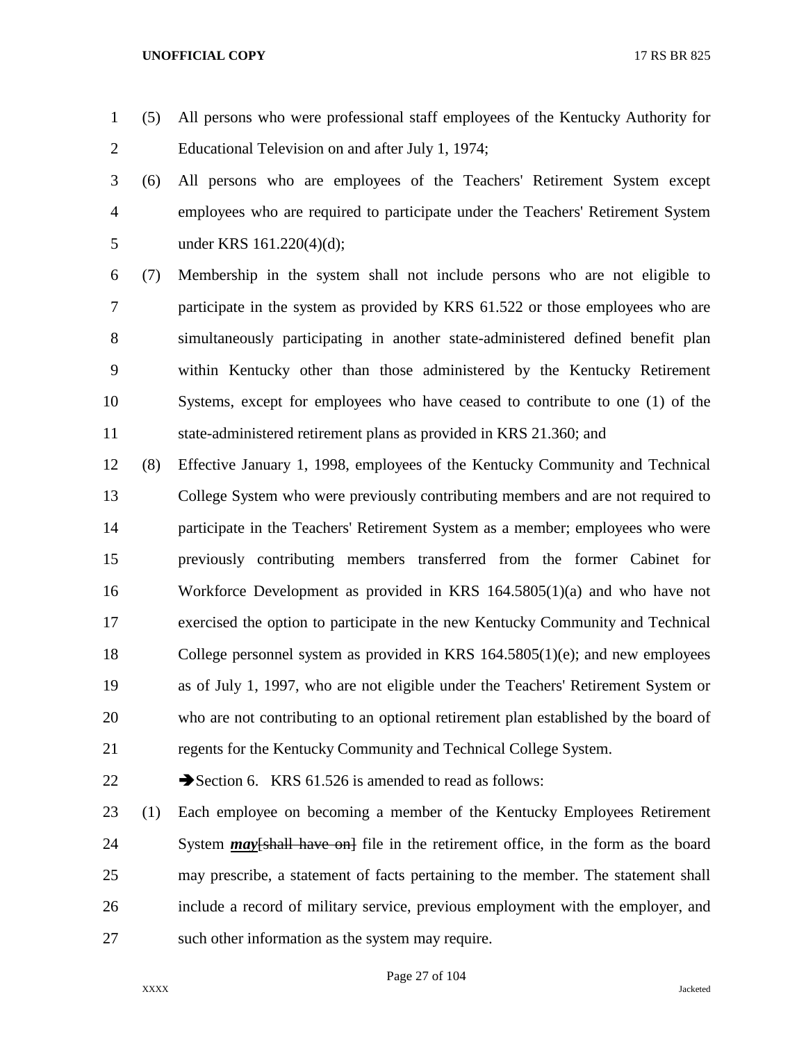(5) All persons who were professional staff employees of the Kentucky Authority for Educational Television on and after July 1, 1974;

(6) All persons who are employees of the Teachers' Retirement System except employees who are required to participate under the Teachers' Retirement System under KRS 161.220(4)(d);

(7) Membership in the system shall not include persons who are not eligible to participate in the system as provided by KRS 61.522 or those employees who are simultaneously participating in another state-administered defined benefit plan within Kentucky other than those administered by the Kentucky Retirement Systems, except for employees who have ceased to contribute to one (1) of the state-administered retirement plans as provided in KRS 21.360; and

(8) Effective January 1, 1998, employees of the Kentucky Community and Technical College System who were previously contributing members and are not required to participate in the Teachers' Retirement System as a member; employees who were previously contributing members transferred from the former Cabinet for Workforce Development as provided in KRS 164.5805(1)(a) and who have not exercised the option to participate in the new Kentucky Community and Technical College personnel system as provided in KRS 164.5805(1)(e); and new employees as of July 1, 1997, who are not eligible under the Teachers' Retirement System or who are not contributing to an optional retirement plan established by the board of regents for the Kentucky Community and Technical College System.

➔Section 6. KRS 61.526 is amended to read as follows:

(1) Each employee on becoming a member of the Kentucky Employees Retirement System ***may***[~~shall have on~~] file in the retirement office, in the form as the board may prescribe, a statement of facts pertaining to the member. The statement shall include a record of military service, previous employment with the employer, and such other information as the system may require.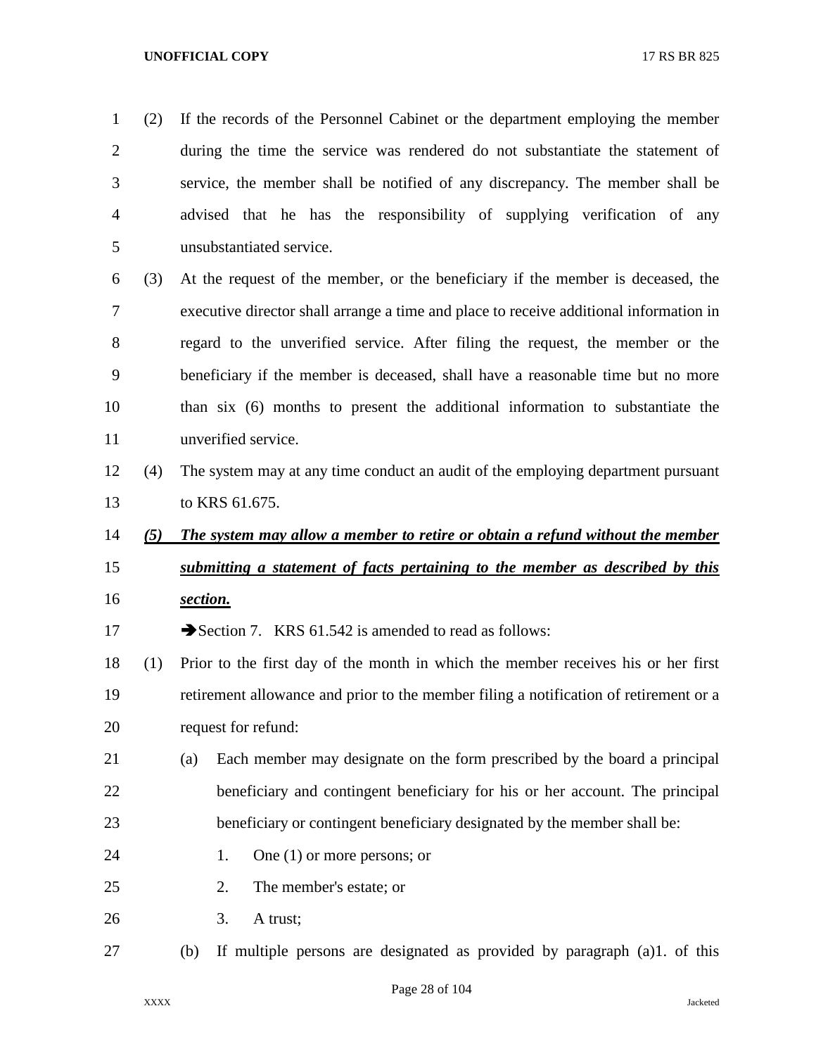(2) If the records of the Personnel Cabinet or the department employing the member during the time the service was rendered do not substantiate the statement of service, the member shall be notified of any discrepancy. The member shall be advised that he has the responsibility of supplying verification of any unsubstantiated service.

(3) At the request of the member, or the beneficiary if the member is deceased, the executive director shall arrange a time and place to receive additional information in regard to the unverified service. After filing the request, the member or the beneficiary if the member is deceased, shall have a reasonable time but no more than six (6) months to present the additional information to substantiate the unverified service.

(4) The system may at any time conduct an audit of the employing department pursuant to KRS 61.675.

***(5) The system may allow a member to retire or obtain a refund without the member submitting a statement of facts pertaining to the member as described by this section.***

➔Section 7. KRS 61.542 is amended to read as follows:

(1) Prior to the first day of the month in which the member receives his or her first retirement allowance and prior to the member filing a notification of retirement or a request for refund:

(a) Each member may designate on the form prescribed by the board a principal beneficiary and contingent beneficiary for his or her account. The principal beneficiary or contingent beneficiary designated by the member shall be:

1. One (1) or more persons; or

2. The member's estate; or

3. A trust;

(b) If multiple persons are designated as provided by paragraph (a)1. of this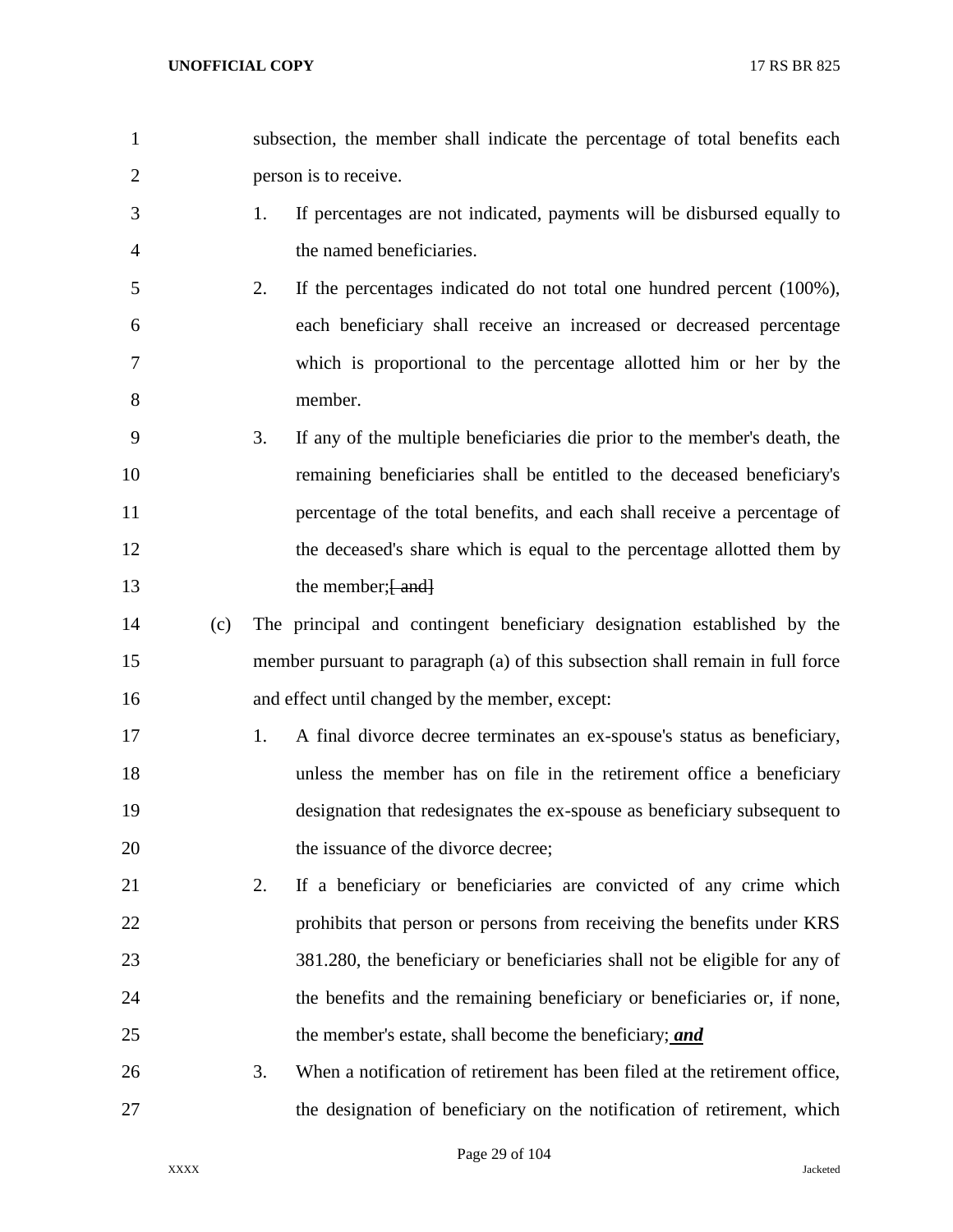subsection, the member shall indicate the percentage of total benefits each person is to receive.

1. If percentages are not indicated, payments will be disbursed equally to the named beneficiaries.
2. If the percentages indicated do not total one hundred percent (100%), each beneficiary shall receive an increased or decreased percentage which is proportional to the percentage allotted him or her by the member.
3. If any of the multiple beneficiaries die prior to the member's death, the remaining beneficiaries shall be entitled to the deceased beneficiary's percentage of the total benefits, and each shall receive a percentage of the deceased's share which is equal to the percentage allotted them by the member;~~[ and]~~

(c) The principal and contingent beneficiary designation established by the member pursuant to paragraph (a) of this subsection shall remain in full force and effect until changed by the member, except:

1. A final divorce decree terminates an ex-spouse's status as beneficiary, unless the member has on file in the retirement office a beneficiary designation that redesignates the ex-spouse as beneficiary subsequent to the issuance of the divorce decree;
2. If a beneficiary or beneficiaries are convicted of any crime which prohibits that person or persons from receiving the benefits under KRS 381.280, the beneficiary or beneficiaries shall not be eligible for any of the benefits and the remaining beneficiary or beneficiaries or, if none, the member's estate, shall become the beneficiary; ***and***
3. When a notification of retirement has been filed at the retirement office, the designation of beneficiary on the notification of retirement, which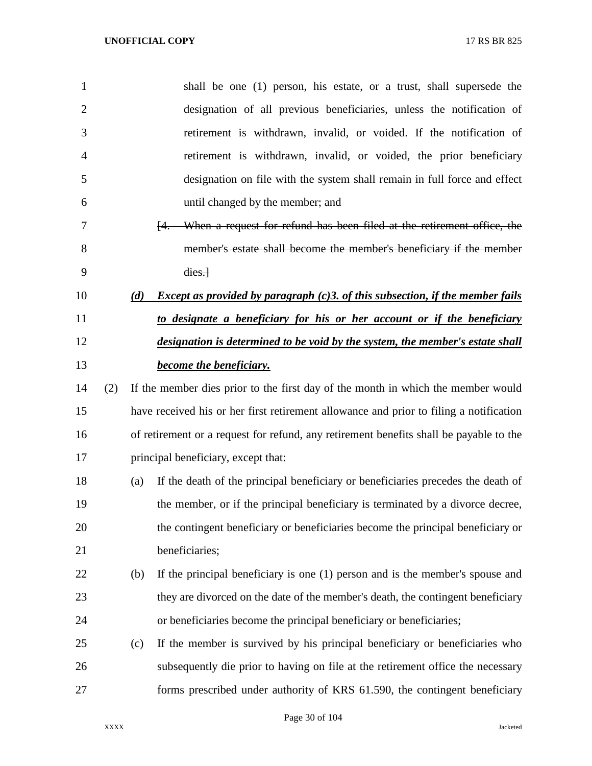shall be one (1) person, his estate, or a trust, shall supersede the designation of all previous beneficiaries, unless the notification of retirement is withdrawn, invalid, or voided. If the notification of retirement is withdrawn, invalid, or voided, the prior beneficiary designation on file with the system shall remain in full force and effect until changed by the member; and

[~~4. When a request for refund has been filed at the retirement office, the member's estate shall become the member's beneficiary if the member dies.~~]

***(d) Except as provided by paragraph (c)3. of this subsection, if the member fails to designate a beneficiary for his or her account or if the beneficiary designation is determined to be void by the system, the member's estate shall become the beneficiary.***

(2) If the member dies prior to the first day of the month in which the member would have received his or her first retirement allowance and prior to filing a notification of retirement or a request for refund, any retirement benefits shall be payable to the principal beneficiary, except that:

(a) If the death of the principal beneficiary or beneficiaries precedes the death of the member, or if the principal beneficiary is terminated by a divorce decree, the contingent beneficiary or beneficiaries become the principal beneficiary or beneficiaries;

(b) If the principal beneficiary is one (1) person and is the member's spouse and they are divorced on the date of the member's death, the contingent beneficiary or beneficiaries become the principal beneficiary or beneficiaries;

(c) If the member is survived by his principal beneficiary or beneficiaries who subsequently die prior to having on file at the retirement office the necessary forms prescribed under authority of KRS 61.590, the contingent beneficiary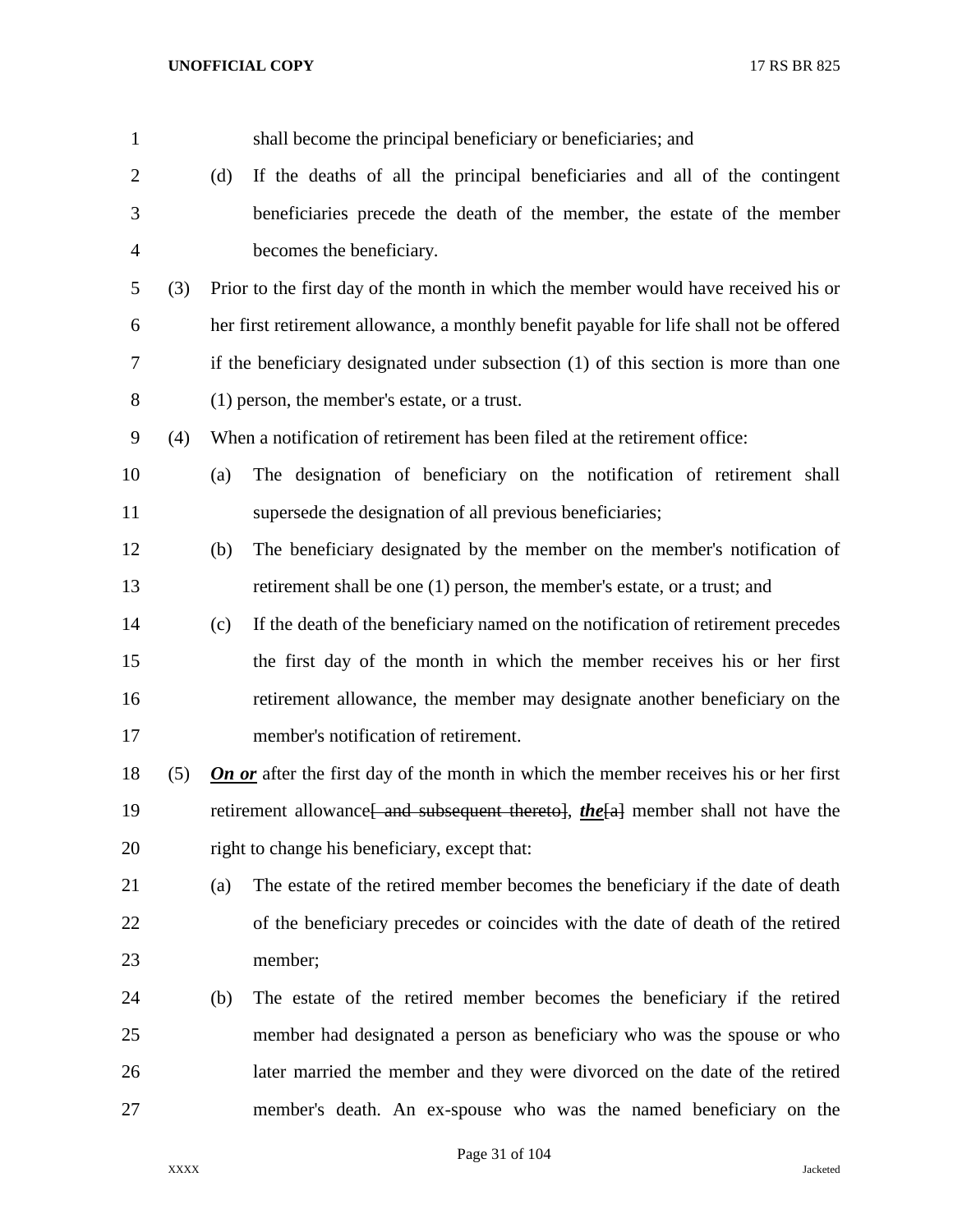shall become the principal beneficiary or beneficiaries; and

(d) If the deaths of all the principal beneficiaries and all of the contingent beneficiaries precede the death of the member, the estate of the member becomes the beneficiary.

(3) Prior to the first day of the month in which the member would have received his or her first retirement allowance, a monthly benefit payable for life shall not be offered if the beneficiary designated under subsection (1) of this section is more than one (1) person, the member's estate, or a trust.

(4) When a notification of retirement has been filed at the retirement office:

(a) The designation of beneficiary on the notification of retirement shall supersede the designation of all previous beneficiaries;

(b) The beneficiary designated by the member on the member's notification of retirement shall be one (1) person, the member's estate, or a trust; and

(c) If the death of the beneficiary named on the notification of retirement precedes the first day of the month in which the member receives his or her first retirement allowance, the member may designate another beneficiary on the member's notification of retirement.

(5) ***On or*** after the first day of the month in which the member receives his or her first retirement allowance~~[ and subsequent thereto]~~, ***the***~~[a]~~ member shall not have the right to change his beneficiary, except that:

(a) The estate of the retired member becomes the beneficiary if the date of death of the beneficiary precedes or coincides with the date of death of the retired member;

(b) The estate of the retired member becomes the beneficiary if the retired member had designated a person as beneficiary who was the spouse or who later married the member and they were divorced on the date of the retired member's death. An ex-spouse who was the named beneficiary on the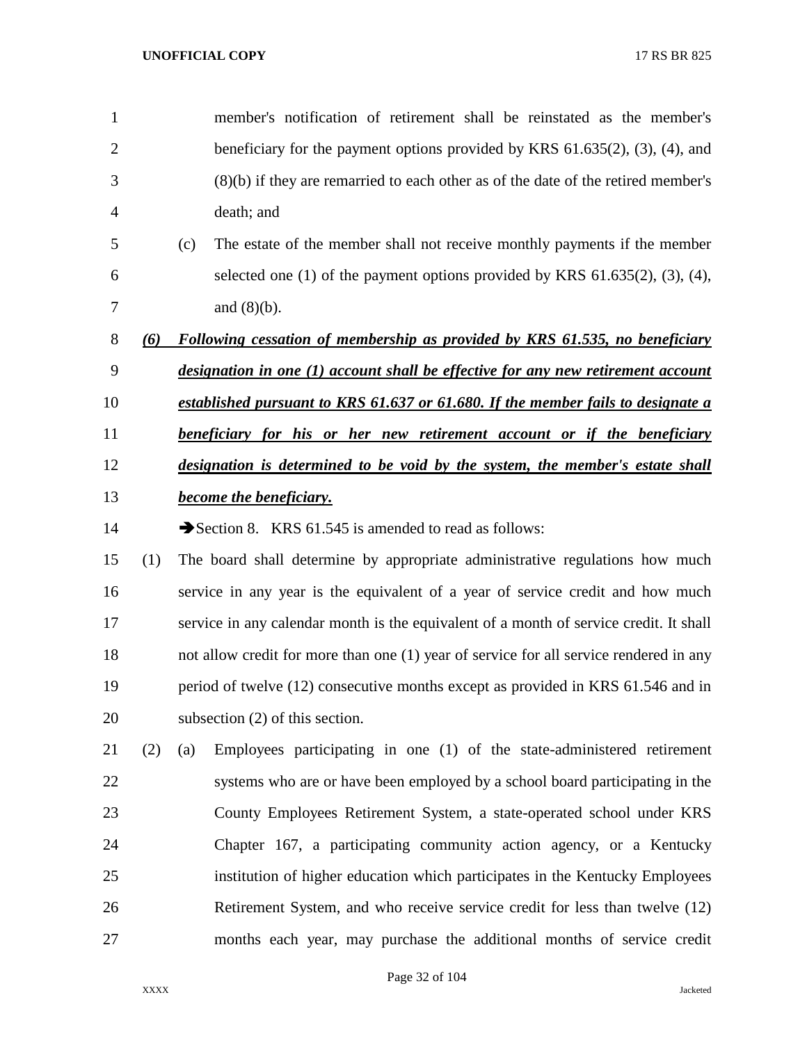member's notification of retirement shall be reinstated as the member's beneficiary for the payment options provided by KRS 61.635(2), (3), (4), and (8)(b) if they are remarried to each other as of the date of the retired member's death; and

(c) The estate of the member shall not receive monthly payments if the member selected one (1) of the payment options provided by KRS 61.635(2), (3), (4), and (8)(b).

***(6) Following cessation of membership as provided by KRS 61.535, no beneficiary designation in one (1) account shall be effective for any new retirement account established pursuant to KRS 61.637 or 61.680. If the member fails to designate a beneficiary for his or her new retirement account or if the beneficiary designation is determined to be void by the system, the member's estate shall become the beneficiary.***

➔Section 8. KRS 61.545 is amended to read as follows:

(1) The board shall determine by appropriate administrative regulations how much service in any year is the equivalent of a year of service credit and how much service in any calendar month is the equivalent of a month of service credit. It shall not allow credit for more than one (1) year of service for all service rendered in any period of twelve (12) consecutive months except as provided in KRS 61.546 and in subsection (2) of this section.

(2) (a) Employees participating in one (1) of the state-administered retirement systems who are or have been employed by a school board participating in the County Employees Retirement System, a state-operated school under KRS Chapter 167, a participating community action agency, or a Kentucky institution of higher education which participates in the Kentucky Employees Retirement System, and who receive service credit for less than twelve (12) months each year, may purchase the additional months of service credit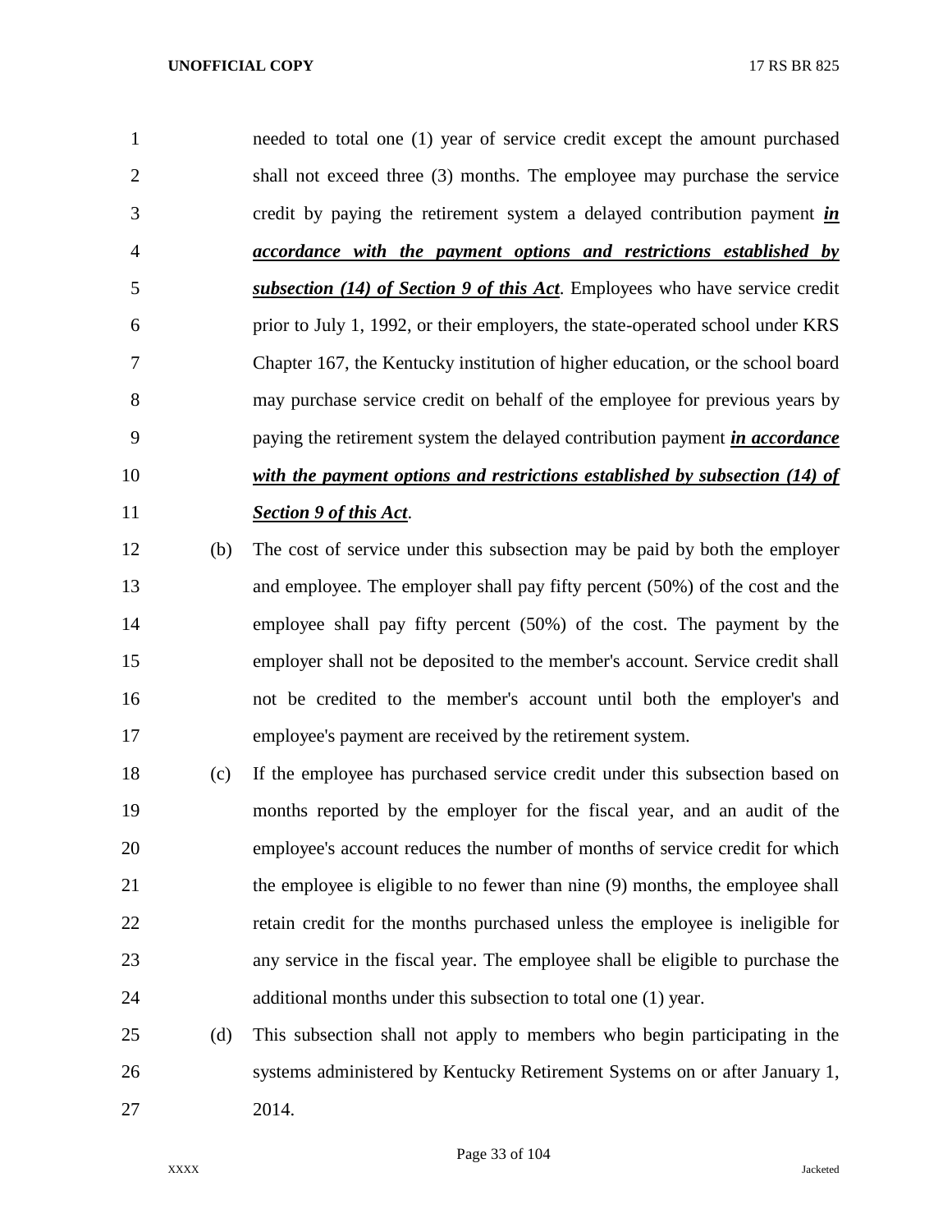needed to total one (1) year of service credit except the amount purchased shall not exceed three (3) months. The employee may purchase the service credit by paying the retirement system a delayed contribution payment ***in accordance with the payment options and restrictions established by subsection (14) of Section 9 of this Act***. Employees who have service credit prior to July 1, 1992, or their employers, the state-operated school under KRS Chapter 167, the Kentucky institution of higher education, or the school board may purchase service credit on behalf of the employee for previous years by paying the retirement system the delayed contribution payment ***in accordance with the payment options and restrictions established by subsection (14) of Section 9 of this Act***.

(b) The cost of service under this subsection may be paid by both the employer and employee. The employer shall pay fifty percent (50%) of the cost and the employee shall pay fifty percent (50%) of the cost. The payment by the employer shall not be deposited to the member's account. Service credit shall not be credited to the member's account until both the employer's and employee's payment are received by the retirement system.

(c) If the employee has purchased service credit under this subsection based on months reported by the employer for the fiscal year, and an audit of the employee's account reduces the number of months of service credit for which the employee is eligible to no fewer than nine (9) months, the employee shall retain credit for the months purchased unless the employee is ineligible for any service in the fiscal year. The employee shall be eligible to purchase the additional months under this subsection to total one (1) year.

(d) This subsection shall not apply to members who begin participating in the systems administered by Kentucky Retirement Systems on or after January 1, 2014.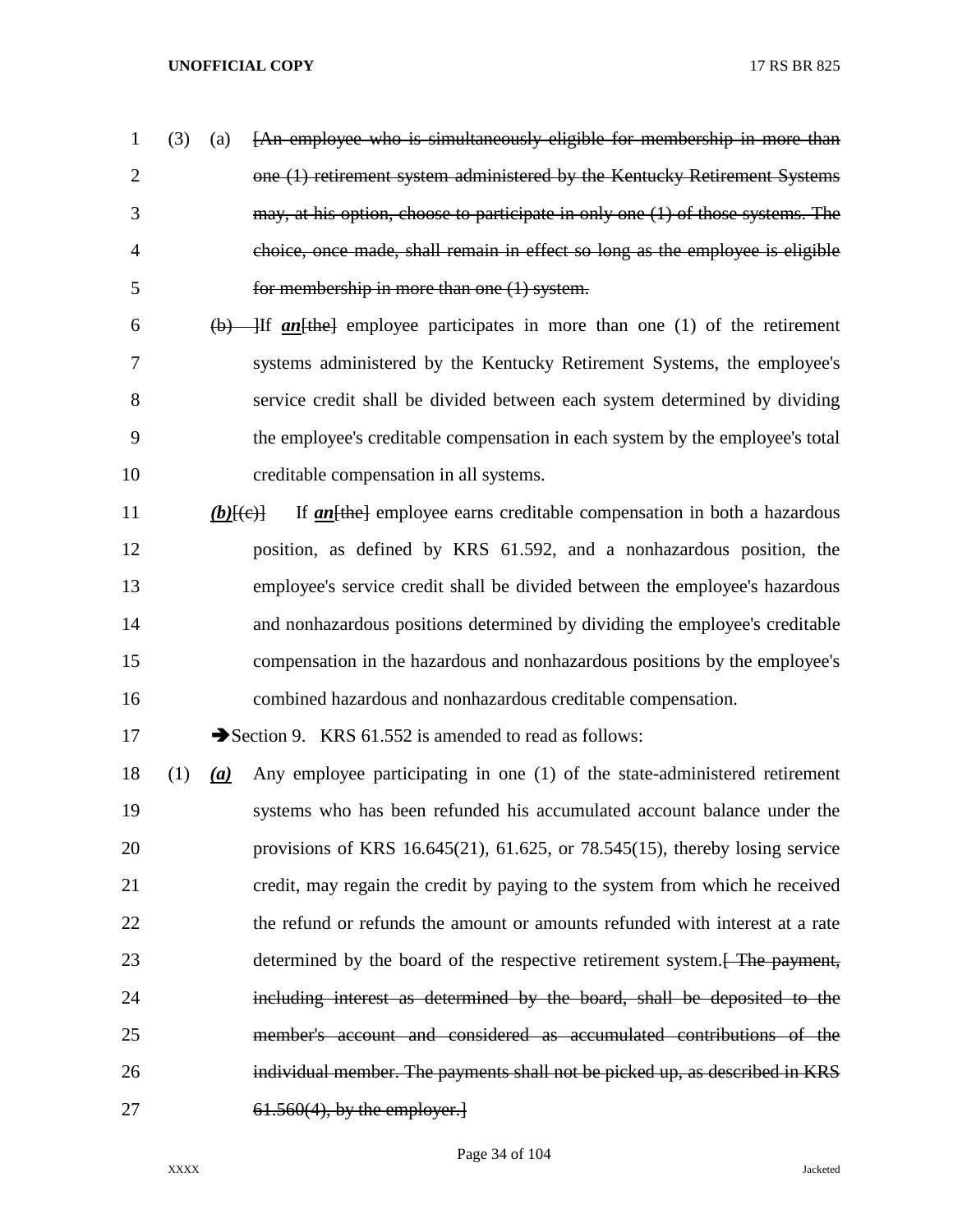(3) (a) ~~[An employee who is simultaneously eligible for membership in more than one (1) retirement system administered by the Kentucky Retirement Systems may, at his option, choose to participate in only one (1) of those systems. The choice, once made, shall remain in effect so long as the employee is eligible for membership in more than one (1) system.~~

~~(b)~~ ]If ***an***[the] employee participates in more than one (1) of the retirement systems administered by the Kentucky Retirement Systems, the employee's service credit shall be divided between each system determined by dividing the employee's creditable compensation in each system by the employee's total creditable compensation in all systems.

***(b)***[(c)] If ***an***[the] employee earns creditable compensation in both a hazardous position, as defined by KRS 61.592, and a nonhazardous position, the employee's service credit shall be divided between the employee's hazardous and nonhazardous positions determined by dividing the employee's creditable compensation in the hazardous and nonhazardous positions by the employee's combined hazardous and nonhazardous creditable compensation.

➔Section 9. KRS 61.552 is amended to read as follows:

(1) ***(a)*** Any employee participating in one (1) of the state-administered retirement systems who has been refunded his accumulated account balance under the provisions of KRS 16.645(21), 61.625, or 78.545(15), thereby losing service credit, may regain the credit by paying to the system from which he received the refund or refunds the amount or amounts refunded with interest at a rate determined by the board of the respective retirement system.[ ~~The payment, including interest as determined by the board, shall be deposited to the member's account and considered as accumulated contributions of the individual member. The payments shall not be picked up, as described in KRS 61.560(4), by the employer.~~]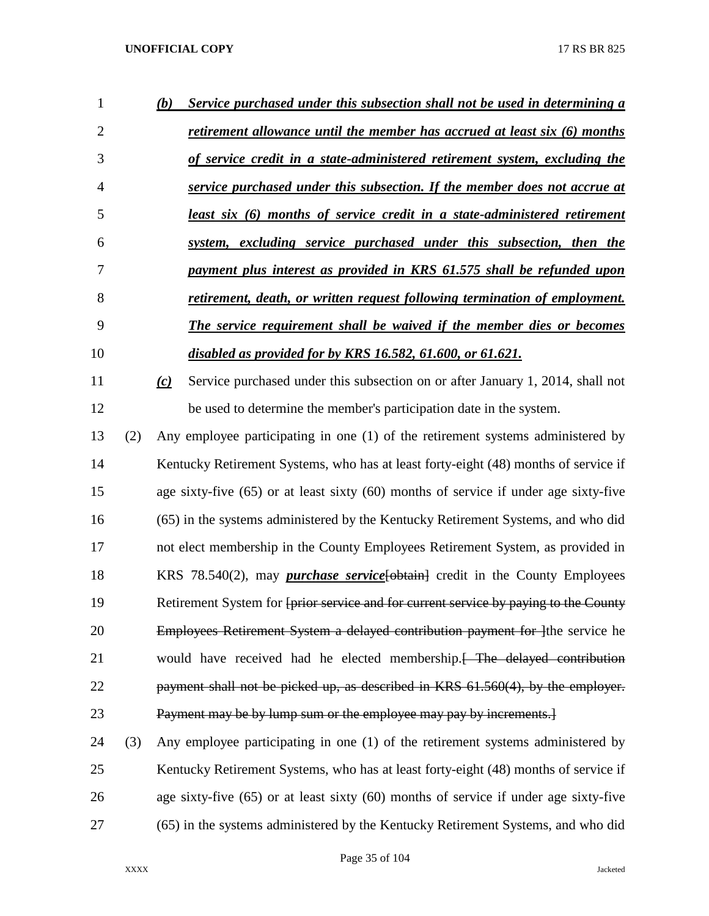*(b)* ***Service purchased under this subsection shall not be used in determining a retirement allowance until the member has accrued at least six (6) months of service credit in a state-administered retirement system, excluding the service purchased under this subsection. If the member does not accrue at least six (6) months of service credit in a state-administered retirement system, excluding service purchased under this subsection, then the payment plus interest as provided in KRS 61.575 shall be refunded upon retirement, death, or written request following termination of employment. The service requirement shall be waived if the member dies or becomes disabled as provided for by KRS 16.582, 61.600, or 61.621.***

*(c)* Service purchased under this subsection on or after January 1, 2014, shall not be used to determine the member's participation date in the system.

(2) Any employee participating in one (1) of the retirement systems administered by Kentucky Retirement Systems, who has at least forty-eight (48) months of service if age sixty-five (65) or at least sixty (60) months of service if under age sixty-five (65) in the systems administered by the Kentucky Retirement Systems, and who did not elect membership in the County Employees Retirement System, as provided in KRS 78.540(2), may ***purchase service***~~[obtain]~~ credit in the County Employees Retirement System for ~~[prior service and for current service by paying to the County Employees Retirement System a delayed contribution payment for ]~~the service he would have received had he elected membership.~~[ The delayed contribution payment shall not be picked up, as described in KRS 61.560(4), by the employer. Payment may be by lump sum or the employee may pay by increments.]~~

(3) Any employee participating in one (1) of the retirement systems administered by Kentucky Retirement Systems, who has at least forty-eight (48) months of service if age sixty-five (65) or at least sixty (60) months of service if under age sixty-five (65) in the systems administered by the Kentucky Retirement Systems, and who did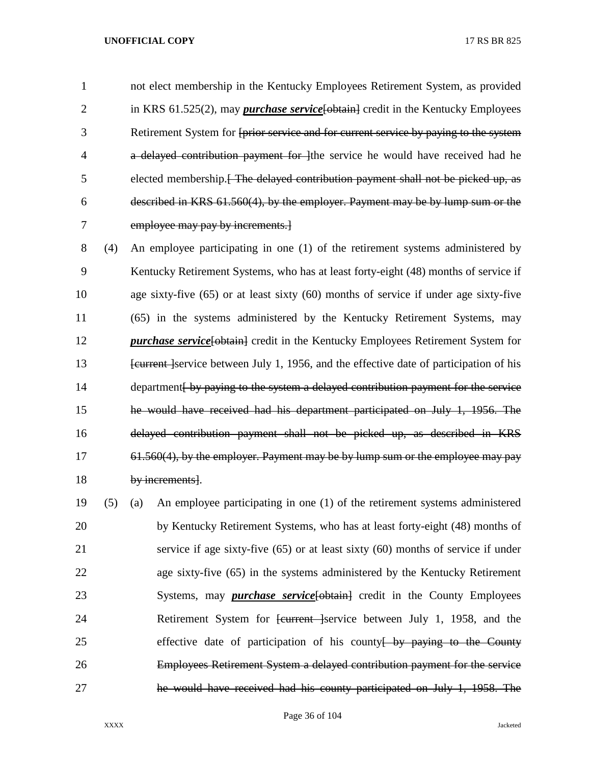not elect membership in the Kentucky Employees Retirement System, as provided in KRS 61.525(2), may ***purchase service***[obtain] credit in the Kentucky Employees Retirement System for [prior service and for current service by paying to the system a delayed contribution payment for ]the service he would have received had he elected membership.[ The delayed contribution payment shall not be picked up, as described in KRS 61.560(4), by the employer. Payment may be by lump sum or the employee may pay by increments.]

(4) An employee participating in one (1) of the retirement systems administered by Kentucky Retirement Systems, who has at least forty-eight (48) months of service if age sixty-five (65) or at least sixty (60) months of service if under age sixty-five (65) in the systems administered by the Kentucky Retirement Systems, may ***purchase service***[obtain] credit in the Kentucky Employees Retirement System for [current ]service between July 1, 1956, and the effective date of participation of his department[ by paying to the system a delayed contribution payment for the service he would have received had his department participated on July 1, 1956. The delayed contribution payment shall not be picked up, as described in KRS 61.560(4), by the employer. Payment may be by lump sum or the employee may pay by increments].

(5) (a) An employee participating in one (1) of the retirement systems administered by Kentucky Retirement Systems, who has at least forty-eight (48) months of service if age sixty-five (65) or at least sixty (60) months of service if under age sixty-five (65) in the systems administered by the Kentucky Retirement Systems, may ***purchase service***[obtain] credit in the County Employees Retirement System for [current ]service between July 1, 1958, and the effective date of participation of his county[ by paying to the County Employees Retirement System a delayed contribution payment for the service he would have received had his county participated on July 1, 1958. The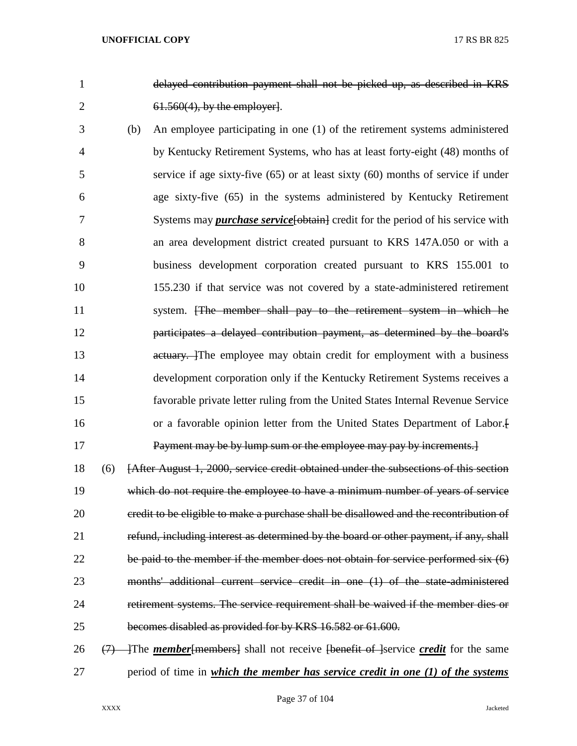~~delayed contribution payment shall not be picked up, as described in KRS 61.560(4), by the employer~~].

(b) An employee participating in one (1) of the retirement systems administered by Kentucky Retirement Systems, who has at least forty-eight (48) months of service if age sixty-five (65) or at least sixty (60) months of service if under age sixty-five (65) in the systems administered by Kentucky Retirement Systems may ***purchase service***~~[obtain]~~ credit for the period of his service with an area development district created pursuant to KRS 147A.050 or with a business development corporation created pursuant to KRS 155.001 to 155.230 if that service was not covered by a state-administered retirement system. ~~[The member shall pay to the retirement system in which he participates a delayed contribution payment, as determined by the board's actuary. ]~~The employee may obtain credit for employment with a business development corporation only if the Kentucky Retirement Systems receives a favorable private letter ruling from the United States Internal Revenue Service or a favorable opinion letter from the United States Department of Labor.~~[ Payment may be by lump sum or the employee may pay by increments.]~~

(6) ~~[After August 1, 2000, service credit obtained under the subsections of this section which do not require the employee to have a minimum number of years of service credit to be eligible to make a purchase shall be disallowed and the recontribution of refund, including interest as determined by the board or other payment, if any, shall be paid to the member if the member does not obtain for service performed six (6) months' additional current service credit in one (1) of the state-administered retirement systems. The service requirement shall be waived if the member dies or becomes disabled as provided for by KRS 16.582 or 61.600.~~

~~(7) ]~~The ***member***~~[members]~~ shall not receive ~~[benefit of ]~~service ***credit*** for the same period of time in ***which the member has service credit in one (1) of the systems***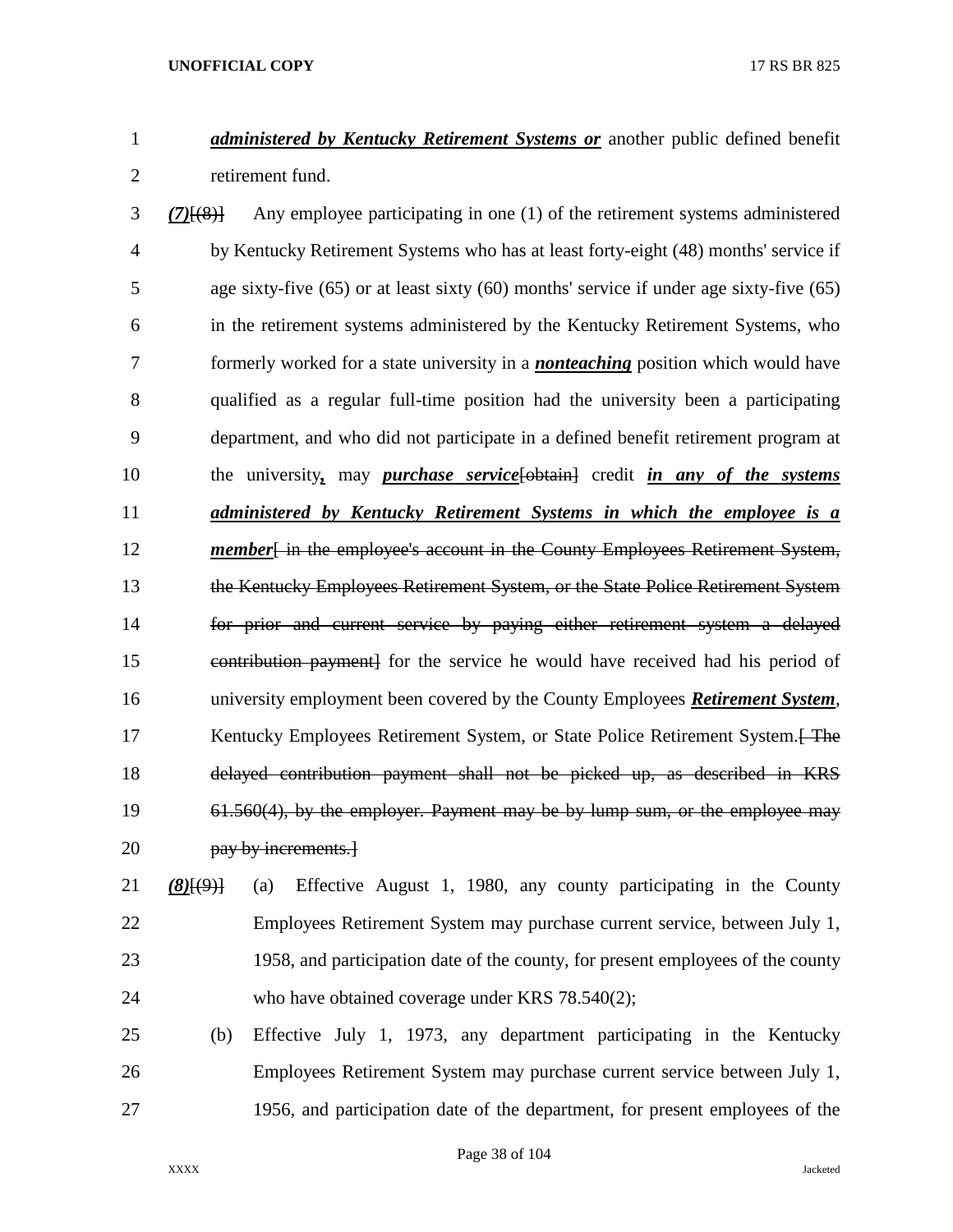***administered by Kentucky Retirement Systems or*** another public defined benefit retirement fund.

***(7)***~~[(8)]~~ Any employee participating in one (1) of the retirement systems administered by Kentucky Retirement Systems who has at least forty-eight (48) months' service if age sixty-five (65) or at least sixty (60) months' service if under age sixty-five (65) in the retirement systems administered by the Kentucky Retirement Systems, who formerly worked for a state university in a ***nonteaching*** position which would have qualified as a regular full-time position had the university been a participating department, and who did not participate in a defined benefit retirement program at the university***,*** may ***purchase service***~~[obtain]~~ credit ***in any of the systems administered by Kentucky Retirement Systems in which the employee is a member***~~[ in the employee's account in the County Employees Retirement System, the Kentucky Employees Retirement System, or the State Police Retirement System for prior and current service by paying either retirement system a delayed contribution payment]~~ for the service he would have received had his period of university employment been covered by the County Employees ***Retirement System***, Kentucky Employees Retirement System, or State Police Retirement System.~~[ The delayed contribution payment shall not be picked up, as described in KRS 61.560(4), by the employer. Payment may be by lump sum, or the employee may pay by increments.]~~

***(8)***~~[(9)]~~ (a) Effective August 1, 1980, any county participating in the County Employees Retirement System may purchase current service, between July 1, 1958, and participation date of the county, for present employees of the county who have obtained coverage under KRS 78.540(2);

(b) Effective July 1, 1973, any department participating in the Kentucky Employees Retirement System may purchase current service between July 1, 1956, and participation date of the department, for present employees of the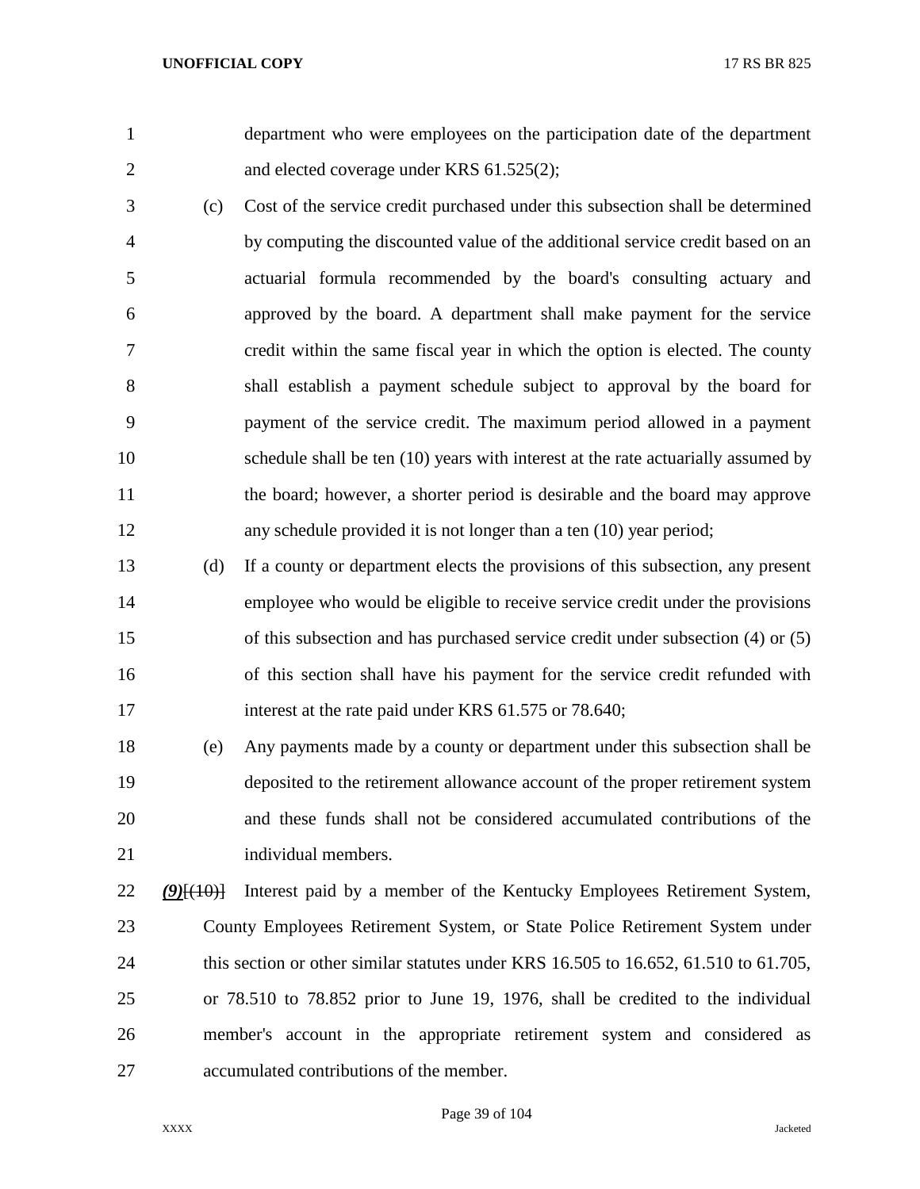department who were employees on the participation date of the department and elected coverage under KRS 61.525(2);

(c) Cost of the service credit purchased under this subsection shall be determined by computing the discounted value of the additional service credit based on an actuarial formula recommended by the board's consulting actuary and approved by the board. A department shall make payment for the service credit within the same fiscal year in which the option is elected. The county shall establish a payment schedule subject to approval by the board for payment of the service credit. The maximum period allowed in a payment schedule shall be ten (10) years with interest at the rate actuarially assumed by the board; however, a shorter period is desirable and the board may approve any schedule provided it is not longer than a ten (10) year period;

(d) If a county or department elects the provisions of this subsection, any present employee who would be eligible to receive service credit under the provisions of this subsection and has purchased service credit under subsection (4) or (5) of this section shall have his payment for the service credit refunded with interest at the rate paid under KRS 61.575 or 78.640;

(e) Any payments made by a county or department under this subsection shall be deposited to the retirement allowance account of the proper retirement system and these funds shall not be considered accumulated contributions of the individual members.

***(9)***~~[(10)]~~ Interest paid by a member of the Kentucky Employees Retirement System, County Employees Retirement System, or State Police Retirement System under this section or other similar statutes under KRS 16.505 to 16.652, 61.510 to 61.705, or 78.510 to 78.852 prior to June 19, 1976, shall be credited to the individual member's account in the appropriate retirement system and considered as accumulated contributions of the member.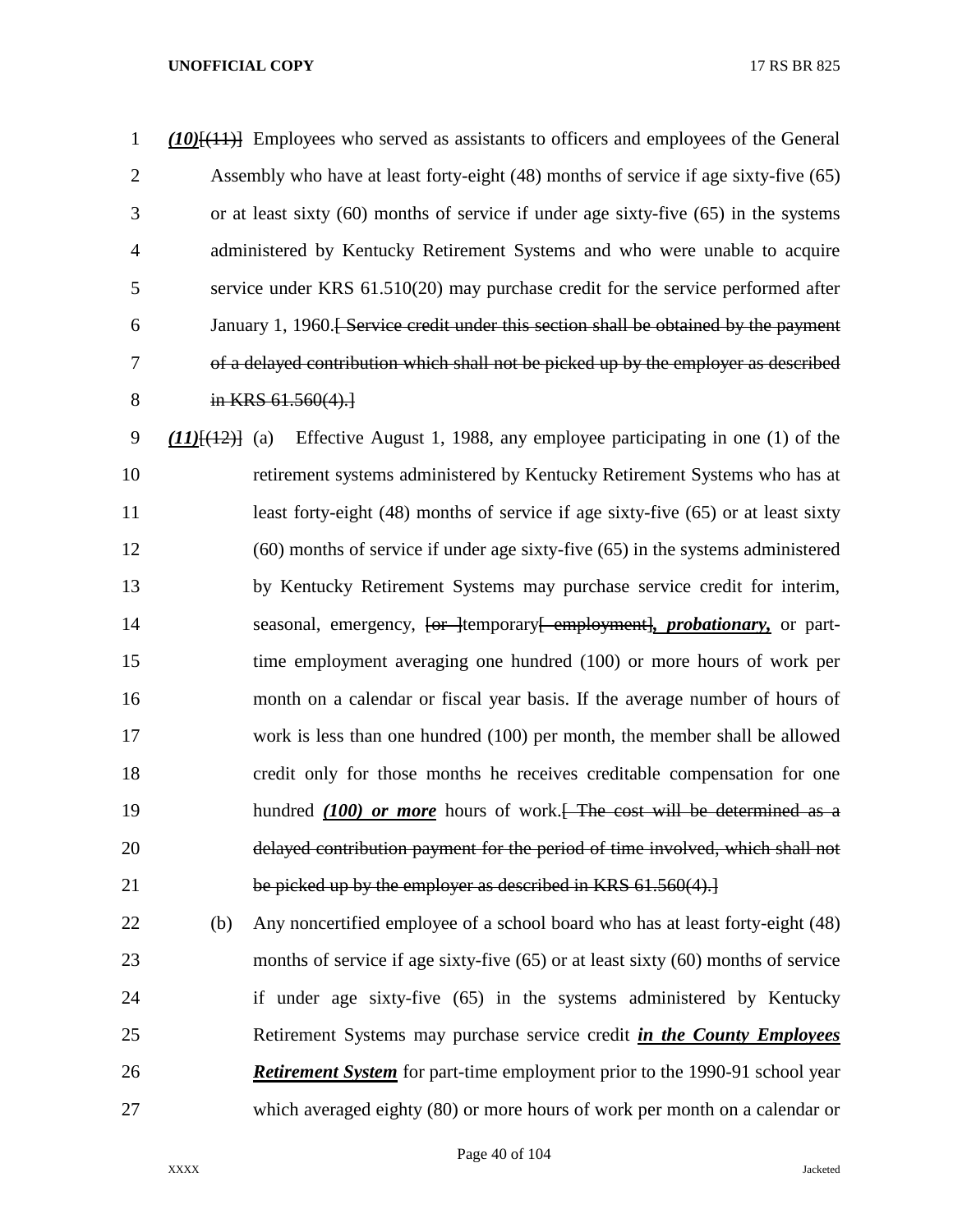(10)[(11)] Employees who served as assistants to officers and employees of the General Assembly who have at least forty-eight (48) months of service if age sixty-five (65) or at least sixty (60) months of service if under age sixty-five (65) in the systems administered by Kentucky Retirement Systems and who were unable to acquire service under KRS 61.510(20) may purchase credit for the service performed after January 1, 1960.[ Service credit under this section shall be obtained by the payment of a delayed contribution which shall not be picked up by the employer as described in KRS 61.560(4).]

(11)[(12)] (a) Effective August 1, 1988, any employee participating in one (1) of the retirement systems administered by Kentucky Retirement Systems who has at least forty-eight (48) months of service if age sixty-five (65) or at least sixty (60) months of service if under age sixty-five (65) in the systems administered by Kentucky Retirement Systems may purchase service credit for interim, seasonal, emergency, [or ]temporary[ employment]***, probationary,*** or part-time employment averaging one hundred (100) or more hours of work per month on a calendar or fiscal year basis. If the average number of hours of work is less than one hundred (100) per month, the member shall be allowed credit only for those months he receives creditable compensation for one hundred ***(100) or more*** hours of work.[ The cost will be determined as a delayed contribution payment for the period of time involved, which shall not be picked up by the employer as described in KRS 61.560(4).]

(b) Any noncertified employee of a school board who has at least forty-eight (48) months of service if age sixty-five (65) or at least sixty (60) months of service if under age sixty-five (65) in the systems administered by Kentucky Retirement Systems may purchase service credit ***in the County Employees Retirement System*** for part-time employment prior to the 1990-91 school year which averaged eighty (80) or more hours of work per month on a calendar or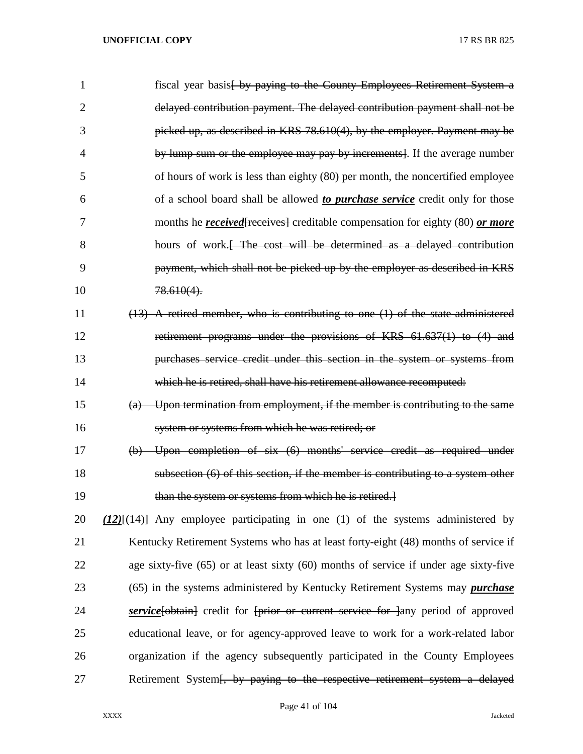fiscal year basis[ by paying to the County Employees Retirement System a delayed contribution payment. The delayed contribution payment shall not be picked up, as described in KRS 78.610(4), by the employer. Payment may be by lump sum or the employee may pay by increments]. If the average number of hours of work is less than eighty (80) per month, the noncertified employee of a school board shall be allowed ***to purchase service*** credit only for those months he ***received***[receives] creditable compensation for eighty (80) ***or more*** hours of work.[ The cost will be determined as a delayed contribution payment, which shall not be picked up by the employer as described in KRS 78.610(4).

(13) A retired member, who is contributing to one (1) of the state-administered retirement programs under the provisions of KRS 61.637(1) to (4) and purchases service credit under this section in the system or systems from which he is retired, shall have his retirement allowance recomputed:

(a) Upon termination from employment, if the member is contributing to the same system or systems from which he was retired; or

(b) Upon completion of six (6) months' service credit as required under subsection (6) of this section, if the member is contributing to a system other than the system or systems from which he is retired.]

***(12)***[(14)] Any employee participating in one (1) of the systems administered by Kentucky Retirement Systems who has at least forty-eight (48) months of service if age sixty-five (65) or at least sixty (60) months of service if under age sixty-five (65) in the systems administered by Kentucky Retirement Systems may ***purchase service***[obtain] credit for [prior or current service for ]any period of approved educational leave, or for agency-approved leave to work for a work-related labor organization if the agency subsequently participated in the County Employees Retirement System[, by paying to the respective retirement system a delayed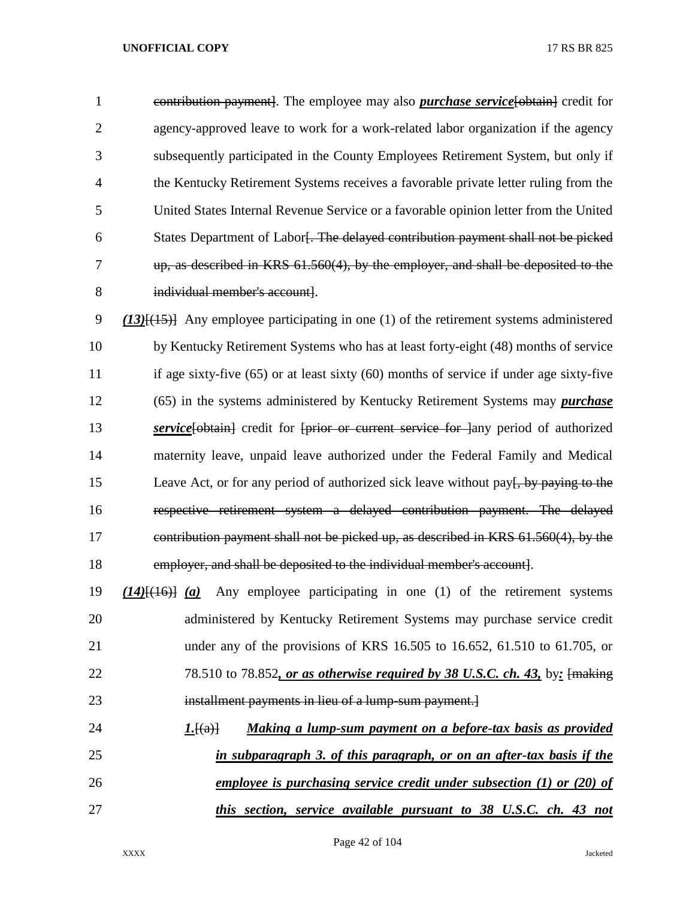contribution payment]. The employee may also ***purchase service***[obtain] credit for agency-approved leave to work for a work-related labor organization if the agency subsequently participated in the County Employees Retirement System, but only if the Kentucky Retirement Systems receives a favorable private letter ruling from the United States Internal Revenue Service or a favorable opinion letter from the United States Department of Labor[. The delayed contribution payment shall not be picked up, as described in KRS 61.560(4), by the employer, and shall be deposited to the individual member's account].

***(13)***[(15)] Any employee participating in one (1) of the retirement systems administered by Kentucky Retirement Systems who has at least forty-eight (48) months of service if age sixty-five (65) or at least sixty (60) months of service if under age sixty-five (65) in the systems administered by Kentucky Retirement Systems may ***purchase service***[obtain] credit for [prior or current service for ]any period of authorized maternity leave, unpaid leave authorized under the Federal Family and Medical Leave Act, or for any period of authorized sick leave without pay[, by paying to the respective retirement system a delayed contribution payment. The delayed contribution payment shall not be picked up, as described in KRS 61.560(4), by the employer, and shall be deposited to the individual member's account].

***(14)***[(16)] ***(a)*** Any employee participating in one (1) of the retirement systems administered by Kentucky Retirement Systems may purchase service credit under any of the provisions of KRS 16.505 to 16.652, 61.510 to 61.705, or 78.510 to 78.852***, or as otherwise required by 38 U.S.C. ch. 43,*** by***:*** [making installment payments in lieu of a lump-sum payment.]

***1.***[(a)] ***Making a lump-sum payment on a before-tax basis as provided in subparagraph 3. of this paragraph, or on an after-tax basis if the employee is purchasing service credit under subsection (1) or (20) of this section, service available pursuant to 38 U.S.C. ch. 43 not***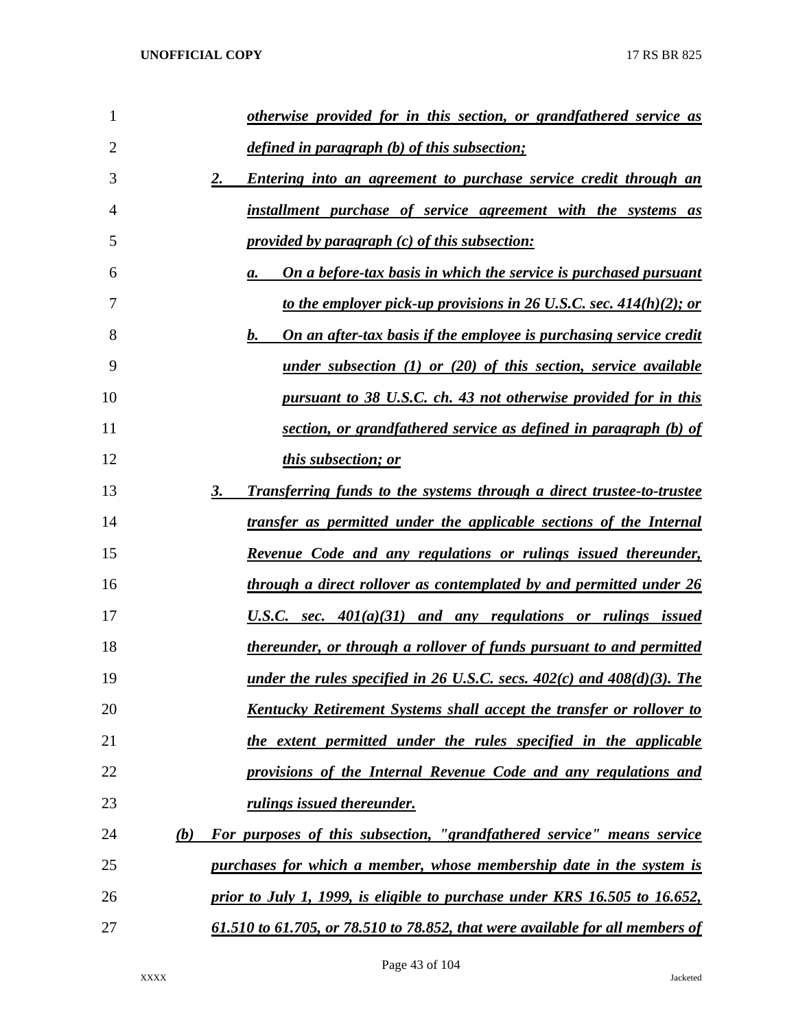*otherwise provided for in this section, or grandfathered service as defined in paragraph (b) of this subsection;*

2. *Entering into an agreement to purchase service credit through an installment purchase of service agreement with the systems as provided by paragraph (c) of this subsection:*

   a. *On a before-tax basis in which the service is purchased pursuant to the employer pick-up provisions in 26 U.S.C. sec. 414(h)(2); or*

   b. *On an after-tax basis if the employee is purchasing service credit under subsection (1) or (20) of this section, service available pursuant to 38 U.S.C. ch. 43 not otherwise provided for in this section, or grandfathered service as defined in paragraph (b) of this subsection; or*

3. *Transferring funds to the systems through a direct trustee-to-trustee transfer as permitted under the applicable sections of the Internal Revenue Code and any regulations or rulings issued thereunder, through a direct rollover as contemplated by and permitted under 26 U.S.C. sec. 401(a)(31) and any regulations or rulings issued thereunder, or through a rollover of funds pursuant to and permitted under the rules specified in 26 U.S.C. secs. 402(c) and 408(d)(3). The Kentucky Retirement Systems shall accept the transfer or rollover to the extent permitted under the rules specified in the applicable provisions of the Internal Revenue Code and any regulations and rulings issued thereunder.*

*(b) For purposes of this subsection, "grandfathered service" means service purchases for which a member, whose membership date in the system is prior to July 1, 1999, is eligible to purchase under KRS 16.505 to 16.652, 61.510 to 61.705, or 78.510 to 78.852, that were available for all members of*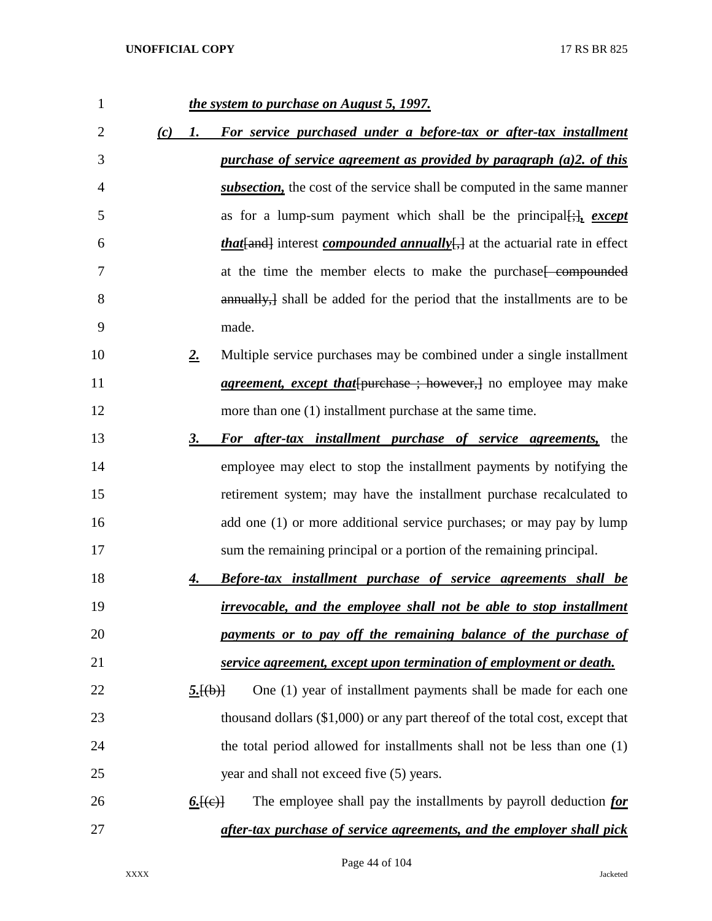***the system to purchase on August 5, 1997.***

***(c) 1. For service purchased under a before-tax or after-tax installment purchase of service agreement as provided by paragraph (a)2. of this subsection,*** the cost of the service shall be computed in the same manner as for a lump-sum payment which shall be the principal~~[;]~~***, except that***~~[and]~~ interest ***compounded annually***~~[,]~~ at the actuarial rate in effect at the time the member elects to make the purchase~~[ compounded annually,]~~ shall be added for the period that the installments are to be made.

***2.*** Multiple service purchases may be combined under a single installment ***agreement, except that***~~[purchase ; however,]~~ no employee may make more than one (1) installment purchase at the same time.

***3. For after-tax installment purchase of service agreements,*** the employee may elect to stop the installment payments by notifying the retirement system; may have the installment purchase recalculated to add one (1) or more additional service purchases; or may pay by lump sum the remaining principal or a portion of the remaining principal.

***4. Before-tax installment purchase of service agreements shall be irrevocable, and the employee shall not be able to stop installment payments or to pay off the remaining balance of the purchase of service agreement, except upon termination of employment or death.***

***5.***~~[(b)]~~ One (1) year of installment payments shall be made for each one thousand dollars ($1,000) or any part thereof of the total cost, except that the total period allowed for installments shall not be less than one (1) year and shall not exceed five (5) years.

***6.***~~[(c)]~~ The employee shall pay the installments by payroll deduction ***for after-tax purchase of service agreements, and the employer shall pick***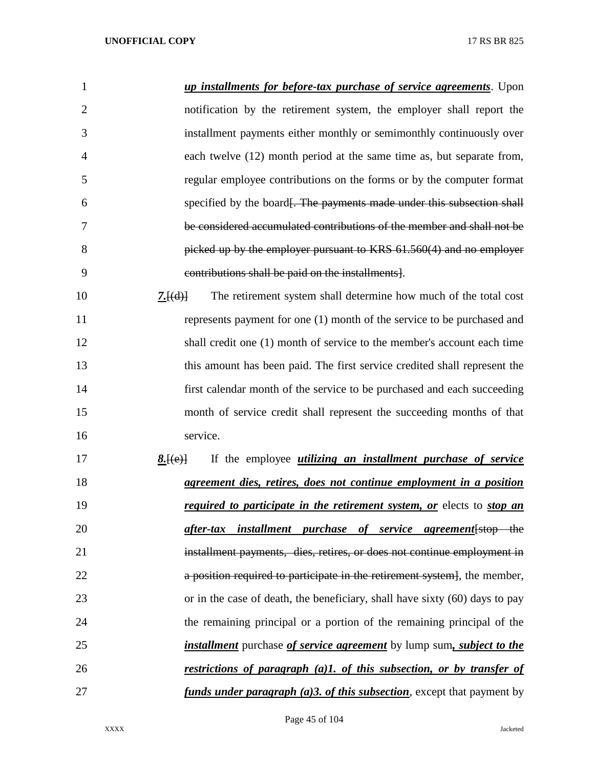***up installments for before-tax purchase of service agreements***. Upon notification by the retirement system, the employer shall report the installment payments either monthly or semimonthly continuously over each twelve (12) month period at the same time as, but separate from, regular employee contributions on the forms or by the computer format specified by the board~~[. The payments made under this subsection shall be considered accumulated contributions of the member and shall not be picked up by the employer pursuant to KRS 61.560(4) and no employer contributions shall be paid on the installments]~~.

***7.***~~[(d)]~~ The retirement system shall determine how much of the total cost represents payment for one (1) month of the service to be purchased and shall credit one (1) month of service to the member's account each time this amount has been paid. The first service credited shall represent the first calendar month of the service to be purchased and each succeeding month of service credit shall represent the succeeding months of that service.

***8.***~~[(e)]~~ If the employee ***utilizing an installment purchase of service agreement dies, retires, does not continue employment in a position required to participate in the retirement system, or*** elects to ***stop an after-tax installment purchase of service agreement***~~[stop the installment payments, dies, retires, or does not continue employment in a position required to participate in the retirement system]~~, the member, or in the case of death, the beneficiary, shall have sixty (60) days to pay the remaining principal or a portion of the remaining principal of the ***installment*** purchase ***of service agreement*** by lump sum***, subject to the restrictions of paragraph (a)1. of this subsection, or by transfer of funds under paragraph (a)3. of this subsection***, except that payment by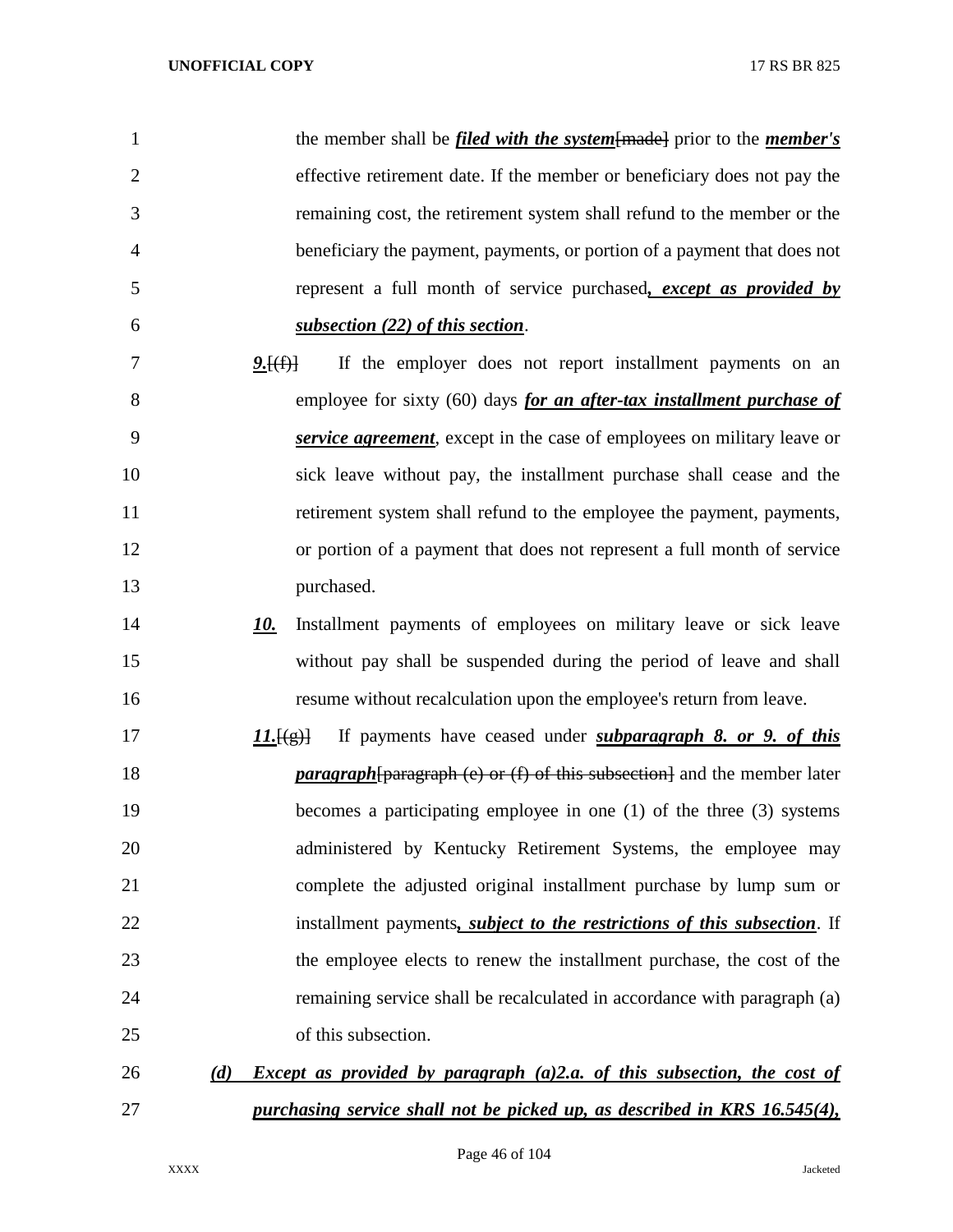the member shall be ***filed with the system***[made] prior to the ***member's*** effective retirement date. If the member or beneficiary does not pay the remaining cost, the retirement system shall refund to the member or the beneficiary the payment, payments, or portion of a payment that does not represent a full month of service purchased***, except as provided by subsection (22) of this section***.

***9.***[(f)] If the employer does not report installment payments on an employee for sixty (60) days ***for an after-tax installment purchase of service agreement***, except in the case of employees on military leave or sick leave without pay, the installment purchase shall cease and the retirement system shall refund to the employee the payment, payments, or portion of a payment that does not represent a full month of service purchased.

***10.*** Installment payments of employees on military leave or sick leave without pay shall be suspended during the period of leave and shall resume without recalculation upon the employee's return from leave.

***11.***[(g)] If payments have ceased under ***subparagraph 8. or 9. of this paragraph***[paragraph (e) or (f) of this subsection] and the member later becomes a participating employee in one (1) of the three (3) systems administered by Kentucky Retirement Systems, the employee may complete the adjusted original installment purchase by lump sum or installment payments***, subject to the restrictions of this subsection***. If the employee elects to renew the installment purchase, the cost of the remaining service shall be recalculated in accordance with paragraph (a) of this subsection.

***(d) Except as provided by paragraph (a)2.a. of this subsection, the cost of purchasing service shall not be picked up, as described in KRS 16.545(4),***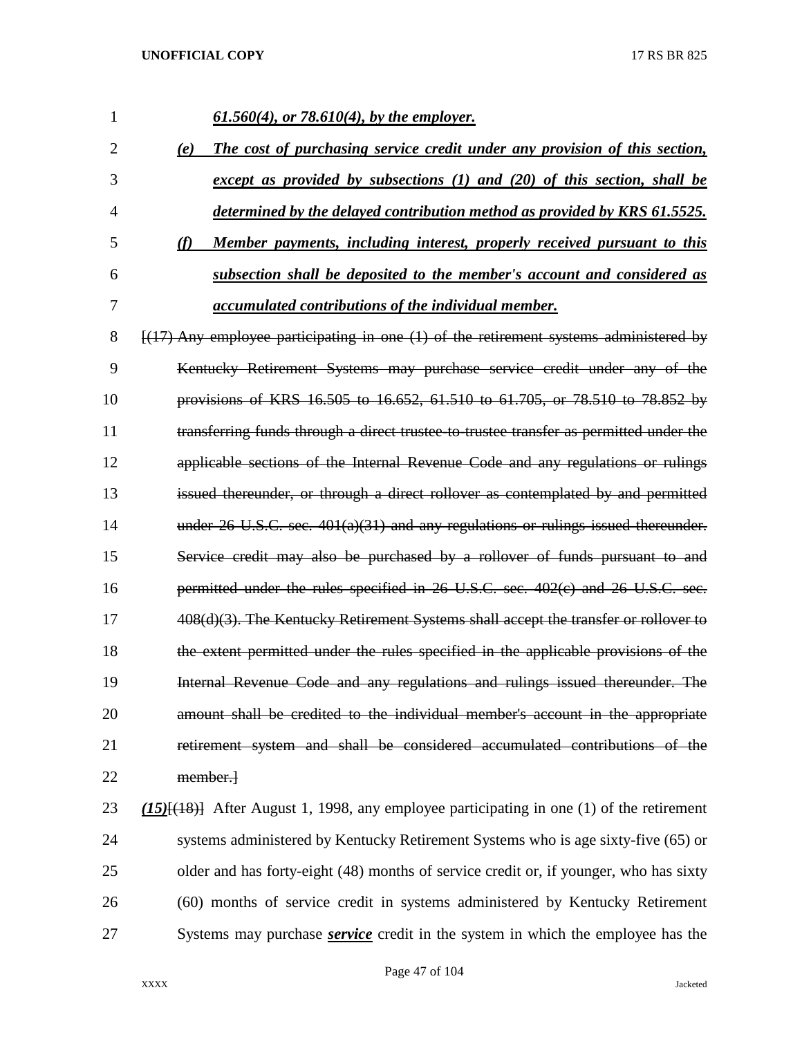*61.560(4), or 78.610(4), by the employer.*

*(e) The cost of purchasing service credit under any provision of this section, except as provided by subsections (1) and (20) of this section, shall be determined by the delayed contribution method as provided by KRS 61.5525.*

*(f) Member payments, including interest, properly received pursuant to this subsection shall be deposited to the member's account and considered as accumulated contributions of the individual member.*

[(17) Any employee participating in one (1) of the retirement systems administered by Kentucky Retirement Systems may purchase service credit under any of the provisions of KRS 16.505 to 16.652, 61.510 to 61.705, or 78.510 to 78.852 by transferring funds through a direct trustee-to-trustee transfer as permitted under the applicable sections of the Internal Revenue Code and any regulations or rulings issued thereunder, or through a direct rollover as contemplated by and permitted under 26 U.S.C. sec. 401(a)(31) and any regulations or rulings issued thereunder. Service credit may also be purchased by a rollover of funds pursuant to and permitted under the rules specified in 26 U.S.C. sec. 402(c) and 26 U.S.C. sec. 408(d)(3). The Kentucky Retirement Systems shall accept the transfer or rollover to the extent permitted under the rules specified in the applicable provisions of the Internal Revenue Code and any regulations and rulings issued thereunder. The amount shall be credited to the individual member's account in the appropriate retirement system and shall be considered accumulated contributions of the member.]

*(15)*[(18)] After August 1, 1998, any employee participating in one (1) of the retirement systems administered by Kentucky Retirement Systems who is age sixty-five (65) or older and has forty-eight (48) months of service credit or, if younger, who has sixty (60) months of service credit in systems administered by Kentucky Retirement Systems may purchase *service* credit in the system in which the employee has the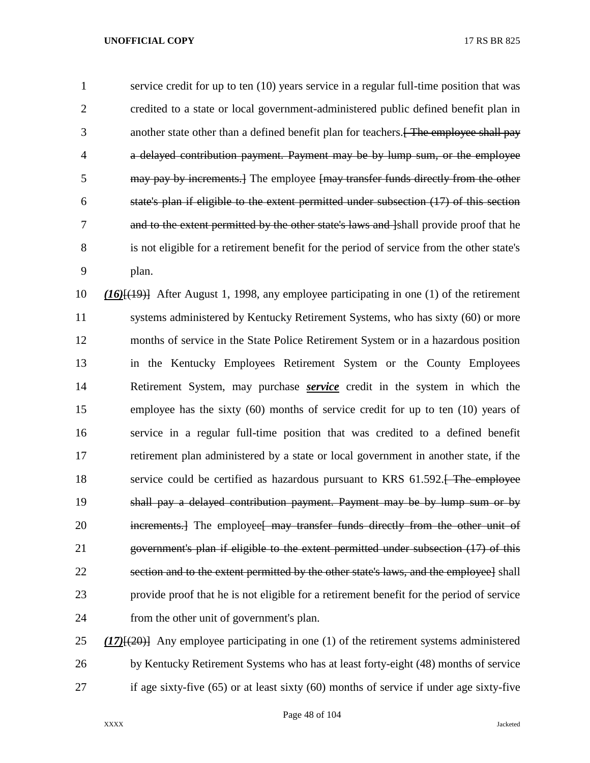service credit for up to ten (10) years service in a regular full-time position that was credited to a state or local government-administered public defined benefit plan in another state other than a defined benefit plan for teachers.~~[ The employee shall pay a delayed contribution payment. Payment may be by lump sum, or the employee may pay by increments.]~~ The employee ~~[may transfer funds directly from the other state's plan if eligible to the extent permitted under subsection (17) of this section and to the extent permitted by the other state's laws and ]~~shall provide proof that he is not eligible for a retirement benefit for the period of service from the other state's plan.

***(16)***~~[(19)]~~ After August 1, 1998, any employee participating in one (1) of the retirement systems administered by Kentucky Retirement Systems, who has sixty (60) or more months of service in the State Police Retirement System or in a hazardous position in the Kentucky Employees Retirement System or the County Employees Retirement System, may purchase ***service*** credit in the system in which the employee has the sixty (60) months of service credit for up to ten (10) years of service in a regular full-time position that was credited to a defined benefit retirement plan administered by a state or local government in another state, if the service could be certified as hazardous pursuant to KRS 61.592.~~[ The employee shall pay a delayed contribution payment. Payment may be by lump sum or by increments.]~~ The employee~~[ may transfer funds directly from the other unit of government's plan if eligible to the extent permitted under subsection (17) of this section and to the extent permitted by the other state's laws, and the employee]~~ shall provide proof that he is not eligible for a retirement benefit for the period of service from the other unit of government's plan.

***(17)***~~[(20)]~~ Any employee participating in one (1) of the retirement systems administered by Kentucky Retirement Systems who has at least forty-eight (48) months of service if age sixty-five (65) or at least sixty (60) months of service if under age sixty-five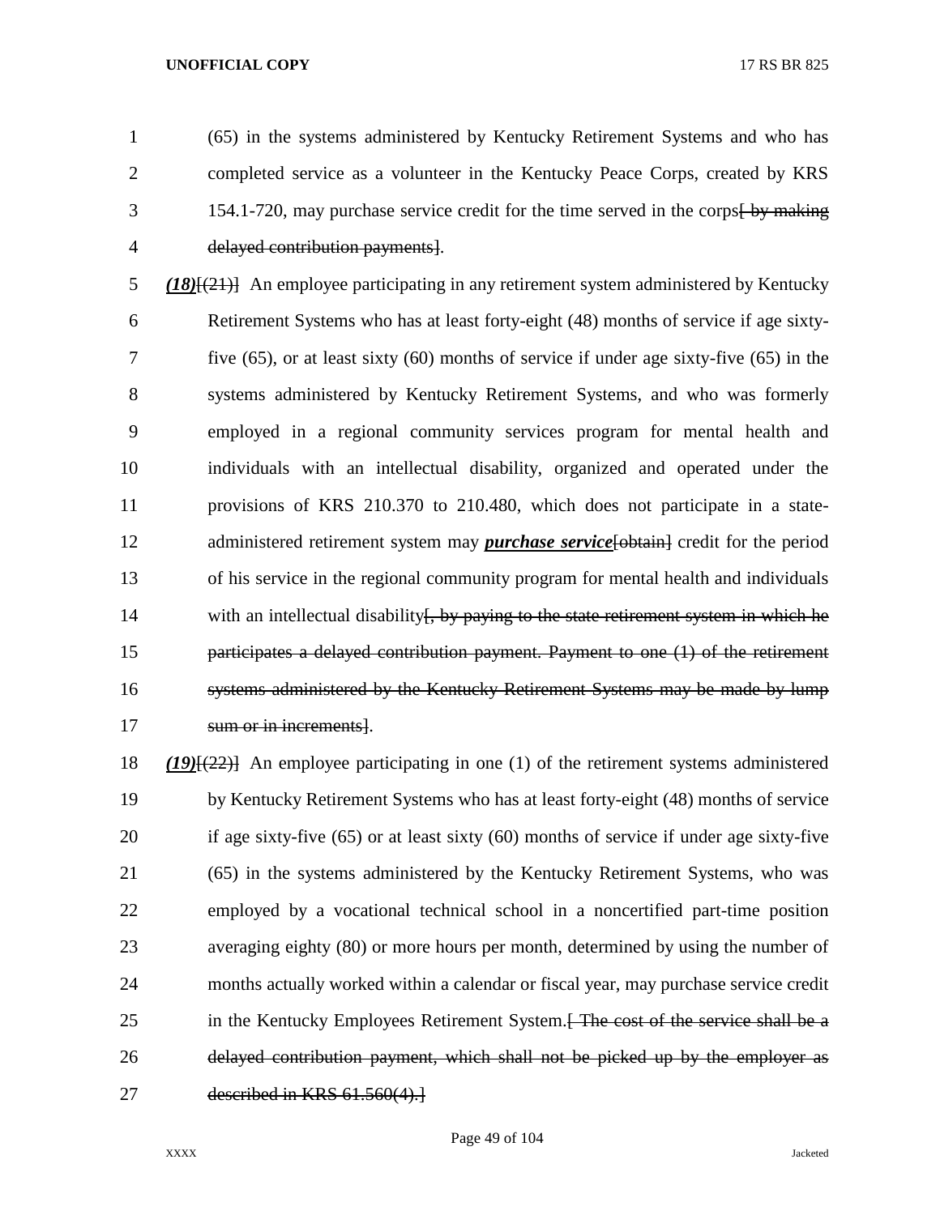(65) in the systems administered by Kentucky Retirement Systems and who has completed service as a volunteer in the Kentucky Peace Corps, created by KRS 154.1-720, may purchase service credit for the time served in the corps~~[ by making delayed contribution payments]~~.

***(18)***~~[(21)]~~ An employee participating in any retirement system administered by Kentucky Retirement Systems who has at least forty-eight (48) months of service if age sixty-five (65), or at least sixty (60) months of service if under age sixty-five (65) in the systems administered by Kentucky Retirement Systems, and who was formerly employed in a regional community services program for mental health and individuals with an intellectual disability, organized and operated under the provisions of KRS 210.370 to 210.480, which does not participate in a state-administered retirement system may ***purchase service***~~[obtain]~~ credit for the period of his service in the regional community program for mental health and individuals with an intellectual disability~~[, by paying to the state retirement system in which he participates a delayed contribution payment. Payment to one (1) of the retirement systems administered by the Kentucky Retirement Systems may be made by lump sum or in increments]~~.

***(19)***~~[(22)]~~ An employee participating in one (1) of the retirement systems administered by Kentucky Retirement Systems who has at least forty-eight (48) months of service if age sixty-five (65) or at least sixty (60) months of service if under age sixty-five (65) in the systems administered by the Kentucky Retirement Systems, who was employed by a vocational technical school in a noncertified part-time position averaging eighty (80) or more hours per month, determined by using the number of months actually worked within a calendar or fiscal year, may purchase service credit in the Kentucky Employees Retirement System.~~[ The cost of the service shall be a delayed contribution payment, which shall not be picked up by the employer as described in KRS 61.560(4).]~~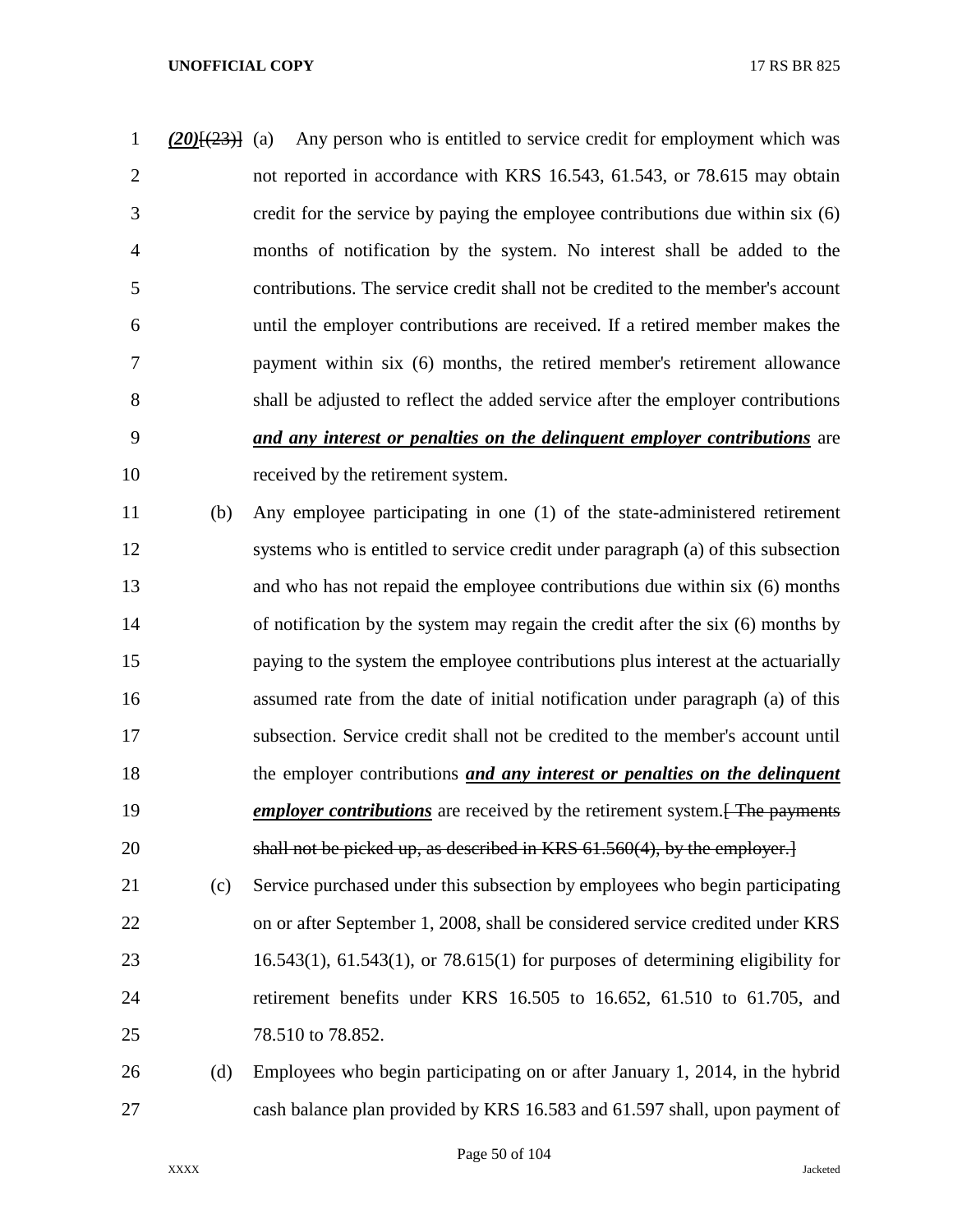*(20)*~~[(23)]~~ (a) Any person who is entitled to service credit for employment which was not reported in accordance with KRS 16.543, 61.543, or 78.615 may obtain credit for the service by paying the employee contributions due within six (6) months of notification by the system. No interest shall be added to the contributions. The service credit shall not be credited to the member's account until the employer contributions are received. If a retired member makes the payment within six (6) months, the retired member's retirement allowance shall be adjusted to reflect the added service after the employer contributions ***and any interest or penalties on the delinquent employer contributions*** are received by the retirement system.

(b) Any employee participating in one (1) of the state-administered retirement systems who is entitled to service credit under paragraph (a) of this subsection and who has not repaid the employee contributions due within six (6) months of notification by the system may regain the credit after the six (6) months by paying to the system the employee contributions plus interest at the actuarially assumed rate from the date of initial notification under paragraph (a) of this subsection. Service credit shall not be credited to the member's account until the employer contributions ***and any interest or penalties on the delinquent employer contributions*** are received by the retirement system.~~[ The payments shall not be picked up, as described in KRS 61.560(4), by the employer.]~~

(c) Service purchased under this subsection by employees who begin participating on or after September 1, 2008, shall be considered service credited under KRS 16.543(1), 61.543(1), or 78.615(1) for purposes of determining eligibility for retirement benefits under KRS 16.505 to 16.652, 61.510 to 61.705, and 78.510 to 78.852.

(d) Employees who begin participating on or after January 1, 2014, in the hybrid cash balance plan provided by KRS 16.583 and 61.597 shall, upon payment of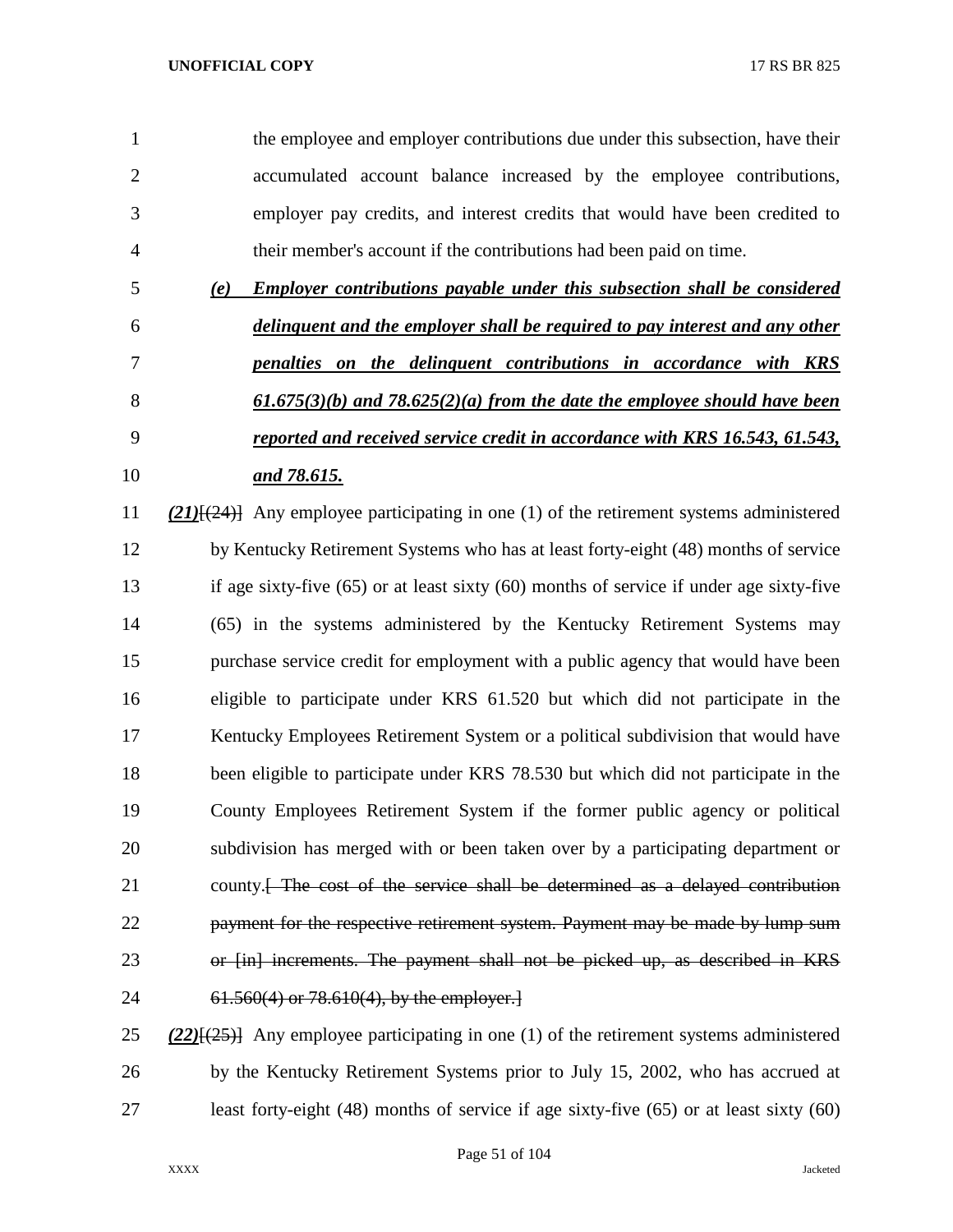the employee and employer contributions due under this subsection, have their accumulated account balance increased by the employee contributions, employer pay credits, and interest credits that would have been credited to their member's account if the contributions had been paid on time.

***(e) Employer contributions payable under this subsection shall be considered delinquent and the employer shall be required to pay interest and any other penalties on the delinquent contributions in accordance with KRS 61.675(3)(b) and 78.625(2)(a) from the date the employee should have been reported and received service credit in accordance with KRS 16.543, 61.543, and 78.615.***

***(21)***~~[(24)]~~ Any employee participating in one (1) of the retirement systems administered by Kentucky Retirement Systems who has at least forty-eight (48) months of service if age sixty-five (65) or at least sixty (60) months of service if under age sixty-five (65) in the systems administered by the Kentucky Retirement Systems may purchase service credit for employment with a public agency that would have been eligible to participate under KRS 61.520 but which did not participate in the Kentucky Employees Retirement System or a political subdivision that would have been eligible to participate under KRS 78.530 but which did not participate in the County Employees Retirement System if the former public agency or political subdivision has merged with or been taken over by a participating department or county.~~[ The cost of the service shall be determined as a delayed contribution payment for the respective retirement system. Payment may be made by lump sum or [in] increments. The payment shall not be picked up, as described in KRS 61.560(4) or 78.610(4), by the employer.]~~

***(22)***~~[(25)]~~ Any employee participating in one (1) of the retirement systems administered by the Kentucky Retirement Systems prior to July 15, 2002, who has accrued at least forty-eight (48) months of service if age sixty-five (65) or at least sixty (60)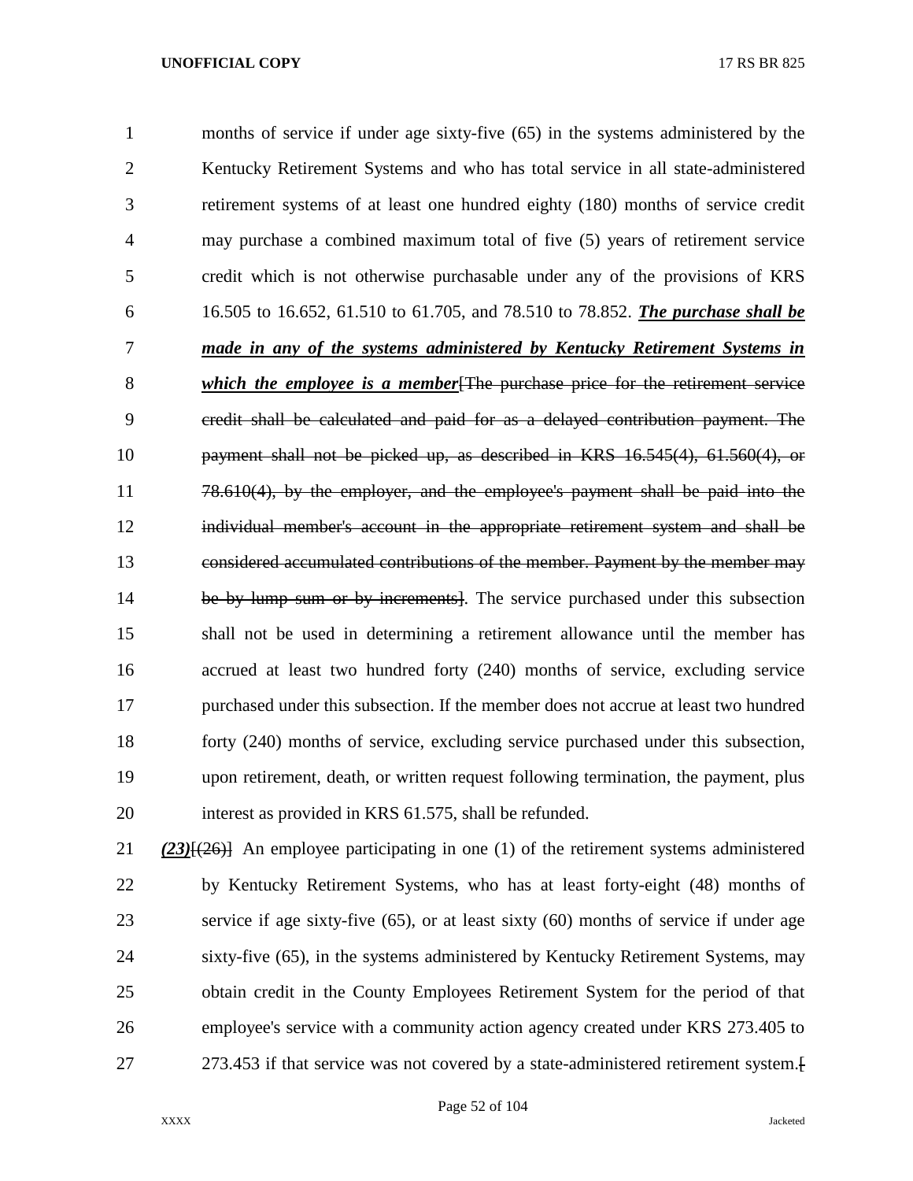months of service if under age sixty-five (65) in the systems administered by the Kentucky Retirement Systems and who has total service in all state-administered retirement systems of at least one hundred eighty (180) months of service credit may purchase a combined maximum total of five (5) years of retirement service credit which is not otherwise purchasable under any of the provisions of KRS 16.505 to 16.652, 61.510 to 61.705, and 78.510 to 78.852. ***The purchase shall be made in any of the systems administered by Kentucky Retirement Systems in which the employee is a member***[~~The purchase price for the retirement service credit shall be calculated and paid for as a delayed contribution payment. The payment shall not be picked up, as described in KRS 16.545(4), 61.560(4), or 78.610(4), by the employer, and the employee's payment shall be paid into the individual member's account in the appropriate retirement system and shall be considered accumulated contributions of the member. Payment by the member may be by lump sum or by increments~~]. The service purchased under this subsection shall not be used in determining a retirement allowance until the member has accrued at least two hundred forty (240) months of service, excluding service purchased under this subsection. If the member does not accrue at least two hundred forty (240) months of service, excluding service purchased under this subsection, upon retirement, death, or written request following termination, the payment, plus interest as provided in KRS 61.575, shall be refunded.

***(23)***[~~(26)~~] An employee participating in one (1) of the retirement systems administered by Kentucky Retirement Systems, who has at least forty-eight (48) months of service if age sixty-five (65), or at least sixty (60) months of service if under age sixty-five (65), in the systems administered by Kentucky Retirement Systems, may obtain credit in the County Employees Retirement System for the period of that employee's service with a community action agency created under KRS 273.405 to 273.453 if that service was not covered by a state-administered retirement system.[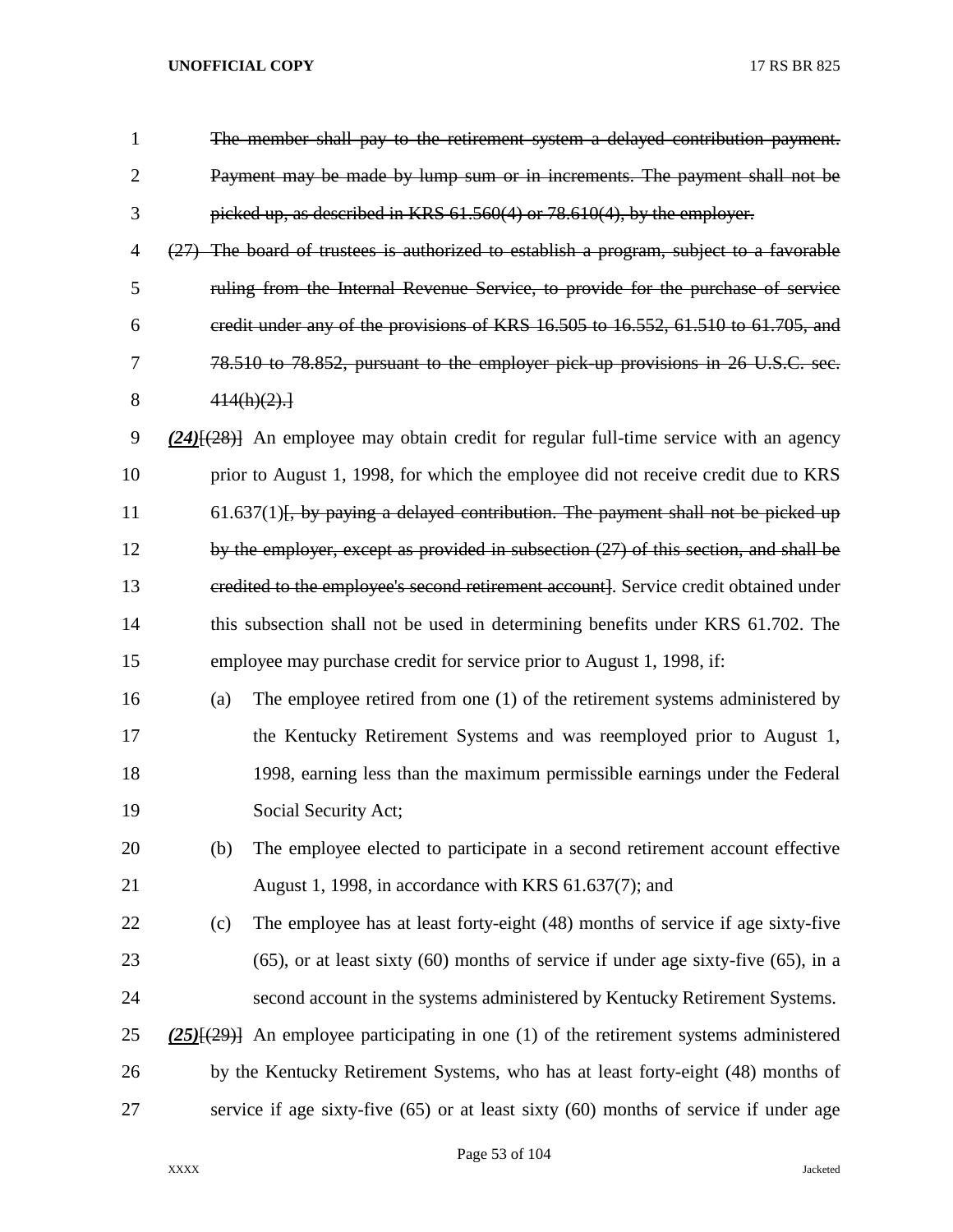~~The member shall pay to the retirement system a delayed contribution payment. Payment may be made by lump sum or in increments. The payment shall not be picked up, as described in KRS 61.560(4) or 78.610(4), by the employer.~~

~~(27) The board of trustees is authorized to establish a program, subject to a favorable ruling from the Internal Revenue Service, to provide for the purchase of service credit under any of the provisions of KRS 16.505 to 16.552, 61.510 to 61.705, and 78.510 to 78.852, pursuant to the employer pick-up provisions in 26 U.S.C. sec. 414(h)(2).]~~

***(24)***[~~(28)~~] An employee may obtain credit for regular full-time service with an agency prior to August 1, 1998, for which the employee did not receive credit due to KRS 61.637(1)[~~, by paying a delayed contribution. The payment shall not be picked up by the employer, except as provided in subsection (27) of this section, and shall be credited to the employee's second retirement account~~]. Service credit obtained under this subsection shall not be used in determining benefits under KRS 61.702. The employee may purchase credit for service prior to August 1, 1998, if:

(a) The employee retired from one (1) of the retirement systems administered by the Kentucky Retirement Systems and was reemployed prior to August 1, 1998, earning less than the maximum permissible earnings under the Federal Social Security Act;

(b) The employee elected to participate in a second retirement account effective August 1, 1998, in accordance with KRS 61.637(7); and

(c) The employee has at least forty-eight (48) months of service if age sixty-five (65), or at least sixty (60) months of service if under age sixty-five (65), in a second account in the systems administered by Kentucky Retirement Systems.

***(25)***[~~(29)~~] An employee participating in one (1) of the retirement systems administered by the Kentucky Retirement Systems, who has at least forty-eight (48) months of service if age sixty-five (65) or at least sixty (60) months of service if under age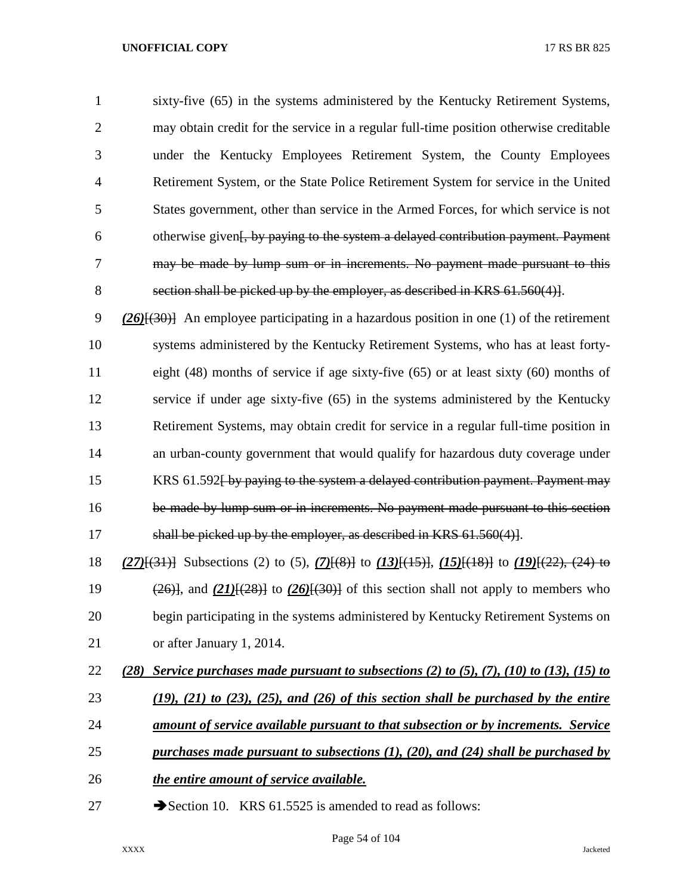sixty-five (65) in the systems administered by the Kentucky Retirement Systems, may obtain credit for the service in a regular full-time position otherwise creditable under the Kentucky Employees Retirement System, the County Employees Retirement System, or the State Police Retirement System for service in the United States government, other than service in the Armed Forces, for which service is not otherwise given~~[, by paying to the system a delayed contribution payment. Payment may be made by lump sum or in increments. No payment made pursuant to this section shall be picked up by the employer, as described in KRS 61.560(4)]~~.

***(26)***~~[(30)]~~ An employee participating in a hazardous position in one (1) of the retirement systems administered by the Kentucky Retirement Systems, who has at least forty-eight (48) months of service if age sixty-five (65) or at least sixty (60) months of service if under age sixty-five (65) in the systems administered by the Kentucky Retirement Systems, may obtain credit for service in a regular full-time position in an urban-county government that would qualify for hazardous duty coverage under KRS 61.592~~[ by paying to the system a delayed contribution payment. Payment may be made by lump sum or in increments. No payment made pursuant to this section shall be picked up by the employer, as described in KRS 61.560(4)]~~.

***(27)***~~[(31)]~~ Subsections (2) to (5), ***(7)***~~[(8)]~~ to ***(13)***~~[(15)]~~, ***(15)***~~[(18)]~~ to ***(19)***~~[(22), (24) to (26)]~~, and ***(21)***~~[(28)]~~ to ***(26)***~~[(30)]~~ of this section shall not apply to members who begin participating in the systems administered by Kentucky Retirement Systems on or after January 1, 2014.

***(28) Service purchases made pursuant to subsections (2) to (5), (7), (10) to (13), (15) to (19), (21) to (23), (25), and (26) of this section shall be purchased by the entire amount of service available pursuant to that subsection or by increments. Service purchases made pursuant to subsections (1), (20), and (24) shall be purchased by the entire amount of service available.***

➔Section 10. KRS 61.5525 is amended to read as follows: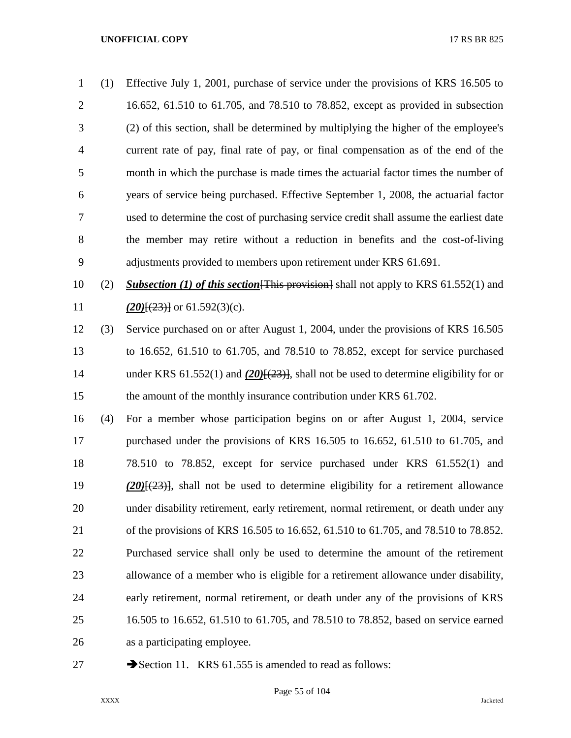(1) Effective July 1, 2001, purchase of service under the provisions of KRS 16.505 to 16.652, 61.510 to 61.705, and 78.510 to 78.852, except as provided in subsection (2) of this section, shall be determined by multiplying the higher of the employee's current rate of pay, final rate of pay, or final compensation as of the end of the month in which the purchase is made times the actuarial factor times the number of years of service being purchased. Effective September 1, 2008, the actuarial factor used to determine the cost of purchasing service credit shall assume the earliest date the member may retire without a reduction in benefits and the cost-of-living adjustments provided to members upon retirement under KRS 61.691.

(2) ***Subsection (1) of this section***[~~This provision~~] shall not apply to KRS 61.552(1) and ***(20)***[~~(23)~~] or 61.592(3)(c).

(3) Service purchased on or after August 1, 2004, under the provisions of KRS 16.505 to 16.652, 61.510 to 61.705, and 78.510 to 78.852, except for service purchased under KRS 61.552(1) and ***(20)***[~~(23)~~], shall not be used to determine eligibility for or the amount of the monthly insurance contribution under KRS 61.702.

(4) For a member whose participation begins on or after August 1, 2004, service purchased under the provisions of KRS 16.505 to 16.652, 61.510 to 61.705, and 78.510 to 78.852, except for service purchased under KRS 61.552(1) and ***(20)***[~~(23)~~], shall not be used to determine eligibility for a retirement allowance under disability retirement, early retirement, normal retirement, or death under any of the provisions of KRS 16.505 to 16.652, 61.510 to 61.705, and 78.510 to 78.852. Purchased service shall only be used to determine the amount of the retirement allowance of a member who is eligible for a retirement allowance under disability, early retirement, normal retirement, or death under any of the provisions of KRS 16.505 to 16.652, 61.510 to 61.705, and 78.510 to 78.852, based on service earned as a participating employee.

➔Section 11. KRS 61.555 is amended to read as follows: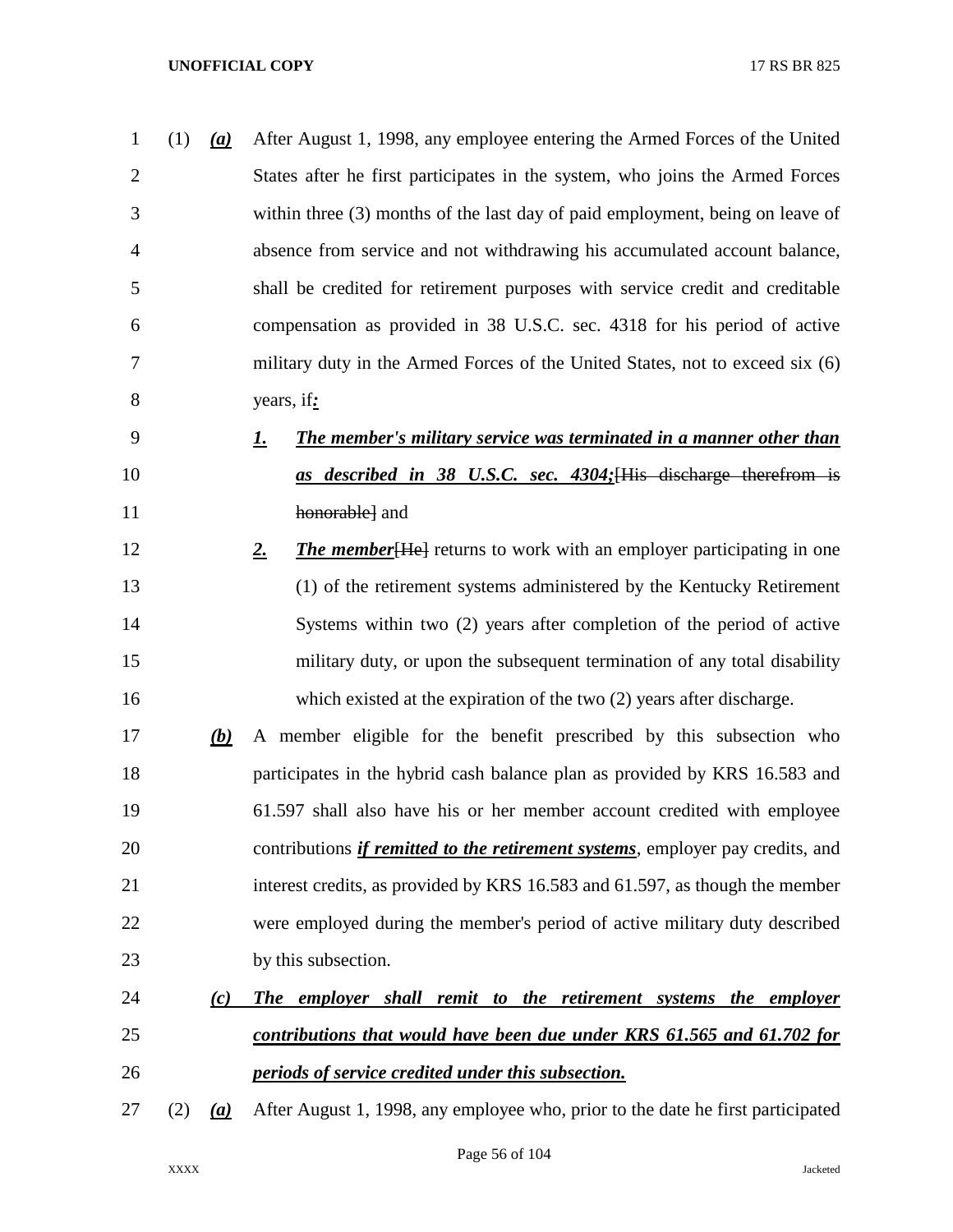(1) ***(a)*** After August 1, 1998, any employee entering the Armed Forces of the United States after he first participates in the system, who joins the Armed Forces within three (3) months of the last day of paid employment, being on leave of absence from service and not withdrawing his accumulated account balance, shall be credited for retirement purposes with service credit and creditable compensation as provided in 38 U.S.C. sec. 4318 for his period of active military duty in the Armed Forces of the United States, not to exceed six (6) years, if***:***

***1.*** ***The member's military service was terminated in a manner other than as described in 38 U.S.C. sec. 4304;***~~[His discharge therefrom is honorable]~~ and

***2.*** ***The member***~~[He]~~ returns to work with an employer participating in one (1) of the retirement systems administered by the Kentucky Retirement Systems within two (2) years after completion of the period of active military duty, or upon the subsequent termination of any total disability which existed at the expiration of the two (2) years after discharge.

***(b)*** A member eligible for the benefit prescribed by this subsection who participates in the hybrid cash balance plan as provided by KRS 16.583 and 61.597 shall also have his or her member account credited with employee contributions ***if remitted to the retirement systems***, employer pay credits, and interest credits, as provided by KRS 16.583 and 61.597, as though the member were employed during the member's period of active military duty described by this subsection.

***(c)*** ***The employer shall remit to the retirement systems the employer contributions that would have been due under KRS 61.565 and 61.702 for periods of service credited under this subsection.***

(2) ***(a)*** After August 1, 1998, any employee who, prior to the date he first participated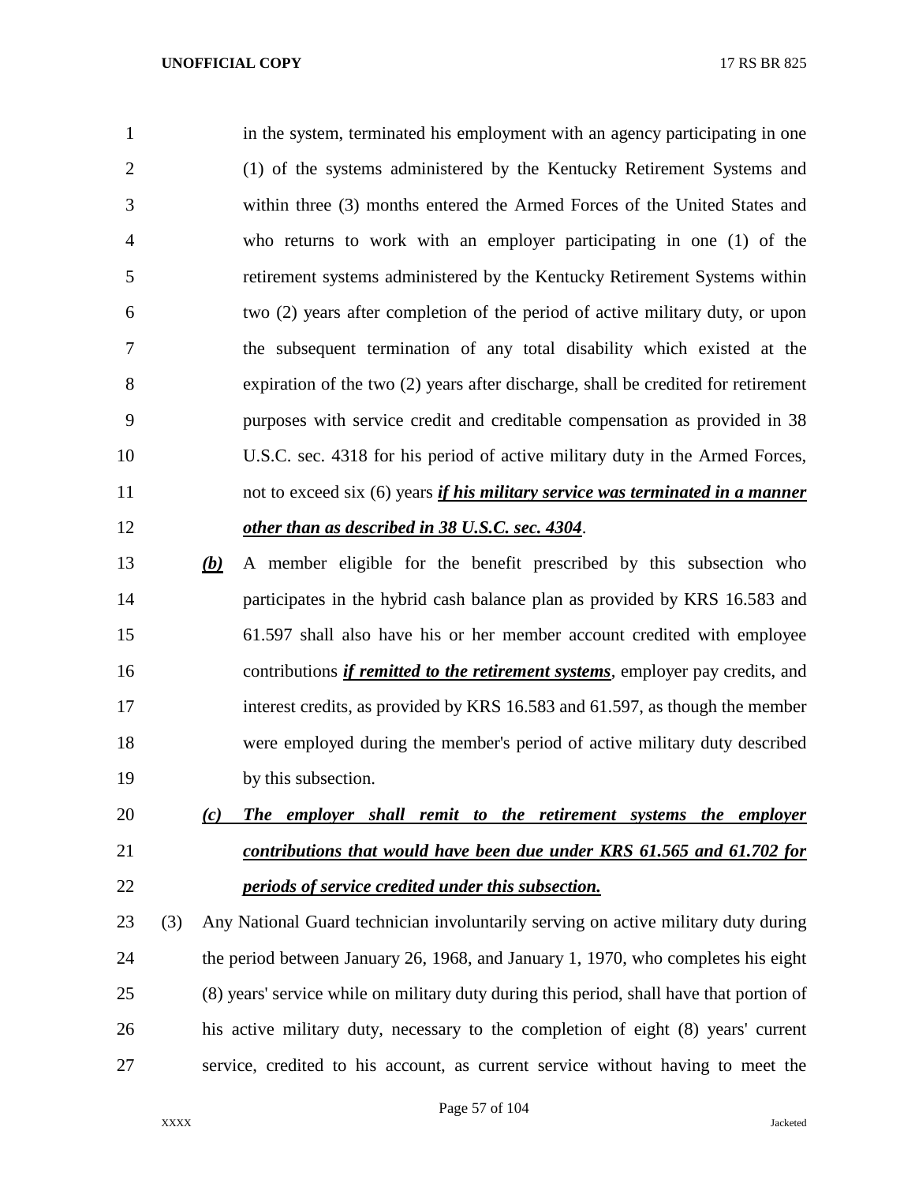in the system, terminated his employment with an agency participating in one (1) of the systems administered by the Kentucky Retirement Systems and within three (3) months entered the Armed Forces of the United States and who returns to work with an employer participating in one (1) of the retirement systems administered by the Kentucky Retirement Systems within two (2) years after completion of the period of active military duty, or upon the subsequent termination of any total disability which existed at the expiration of the two (2) years after discharge, shall be credited for retirement purposes with service credit and creditable compensation as provided in 38 U.S.C. sec. 4318 for his period of active military duty in the Armed Forces, not to exceed six (6) years ***if his military service was terminated in a manner other than as described in 38 U.S.C. sec. 4304***.

***(b)*** A member eligible for the benefit prescribed by this subsection who participates in the hybrid cash balance plan as provided by KRS 16.583 and 61.597 shall also have his or her member account credited with employee contributions ***if remitted to the retirement systems***, employer pay credits, and interest credits, as provided by KRS 16.583 and 61.597, as though the member were employed during the member's period of active military duty described by this subsection.

***(c) The employer shall remit to the retirement systems the employer contributions that would have been due under KRS 61.565 and 61.702 for periods of service credited under this subsection.***

(3) Any National Guard technician involuntarily serving on active military duty during the period between January 26, 1968, and January 1, 1970, who completes his eight (8) years' service while on military duty during this period, shall have that portion of his active military duty, necessary to the completion of eight (8) years' current service, credited to his account, as current service without having to meet the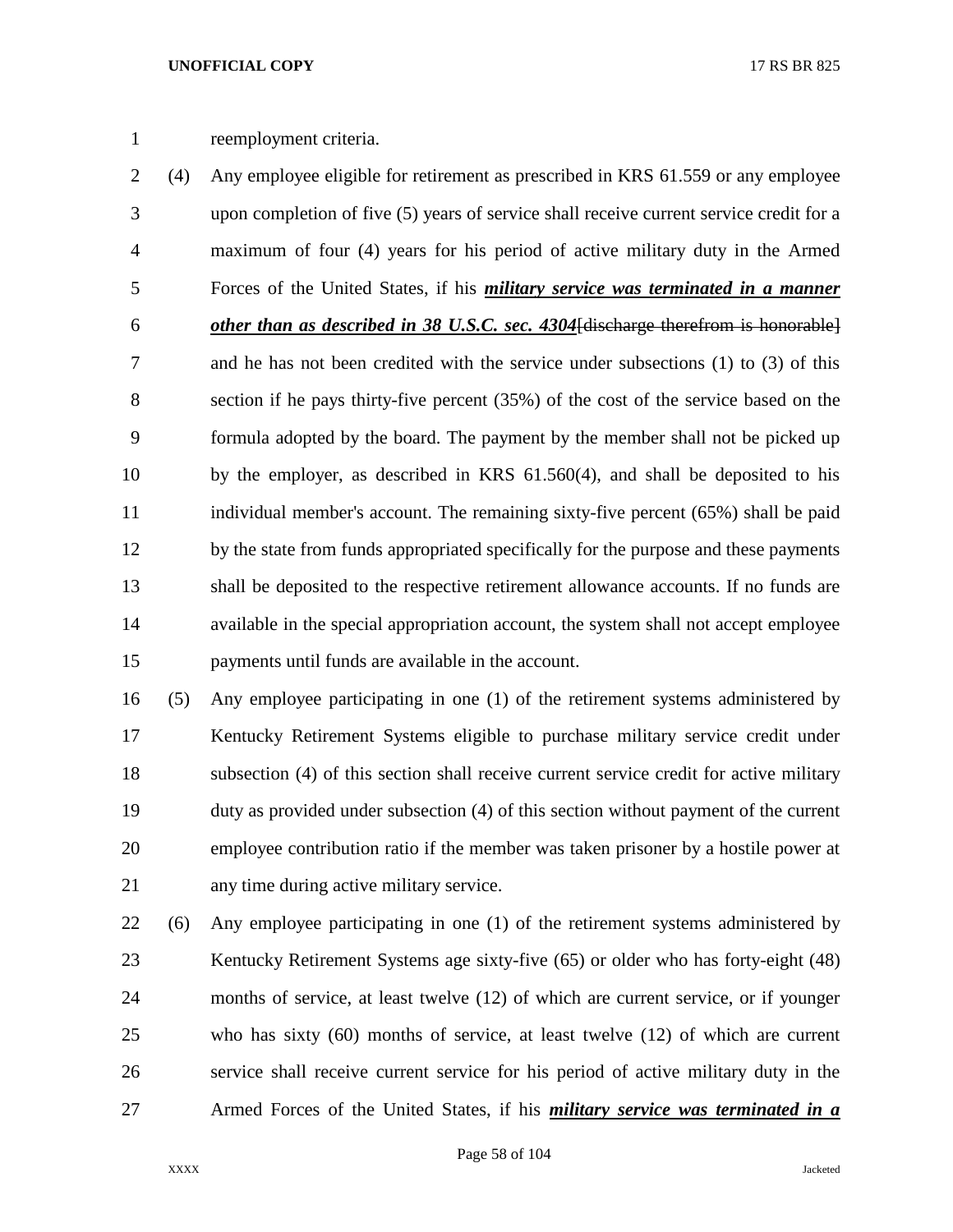reemployment criteria.

(4) Any employee eligible for retirement as prescribed in KRS 61.559 or any employee upon completion of five (5) years of service shall receive current service credit for a maximum of four (4) years for his period of active military duty in the Armed Forces of the United States, if his ***military service was terminated in a manner other than as described in 38 U.S.C. sec. 4304***~~[discharge therefrom is honorable]~~ and he has not been credited with the service under subsections (1) to (3) of this section if he pays thirty-five percent (35%) of the cost of the service based on the formula adopted by the board. The payment by the member shall not be picked up by the employer, as described in KRS 61.560(4), and shall be deposited to his individual member's account. The remaining sixty-five percent (65%) shall be paid by the state from funds appropriated specifically for the purpose and these payments shall be deposited to the respective retirement allowance accounts. If no funds are available in the special appropriation account, the system shall not accept employee payments until funds are available in the account.

(5) Any employee participating in one (1) of the retirement systems administered by Kentucky Retirement Systems eligible to purchase military service credit under subsection (4) of this section shall receive current service credit for active military duty as provided under subsection (4) of this section without payment of the current employee contribution ratio if the member was taken prisoner by a hostile power at any time during active military service.

(6) Any employee participating in one (1) of the retirement systems administered by Kentucky Retirement Systems age sixty-five (65) or older who has forty-eight (48) months of service, at least twelve (12) of which are current service, or if younger who has sixty (60) months of service, at least twelve (12) of which are current service shall receive current service for his period of active military duty in the Armed Forces of the United States, if his ***military service was terminated in a***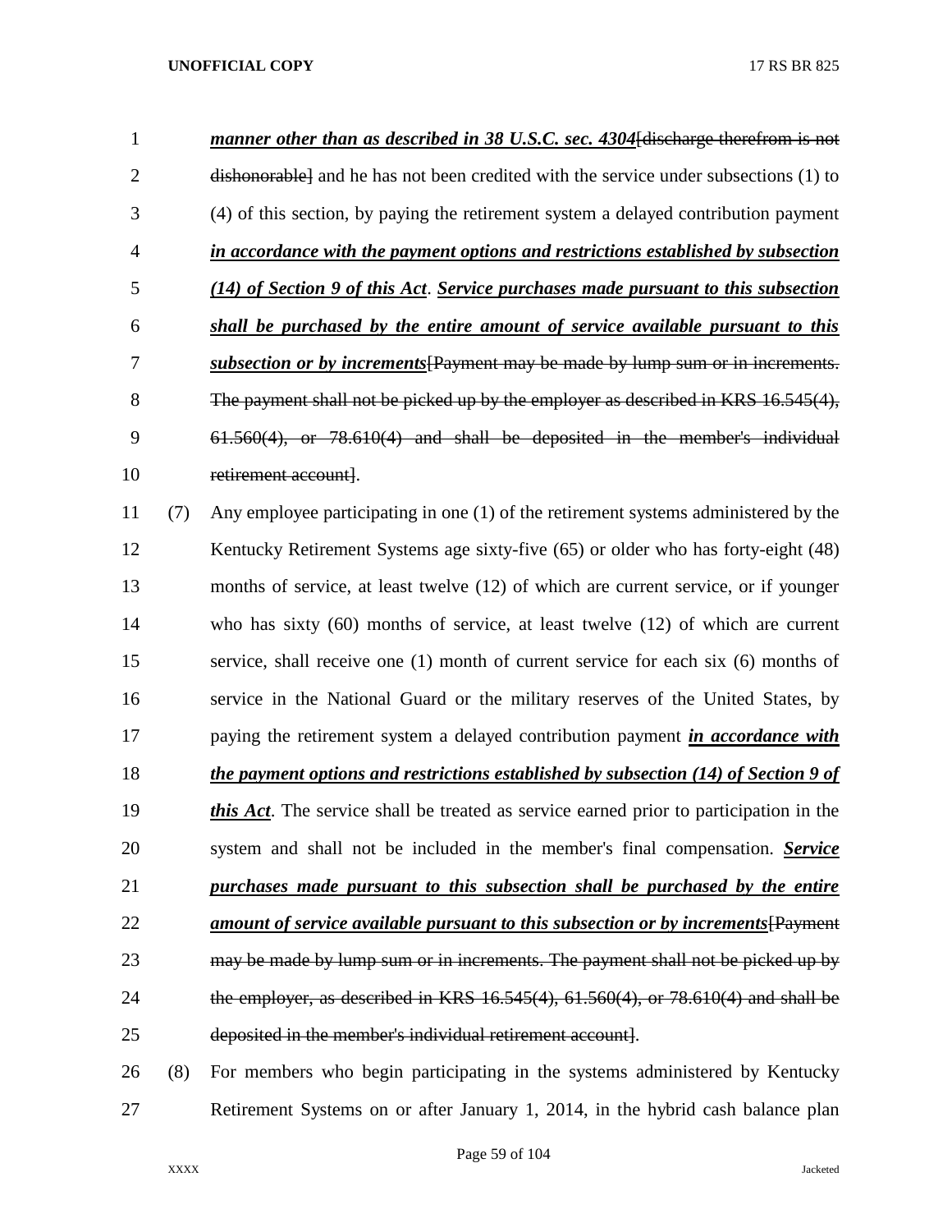***manner other than as described in 38 U.S.C. sec. 4304***[discharge therefrom is not dishonorable] and he has not been credited with the service under subsections (1) to (4) of this section, by paying the retirement system a delayed contribution payment ***in accordance with the payment options and restrictions established by subsection (14) of Section 9 of this Act***. ***Service purchases made pursuant to this subsection shall be purchased by the entire amount of service available pursuant to this subsection or by increments***[Payment may be made by lump sum or in increments. The payment shall not be picked up by the employer as described in KRS 16.545(4), 61.560(4), or 78.610(4) and shall be deposited in the member's individual retirement account].

(7) Any employee participating in one (1) of the retirement systems administered by the Kentucky Retirement Systems age sixty-five (65) or older who has forty-eight (48) months of service, at least twelve (12) of which are current service, or if younger who has sixty (60) months of service, at least twelve (12) of which are current service, shall receive one (1) month of current service for each six (6) months of service in the National Guard or the military reserves of the United States, by paying the retirement system a delayed contribution payment ***in accordance with the payment options and restrictions established by subsection (14) of Section 9 of this Act***. The service shall be treated as service earned prior to participation in the system and shall not be included in the member's final compensation. ***Service purchases made pursuant to this subsection shall be purchased by the entire amount of service available pursuant to this subsection or by increments***[Payment may be made by lump sum or in increments. The payment shall not be picked up by the employer, as described in KRS 16.545(4), 61.560(4), or 78.610(4) and shall be deposited in the member's individual retirement account].

(8) For members who begin participating in the systems administered by Kentucky Retirement Systems on or after January 1, 2014, in the hybrid cash balance plan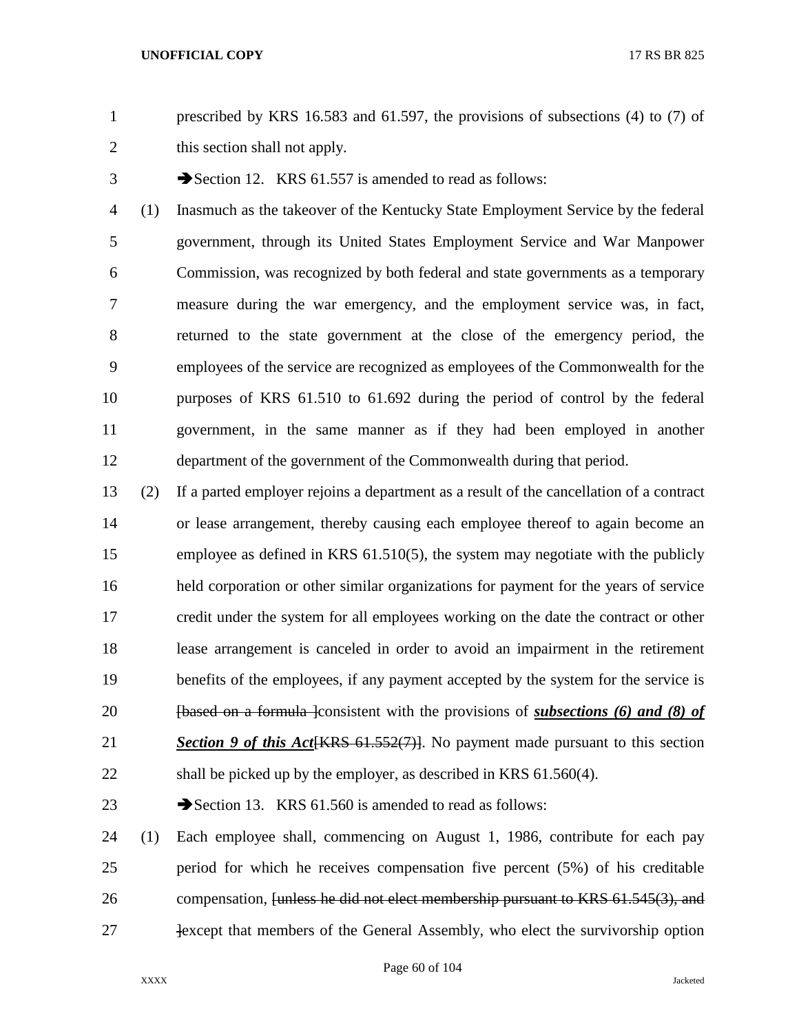prescribed by KRS 16.583 and 61.597, the provisions of subsections (4) to (7) of this section shall not apply.

➔Section 12. KRS 61.557 is amended to read as follows:

(1) Inasmuch as the takeover of the Kentucky State Employment Service by the federal government, through its United States Employment Service and War Manpower Commission, was recognized by both federal and state governments as a temporary measure during the war emergency, and the employment service was, in fact, returned to the state government at the close of the emergency period, the employees of the service are recognized as employees of the Commonwealth for the purposes of KRS 61.510 to 61.692 during the period of control by the federal government, in the same manner as if they had been employed in another department of the government of the Commonwealth during that period.

(2) If a parted employer rejoins a department as a result of the cancellation of a contract or lease arrangement, thereby causing each employee thereof to again become an employee as defined in KRS 61.510(5), the system may negotiate with the publicly held corporation or other similar organizations for payment for the years of service credit under the system for all employees working on the date the contract or other lease arrangement is canceled in order to avoid an impairment in the retirement benefits of the employees, if any payment accepted by the system for the service is ~~[based on a formula ]~~consistent with the provisions of ***subsections (6) and (8) of Section 9 of this Act***~~[KRS 61.552(7)]~~. No payment made pursuant to this section shall be picked up by the employer, as described in KRS 61.560(4).

➔Section 13. KRS 61.560 is amended to read as follows:

(1) Each employee shall, commencing on August 1, 1986, contribute for each pay period for which he receives compensation five percent (5%) of his creditable compensation, ~~[unless he did not elect membership pursuant to KRS 61.545(3), and ]~~except that members of the General Assembly, who elect the survivorship option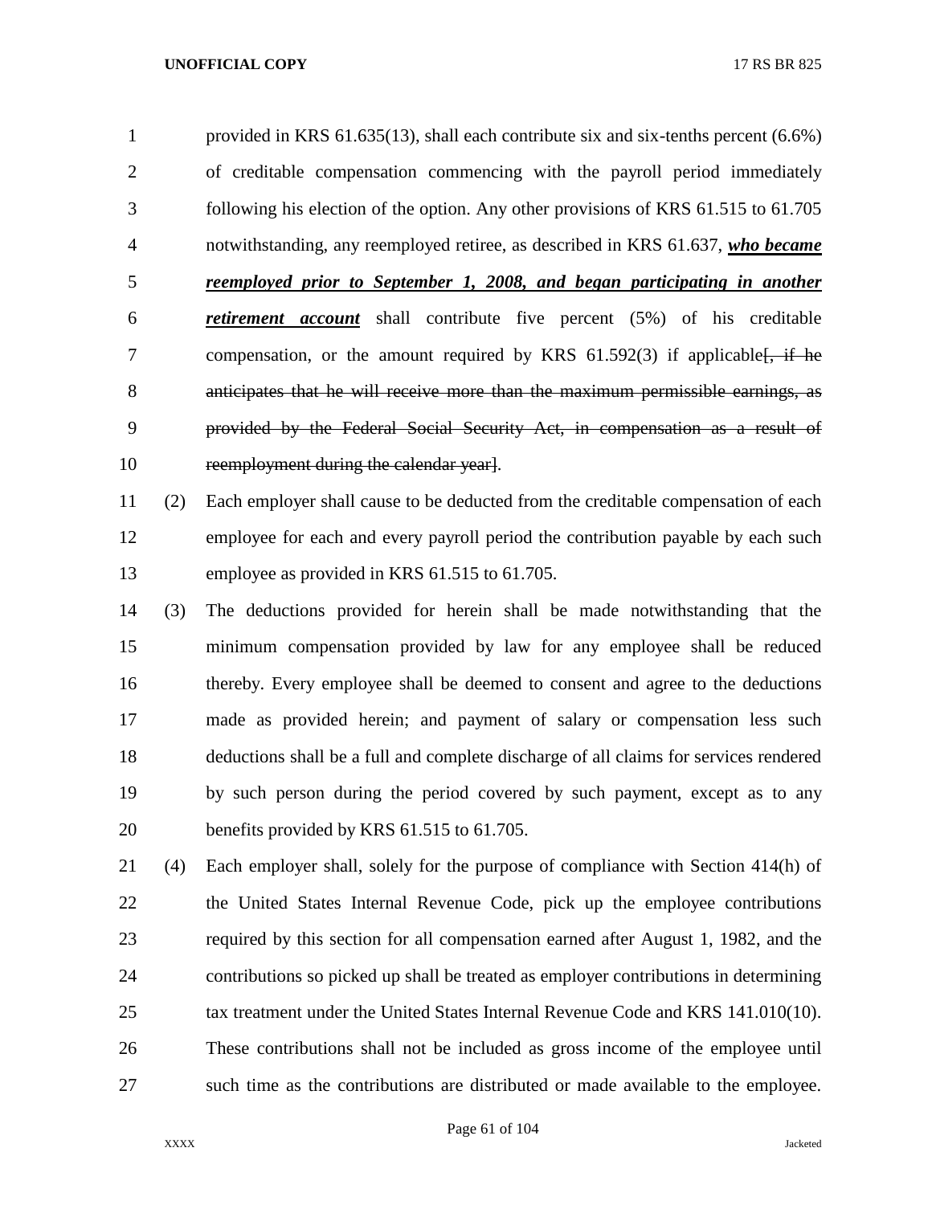provided in KRS 61.635(13), shall each contribute six and six-tenths percent (6.6%) of creditable compensation commencing with the payroll period immediately following his election of the option. Any other provisions of KRS 61.515 to 61.705 notwithstanding, any reemployed retiree, as described in KRS 61.637, ***who became reemployed prior to September 1, 2008, and began participating in another retirement account*** shall contribute five percent (5%) of his creditable compensation, or the amount required by KRS 61.592(3) if applicable[~~, if he anticipates that he will receive more than the maximum permissible earnings, as provided by the Federal Social Security Act, in compensation as a result of reemployment during the calendar year~~].

(2) Each employer shall cause to be deducted from the creditable compensation of each employee for each and every payroll period the contribution payable by each such employee as provided in KRS 61.515 to 61.705.

(3) The deductions provided for herein shall be made notwithstanding that the minimum compensation provided by law for any employee shall be reduced thereby. Every employee shall be deemed to consent and agree to the deductions made as provided herein; and payment of salary or compensation less such deductions shall be a full and complete discharge of all claims for services rendered by such person during the period covered by such payment, except as to any benefits provided by KRS 61.515 to 61.705.

(4) Each employer shall, solely for the purpose of compliance with Section 414(h) of the United States Internal Revenue Code, pick up the employee contributions required by this section for all compensation earned after August 1, 1982, and the contributions so picked up shall be treated as employer contributions in determining tax treatment under the United States Internal Revenue Code and KRS 141.010(10). These contributions shall not be included as gross income of the employee until such time as the contributions are distributed or made available to the employee.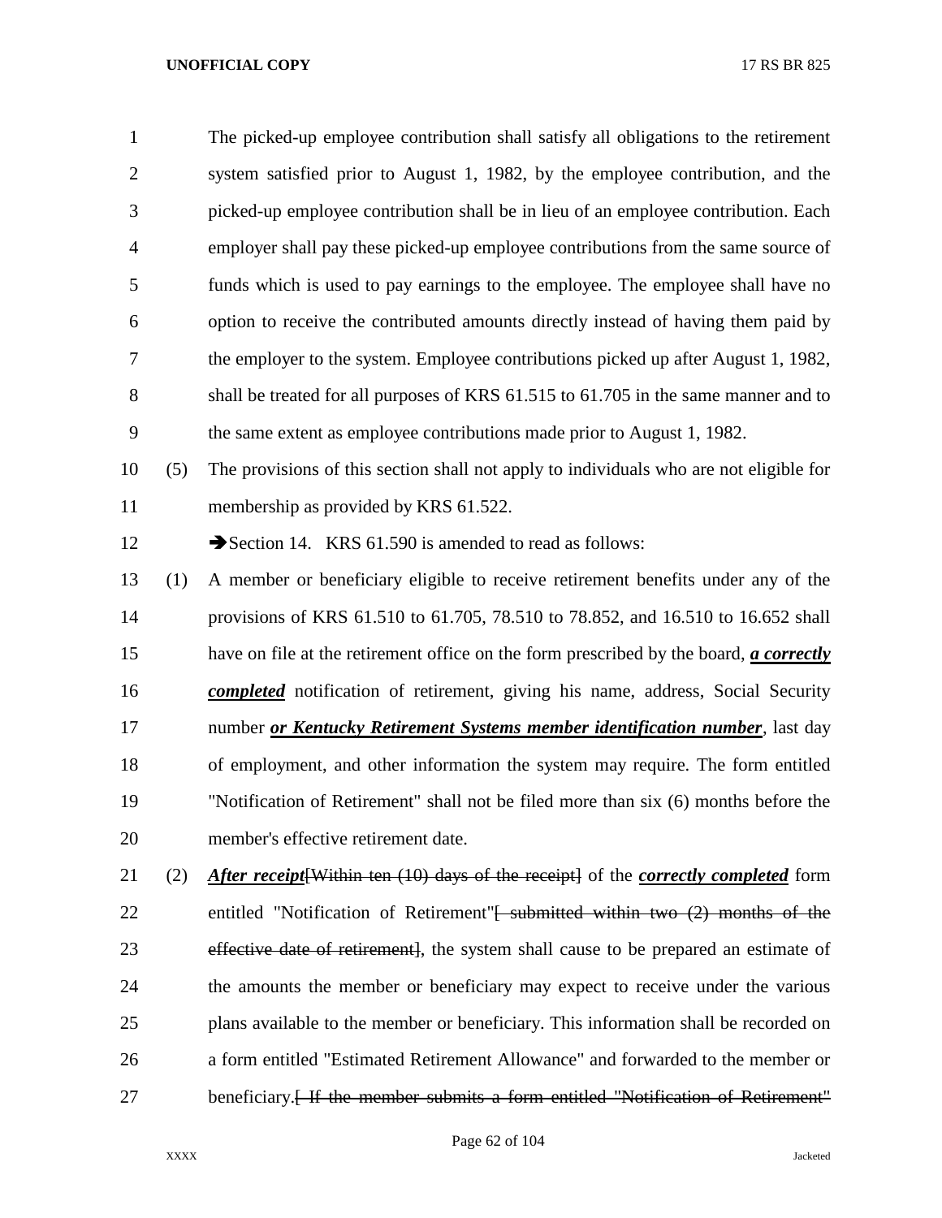The picked-up employee contribution shall satisfy all obligations to the retirement system satisfied prior to August 1, 1982, by the employee contribution, and the picked-up employee contribution shall be in lieu of an employee contribution. Each employer shall pay these picked-up employee contributions from the same source of funds which is used to pay earnings to the employee. The employee shall have no option to receive the contributed amounts directly instead of having them paid by the employer to the system. Employee contributions picked up after August 1, 1982, shall be treated for all purposes of KRS 61.515 to 61.705 in the same manner and to the same extent as employee contributions made prior to August 1, 1982.

(5) The provisions of this section shall not apply to individuals who are not eligible for membership as provided by KRS 61.522.

➔Section 14. KRS 61.590 is amended to read as follows:

(1) A member or beneficiary eligible to receive retirement benefits under any of the provisions of KRS 61.510 to 61.705, 78.510 to 78.852, and 16.510 to 16.652 shall have on file at the retirement office on the form prescribed by the board, ***a correctly completed*** notification of retirement, giving his name, address, Social Security number ***or Kentucky Retirement Systems member identification number***, last day of employment, and other information the system may require. The form entitled "Notification of Retirement" shall not be filed more than six (6) months before the member's effective retirement date.

(2) ***After receipt***~~[Within ten (10) days of the receipt]~~ of the ***correctly completed*** form entitled "Notification of Retirement"~~[ submitted within two (2) months of the effective date of retirement]~~, the system shall cause to be prepared an estimate of the amounts the member or beneficiary may expect to receive under the various plans available to the member or beneficiary. This information shall be recorded on a form entitled "Estimated Retirement Allowance" and forwarded to the member or beneficiary.~~[ If the member submits a form entitled "Notification of Retirement"~~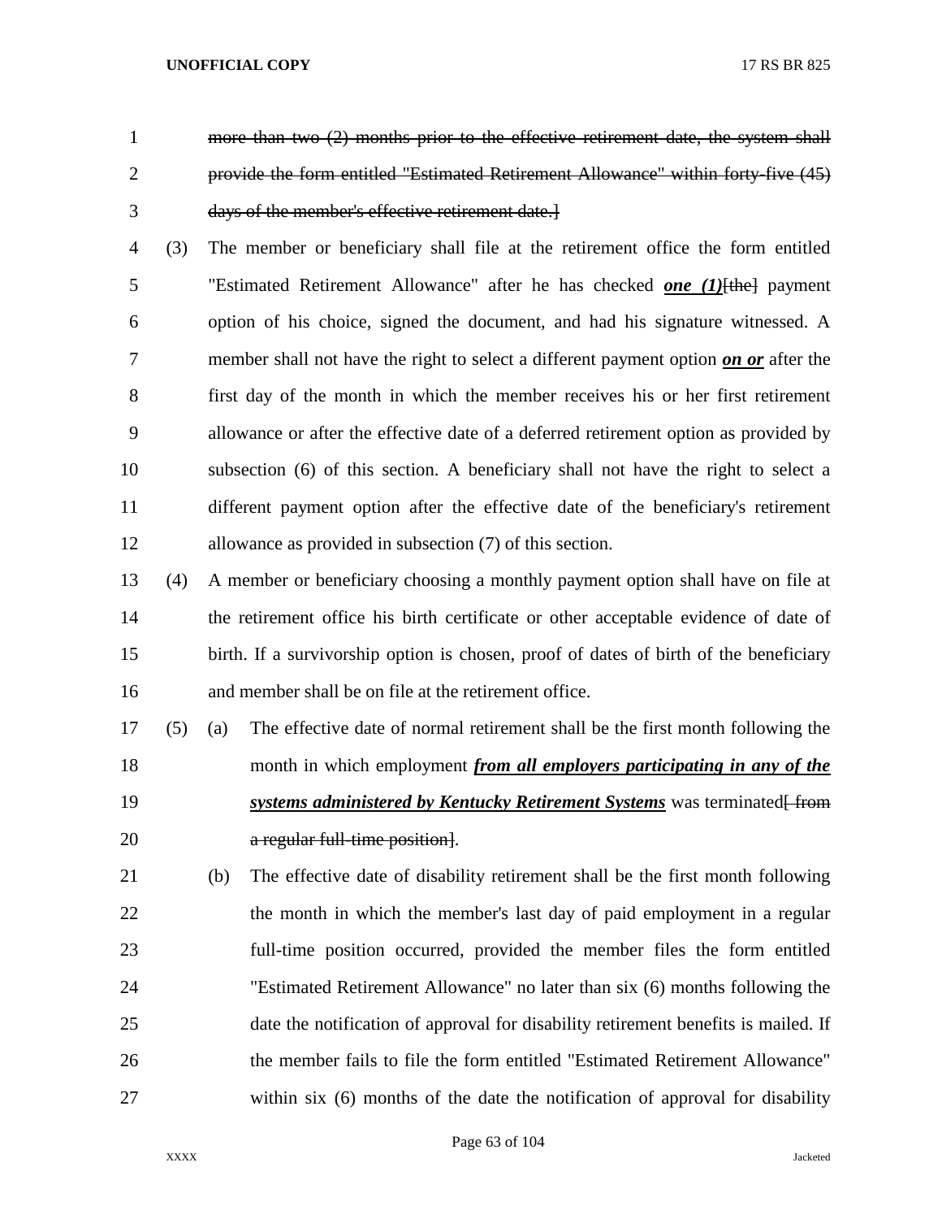~~more than two (2) months prior to the effective retirement date, the system shall provide the form entitled "Estimated Retirement Allowance" within forty-five (45) days of the member's effective retirement date.]~~

(3) The member or beneficiary shall file at the retirement office the form entitled "Estimated Retirement Allowance" after he has checked ***one (1)***~~[the]~~ payment option of his choice, signed the document, and had his signature witnessed. A member shall not have the right to select a different payment option ***on or*** after the first day of the month in which the member receives his or her first retirement allowance or after the effective date of a deferred retirement option as provided by subsection (6) of this section. A beneficiary shall not have the right to select a different payment option after the effective date of the beneficiary's retirement allowance as provided in subsection (7) of this section.

(4) A member or beneficiary choosing a monthly payment option shall have on file at the retirement office his birth certificate or other acceptable evidence of date of birth. If a survivorship option is chosen, proof of dates of birth of the beneficiary and member shall be on file at the retirement office.

(5) (a) The effective date of normal retirement shall be the first month following the month in which employment ***from all employers participating in any of the systems administered by Kentucky Retirement Systems*** was terminated~~[ from a regular full-time position]~~.

(b) The effective date of disability retirement shall be the first month following the month in which the member's last day of paid employment in a regular full-time position occurred, provided the member files the form entitled "Estimated Retirement Allowance" no later than six (6) months following the date the notification of approval for disability retirement benefits is mailed. If the member fails to file the form entitled "Estimated Retirement Allowance" within six (6) months of the date the notification of approval for disability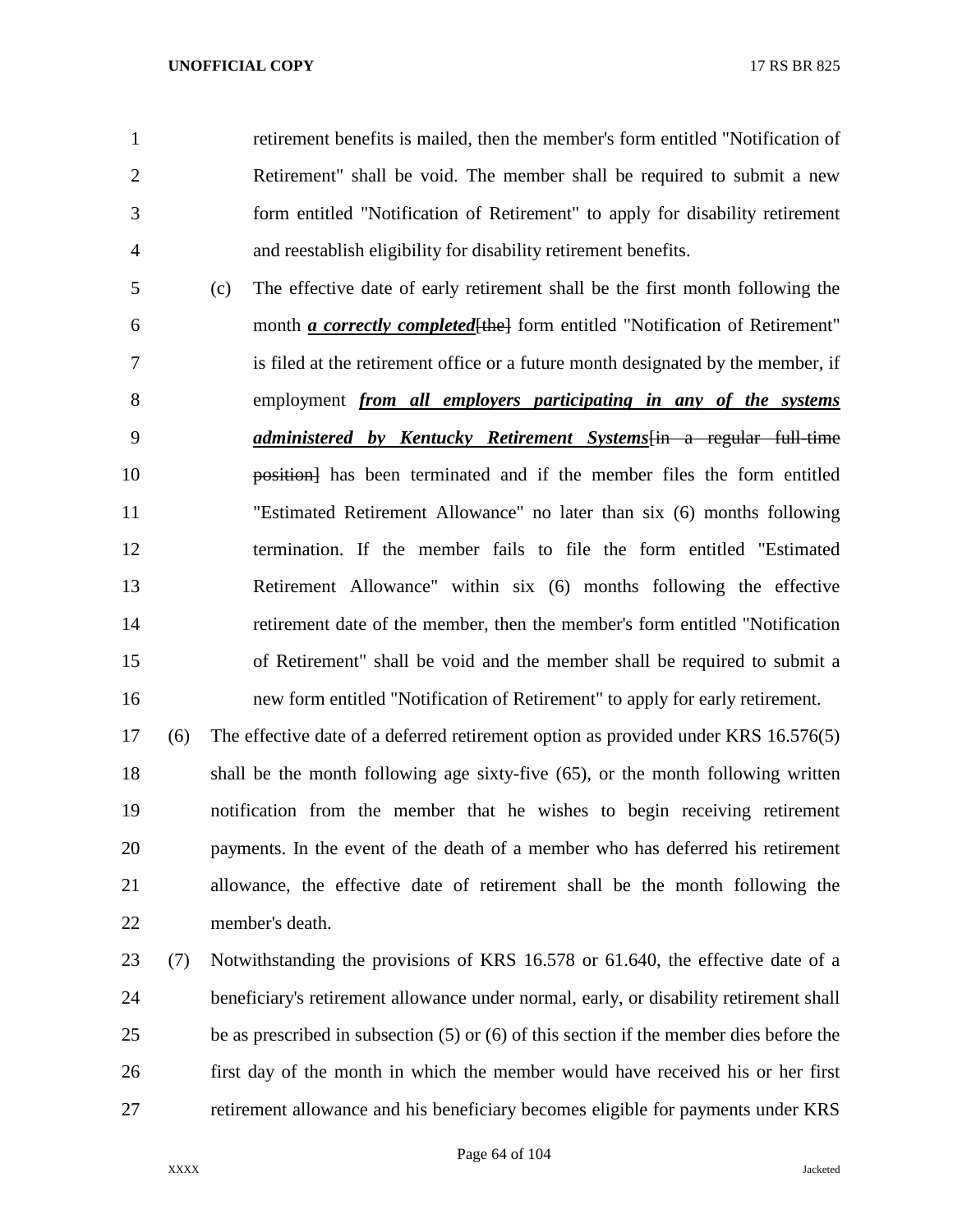retirement benefits is mailed, then the member's form entitled "Notification of Retirement" shall be void. The member shall be required to submit a new form entitled "Notification of Retirement" to apply for disability retirement and reestablish eligibility for disability retirement benefits.

(c) The effective date of early retirement shall be the first month following the month ***a correctly completed***[the] form entitled "Notification of Retirement" is filed at the retirement office or a future month designated by the member, if employment ***from all employers participating in any of the systems administered by Kentucky Retirement Systems***[in a regular full-time position] has been terminated and if the member files the form entitled "Estimated Retirement Allowance" no later than six (6) months following termination. If the member fails to file the form entitled "Estimated Retirement Allowance" within six (6) months following the effective retirement date of the member, then the member's form entitled "Notification of Retirement" shall be void and the member shall be required to submit a new form entitled "Notification of Retirement" to apply for early retirement.

(6) The effective date of a deferred retirement option as provided under KRS 16.576(5) shall be the month following age sixty-five (65), or the month following written notification from the member that he wishes to begin receiving retirement payments. In the event of the death of a member who has deferred his retirement allowance, the effective date of retirement shall be the month following the member's death.

(7) Notwithstanding the provisions of KRS 16.578 or 61.640, the effective date of a beneficiary's retirement allowance under normal, early, or disability retirement shall be as prescribed in subsection (5) or (6) of this section if the member dies before the first day of the month in which the member would have received his or her first retirement allowance and his beneficiary becomes eligible for payments under KRS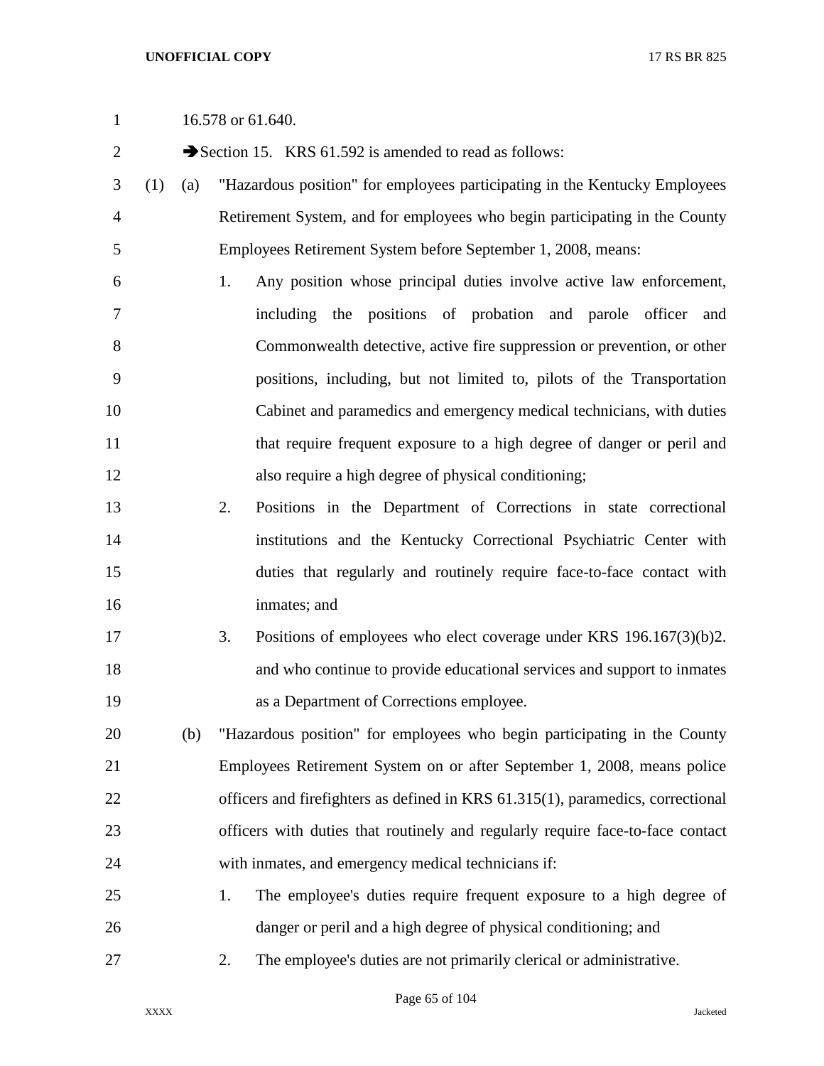16.578 or 61.640.

➔Section 15. KRS 61.592 is amended to read as follows:

(1) (a) "Hazardous position" for employees participating in the Kentucky Employees Retirement System, and for employees who begin participating in the County Employees Retirement System before September 1, 2008, means:

1. Any position whose principal duties involve active law enforcement, including the positions of probation and parole officer and Commonwealth detective, active fire suppression or prevention, or other positions, including, but not limited to, pilots of the Transportation Cabinet and paramedics and emergency medical technicians, with duties that require frequent exposure to a high degree of danger or peril and also require a high degree of physical conditioning;

2. Positions in the Department of Corrections in state correctional institutions and the Kentucky Correctional Psychiatric Center with duties that regularly and routinely require face-to-face contact with inmates; and

3. Positions of employees who elect coverage under KRS 196.167(3)(b)2. and who continue to provide educational services and support to inmates as a Department of Corrections employee.

(b) "Hazardous position" for employees who begin participating in the County Employees Retirement System on or after September 1, 2008, means police officers and firefighters as defined in KRS 61.315(1), paramedics, correctional officers with duties that routinely and regularly require face-to-face contact with inmates, and emergency medical technicians if:

1. The employee's duties require frequent exposure to a high degree of danger or peril and a high degree of physical conditioning; and

2. The employee's duties are not primarily clerical or administrative.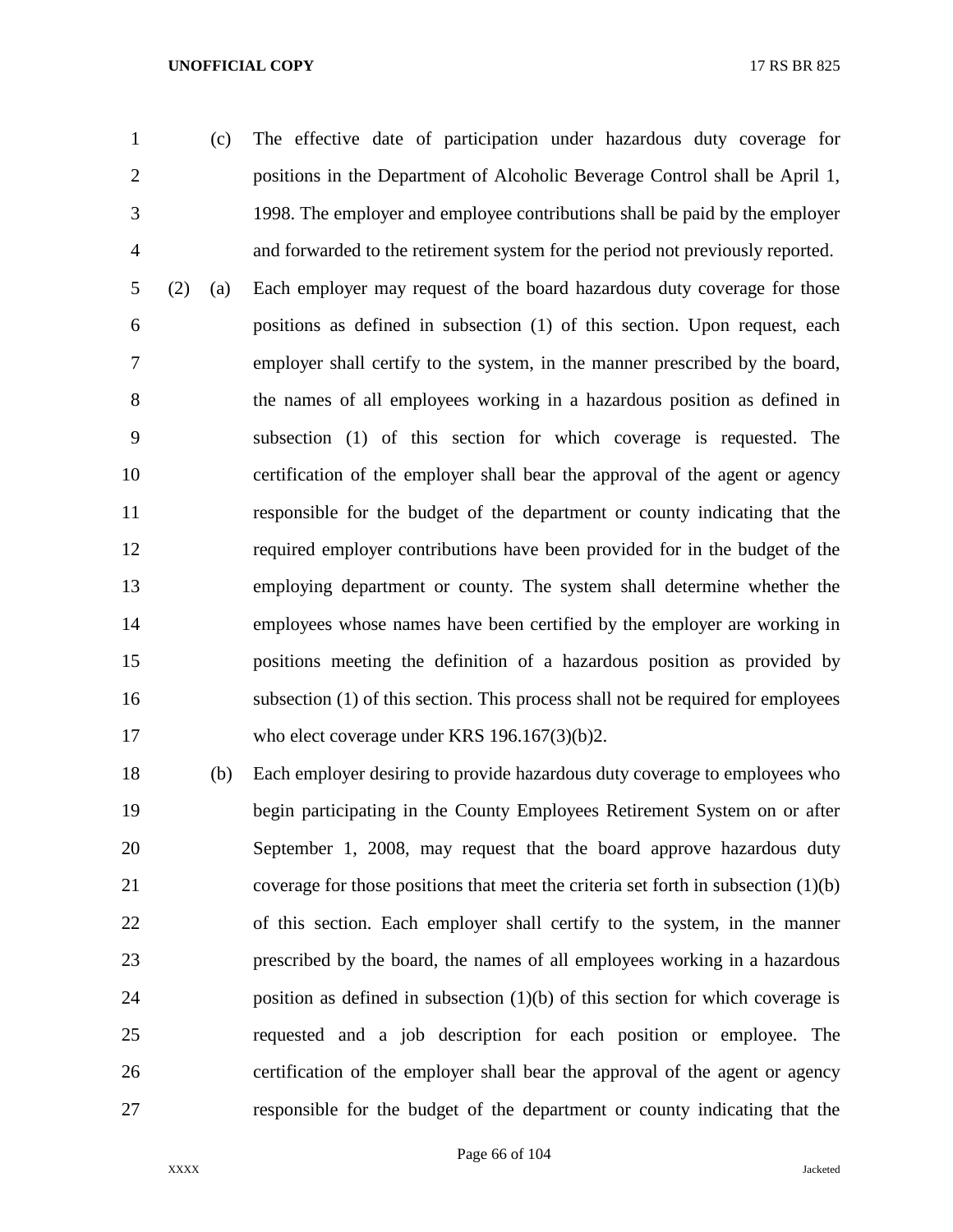(c) The effective date of participation under hazardous duty coverage for positions in the Department of Alcoholic Beverage Control shall be April 1, 1998. The employer and employee contributions shall be paid by the employer and forwarded to the retirement system for the period not previously reported.

(2) (a) Each employer may request of the board hazardous duty coverage for those positions as defined in subsection (1) of this section. Upon request, each employer shall certify to the system, in the manner prescribed by the board, the names of all employees working in a hazardous position as defined in subsection (1) of this section for which coverage is requested. The certification of the employer shall bear the approval of the agent or agency responsible for the budget of the department or county indicating that the required employer contributions have been provided for in the budget of the employing department or county. The system shall determine whether the employees whose names have been certified by the employer are working in positions meeting the definition of a hazardous position as provided by subsection (1) of this section. This process shall not be required for employees who elect coverage under KRS 196.167(3)(b)2.

(b) Each employer desiring to provide hazardous duty coverage to employees who begin participating in the County Employees Retirement System on or after September 1, 2008, may request that the board approve hazardous duty coverage for those positions that meet the criteria set forth in subsection (1)(b) of this section. Each employer shall certify to the system, in the manner prescribed by the board, the names of all employees working in a hazardous position as defined in subsection (1)(b) of this section for which coverage is requested and a job description for each position or employee. The certification of the employer shall bear the approval of the agent or agency responsible for the budget of the department or county indicating that the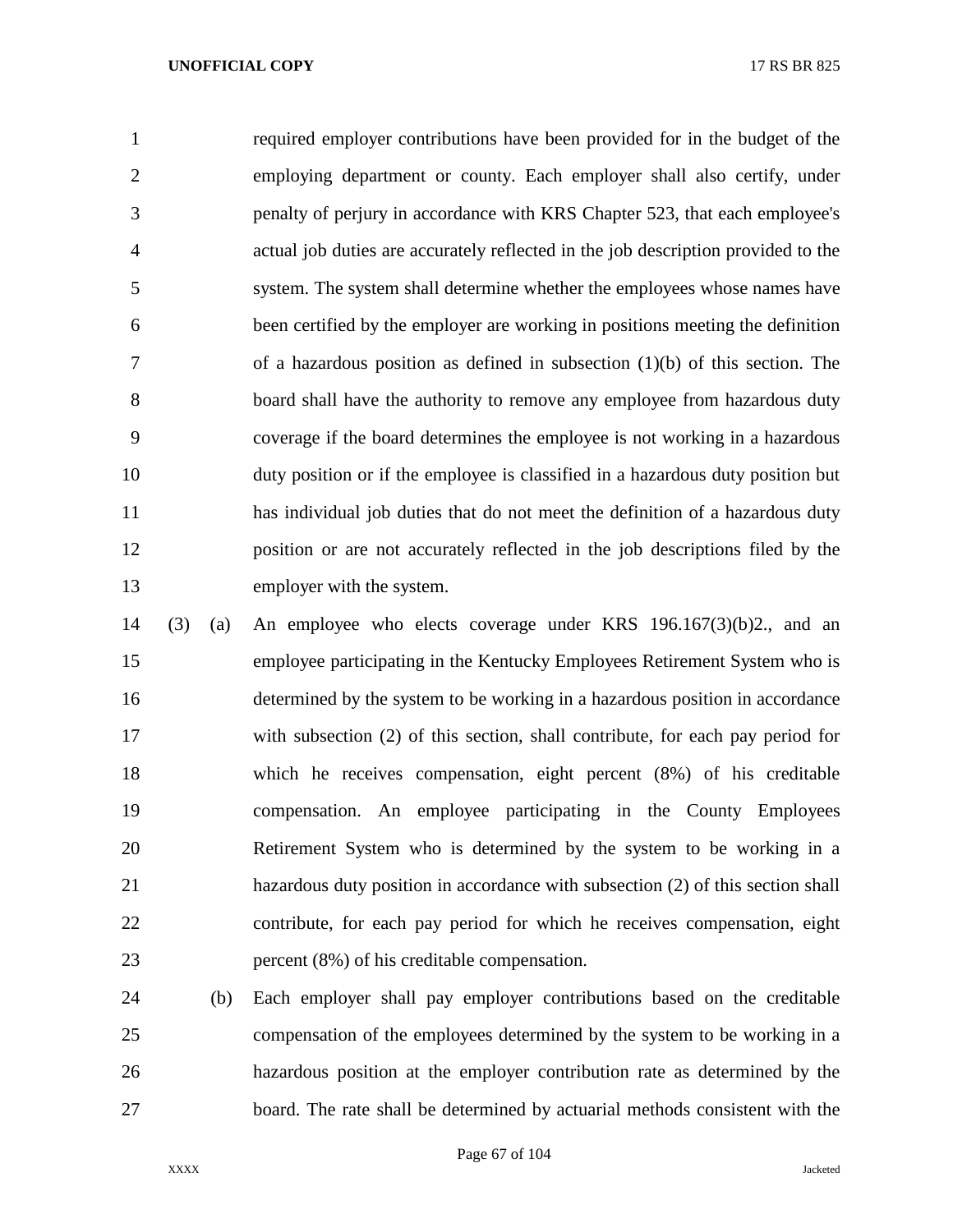required employer contributions have been provided for in the budget of the employing department or county. Each employer shall also certify, under penalty of perjury in accordance with KRS Chapter 523, that each employee's actual job duties are accurately reflected in the job description provided to the system. The system shall determine whether the employees whose names have been certified by the employer are working in positions meeting the definition of a hazardous position as defined in subsection (1)(b) of this section. The board shall have the authority to remove any employee from hazardous duty coverage if the board determines the employee is not working in a hazardous duty position or if the employee is classified in a hazardous duty position but has individual job duties that do not meet the definition of a hazardous duty position or are not accurately reflected in the job descriptions filed by the employer with the system.

(3) (a) An employee who elects coverage under KRS 196.167(3)(b)2., and an employee participating in the Kentucky Employees Retirement System who is determined by the system to be working in a hazardous position in accordance with subsection (2) of this section, shall contribute, for each pay period for which he receives compensation, eight percent (8%) of his creditable compensation. An employee participating in the County Employees Retirement System who is determined by the system to be working in a hazardous duty position in accordance with subsection (2) of this section shall contribute, for each pay period for which he receives compensation, eight percent (8%) of his creditable compensation.

(b) Each employer shall pay employer contributions based on the creditable compensation of the employees determined by the system to be working in a hazardous position at the employer contribution rate as determined by the board. The rate shall be determined by actuarial methods consistent with the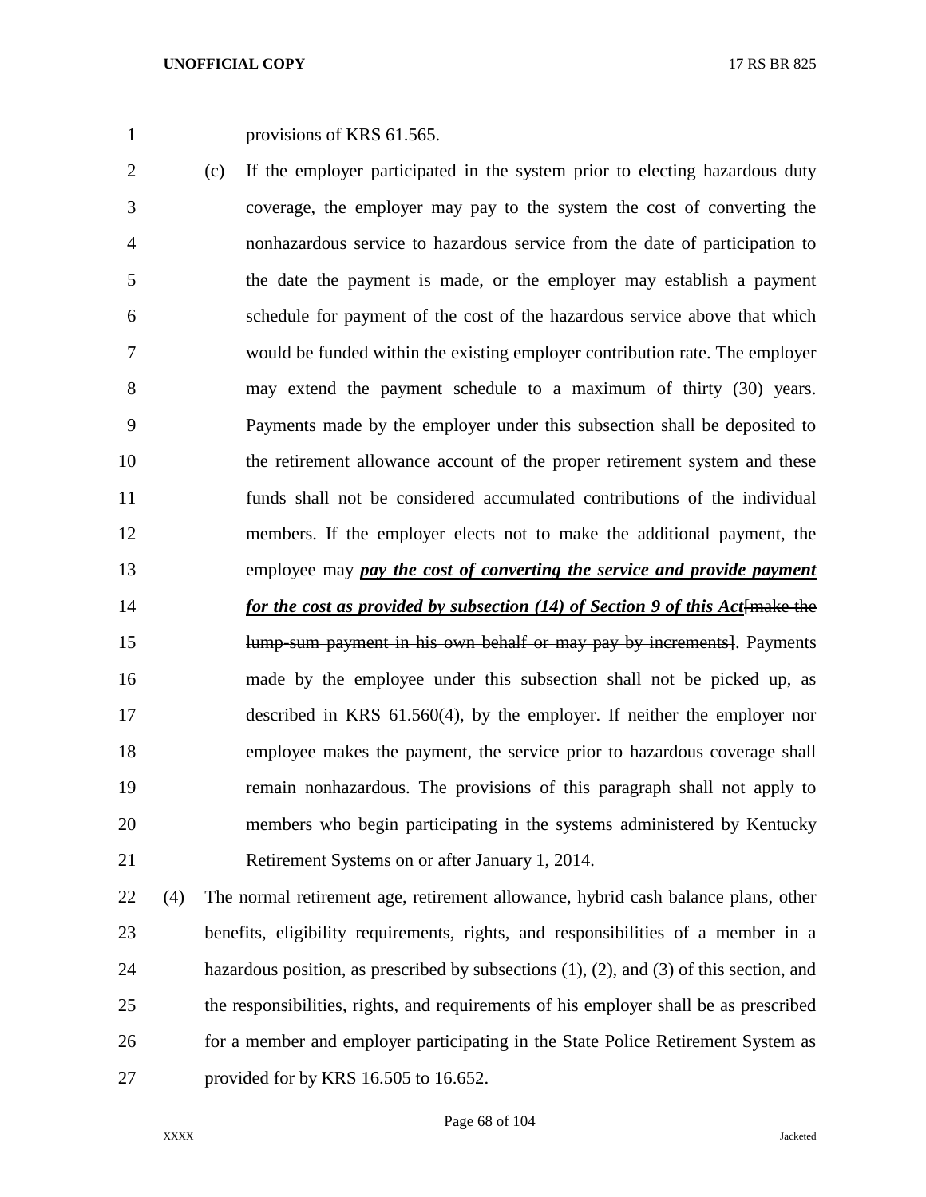provisions of KRS 61.565.

(c) If the employer participated in the system prior to electing hazardous duty coverage, the employer may pay to the system the cost of converting the nonhazardous service to hazardous service from the date of participation to the date the payment is made, or the employer may establish a payment schedule for payment of the cost of the hazardous service above that which would be funded within the existing employer contribution rate. The employer may extend the payment schedule to a maximum of thirty (30) years. Payments made by the employer under this subsection shall be deposited to the retirement allowance account of the proper retirement system and these funds shall not be considered accumulated contributions of the individual members. If the employer elects not to make the additional payment, the employee may ***pay the cost of converting the service and provide payment for the cost as provided by subsection (14) of Section 9 of this Act***~~[make the lump-sum payment in his own behalf or may pay by increments]~~. Payments made by the employee under this subsection shall not be picked up, as described in KRS 61.560(4), by the employer. If neither the employer nor employee makes the payment, the service prior to hazardous coverage shall remain nonhazardous. The provisions of this paragraph shall not apply to members who begin participating in the systems administered by Kentucky Retirement Systems on or after January 1, 2014.

(4) The normal retirement age, retirement allowance, hybrid cash balance plans, other benefits, eligibility requirements, rights, and responsibilities of a member in a hazardous position, as prescribed by subsections (1), (2), and (3) of this section, and the responsibilities, rights, and requirements of his employer shall be as prescribed for a member and employer participating in the State Police Retirement System as provided for by KRS 16.505 to 16.652.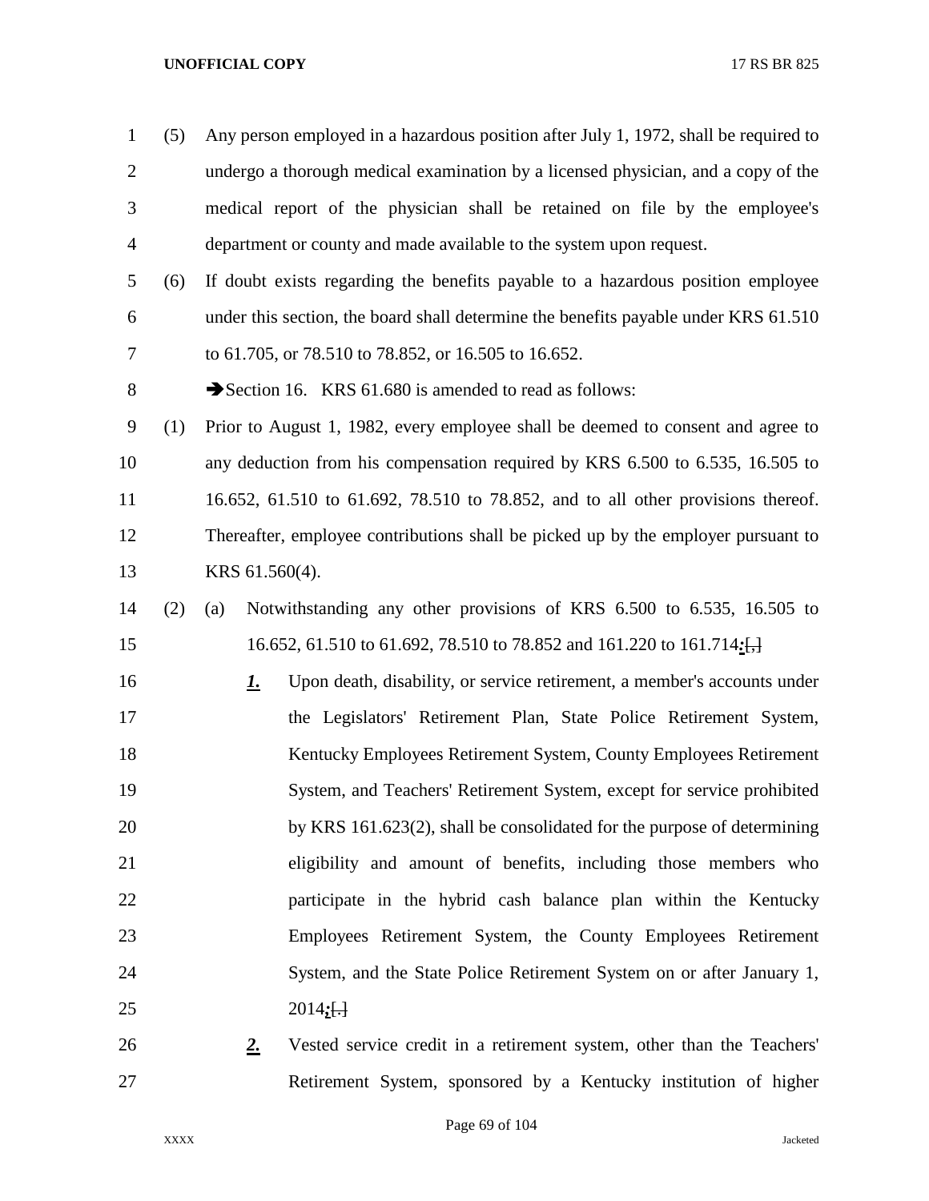(5) Any person employed in a hazardous position after July 1, 1972, shall be required to undergo a thorough medical examination by a licensed physician, and a copy of the medical report of the physician shall be retained on file by the employee's department or county and made available to the system upon request.

(6) If doubt exists regarding the benefits payable to a hazardous position employee under this section, the board shall determine the benefits payable under KRS 61.510 to 61.705, or 78.510 to 78.852, or 16.505 to 16.652.

➔Section 16. KRS 61.680 is amended to read as follows:

(1) Prior to August 1, 1982, every employee shall be deemed to consent and agree to any deduction from his compensation required by KRS 6.500 to 6.535, 16.505 to 16.652, 61.510 to 61.692, 78.510 to 78.852, and to all other provisions thereof. Thereafter, employee contributions shall be picked up by the employer pursuant to KRS 61.560(4).

(2) (a) Notwithstanding any other provisions of KRS 6.500 to 6.535, 16.505 to 16.652, 61.510 to 61.692, 78.510 to 78.852 and 161.220 to 161.714***:***[,]

***1.*** Upon death, disability, or service retirement, a member's accounts under the Legislators' Retirement Plan, State Police Retirement System, Kentucky Employees Retirement System, County Employees Retirement System, and Teachers' Retirement System, except for service prohibited by KRS 161.623(2), shall be consolidated for the purpose of determining eligibility and amount of benefits, including those members who participate in the hybrid cash balance plan within the Kentucky Employees Retirement System, the County Employees Retirement System, and the State Police Retirement System on or after January 1, 2014***;***[.]

***2.*** Vested service credit in a retirement system, other than the Teachers' Retirement System, sponsored by a Kentucky institution of higher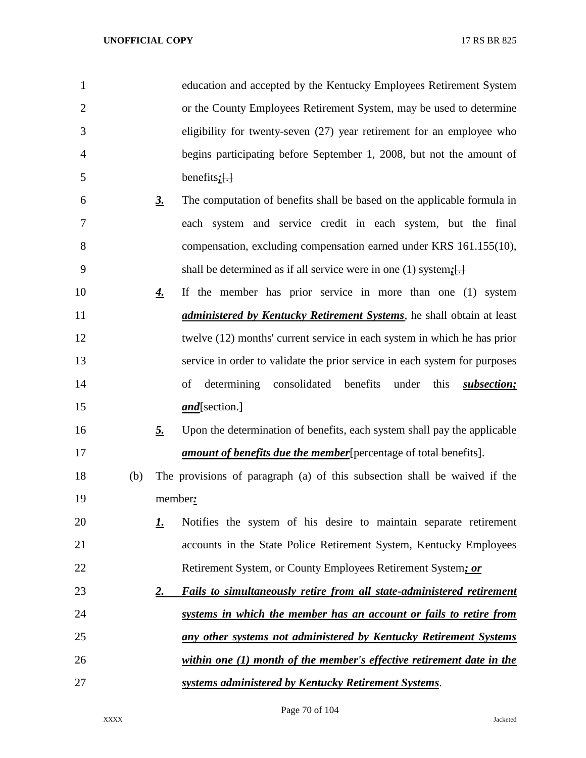education and accepted by the Kentucky Employees Retirement System or the County Employees Retirement System, may be used to determine eligibility for twenty-seven (27) year retirement for an employee who begins participating before September 1, 2008, but not the amount of benefits***;***~~[.]~~

***3.*** The computation of benefits shall be based on the applicable formula in each system and service credit in each system, but the final compensation, excluding compensation earned under KRS 161.155(10), shall be determined as if all service were in one (1) system***;***~~[.]~~

***4.*** If the member has prior service in more than one (1) system ***administered by Kentucky Retirement Systems***, he shall obtain at least twelve (12) months' current service in each system in which he has prior service in order to validate the prior service in each system for purposes of determining consolidated benefits under this ***subsection; and***~~[section.]~~

***5.*** Upon the determination of benefits, each system shall pay the applicable ***amount of benefits due the member***~~[percentage of total benefits]~~.

(b) The provisions of paragraph (a) of this subsection shall be waived if the member***:***

***1.*** Notifies the system of his desire to maintain separate retirement accounts in the State Police Retirement System, Kentucky Employees Retirement System, or County Employees Retirement System***; or***

***2. Fails to simultaneously retire from all state-administered retirement systems in which the member has an account or fails to retire from any other systems not administered by Kentucky Retirement Systems within one (1) month of the member's effective retirement date in the systems administered by Kentucky Retirement Systems***.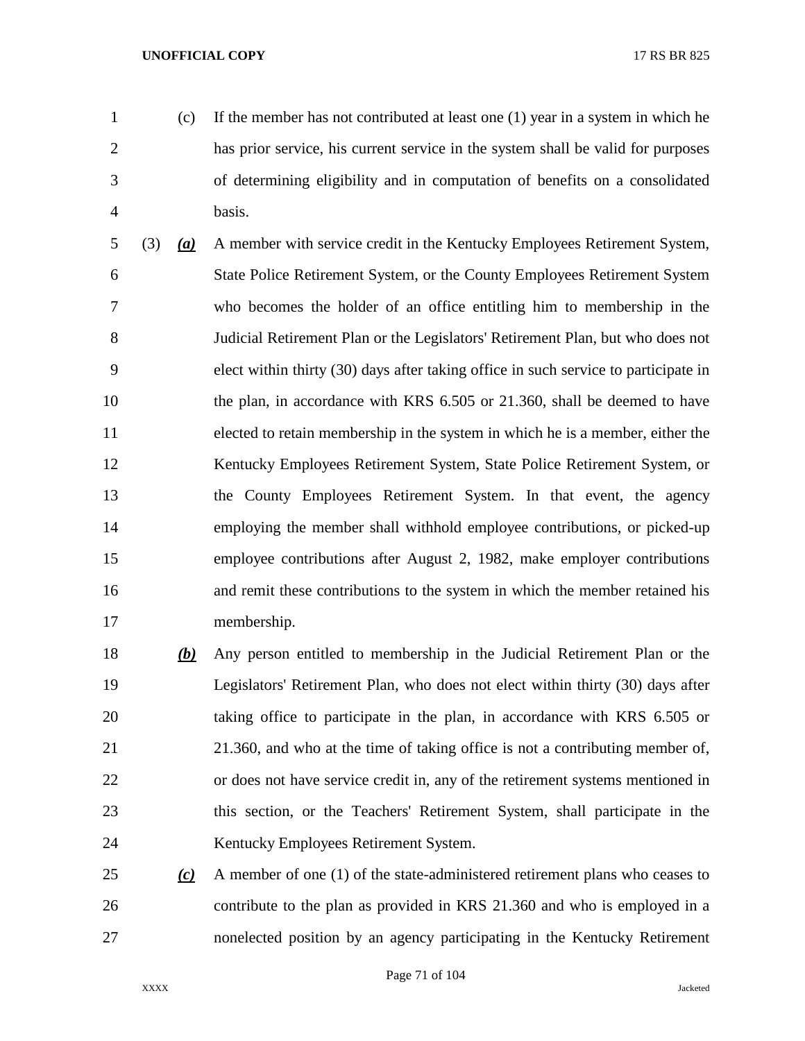(c) If the member has not contributed at least one (1) year in a system in which he has prior service, his current service in the system shall be valid for purposes of determining eligibility and in computation of benefits on a consolidated basis.

(3) ***(a)*** A member with service credit in the Kentucky Employees Retirement System, State Police Retirement System, or the County Employees Retirement System who becomes the holder of an office entitling him to membership in the Judicial Retirement Plan or the Legislators' Retirement Plan, but who does not elect within thirty (30) days after taking office in such service to participate in the plan, in accordance with KRS 6.505 or 21.360, shall be deemed to have elected to retain membership in the system in which he is a member, either the Kentucky Employees Retirement System, State Police Retirement System, or the County Employees Retirement System. In that event, the agency employing the member shall withhold employee contributions, or picked-up employee contributions after August 2, 1982, make employer contributions and remit these contributions to the system in which the member retained his membership.

***(b)*** Any person entitled to membership in the Judicial Retirement Plan or the Legislators' Retirement Plan, who does not elect within thirty (30) days after taking office to participate in the plan, in accordance with KRS 6.505 or 21.360, and who at the time of taking office is not a contributing member of, or does not have service credit in, any of the retirement systems mentioned in this section, or the Teachers' Retirement System, shall participate in the Kentucky Employees Retirement System.

***(c)*** A member of one (1) of the state-administered retirement plans who ceases to contribute to the plan as provided in KRS 21.360 and who is employed in a nonelected position by an agency participating in the Kentucky Retirement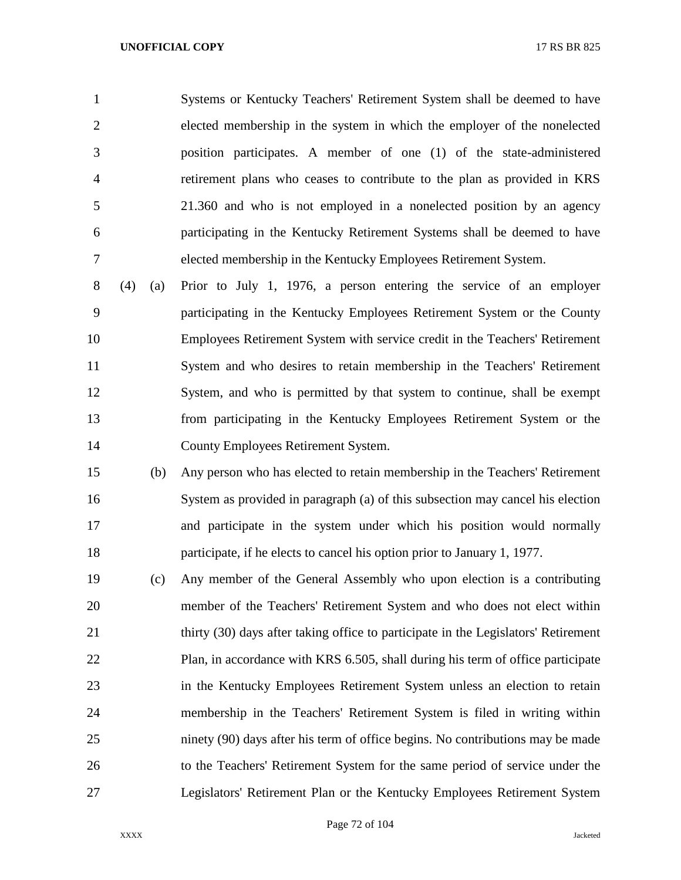Systems or Kentucky Teachers' Retirement System shall be deemed to have elected membership in the system in which the employer of the nonelected position participates. A member of one (1) of the state-administered retirement plans who ceases to contribute to the plan as provided in KRS 21.360 and who is not employed in a nonelected position by an agency participating in the Kentucky Retirement Systems shall be deemed to have elected membership in the Kentucky Employees Retirement System.

(4) (a) Prior to July 1, 1976, a person entering the service of an employer participating in the Kentucky Employees Retirement System or the County Employees Retirement System with service credit in the Teachers' Retirement System and who desires to retain membership in the Teachers' Retirement System, and who is permitted by that system to continue, shall be exempt from participating in the Kentucky Employees Retirement System or the County Employees Retirement System.

(b) Any person who has elected to retain membership in the Teachers' Retirement System as provided in paragraph (a) of this subsection may cancel his election and participate in the system under which his position would normally participate, if he elects to cancel his option prior to January 1, 1977.

(c) Any member of the General Assembly who upon election is a contributing member of the Teachers' Retirement System and who does not elect within thirty (30) days after taking office to participate in the Legislators' Retirement Plan, in accordance with KRS 6.505, shall during his term of office participate in the Kentucky Employees Retirement System unless an election to retain membership in the Teachers' Retirement System is filed in writing within ninety (90) days after his term of office begins. No contributions may be made to the Teachers' Retirement System for the same period of service under the Legislators' Retirement Plan or the Kentucky Employees Retirement System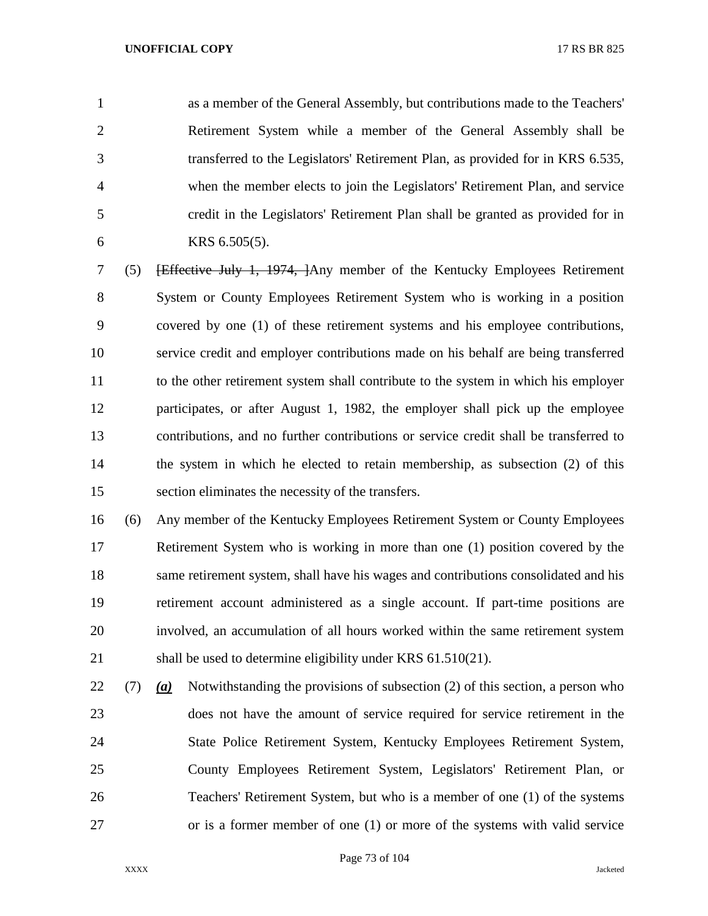as a member of the General Assembly, but contributions made to the Teachers' Retirement System while a member of the General Assembly shall be transferred to the Legislators' Retirement Plan, as provided for in KRS 6.535, when the member elects to join the Legislators' Retirement Plan, and service credit in the Legislators' Retirement Plan shall be granted as provided for in KRS 6.505(5).

(5) ~~[Effective July 1, 1974, ]~~Any member of the Kentucky Employees Retirement System or County Employees Retirement System who is working in a position covered by one (1) of these retirement systems and his employee contributions, service credit and employer contributions made on his behalf are being transferred to the other retirement system shall contribute to the system in which his employer participates, or after August 1, 1982, the employer shall pick up the employee contributions, and no further contributions or service credit shall be transferred to the system in which he elected to retain membership, as subsection (2) of this section eliminates the necessity of the transfers.

(6) Any member of the Kentucky Employees Retirement System or County Employees Retirement System who is working in more than one (1) position covered by the same retirement system, shall have his wages and contributions consolidated and his retirement account administered as a single account. If part-time positions are involved, an accumulation of all hours worked within the same retirement system shall be used to determine eligibility under KRS 61.510(21).

(7) ***(a)*** Notwithstanding the provisions of subsection (2) of this section, a person who does not have the amount of service required for service retirement in the State Police Retirement System, Kentucky Employees Retirement System, County Employees Retirement System, Legislators' Retirement Plan, or Teachers' Retirement System, but who is a member of one (1) of the systems or is a former member of one (1) or more of the systems with valid service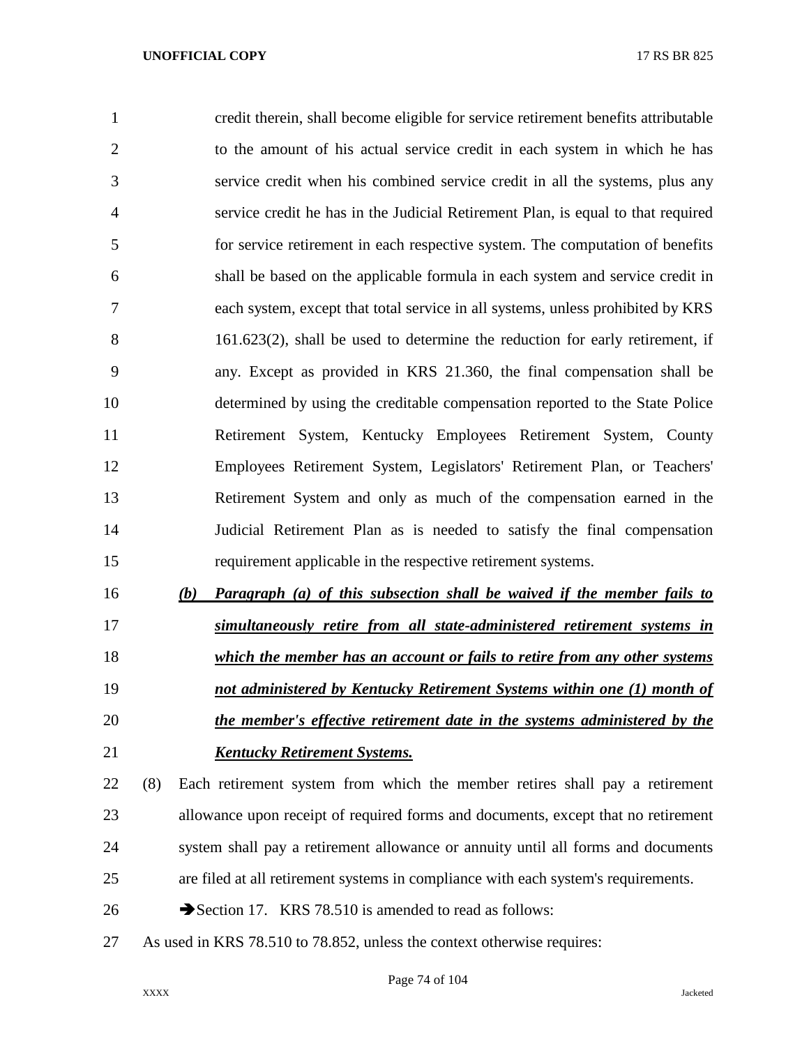credit therein, shall become eligible for service retirement benefits attributable to the amount of his actual service credit in each system in which he has service credit when his combined service credit in all the systems, plus any service credit he has in the Judicial Retirement Plan, is equal to that required for service retirement in each respective system. The computation of benefits shall be based on the applicable formula in each system and service credit in each system, except that total service in all systems, unless prohibited by KRS 161.623(2), shall be used to determine the reduction for early retirement, if any. Except as provided in KRS 21.360, the final compensation shall be determined by using the creditable compensation reported to the State Police Retirement System, Kentucky Employees Retirement System, County Employees Retirement System, Legislators' Retirement Plan, or Teachers' Retirement System and only as much of the compensation earned in the Judicial Retirement Plan as is needed to satisfy the final compensation requirement applicable in the respective retirement systems.

***(b) Paragraph (a) of this subsection shall be waived if the member fails to simultaneously retire from all state-administered retirement systems in which the member has an account or fails to retire from any other systems not administered by Kentucky Retirement Systems within one (1) month of the member's effective retirement date in the systems administered by the Kentucky Retirement Systems.***

(8) Each retirement system from which the member retires shall pay a retirement allowance upon receipt of required forms and documents, except that no retirement system shall pay a retirement allowance or annuity until all forms and documents are filed at all retirement systems in compliance with each system's requirements.

➔Section 17. KRS 78.510 is amended to read as follows:

As used in KRS 78.510 to 78.852, unless the context otherwise requires: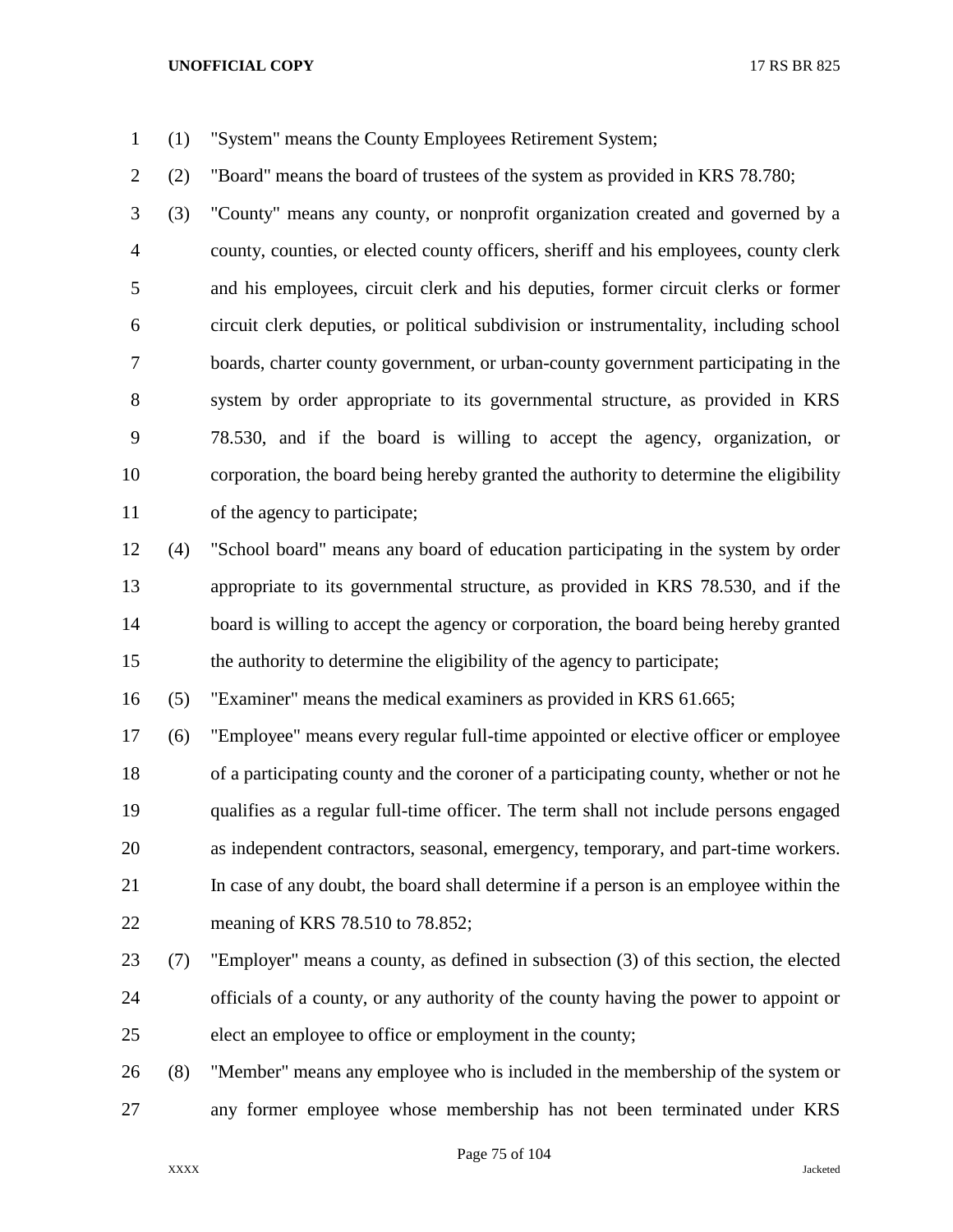(1) "System" means the County Employees Retirement System;

(2) "Board" means the board of trustees of the system as provided in KRS 78.780;

(3) "County" means any county, or nonprofit organization created and governed by a county, counties, or elected county officers, sheriff and his employees, county clerk and his employees, circuit clerk and his deputies, former circuit clerks or former circuit clerk deputies, or political subdivision or instrumentality, including school boards, charter county government, or urban-county government participating in the system by order appropriate to its governmental structure, as provided in KRS 78.530, and if the board is willing to accept the agency, organization, or corporation, the board being hereby granted the authority to determine the eligibility of the agency to participate;

(4) "School board" means any board of education participating in the system by order appropriate to its governmental structure, as provided in KRS 78.530, and if the board is willing to accept the agency or corporation, the board being hereby granted the authority to determine the eligibility of the agency to participate;

(5) "Examiner" means the medical examiners as provided in KRS 61.665;

(6) "Employee" means every regular full-time appointed or elective officer or employee of a participating county and the coroner of a participating county, whether or not he qualifies as a regular full-time officer. The term shall not include persons engaged as independent contractors, seasonal, emergency, temporary, and part-time workers. In case of any doubt, the board shall determine if a person is an employee within the meaning of KRS 78.510 to 78.852;

(7) "Employer" means a county, as defined in subsection (3) of this section, the elected officials of a county, or any authority of the county having the power to appoint or elect an employee to office or employment in the county;

(8) "Member" means any employee who is included in the membership of the system or any former employee whose membership has not been terminated under KRS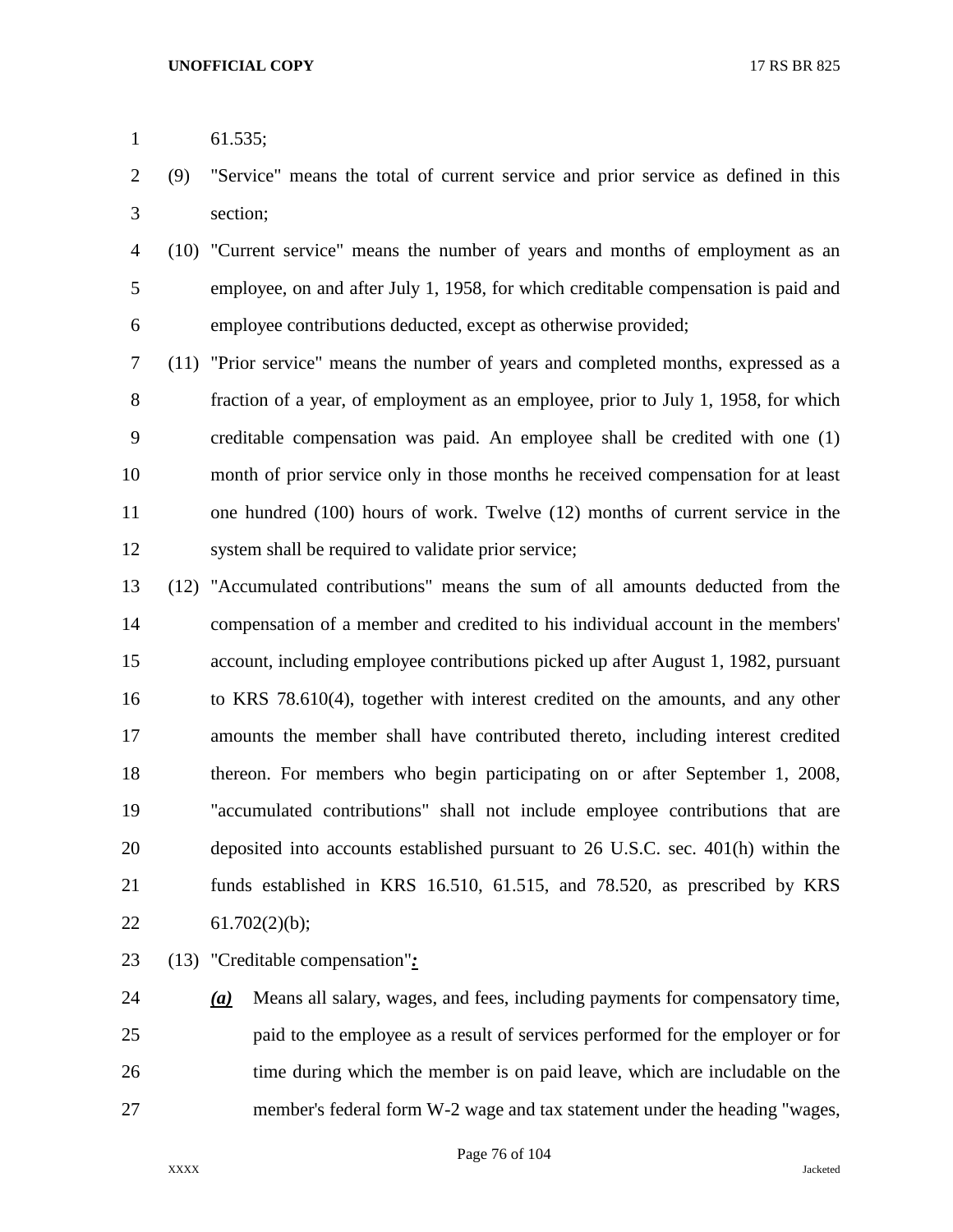61.535;

(9) "Service" means the total of current service and prior service as defined in this section;

(10) "Current service" means the number of years and months of employment as an employee, on and after July 1, 1958, for which creditable compensation is paid and employee contributions deducted, except as otherwise provided;

(11) "Prior service" means the number of years and completed months, expressed as a fraction of a year, of employment as an employee, prior to July 1, 1958, for which creditable compensation was paid. An employee shall be credited with one (1) month of prior service only in those months he received compensation for at least one hundred (100) hours of work. Twelve (12) months of current service in the system shall be required to validate prior service;

(12) "Accumulated contributions" means the sum of all amounts deducted from the compensation of a member and credited to his individual account in the members' account, including employee contributions picked up after August 1, 1982, pursuant to KRS 78.610(4), together with interest credited on the amounts, and any other amounts the member shall have contributed thereto, including interest credited thereon. For members who begin participating on or after September 1, 2008, "accumulated contributions" shall not include employee contributions that are deposited into accounts established pursuant to 26 U.S.C. sec. 401(h) within the funds established in KRS 16.510, 61.515, and 78.520, as prescribed by KRS 61.702(2)(b);

(13) "Creditable compensation"***:***

***(a)*** Means all salary, wages, and fees, including payments for compensatory time, paid to the employee as a result of services performed for the employer or for time during which the member is on paid leave, which are includable on the member's federal form W-2 wage and tax statement under the heading "wages,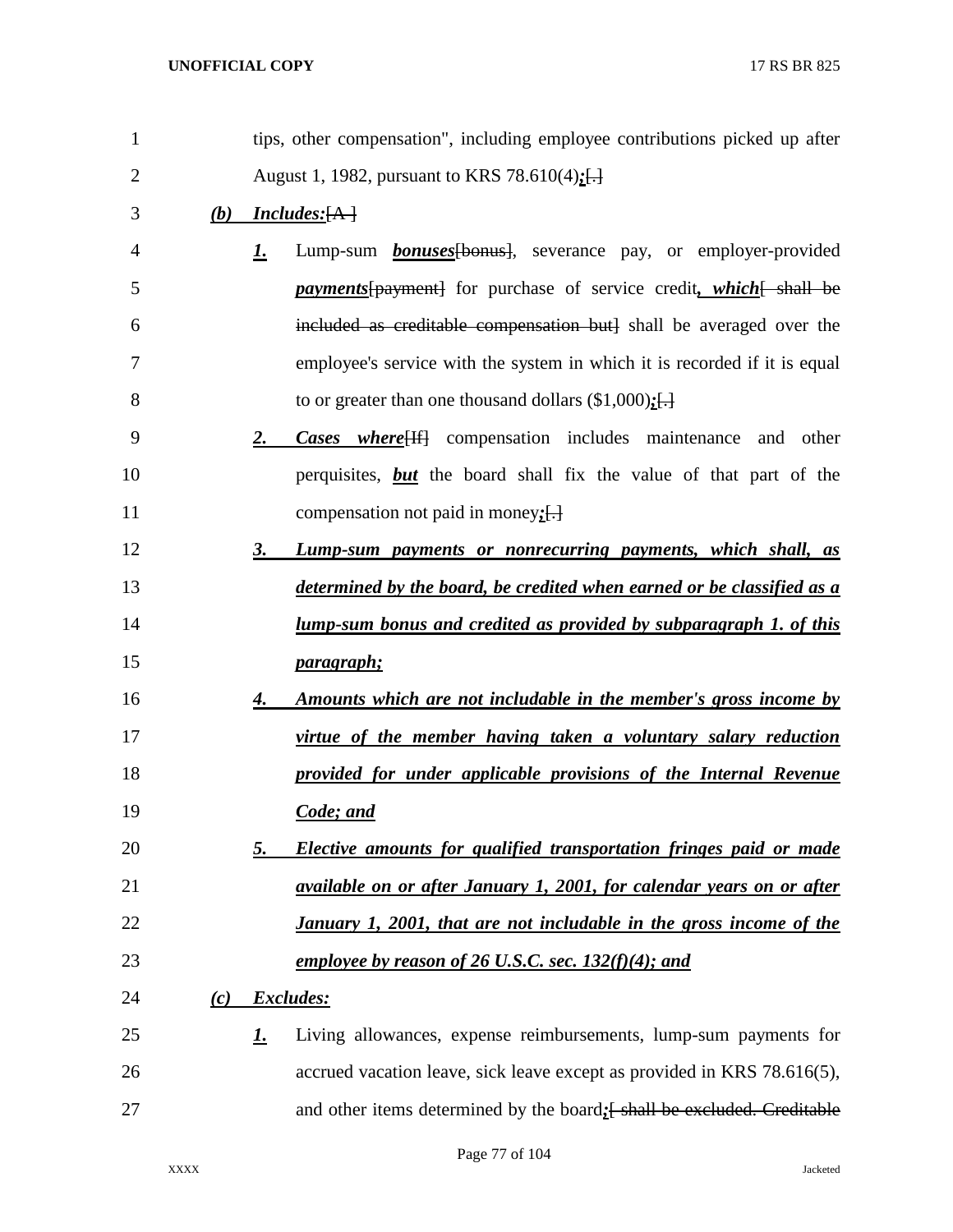tips, other compensation", including employee contributions picked up after August 1, 1982, pursuant to KRS 78.610(4)***;***[.]

***(b) Includes:***[A ]

***1.*** Lump-sum ***bonuses***[bonus], severance pay, or employer-provided ***payments***[payment] for purchase of service credit***, which***[ shall be included as creditable compensation but] shall be averaged over the employee's service with the system in which it is recorded if it is equal to or greater than one thousand dollars ($1,000)***;***[.]

***2. Cases where***[If] compensation includes maintenance and other perquisites, ***but*** the board shall fix the value of that part of the compensation not paid in money***;***[.]

***3. Lump-sum payments or nonrecurring payments, which shall, as determined by the board, be credited when earned or be classified as a lump-sum bonus and credited as provided by subparagraph 1. of this paragraph;***

***4. Amounts which are not includable in the member's gross income by virtue of the member having taken a voluntary salary reduction provided for under applicable provisions of the Internal Revenue Code; and***

***5. Elective amounts for qualified transportation fringes paid or made available on or after January 1, 2001, for calendar years on or after January 1, 2001, that are not includable in the gross income of the employee by reason of 26 U.S.C. sec. 132(f)(4); and***

***(c) Excludes:***

***1.*** Living allowances, expense reimbursements, lump-sum payments for accrued vacation leave, sick leave except as provided in KRS 78.616(5), and other items determined by the board***;***[ shall be excluded. Creditable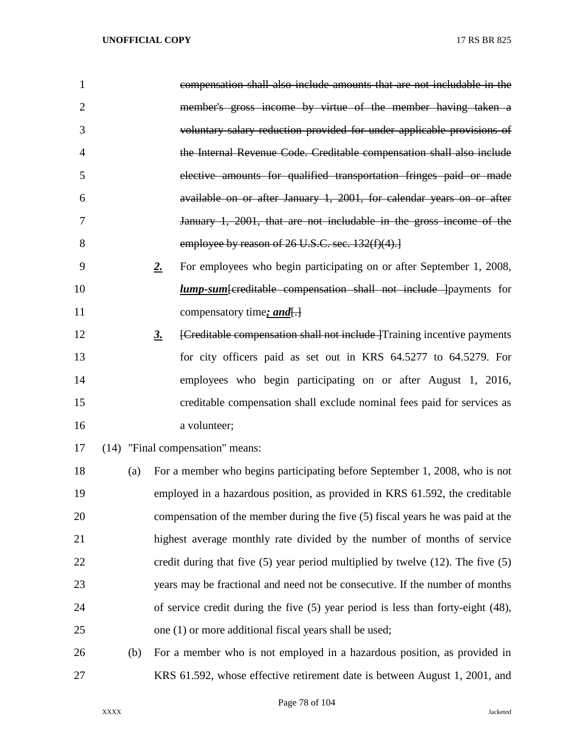~~compensation shall also include amounts that are not includable in the member's gross income by virtue of the member having taken a voluntary salary reduction provided for under applicable provisions of the Internal Revenue Code. Creditable compensation shall also include elective amounts for qualified transportation fringes paid or made available on or after January 1, 2001, for calendar years on or after January 1, 2001, that are not includable in the gross income of the employee by reason of 26 U.S.C. sec. 132(f)(4).]~~

***2.*** For employees who begin participating on or after September 1, 2008, ***lump-sum***[~~creditable compensation shall not include~~ ]payments for compensatory time***; and***[.]

***3.*** [~~Creditable compensation shall not include~~ ]Training incentive payments for city officers paid as set out in KRS 64.5277 to 64.5279. For employees who begin participating on or after August 1, 2016, creditable compensation shall exclude nominal fees paid for services as a volunteer;

(14) "Final compensation" means:

(a) For a member who begins participating before September 1, 2008, who is not employed in a hazardous position, as provided in KRS 61.592, the creditable compensation of the member during the five (5) fiscal years he was paid at the highest average monthly rate divided by the number of months of service credit during that five (5) year period multiplied by twelve (12). The five (5) years may be fractional and need not be consecutive. If the number of months of service credit during the five (5) year period is less than forty-eight (48), one (1) or more additional fiscal years shall be used;

(b) For a member who is not employed in a hazardous position, as provided in KRS 61.592, whose effective retirement date is between August 1, 2001, and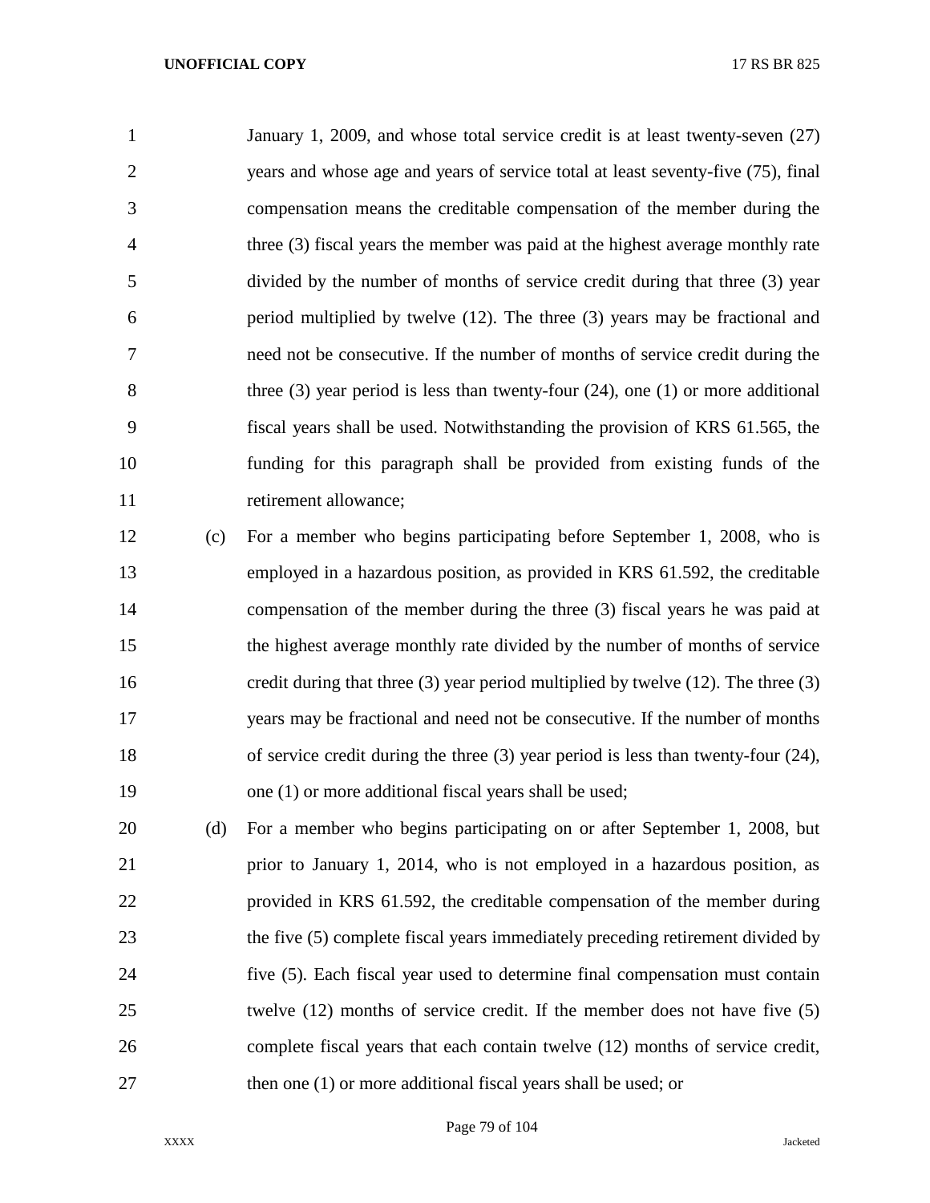January 1, 2009, and whose total service credit is at least twenty-seven (27) years and whose age and years of service total at least seventy-five (75), final compensation means the creditable compensation of the member during the three (3) fiscal years the member was paid at the highest average monthly rate divided by the number of months of service credit during that three (3) year period multiplied by twelve (12). The three (3) years may be fractional and need not be consecutive. If the number of months of service credit during the three (3) year period is less than twenty-four (24), one (1) or more additional fiscal years shall be used. Notwithstanding the provision of KRS 61.565, the funding for this paragraph shall be provided from existing funds of the retirement allowance;

(c) For a member who begins participating before September 1, 2008, who is employed in a hazardous position, as provided in KRS 61.592, the creditable compensation of the member during the three (3) fiscal years he was paid at the highest average monthly rate divided by the number of months of service credit during that three (3) year period multiplied by twelve (12). The three (3) years may be fractional and need not be consecutive. If the number of months of service credit during the three (3) year period is less than twenty-four (24), one (1) or more additional fiscal years shall be used;

(d) For a member who begins participating on or after September 1, 2008, but prior to January 1, 2014, who is not employed in a hazardous position, as provided in KRS 61.592, the creditable compensation of the member during the five (5) complete fiscal years immediately preceding retirement divided by five (5). Each fiscal year used to determine final compensation must contain twelve (12) months of service credit. If the member does not have five (5) complete fiscal years that each contain twelve (12) months of service credit, then one (1) or more additional fiscal years shall be used; or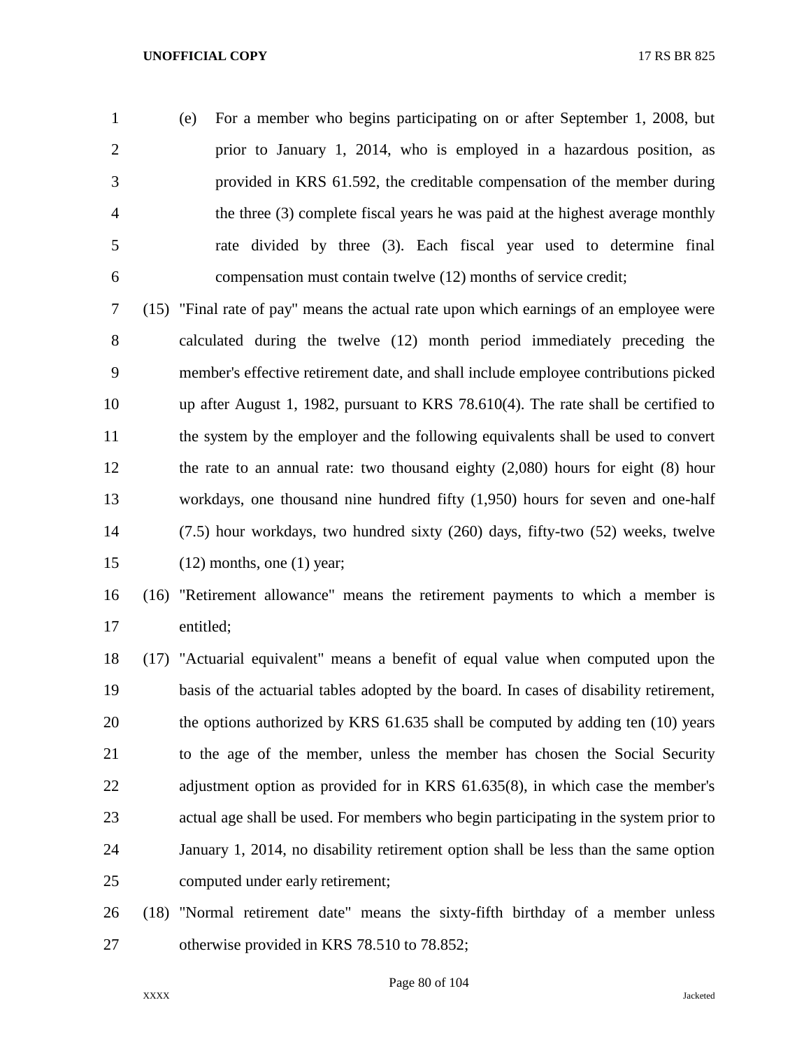(e) For a member who begins participating on or after September 1, 2008, but prior to January 1, 2014, who is employed in a hazardous position, as provided in KRS 61.592, the creditable compensation of the member during the three (3) complete fiscal years he was paid at the highest average monthly rate divided by three (3). Each fiscal year used to determine final compensation must contain twelve (12) months of service credit;

(15) "Final rate of pay" means the actual rate upon which earnings of an employee were calculated during the twelve (12) month period immediately preceding the member's effective retirement date, and shall include employee contributions picked up after August 1, 1982, pursuant to KRS 78.610(4). The rate shall be certified to the system by the employer and the following equivalents shall be used to convert the rate to an annual rate: two thousand eighty (2,080) hours for eight (8) hour workdays, one thousand nine hundred fifty (1,950) hours for seven and one-half (7.5) hour workdays, two hundred sixty (260) days, fifty-two (52) weeks, twelve (12) months, one (1) year;

(16) "Retirement allowance" means the retirement payments to which a member is entitled;

(17) "Actuarial equivalent" means a benefit of equal value when computed upon the basis of the actuarial tables adopted by the board. In cases of disability retirement, the options authorized by KRS 61.635 shall be computed by adding ten (10) years to the age of the member, unless the member has chosen the Social Security adjustment option as provided for in KRS 61.635(8), in which case the member's actual age shall be used. For members who begin participating in the system prior to January 1, 2014, no disability retirement option shall be less than the same option computed under early retirement;

(18) "Normal retirement date" means the sixty-fifth birthday of a member unless otherwise provided in KRS 78.510 to 78.852;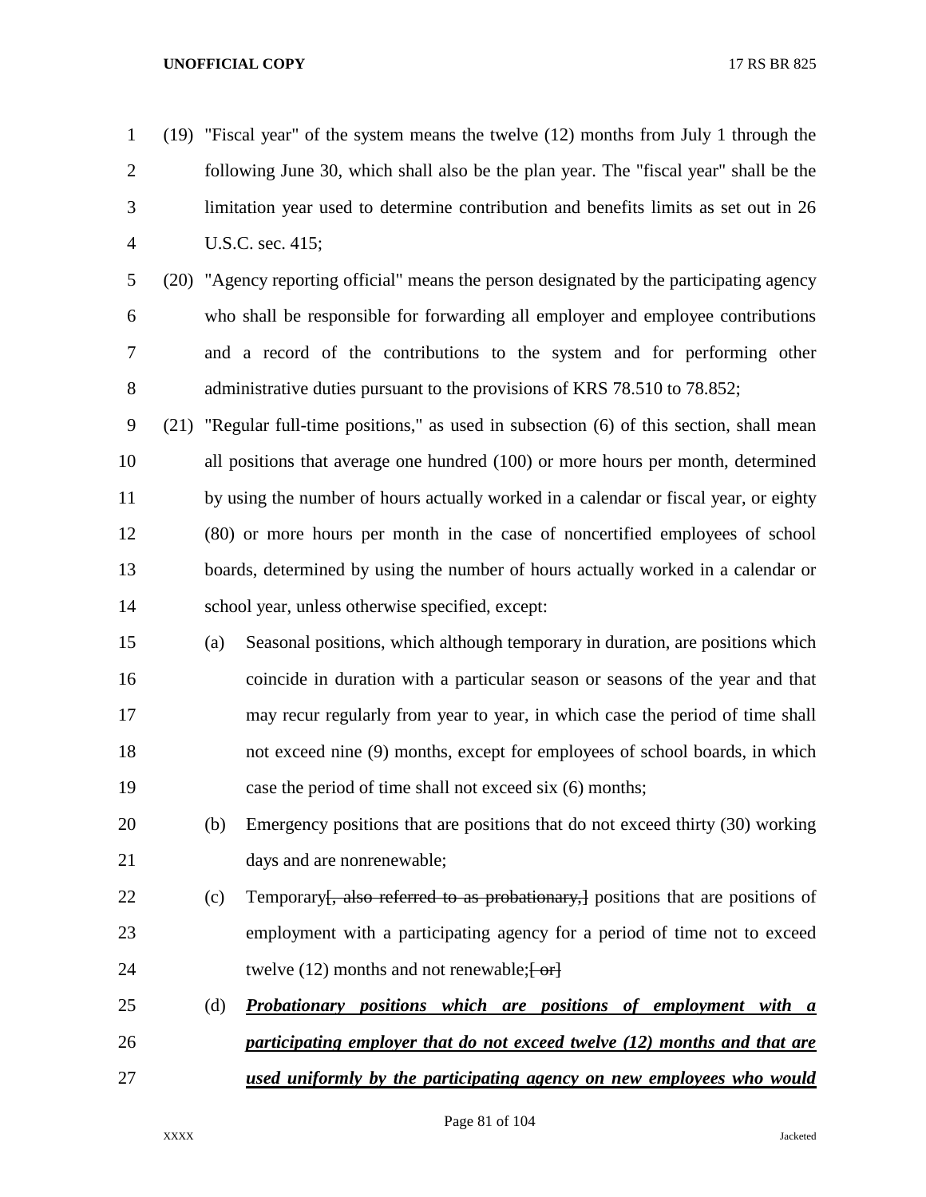(19) "Fiscal year" of the system means the twelve (12) months from July 1 through the following June 30, which shall also be the plan year. The "fiscal year" shall be the limitation year used to determine contribution and benefits limits as set out in 26 U.S.C. sec. 415;

(20) "Agency reporting official" means the person designated by the participating agency who shall be responsible for forwarding all employer and employee contributions and a record of the contributions to the system and for performing other administrative duties pursuant to the provisions of KRS 78.510 to 78.852;

(21) "Regular full-time positions," as used in subsection (6) of this section, shall mean all positions that average one hundred (100) or more hours per month, determined by using the number of hours actually worked in a calendar or fiscal year, or eighty (80) or more hours per month in the case of noncertified employees of school boards, determined by using the number of hours actually worked in a calendar or school year, unless otherwise specified, except:

(a) Seasonal positions, which although temporary in duration, are positions which coincide in duration with a particular season or seasons of the year and that may recur regularly from year to year, in which case the period of time shall not exceed nine (9) months, except for employees of school boards, in which case the period of time shall not exceed six (6) months;

(b) Emergency positions that are positions that do not exceed thirty (30) working days and are nonrenewable;

(c) Temporary~~[, also referred to as probationary,]~~ positions that are positions of employment with a participating agency for a period of time not to exceed twelve (12) months and not renewable;~~[ or]~~

(d) ***Probationary positions which are positions of employment with a participating employer that do not exceed twelve (12) months and that are used uniformly by the participating agency on new employees who would***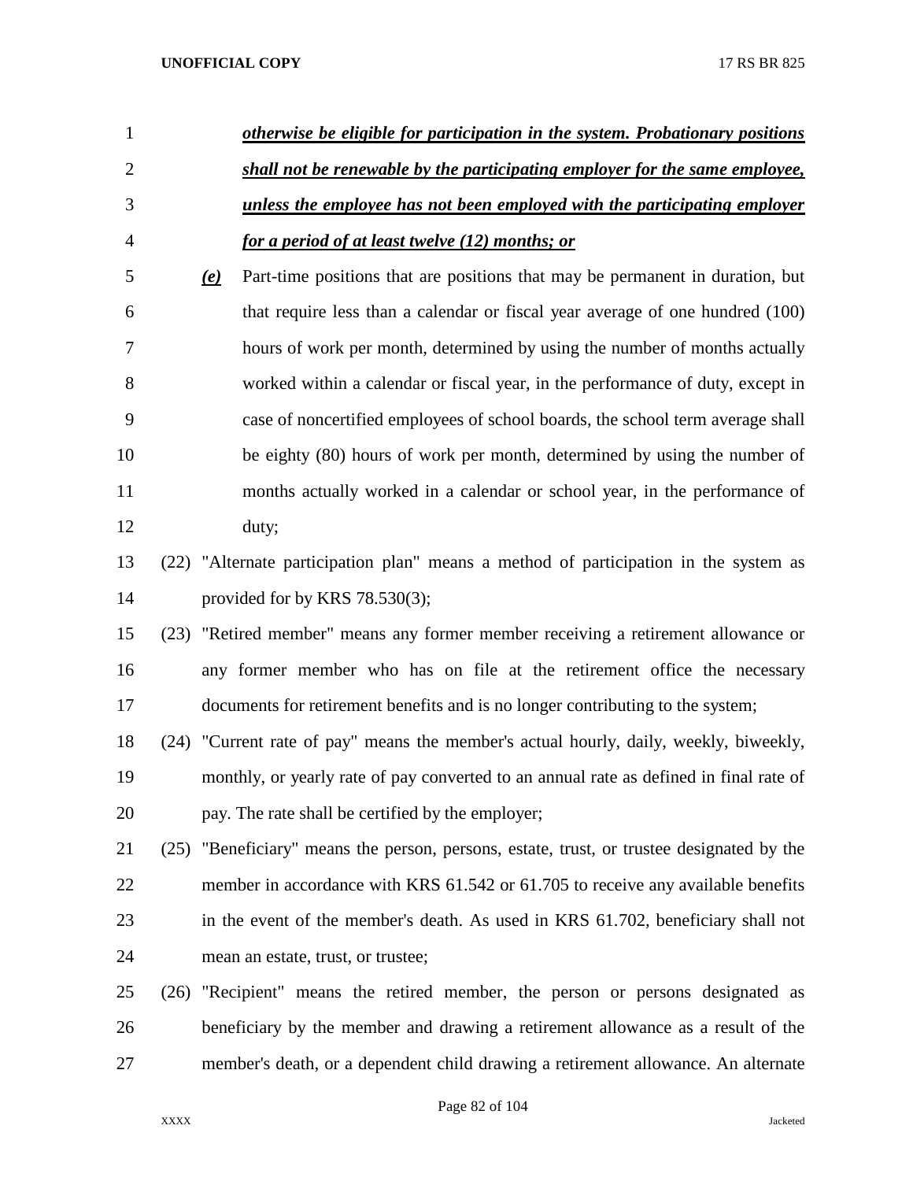***otherwise be eligible for participation in the system. Probationary positions shall not be renewable by the participating employer for the same employee, unless the employee has not been employed with the participating employer for a period of at least twelve (12) months; or***

***(e)*** Part-time positions that are positions that may be permanent in duration, but that require less than a calendar or fiscal year average of one hundred (100) hours of work per month, determined by using the number of months actually worked within a calendar or fiscal year, in the performance of duty, except in case of noncertified employees of school boards, the school term average shall be eighty (80) hours of work per month, determined by using the number of months actually worked in a calendar or school year, in the performance of duty;

(22) "Alternate participation plan" means a method of participation in the system as provided for by KRS 78.530(3);

(23) "Retired member" means any former member receiving a retirement allowance or any former member who has on file at the retirement office the necessary documents for retirement benefits and is no longer contributing to the system;

(24) "Current rate of pay" means the member's actual hourly, daily, weekly, biweekly, monthly, or yearly rate of pay converted to an annual rate as defined in final rate of pay. The rate shall be certified by the employer;

(25) "Beneficiary" means the person, persons, estate, trust, or trustee designated by the member in accordance with KRS 61.542 or 61.705 to receive any available benefits in the event of the member's death. As used in KRS 61.702, beneficiary shall not mean an estate, trust, or trustee;

(26) "Recipient" means the retired member, the person or persons designated as beneficiary by the member and drawing a retirement allowance as a result of the member's death, or a dependent child drawing a retirement allowance. An alternate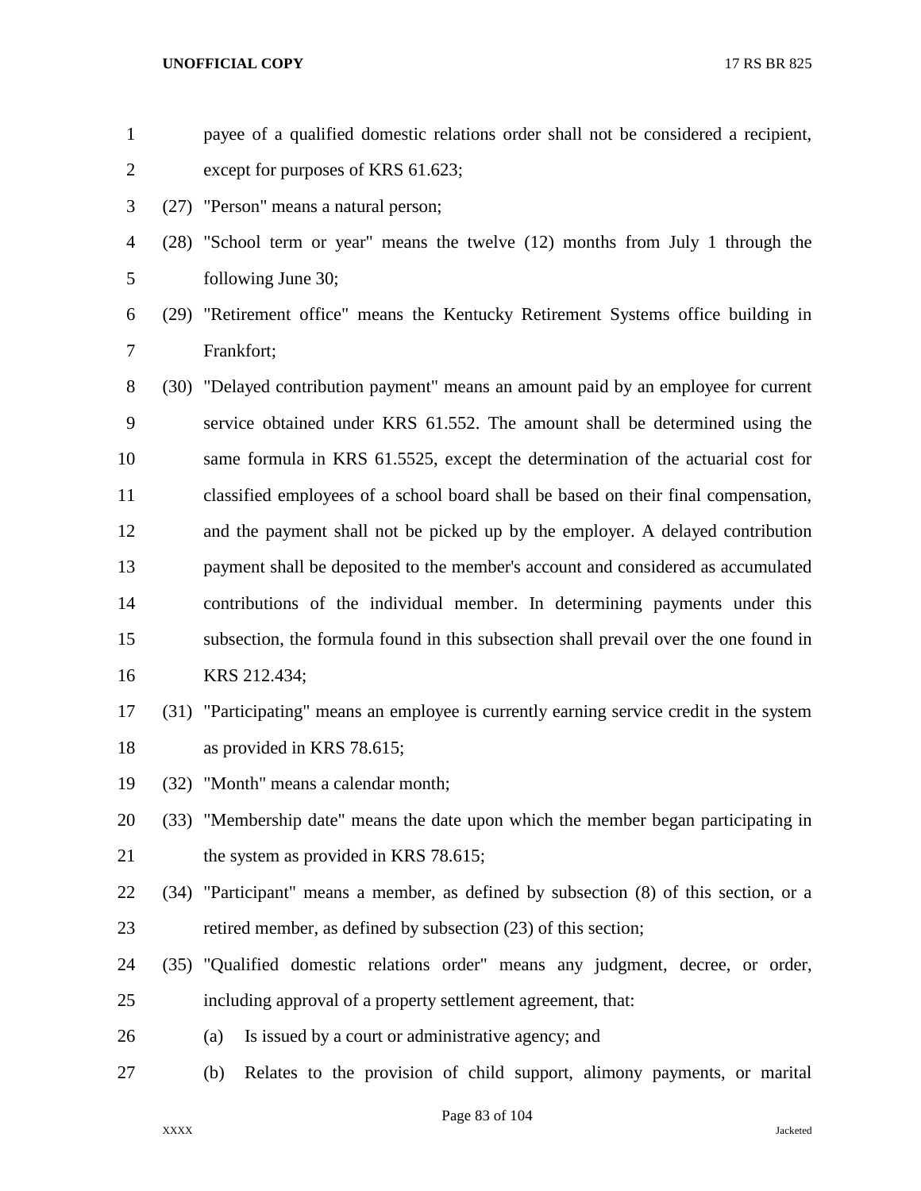payee of a qualified domestic relations order shall not be considered a recipient, except for purposes of KRS 61.623;

(27) "Person" means a natural person;

(28) "School term or year" means the twelve (12) months from July 1 through the following June 30;

(29) "Retirement office" means the Kentucky Retirement Systems office building in Frankfort;

(30) "Delayed contribution payment" means an amount paid by an employee for current service obtained under KRS 61.552. The amount shall be determined using the same formula in KRS 61.5525, except the determination of the actuarial cost for classified employees of a school board shall be based on their final compensation, and the payment shall not be picked up by the employer. A delayed contribution payment shall be deposited to the member's account and considered as accumulated contributions of the individual member. In determining payments under this subsection, the formula found in this subsection shall prevail over the one found in KRS 212.434;

(31) "Participating" means an employee is currently earning service credit in the system as provided in KRS 78.615;

(32) "Month" means a calendar month;

(33) "Membership date" means the date upon which the member began participating in the system as provided in KRS 78.615;

(34) "Participant" means a member, as defined by subsection (8) of this section, or a retired member, as defined by subsection (23) of this section;

(35) "Qualified domestic relations order" means any judgment, decree, or order, including approval of a property settlement agreement, that:

(a) Is issued by a court or administrative agency; and

(b) Relates to the provision of child support, alimony payments, or marital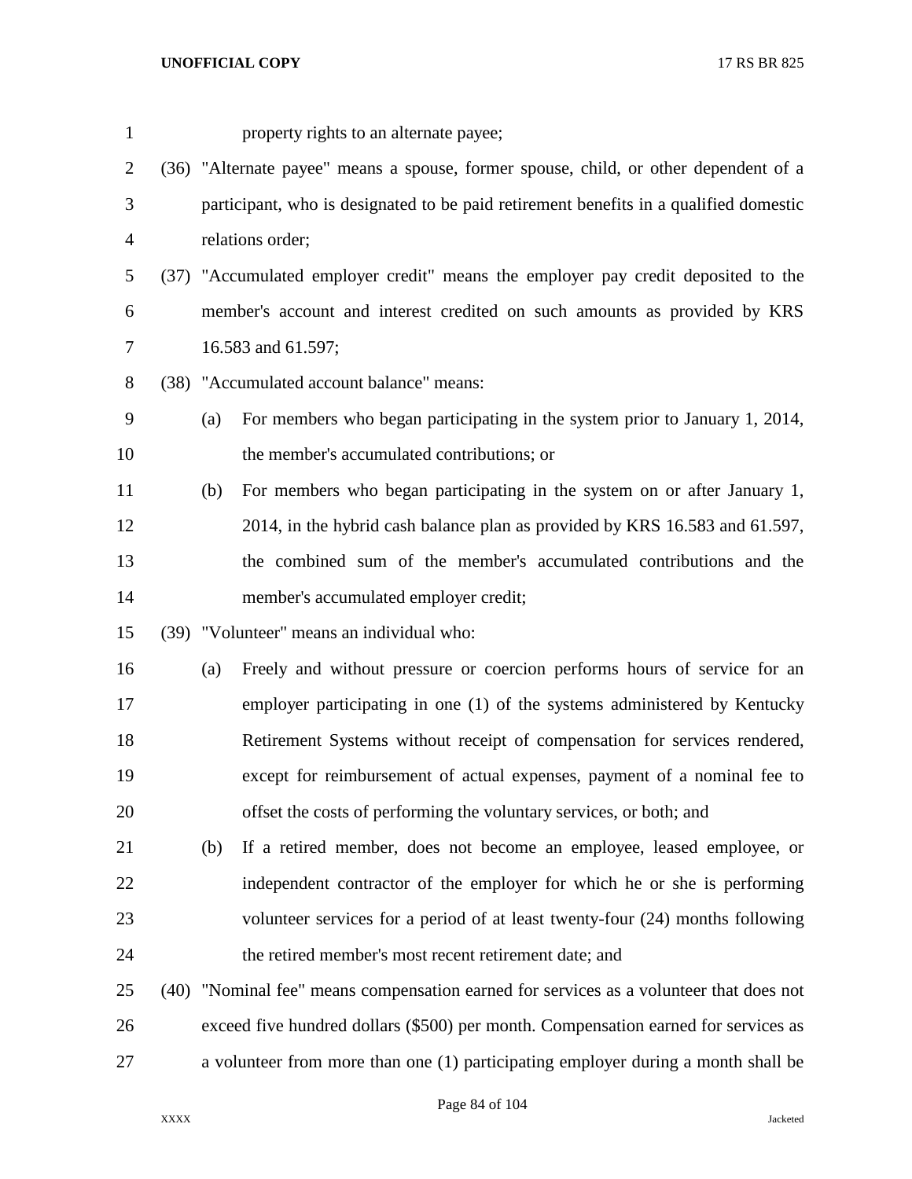property rights to an alternate payee;

(36) "Alternate payee" means a spouse, former spouse, child, or other dependent of a participant, who is designated to be paid retirement benefits in a qualified domestic relations order;

(37) "Accumulated employer credit" means the employer pay credit deposited to the member's account and interest credited on such amounts as provided by KRS 16.583 and 61.597;

(38) "Accumulated account balance" means:

(a) For members who began participating in the system prior to January 1, 2014, the member's accumulated contributions; or

(b) For members who began participating in the system on or after January 1, 2014, in the hybrid cash balance plan as provided by KRS 16.583 and 61.597, the combined sum of the member's accumulated contributions and the member's accumulated employer credit;

(39) "Volunteer" means an individual who:

(a) Freely and without pressure or coercion performs hours of service for an employer participating in one (1) of the systems administered by Kentucky Retirement Systems without receipt of compensation for services rendered, except for reimbursement of actual expenses, payment of a nominal fee to offset the costs of performing the voluntary services, or both; and

(b) If a retired member, does not become an employee, leased employee, or independent contractor of the employer for which he or she is performing volunteer services for a period of at least twenty-four (24) months following the retired member's most recent retirement date; and

(40) "Nominal fee" means compensation earned for services as a volunteer that does not exceed five hundred dollars ($500) per month. Compensation earned for services as a volunteer from more than one (1) participating employer during a month shall be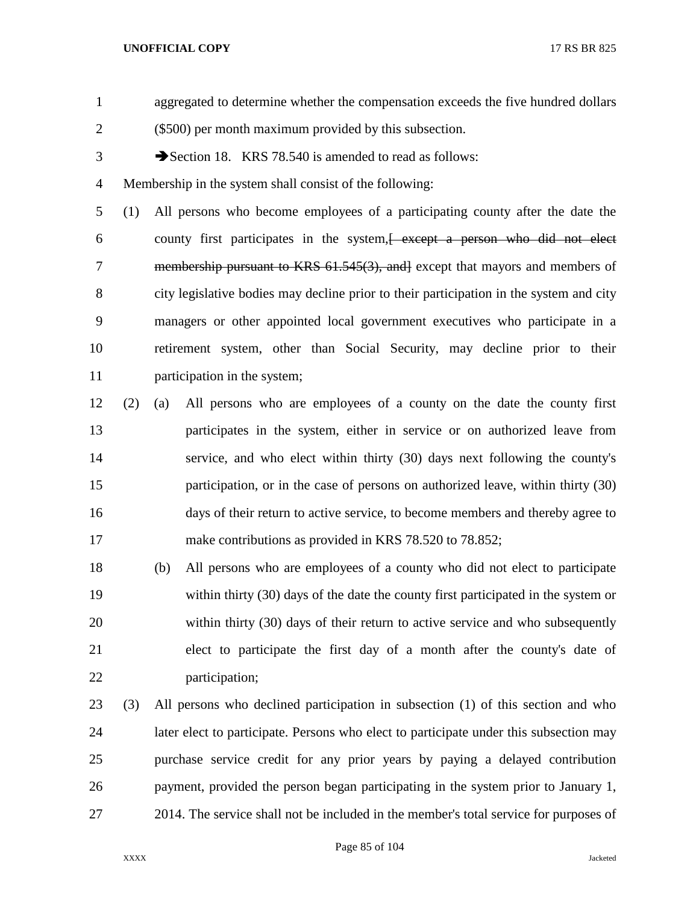aggregated to determine whether the compensation exceeds the five hundred dollars ($500) per month maximum provided by this subsection.

➔Section 18. KRS 78.540 is amended to read as follows:

Membership in the system shall consist of the following:

(1) All persons who become employees of a participating county after the date the county first participates in the system,~~[ except a person who did not elect membership pursuant to KRS 61.545(3), and]~~ except that mayors and members of city legislative bodies may decline prior to their participation in the system and city managers or other appointed local government executives who participate in a retirement system, other than Social Security, may decline prior to their participation in the system;

(2) (a) All persons who are employees of a county on the date the county first participates in the system, either in service or on authorized leave from service, and who elect within thirty (30) days next following the county's participation, or in the case of persons on authorized leave, within thirty (30) days of their return to active service, to become members and thereby agree to make contributions as provided in KRS 78.520 to 78.852;

(b) All persons who are employees of a county who did not elect to participate within thirty (30) days of the date the county first participated in the system or within thirty (30) days of their return to active service and who subsequently elect to participate the first day of a month after the county's date of participation;

(3) All persons who declined participation in subsection (1) of this section and who later elect to participate. Persons who elect to participate under this subsection may purchase service credit for any prior years by paying a delayed contribution payment, provided the person began participating in the system prior to January 1, 2014. The service shall not be included in the member's total service for purposes of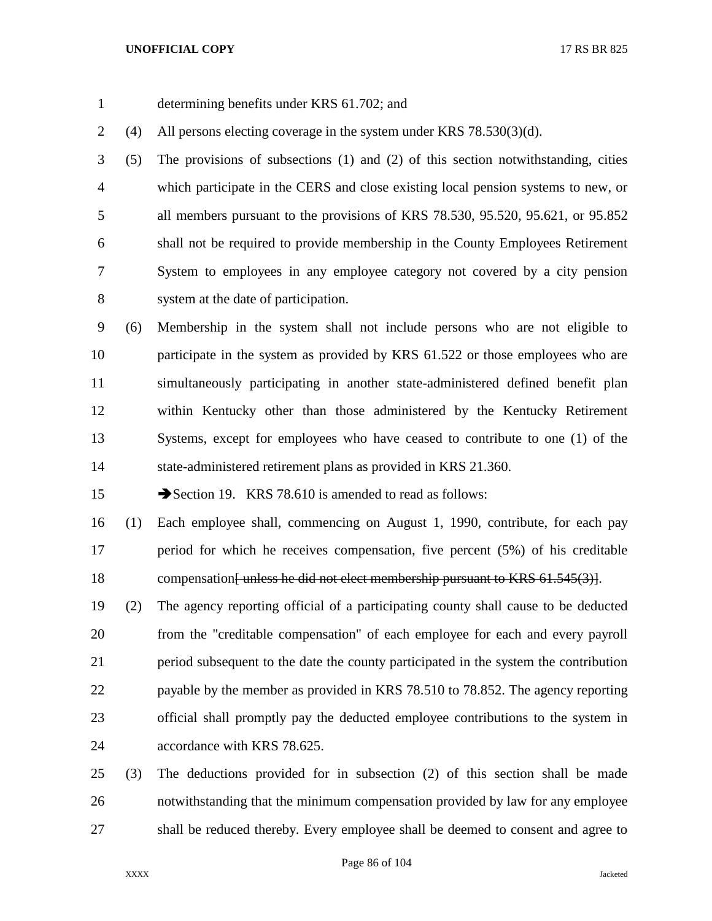determining benefits under KRS 61.702; and

(4) All persons electing coverage in the system under KRS 78.530(3)(d).

(5) The provisions of subsections (1) and (2) of this section notwithstanding, cities which participate in the CERS and close existing local pension systems to new, or all members pursuant to the provisions of KRS 78.530, 95.520, 95.621, or 95.852 shall not be required to provide membership in the County Employees Retirement System to employees in any employee category not covered by a city pension system at the date of participation.

(6) Membership in the system shall not include persons who are not eligible to participate in the system as provided by KRS 61.522 or those employees who are simultaneously participating in another state-administered defined benefit plan within Kentucky other than those administered by the Kentucky Retirement Systems, except for employees who have ceased to contribute to one (1) of the state-administered retirement plans as provided in KRS 21.360.

➔Section 19. KRS 78.610 is amended to read as follows:

(1) Each employee shall, commencing on August 1, 1990, contribute, for each pay period for which he receives compensation, five percent (5%) of his creditable compensation~~[ unless he did not elect membership pursuant to KRS 61.545(3)]~~.

(2) The agency reporting official of a participating county shall cause to be deducted from the "creditable compensation" of each employee for each and every payroll period subsequent to the date the county participated in the system the contribution payable by the member as provided in KRS 78.510 to 78.852. The agency reporting official shall promptly pay the deducted employee contributions to the system in accordance with KRS 78.625.

(3) The deductions provided for in subsection (2) of this section shall be made notwithstanding that the minimum compensation provided by law for any employee shall be reduced thereby. Every employee shall be deemed to consent and agree to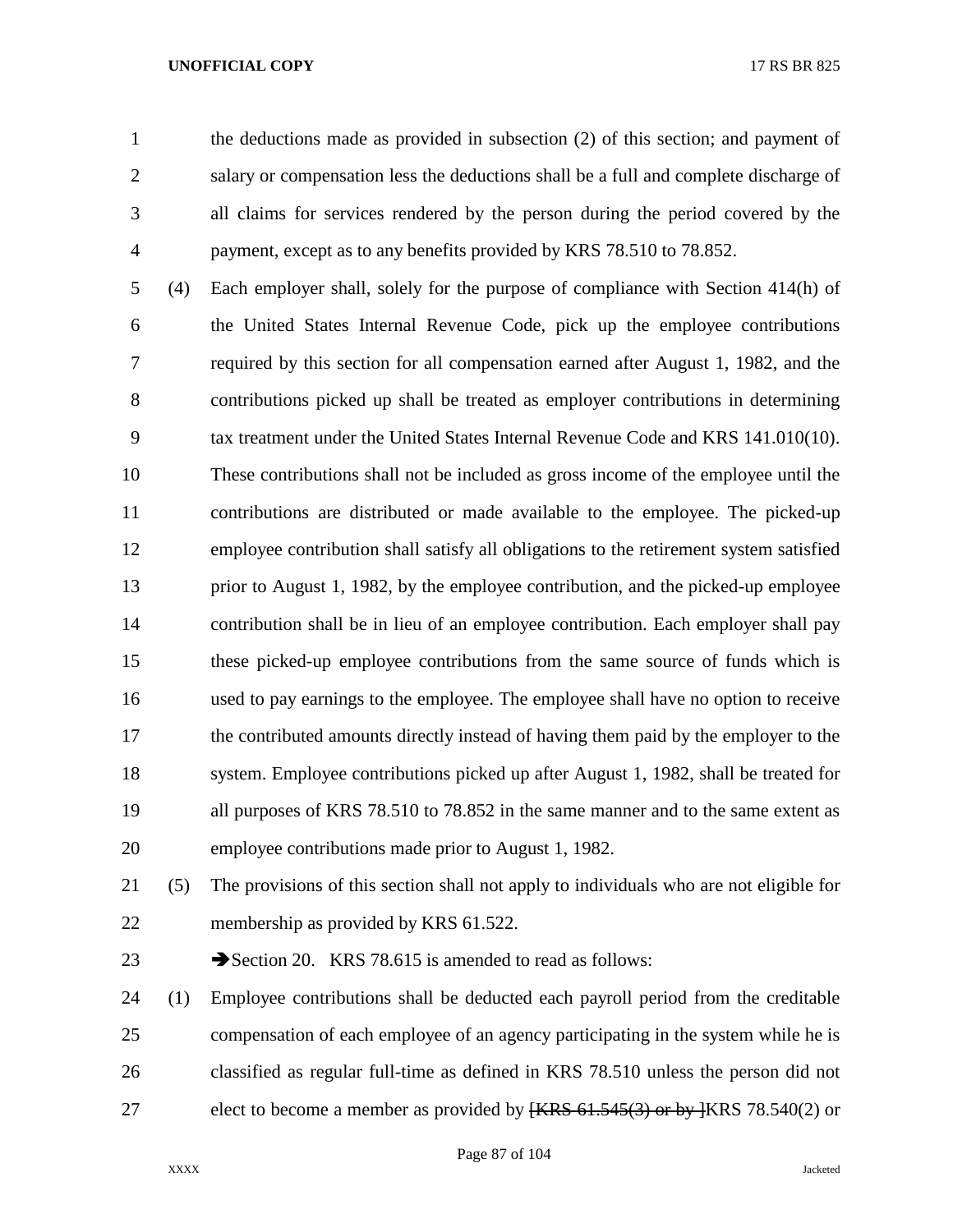the deductions made as provided in subsection (2) of this section; and payment of salary or compensation less the deductions shall be a full and complete discharge of all claims for services rendered by the person during the period covered by the payment, except as to any benefits provided by KRS 78.510 to 78.852.

(4) Each employer shall, solely for the purpose of compliance with Section 414(h) of the United States Internal Revenue Code, pick up the employee contributions required by this section for all compensation earned after August 1, 1982, and the contributions picked up shall be treated as employer contributions in determining tax treatment under the United States Internal Revenue Code and KRS 141.010(10). These contributions shall not be included as gross income of the employee until the contributions are distributed or made available to the employee. The picked-up employee contribution shall satisfy all obligations to the retirement system satisfied prior to August 1, 1982, by the employee contribution, and the picked-up employee contribution shall be in lieu of an employee contribution. Each employer shall pay these picked-up employee contributions from the same source of funds which is used to pay earnings to the employee. The employee shall have no option to receive the contributed amounts directly instead of having them paid by the employer to the system. Employee contributions picked up after August 1, 1982, shall be treated for all purposes of KRS 78.510 to 78.852 in the same manner and to the same extent as employee contributions made prior to August 1, 1982.

(5) The provisions of this section shall not apply to individuals who are not eligible for membership as provided by KRS 61.522.

➔Section 20. KRS 78.615 is amended to read as follows:

(1) Employee contributions shall be deducted each payroll period from the creditable compensation of each employee of an agency participating in the system while he is classified as regular full-time as defined in KRS 78.510 unless the person did not elect to become a member as provided by ~~[KRS 61.545(3) or by ]~~KRS 78.540(2) or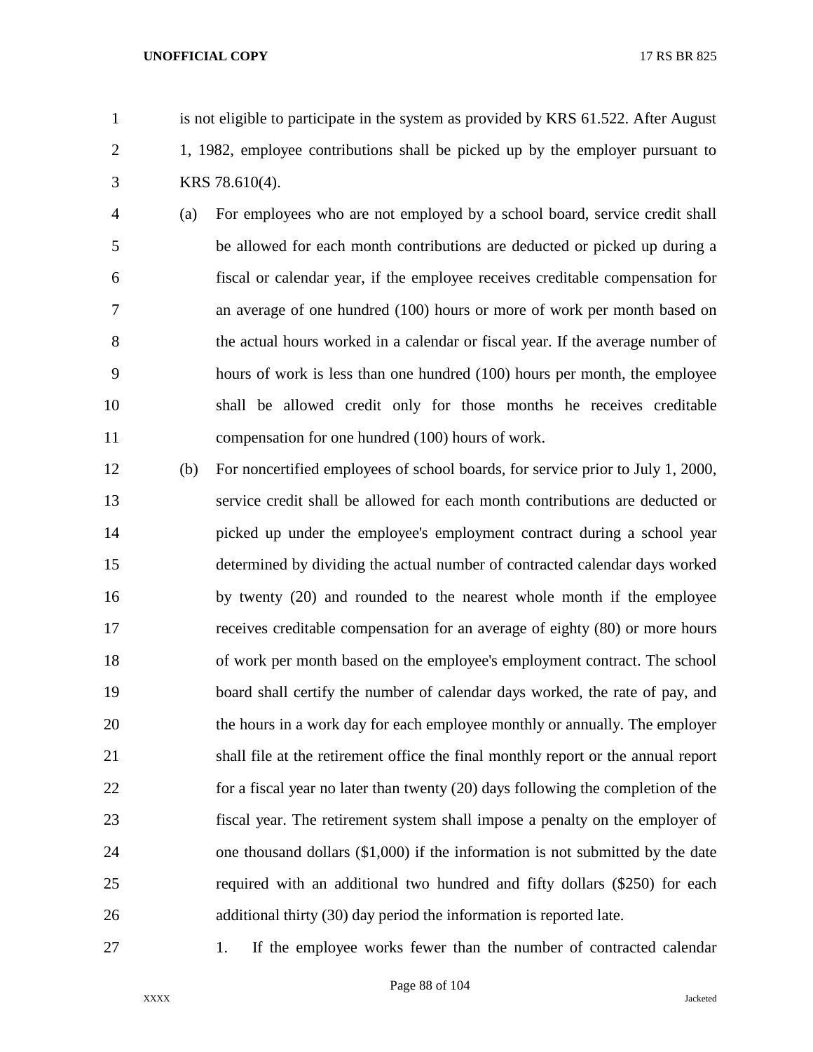is not eligible to participate in the system as provided by KRS 61.522. After August 1, 1982, employee contributions shall be picked up by the employer pursuant to KRS 78.610(4).

(a) For employees who are not employed by a school board, service credit shall be allowed for each month contributions are deducted or picked up during a fiscal or calendar year, if the employee receives creditable compensation for an average of one hundred (100) hours or more of work per month based on the actual hours worked in a calendar or fiscal year. If the average number of hours of work is less than one hundred (100) hours per month, the employee shall be allowed credit only for those months he receives creditable compensation for one hundred (100) hours of work.

(b) For noncertified employees of school boards, for service prior to July 1, 2000, service credit shall be allowed for each month contributions are deducted or picked up under the employee's employment contract during a school year determined by dividing the actual number of contracted calendar days worked by twenty (20) and rounded to the nearest whole month if the employee receives creditable compensation for an average of eighty (80) or more hours of work per month based on the employee's employment contract. The school board shall certify the number of calendar days worked, the rate of pay, and the hours in a work day for each employee monthly or annually. The employer shall file at the retirement office the final monthly report or the annual report for a fiscal year no later than twenty (20) days following the completion of the fiscal year. The retirement system shall impose a penalty on the employer of one thousand dollars ($1,000) if the information is not submitted by the date required with an additional two hundred and fifty dollars ($250) for each additional thirty (30) day period the information is reported late.

1. If the employee works fewer than the number of contracted calendar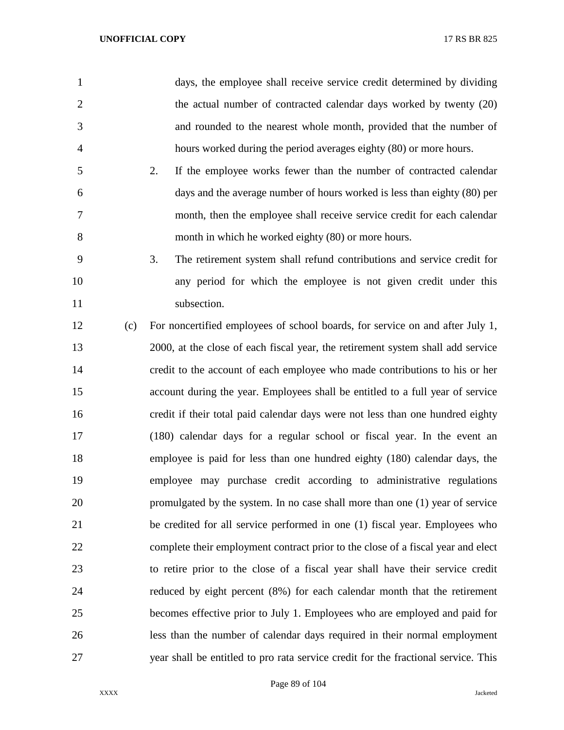days, the employee shall receive service credit determined by dividing the actual number of contracted calendar days worked by twenty (20) and rounded to the nearest whole month, provided that the number of hours worked during the period averages eighty (80) or more hours.

2. If the employee works fewer than the number of contracted calendar days and the average number of hours worked is less than eighty (80) per month, then the employee shall receive service credit for each calendar month in which he worked eighty (80) or more hours.

3. The retirement system shall refund contributions and service credit for any period for which the employee is not given credit under this subsection.

(c) For noncertified employees of school boards, for service on and after July 1, 2000, at the close of each fiscal year, the retirement system shall add service credit to the account of each employee who made contributions to his or her account during the year. Employees shall be entitled to a full year of service credit if their total paid calendar days were not less than one hundred eighty (180) calendar days for a regular school or fiscal year. In the event an employee is paid for less than one hundred eighty (180) calendar days, the employee may purchase credit according to administrative regulations promulgated by the system. In no case shall more than one (1) year of service be credited for all service performed in one (1) fiscal year. Employees who complete their employment contract prior to the close of a fiscal year and elect to retire prior to the close of a fiscal year shall have their service credit reduced by eight percent (8%) for each calendar month that the retirement becomes effective prior to July 1. Employees who are employed and paid for less than the number of calendar days required in their normal employment year shall be entitled to pro rata service credit for the fractional service. This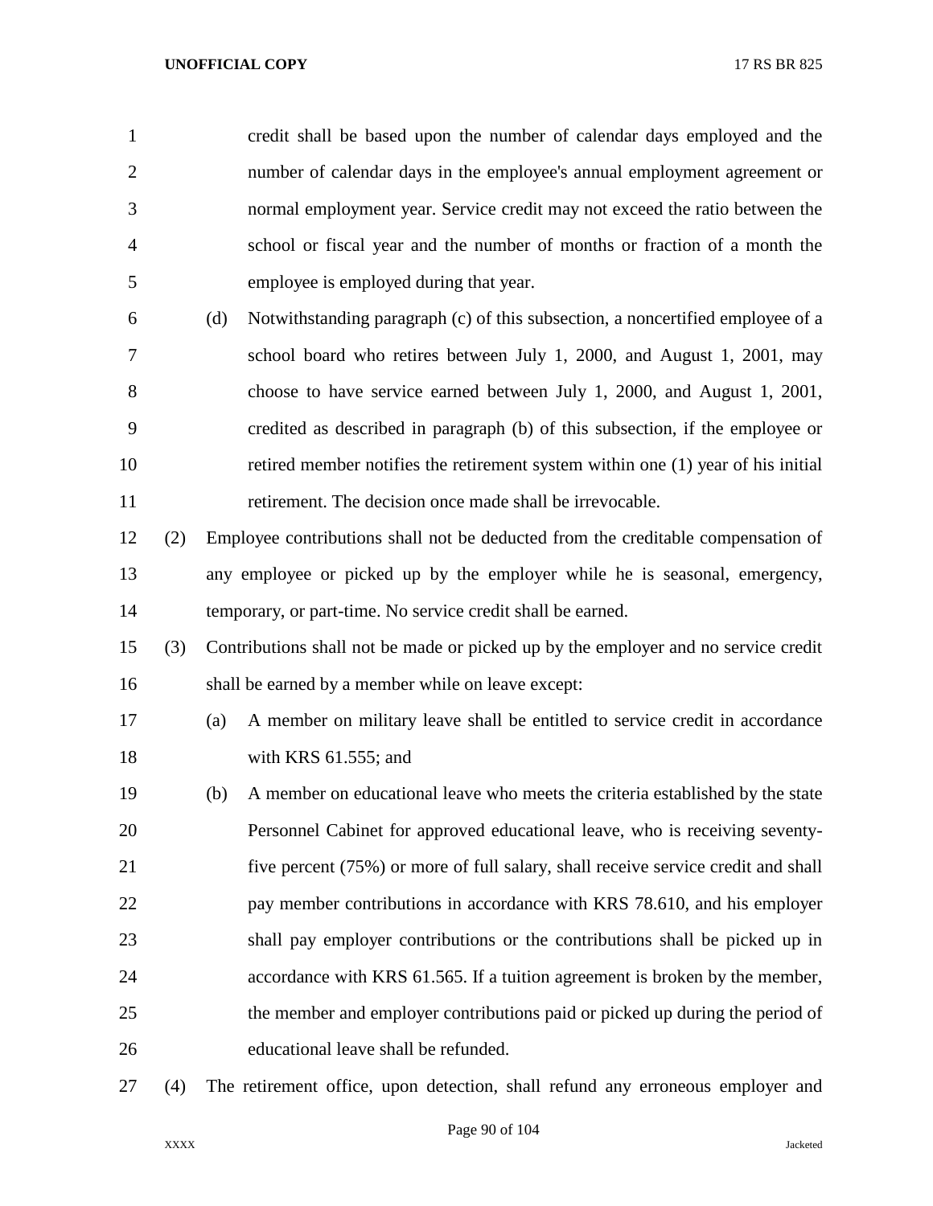credit shall be based upon the number of calendar days employed and the number of calendar days in the employee's annual employment agreement or normal employment year. Service credit may not exceed the ratio between the school or fiscal year and the number of months or fraction of a month the employee is employed during that year.

(d) Notwithstanding paragraph (c) of this subsection, a noncertified employee of a school board who retires between July 1, 2000, and August 1, 2001, may choose to have service earned between July 1, 2000, and August 1, 2001, credited as described in paragraph (b) of this subsection, if the employee or retired member notifies the retirement system within one (1) year of his initial retirement. The decision once made shall be irrevocable.

(2) Employee contributions shall not be deducted from the creditable compensation of any employee or picked up by the employer while he is seasonal, emergency, temporary, or part-time. No service credit shall be earned.

(3) Contributions shall not be made or picked up by the employer and no service credit shall be earned by a member while on leave except:

(a) A member on military leave shall be entitled to service credit in accordance with KRS 61.555; and

(b) A member on educational leave who meets the criteria established by the state Personnel Cabinet for approved educational leave, who is receiving seventy-five percent (75%) or more of full salary, shall receive service credit and shall pay member contributions in accordance with KRS 78.610, and his employer shall pay employer contributions or the contributions shall be picked up in accordance with KRS 61.565. If a tuition agreement is broken by the member, the member and employer contributions paid or picked up during the period of educational leave shall be refunded.

(4) The retirement office, upon detection, shall refund any erroneous employer and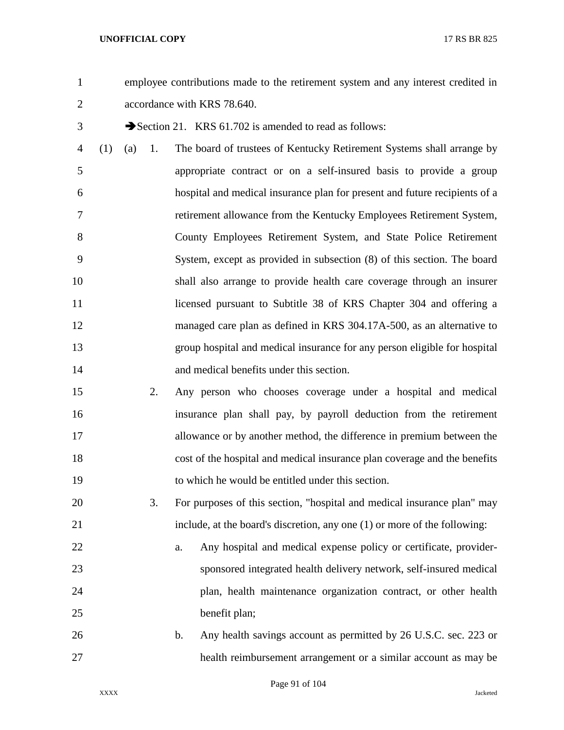employee contributions made to the retirement system and any interest credited in accordance with KRS 78.640.

➔Section 21. KRS 61.702 is amended to read as follows:

(1) (a) 1. The board of trustees of Kentucky Retirement Systems shall arrange by appropriate contract or on a self-insured basis to provide a group hospital and medical insurance plan for present and future recipients of a retirement allowance from the Kentucky Employees Retirement System, County Employees Retirement System, and State Police Retirement System, except as provided in subsection (8) of this section. The board shall also arrange to provide health care coverage through an insurer licensed pursuant to Subtitle 38 of KRS Chapter 304 and offering a managed care plan as defined in KRS 304.17A-500, as an alternative to group hospital and medical insurance for any person eligible for hospital and medical benefits under this section.

2. Any person who chooses coverage under a hospital and medical insurance plan shall pay, by payroll deduction from the retirement allowance or by another method, the difference in premium between the cost of the hospital and medical insurance plan coverage and the benefits to which he would be entitled under this section.

3. For purposes of this section, "hospital and medical insurance plan" may include, at the board's discretion, any one (1) or more of the following:

a. Any hospital and medical expense policy or certificate, provider-sponsored integrated health delivery network, self-insured medical plan, health maintenance organization contract, or other health benefit plan;

b. Any health savings account as permitted by 26 U.S.C. sec. 223 or health reimbursement arrangement or a similar account as may be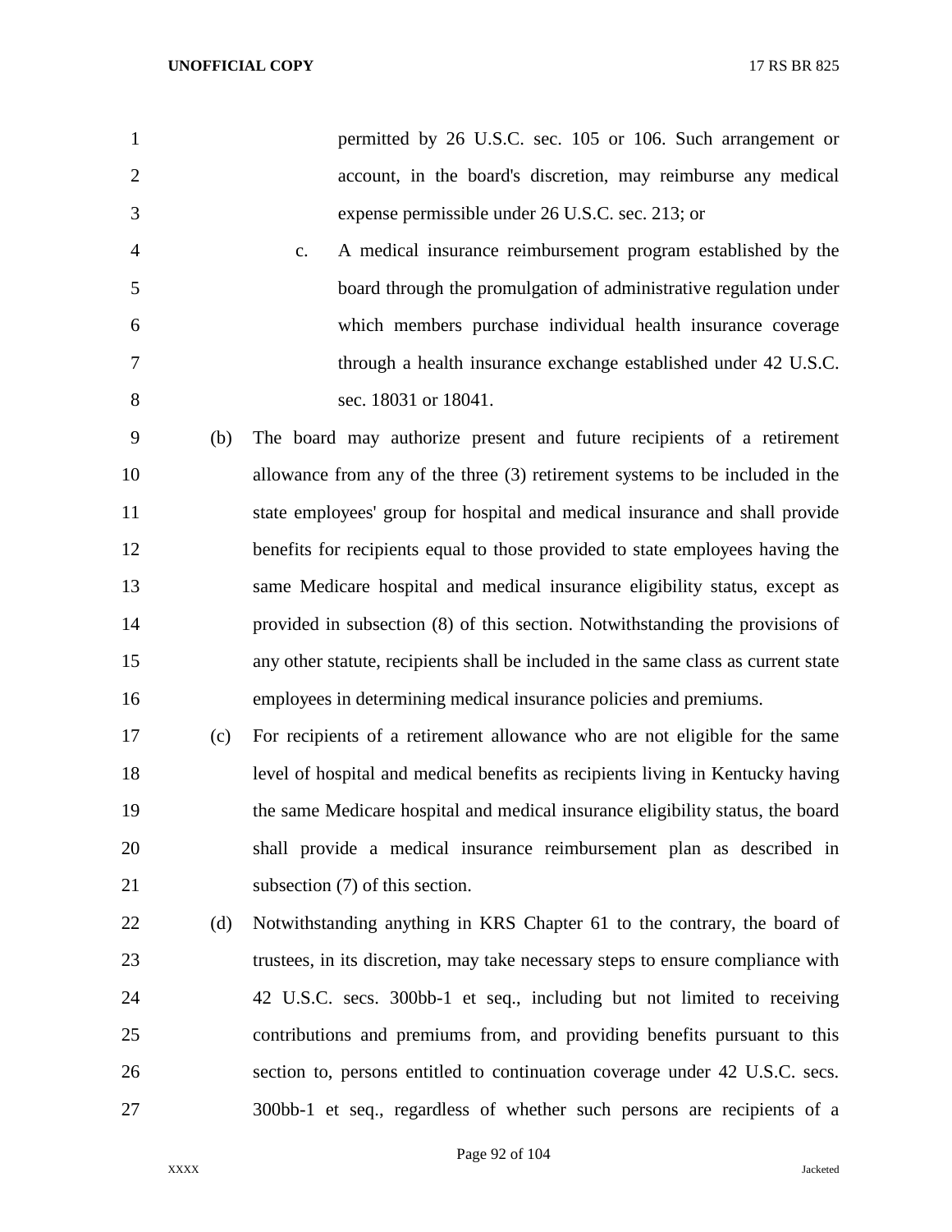permitted by 26 U.S.C. sec. 105 or 106. Such arrangement or account, in the board's discretion, may reimburse any medical expense permissible under 26 U.S.C. sec. 213; or

c. A medical insurance reimbursement program established by the board through the promulgation of administrative regulation under which members purchase individual health insurance coverage through a health insurance exchange established under 42 U.S.C. sec. 18031 or 18041.

(b) The board may authorize present and future recipients of a retirement allowance from any of the three (3) retirement systems to be included in the state employees' group for hospital and medical insurance and shall provide benefits for recipients equal to those provided to state employees having the same Medicare hospital and medical insurance eligibility status, except as provided in subsection (8) of this section. Notwithstanding the provisions of any other statute, recipients shall be included in the same class as current state employees in determining medical insurance policies and premiums.

(c) For recipients of a retirement allowance who are not eligible for the same level of hospital and medical benefits as recipients living in Kentucky having the same Medicare hospital and medical insurance eligibility status, the board shall provide a medical insurance reimbursement plan as described in subsection (7) of this section.

(d) Notwithstanding anything in KRS Chapter 61 to the contrary, the board of trustees, in its discretion, may take necessary steps to ensure compliance with 42 U.S.C. secs. 300bb-1 et seq., including but not limited to receiving contributions and premiums from, and providing benefits pursuant to this section to, persons entitled to continuation coverage under 42 U.S.C. secs. 300bb-1 et seq., regardless of whether such persons are recipients of a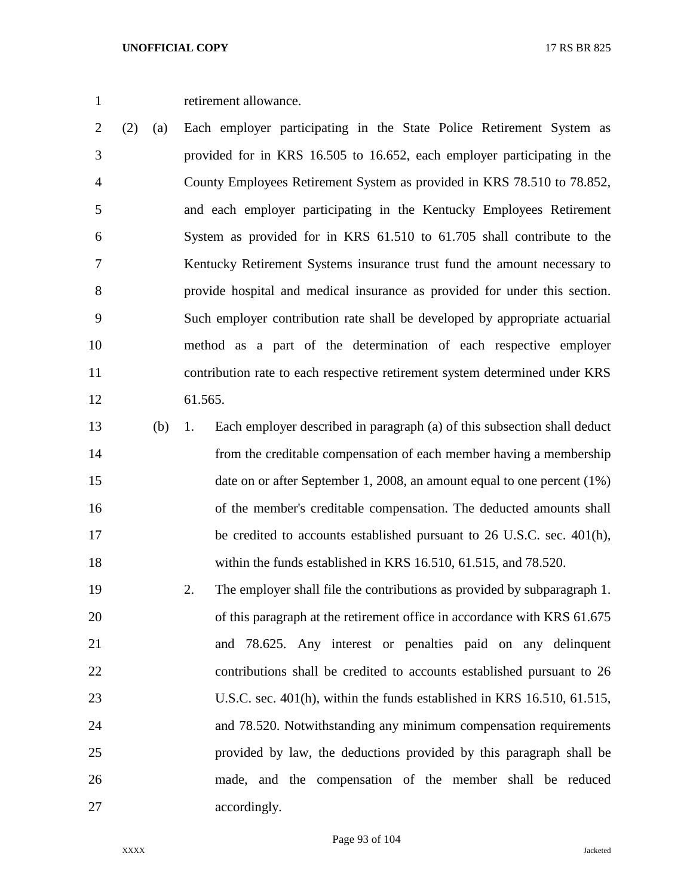retirement allowance.

(2) (a) Each employer participating in the State Police Retirement System as provided for in KRS 16.505 to 16.652, each employer participating in the County Employees Retirement System as provided in KRS 78.510 to 78.852, and each employer participating in the Kentucky Employees Retirement System as provided for in KRS 61.510 to 61.705 shall contribute to the Kentucky Retirement Systems insurance trust fund the amount necessary to provide hospital and medical insurance as provided for under this section. Such employer contribution rate shall be developed by appropriate actuarial method as a part of the determination of each respective employer contribution rate to each respective retirement system determined under KRS 61.565.

(b) 1. Each employer described in paragraph (a) of this subsection shall deduct from the creditable compensation of each member having a membership date on or after September 1, 2008, an amount equal to one percent (1%) of the member's creditable compensation. The deducted amounts shall be credited to accounts established pursuant to 26 U.S.C. sec. 401(h), within the funds established in KRS 16.510, 61.515, and 78.520.

2. The employer shall file the contributions as provided by subparagraph 1. of this paragraph at the retirement office in accordance with KRS 61.675 and 78.625. Any interest or penalties paid on any delinquent contributions shall be credited to accounts established pursuant to 26 U.S.C. sec. 401(h), within the funds established in KRS 16.510, 61.515, and 78.520. Notwithstanding any minimum compensation requirements provided by law, the deductions provided by this paragraph shall be made, and the compensation of the member shall be reduced accordingly.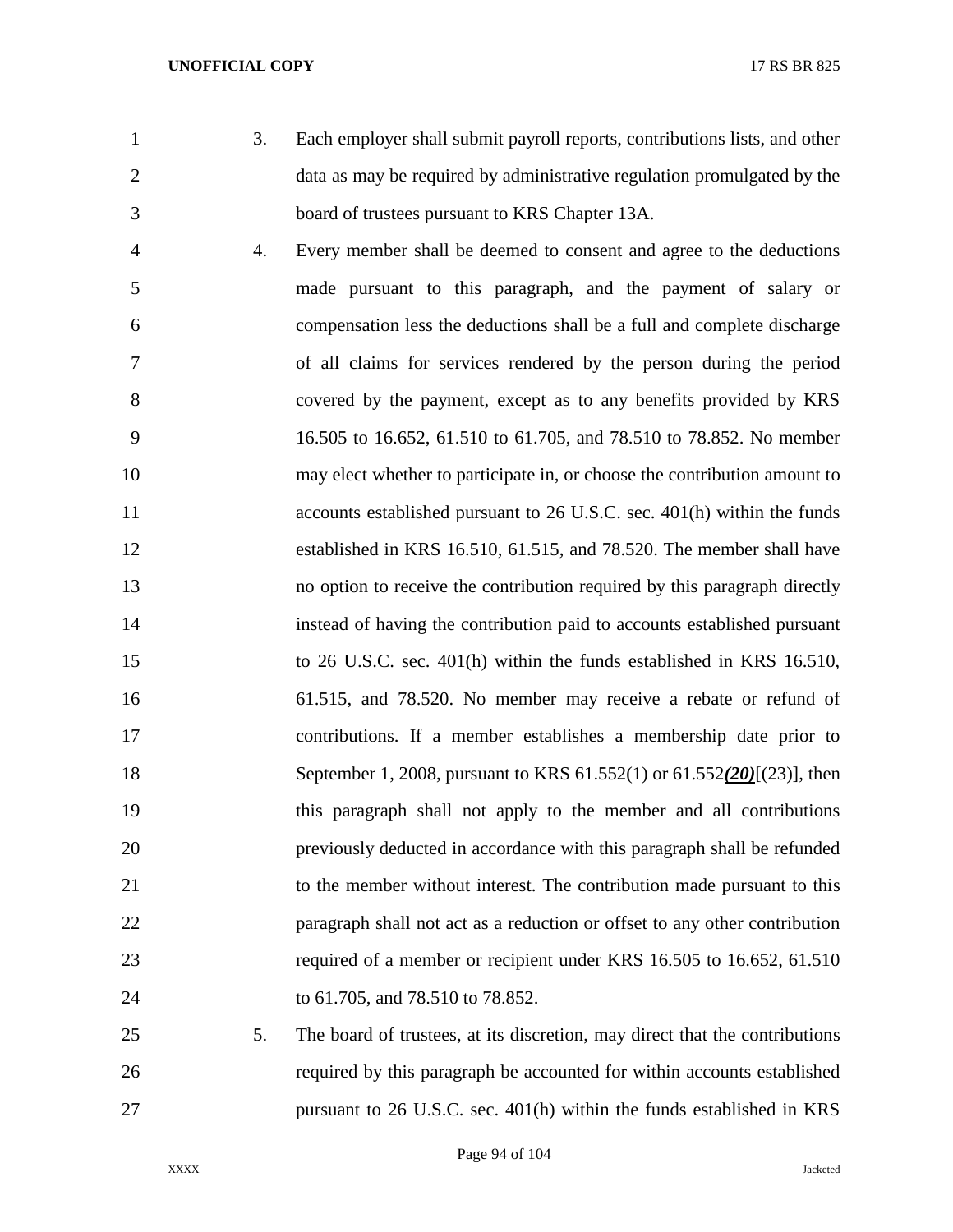3. Each employer shall submit payroll reports, contributions lists, and other data as may be required by administrative regulation promulgated by the board of trustees pursuant to KRS Chapter 13A.

4. Every member shall be deemed to consent and agree to the deductions made pursuant to this paragraph, and the payment of salary or compensation less the deductions shall be a full and complete discharge of all claims for services rendered by the person during the period covered by the payment, except as to any benefits provided by KRS 16.505 to 16.652, 61.510 to 61.705, and 78.510 to 78.852. No member may elect whether to participate in, or choose the contribution amount to accounts established pursuant to 26 U.S.C. sec. 401(h) within the funds established in KRS 16.510, 61.515, and 78.520. The member shall have no option to receive the contribution required by this paragraph directly instead of having the contribution paid to accounts established pursuant to 26 U.S.C. sec. 401(h) within the funds established in KRS 16.510, 61.515, and 78.520. No member may receive a rebate or refund of contributions. If a member establishes a membership date prior to September 1, 2008, pursuant to KRS 61.552(1) or 61.552***(20)***[~~(23)~~], then this paragraph shall not apply to the member and all contributions previously deducted in accordance with this paragraph shall be refunded to the member without interest. The contribution made pursuant to this paragraph shall not act as a reduction or offset to any other contribution required of a member or recipient under KRS 16.505 to 16.652, 61.510 to 61.705, and 78.510 to 78.852.

5. The board of trustees, at its discretion, may direct that the contributions required by this paragraph be accounted for within accounts established pursuant to 26 U.S.C. sec. 401(h) within the funds established in KRS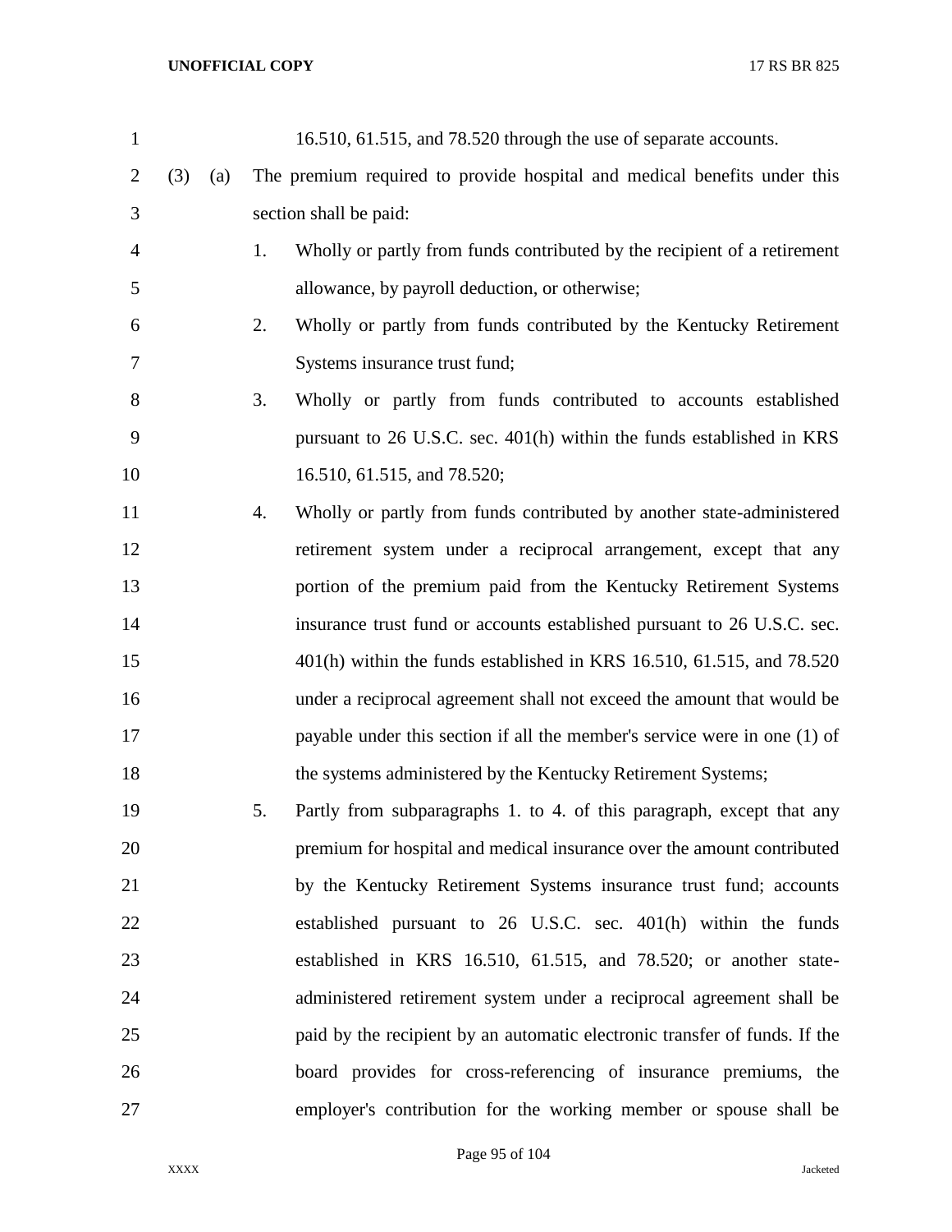16.510, 61.515, and 78.520 through the use of separate accounts.

(3) (a) The premium required to provide hospital and medical benefits under this section shall be paid:

1. Wholly or partly from funds contributed by the recipient of a retirement allowance, by payroll deduction, or otherwise;

2. Wholly or partly from funds contributed by the Kentucky Retirement Systems insurance trust fund;

3. Wholly or partly from funds contributed to accounts established pursuant to 26 U.S.C. sec. 401(h) within the funds established in KRS 16.510, 61.515, and 78.520;

4. Wholly or partly from funds contributed by another state-administered retirement system under a reciprocal arrangement, except that any portion of the premium paid from the Kentucky Retirement Systems insurance trust fund or accounts established pursuant to 26 U.S.C. sec. 401(h) within the funds established in KRS 16.510, 61.515, and 78.520 under a reciprocal agreement shall not exceed the amount that would be payable under this section if all the member's service were in one (1) of the systems administered by the Kentucky Retirement Systems;

5. Partly from subparagraphs 1. to 4. of this paragraph, except that any premium for hospital and medical insurance over the amount contributed by the Kentucky Retirement Systems insurance trust fund; accounts established pursuant to 26 U.S.C. sec. 401(h) within the funds established in KRS 16.510, 61.515, and 78.520; or another state-administered retirement system under a reciprocal agreement shall be paid by the recipient by an automatic electronic transfer of funds. If the board provides for cross-referencing of insurance premiums, the employer's contribution for the working member or spouse shall be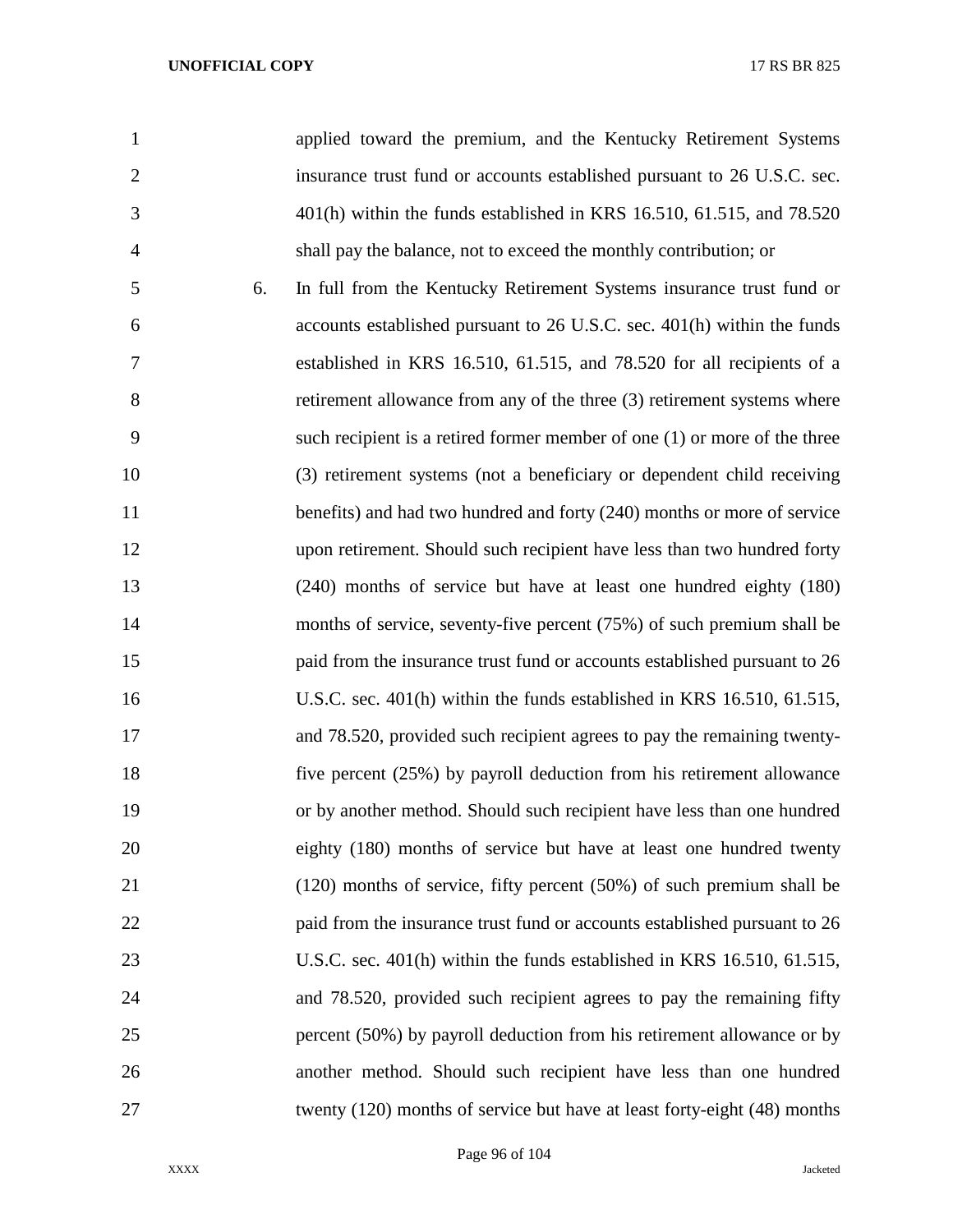applied toward the premium, and the Kentucky Retirement Systems insurance trust fund or accounts established pursuant to 26 U.S.C. sec. 401(h) within the funds established in KRS 16.510, 61.515, and 78.520 shall pay the balance, not to exceed the monthly contribution; or

6. In full from the Kentucky Retirement Systems insurance trust fund or accounts established pursuant to 26 U.S.C. sec. 401(h) within the funds established in KRS 16.510, 61.515, and 78.520 for all recipients of a retirement allowance from any of the three (3) retirement systems where such recipient is a retired former member of one (1) or more of the three (3) retirement systems (not a beneficiary or dependent child receiving benefits) and had two hundred and forty (240) months or more of service upon retirement. Should such recipient have less than two hundred forty (240) months of service but have at least one hundred eighty (180) months of service, seventy-five percent (75%) of such premium shall be paid from the insurance trust fund or accounts established pursuant to 26 U.S.C. sec. 401(h) within the funds established in KRS 16.510, 61.515, and 78.520, provided such recipient agrees to pay the remaining twenty-five percent (25%) by payroll deduction from his retirement allowance or by another method. Should such recipient have less than one hundred eighty (180) months of service but have at least one hundred twenty (120) months of service, fifty percent (50%) of such premium shall be paid from the insurance trust fund or accounts established pursuant to 26 U.S.C. sec. 401(h) within the funds established in KRS 16.510, 61.515, and 78.520, provided such recipient agrees to pay the remaining fifty percent (50%) by payroll deduction from his retirement allowance or by another method. Should such recipient have less than one hundred twenty (120) months of service but have at least forty-eight (48) months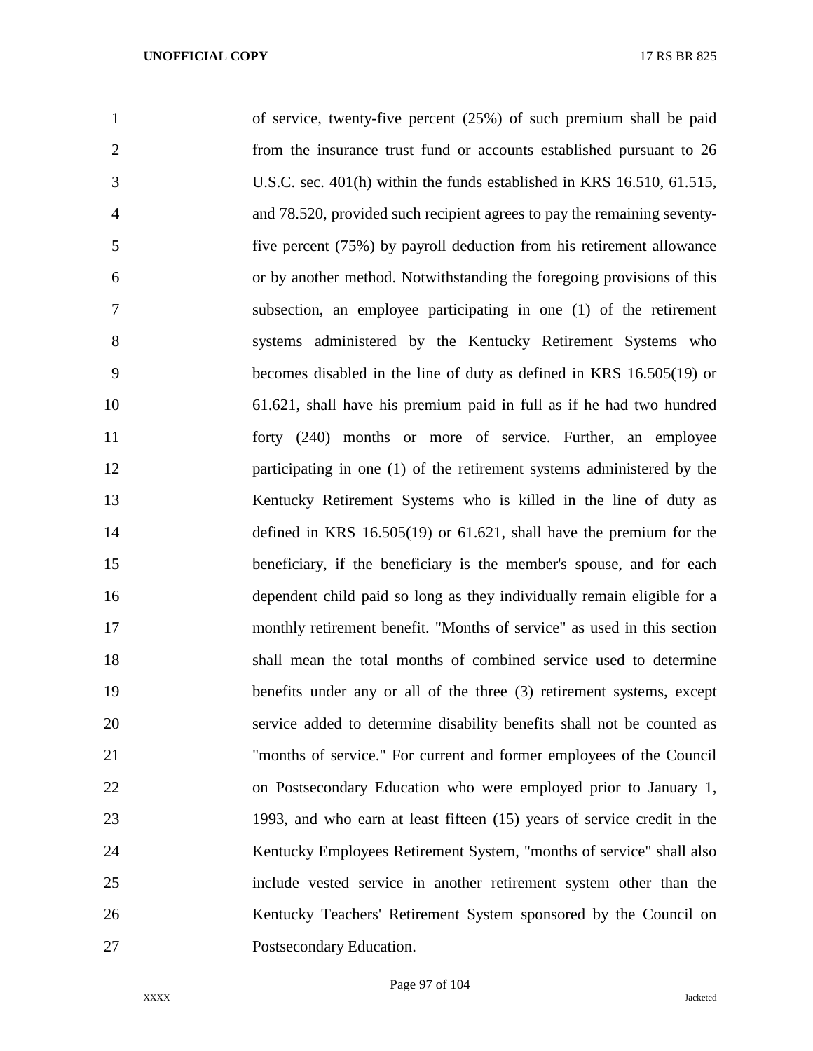of service, twenty-five percent (25%) of such premium shall be paid from the insurance trust fund or accounts established pursuant to 26 U.S.C. sec. 401(h) within the funds established in KRS 16.510, 61.515, and 78.520, provided such recipient agrees to pay the remaining seventy-five percent (75%) by payroll deduction from his retirement allowance or by another method. Notwithstanding the foregoing provisions of this subsection, an employee participating in one (1) of the retirement systems administered by the Kentucky Retirement Systems who becomes disabled in the line of duty as defined in KRS 16.505(19) or 61.621, shall have his premium paid in full as if he had two hundred forty (240) months or more of service. Further, an employee participating in one (1) of the retirement systems administered by the Kentucky Retirement Systems who is killed in the line of duty as defined in KRS 16.505(19) or 61.621, shall have the premium for the beneficiary, if the beneficiary is the member's spouse, and for each dependent child paid so long as they individually remain eligible for a monthly retirement benefit. "Months of service" as used in this section shall mean the total months of combined service used to determine benefits under any or all of the three (3) retirement systems, except service added to determine disability benefits shall not be counted as "months of service." For current and former employees of the Council on Postsecondary Education who were employed prior to January 1, 1993, and who earn at least fifteen (15) years of service credit in the Kentucky Employees Retirement System, "months of service" shall also include vested service in another retirement system other than the Kentucky Teachers' Retirement System sponsored by the Council on Postsecondary Education.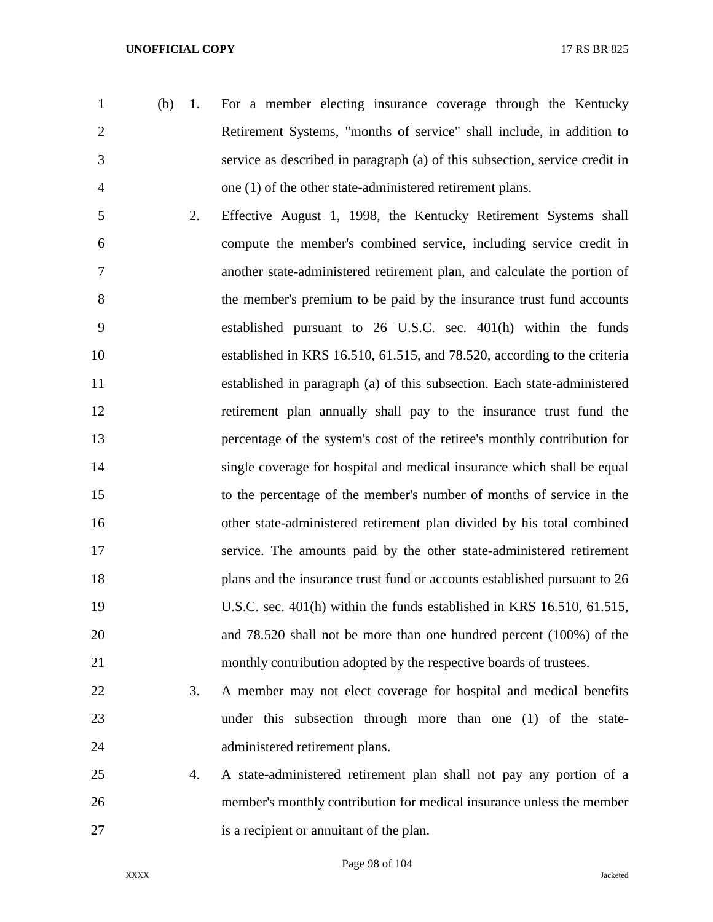(b) 1. For a member electing insurance coverage through the Kentucky Retirement Systems, "months of service" shall include, in addition to service as described in paragraph (a) of this subsection, service credit in one (1) of the other state-administered retirement plans.

2. Effective August 1, 1998, the Kentucky Retirement Systems shall compute the member's combined service, including service credit in another state-administered retirement plan, and calculate the portion of the member's premium to be paid by the insurance trust fund accounts established pursuant to 26 U.S.C. sec. 401(h) within the funds established in KRS 16.510, 61.515, and 78.520, according to the criteria established in paragraph (a) of this subsection. Each state-administered retirement plan annually shall pay to the insurance trust fund the percentage of the system's cost of the retiree's monthly contribution for single coverage for hospital and medical insurance which shall be equal to the percentage of the member's number of months of service in the other state-administered retirement plan divided by his total combined service. The amounts paid by the other state-administered retirement plans and the insurance trust fund or accounts established pursuant to 26 U.S.C. sec. 401(h) within the funds established in KRS 16.510, 61.515, and 78.520 shall not be more than one hundred percent (100%) of the monthly contribution adopted by the respective boards of trustees.

3. A member may not elect coverage for hospital and medical benefits under this subsection through more than one (1) of the state-administered retirement plans.

4. A state-administered retirement plan shall not pay any portion of a member's monthly contribution for medical insurance unless the member is a recipient or annuitant of the plan.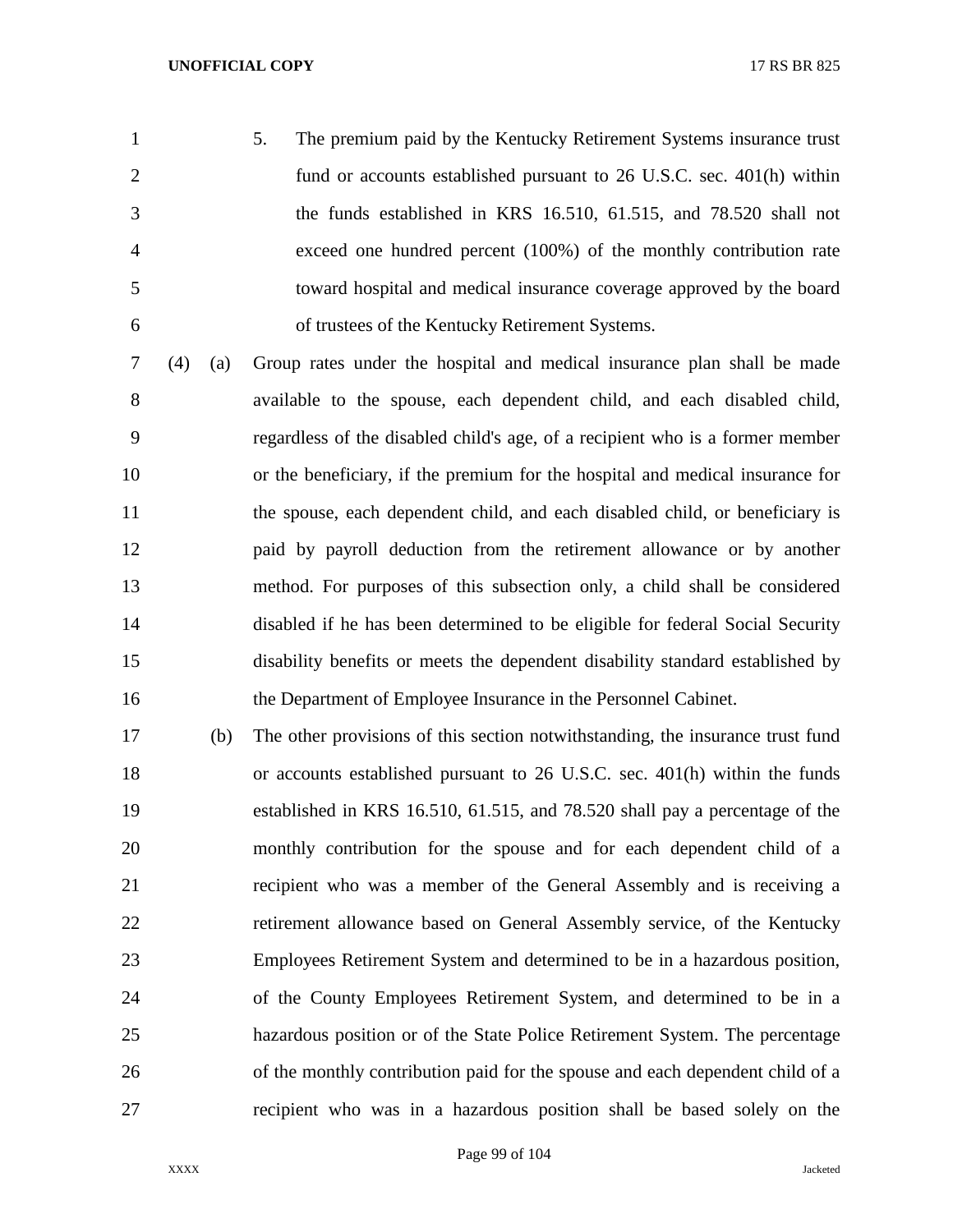5. The premium paid by the Kentucky Retirement Systems insurance trust fund or accounts established pursuant to 26 U.S.C. sec. 401(h) within the funds established in KRS 16.510, 61.515, and 78.520 shall not exceed one hundred percent (100%) of the monthly contribution rate toward hospital and medical insurance coverage approved by the board of trustees of the Kentucky Retirement Systems.

(4) (a) Group rates under the hospital and medical insurance plan shall be made available to the spouse, each dependent child, and each disabled child, regardless of the disabled child's age, of a recipient who is a former member or the beneficiary, if the premium for the hospital and medical insurance for the spouse, each dependent child, and each disabled child, or beneficiary is paid by payroll deduction from the retirement allowance or by another method. For purposes of this subsection only, a child shall be considered disabled if he has been determined to be eligible for federal Social Security disability benefits or meets the dependent disability standard established by the Department of Employee Insurance in the Personnel Cabinet.

(b) The other provisions of this section notwithstanding, the insurance trust fund or accounts established pursuant to 26 U.S.C. sec. 401(h) within the funds established in KRS 16.510, 61.515, and 78.520 shall pay a percentage of the monthly contribution for the spouse and for each dependent child of a recipient who was a member of the General Assembly and is receiving a retirement allowance based on General Assembly service, of the Kentucky Employees Retirement System and determined to be in a hazardous position, of the County Employees Retirement System, and determined to be in a hazardous position or of the State Police Retirement System. The percentage of the monthly contribution paid for the spouse and each dependent child of a recipient who was in a hazardous position shall be based solely on the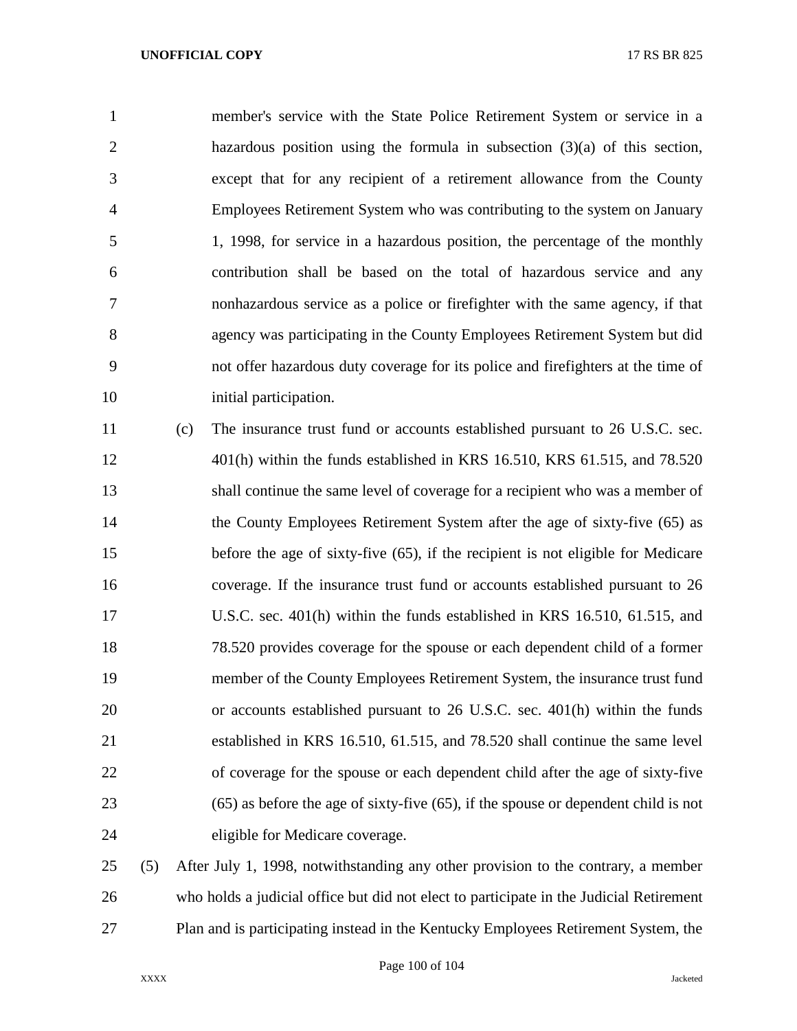member's service with the State Police Retirement System or service in a hazardous position using the formula in subsection (3)(a) of this section, except that for any recipient of a retirement allowance from the County Employees Retirement System who was contributing to the system on January 1, 1998, for service in a hazardous position, the percentage of the monthly contribution shall be based on the total of hazardous service and any nonhazardous service as a police or firefighter with the same agency, if that agency was participating in the County Employees Retirement System but did not offer hazardous duty coverage for its police and firefighters at the time of initial participation.

(c) The insurance trust fund or accounts established pursuant to 26 U.S.C. sec. 401(h) within the funds established in KRS 16.510, KRS 61.515, and 78.520 shall continue the same level of coverage for a recipient who was a member of the County Employees Retirement System after the age of sixty-five (65) as before the age of sixty-five (65), if the recipient is not eligible for Medicare coverage. If the insurance trust fund or accounts established pursuant to 26 U.S.C. sec. 401(h) within the funds established in KRS 16.510, 61.515, and 78.520 provides coverage for the spouse or each dependent child of a former member of the County Employees Retirement System, the insurance trust fund or accounts established pursuant to 26 U.S.C. sec. 401(h) within the funds established in KRS 16.510, 61.515, and 78.520 shall continue the same level of coverage for the spouse or each dependent child after the age of sixty-five (65) as before the age of sixty-five (65), if the spouse or dependent child is not eligible for Medicare coverage.

(5) After July 1, 1998, notwithstanding any other provision to the contrary, a member who holds a judicial office but did not elect to participate in the Judicial Retirement Plan and is participating instead in the Kentucky Employees Retirement System, the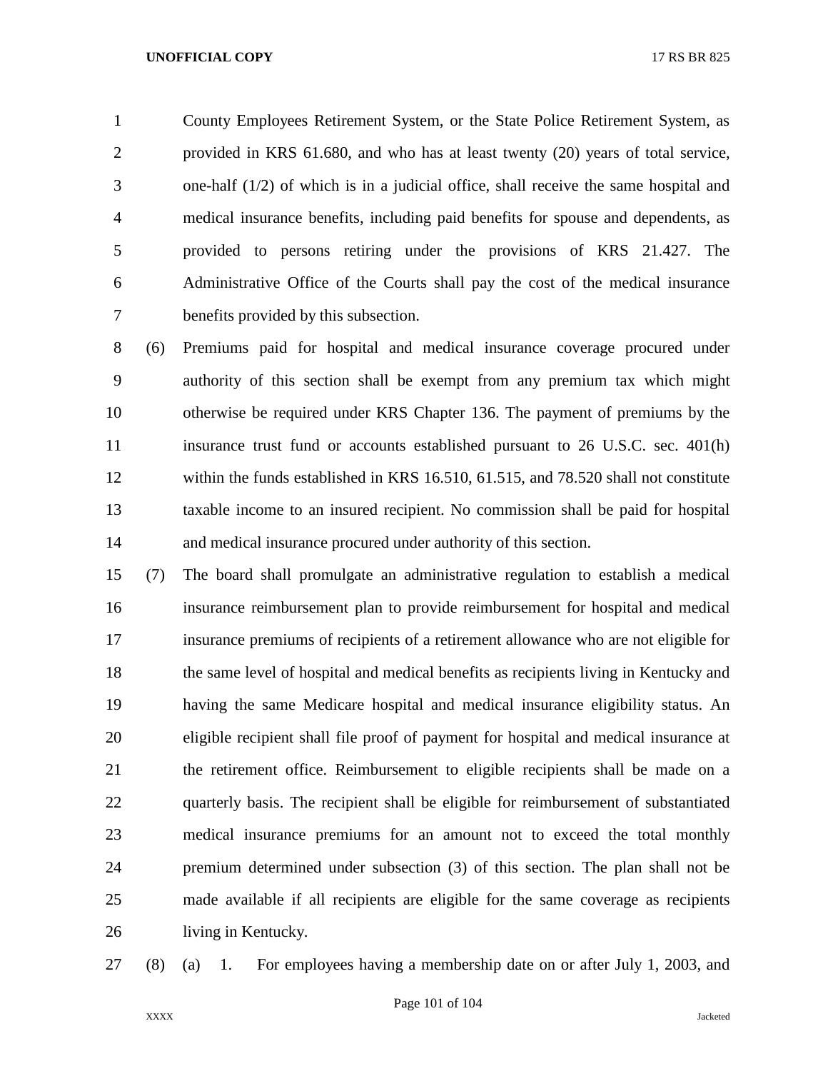County Employees Retirement System, or the State Police Retirement System, as provided in KRS 61.680, and who has at least twenty (20) years of total service, one-half (1/2) of which is in a judicial office, shall receive the same hospital and medical insurance benefits, including paid benefits for spouse and dependents, as provided to persons retiring under the provisions of KRS 21.427. The Administrative Office of the Courts shall pay the cost of the medical insurance benefits provided by this subsection.

(6) Premiums paid for hospital and medical insurance coverage procured under authority of this section shall be exempt from any premium tax which might otherwise be required under KRS Chapter 136. The payment of premiums by the insurance trust fund or accounts established pursuant to 26 U.S.C. sec. 401(h) within the funds established in KRS 16.510, 61.515, and 78.520 shall not constitute taxable income to an insured recipient. No commission shall be paid for hospital and medical insurance procured under authority of this section.

(7) The board shall promulgate an administrative regulation to establish a medical insurance reimbursement plan to provide reimbursement for hospital and medical insurance premiums of recipients of a retirement allowance who are not eligible for the same level of hospital and medical benefits as recipients living in Kentucky and having the same Medicare hospital and medical insurance eligibility status. An eligible recipient shall file proof of payment for hospital and medical insurance at the retirement office. Reimbursement to eligible recipients shall be made on a quarterly basis. The recipient shall be eligible for reimbursement of substantiated medical insurance premiums for an amount not to exceed the total monthly premium determined under subsection (3) of this section. The plan shall not be made available if all recipients are eligible for the same coverage as recipients living in Kentucky.

(8) (a) 1. For employees having a membership date on or after July 1, 2003, and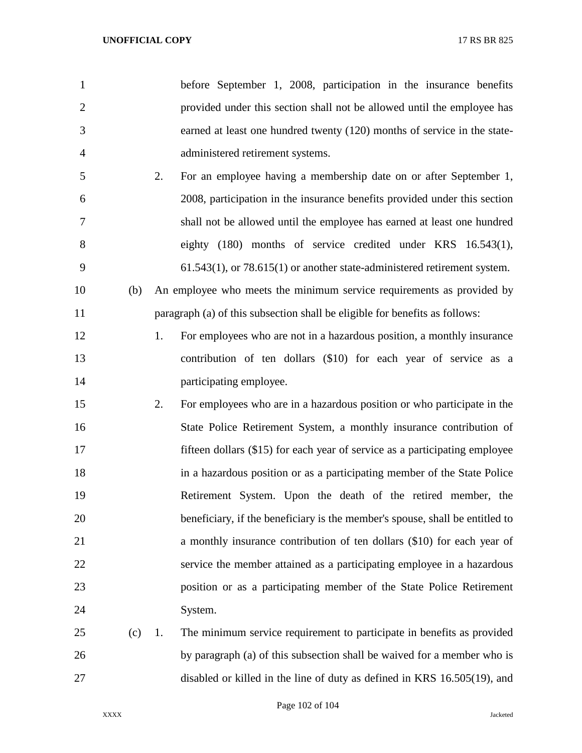before September 1, 2008, participation in the insurance benefits provided under this section shall not be allowed until the employee has earned at least one hundred twenty (120) months of service in the state-administered retirement systems.

2. For an employee having a membership date on or after September 1, 2008, participation in the insurance benefits provided under this section shall not be allowed until the employee has earned at least one hundred eighty (180) months of service credited under KRS 16.543(1), 61.543(1), or 78.615(1) or another state-administered retirement system.

(b) An employee who meets the minimum service requirements as provided by paragraph (a) of this subsection shall be eligible for benefits as follows:

1. For employees who are not in a hazardous position, a monthly insurance contribution of ten dollars ($10) for each year of service as a participating employee.

2. For employees who are in a hazardous position or who participate in the State Police Retirement System, a monthly insurance contribution of fifteen dollars ($15) for each year of service as a participating employee in a hazardous position or as a participating member of the State Police Retirement System. Upon the death of the retired member, the beneficiary, if the beneficiary is the member's spouse, shall be entitled to a monthly insurance contribution of ten dollars ($10) for each year of service the member attained as a participating employee in a hazardous position or as a participating member of the State Police Retirement System.

(c) 1. The minimum service requirement to participate in benefits as provided by paragraph (a) of this subsection shall be waived for a member who is disabled or killed in the line of duty as defined in KRS 16.505(19), and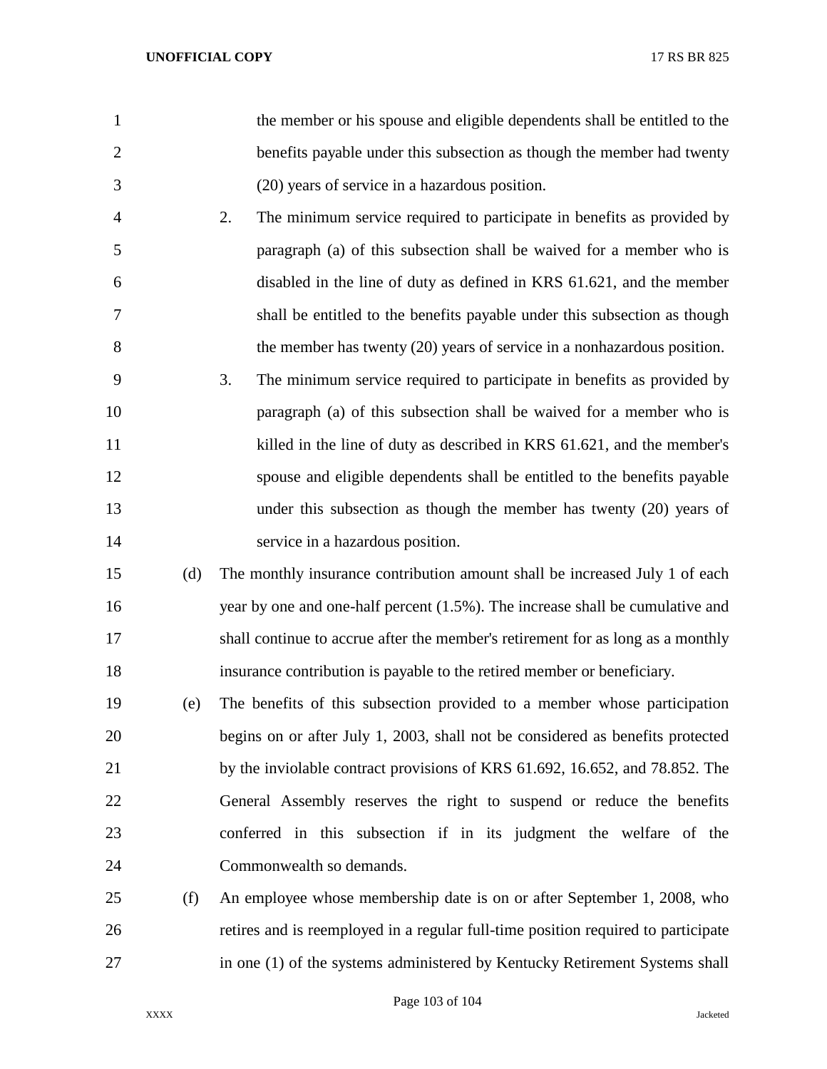the member or his spouse and eligible dependents shall be entitled to the benefits payable under this subsection as though the member had twenty (20) years of service in a hazardous position.

2. The minimum service required to participate in benefits as provided by paragraph (a) of this subsection shall be waived for a member who is disabled in the line of duty as defined in KRS 61.621, and the member shall be entitled to the benefits payable under this subsection as though the member has twenty (20) years of service in a nonhazardous position.

3. The minimum service required to participate in benefits as provided by paragraph (a) of this subsection shall be waived for a member who is killed in the line of duty as described in KRS 61.621, and the member's spouse and eligible dependents shall be entitled to the benefits payable under this subsection as though the member has twenty (20) years of service in a hazardous position.

(d) The monthly insurance contribution amount shall be increased July 1 of each year by one and one-half percent (1.5%). The increase shall be cumulative and shall continue to accrue after the member's retirement for as long as a monthly insurance contribution is payable to the retired member or beneficiary.

(e) The benefits of this subsection provided to a member whose participation begins on or after July 1, 2003, shall not be considered as benefits protected by the inviolable contract provisions of KRS 61.692, 16.652, and 78.852. The General Assembly reserves the right to suspend or reduce the benefits conferred in this subsection if in its judgment the welfare of the Commonwealth so demands.

(f) An employee whose membership date is on or after September 1, 2008, who retires and is reemployed in a regular full-time position required to participate in one (1) of the systems administered by Kentucky Retirement Systems shall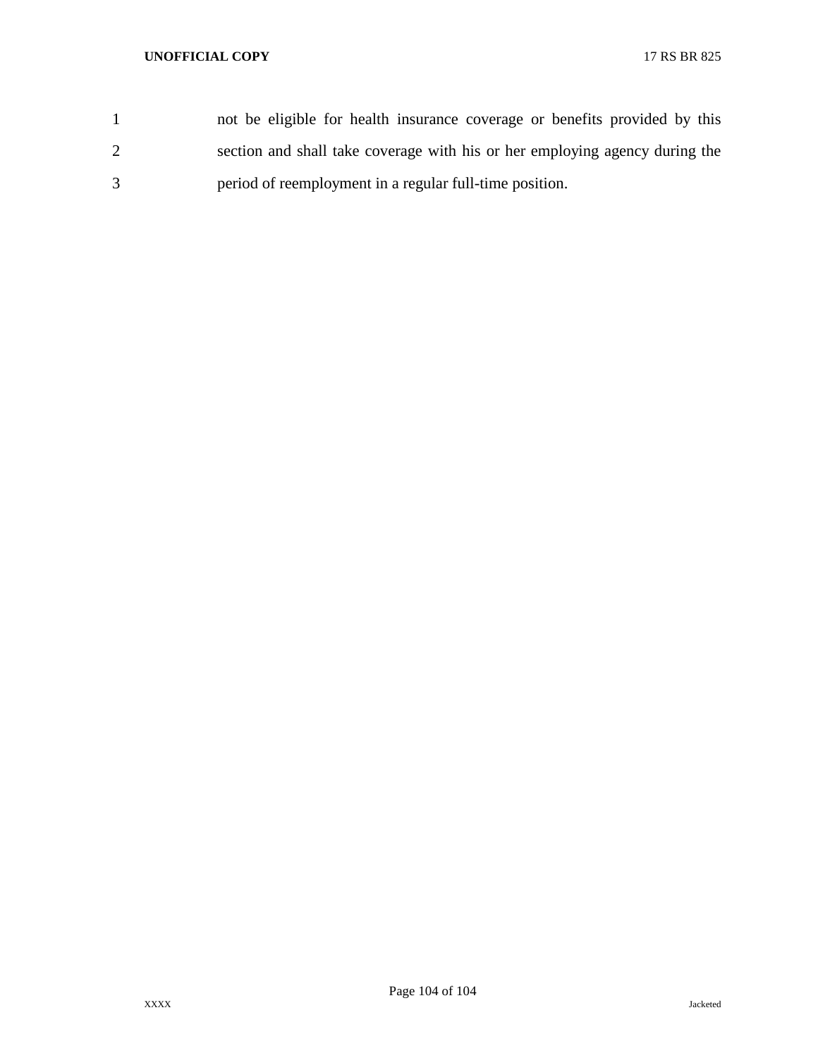not be eligible for health insurance coverage or benefits provided by this section and shall take coverage with his or her employing agency during the period of reemployment in a regular full-time position.